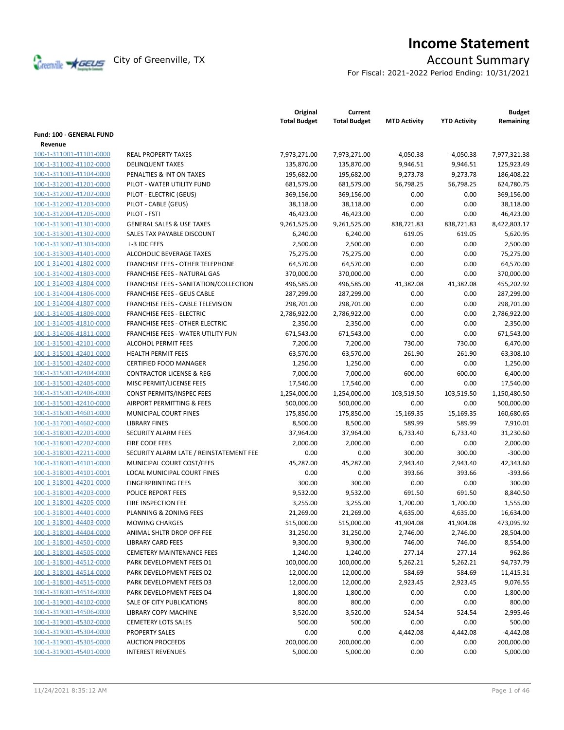# Income Statement

City of Greenville, TX

## Account Summary

For Fiscal: 2021-2022 Period Ending: 10/31/2021

| | | Original Total Budget | Current Total Budget | MTD Activity | YTD Activity | Budget Remaining |
|---|---|---|---|---|---|---|
| **Fund: 100 - GENERAL FUND** | | | | | | |
| **Revenue** | | | | | | |
| 100-1-311001-41101-0000 | REAL PROPERTY TAXES | 7,973,271.00 | 7,973,271.00 | -4,050.38 | -4,050.38 | 7,977,321.38 |
| 100-1-311002-41102-0000 | DELINQUENT TAXES | 135,870.00 | 135,870.00 | 9,946.51 | 9,946.51 | 125,923.49 |
| 100-1-311003-41104-0000 | PENALTIES & INT ON TAXES | 195,682.00 | 195,682.00 | 9,273.78 | 9,273.78 | 186,408.22 |
| 100-1-312001-41201-0000 | PILOT - WATER UTILITY FUND | 681,579.00 | 681,579.00 | 56,798.25 | 56,798.25 | 624,780.75 |
| 100-1-312002-41202-0000 | PILOT - ELECTRIC (GEUS) | 369,156.00 | 369,156.00 | 0.00 | 0.00 | 369,156.00 |
| 100-1-312002-41203-0000 | PILOT - CABLE (GEUS) | 38,118.00 | 38,118.00 | 0.00 | 0.00 | 38,118.00 |
| 100-1-312004-41205-0000 | PILOT - FSTI | 46,423.00 | 46,423.00 | 0.00 | 0.00 | 46,423.00 |
| 100-1-313001-41301-0000 | GENERAL SALES & USE TAXES | 9,261,525.00 | 9,261,525.00 | 838,721.83 | 838,721.83 | 8,422,803.17 |
| 100-1-313001-41302-0000 | SALES TAX PAYABLE DISCOUNT | 6,240.00 | 6,240.00 | 619.05 | 619.05 | 5,620.95 |
| 100-1-313002-41303-0000 | L-3 IDC FEES | 2,500.00 | 2,500.00 | 0.00 | 0.00 | 2,500.00 |
| 100-1-313003-41401-0000 | ALCOHOLIC BEVERAGE TAXES | 75,275.00 | 75,275.00 | 0.00 | 0.00 | 75,275.00 |
| 100-1-314001-41802-0000 | FRANCHISE FEES - OTHER TELEPHONE | 64,570.00 | 64,570.00 | 0.00 | 0.00 | 64,570.00 |
| 100-1-314002-41803-0000 | FRANCHISE FEES - NATURAL GAS | 370,000.00 | 370,000.00 | 0.00 | 0.00 | 370,000.00 |
| 100-1-314003-41804-0000 | FRANCHISE FEES - SANITATION/COLLECTION | 496,585.00 | 496,585.00 | 41,382.08 | 41,382.08 | 455,202.92 |
| 100-1-314004-41806-0000 | FRANCHISE FEES - GEUS CABLE | 287,299.00 | 287,299.00 | 0.00 | 0.00 | 287,299.00 |
| 100-1-314004-41807-0000 | FRANCHISE FEES - CABLE TELEVISION | 298,701.00 | 298,701.00 | 0.00 | 0.00 | 298,701.00 |
| 100-1-314005-41809-0000 | FRANCHISE FEES - ELECTRIC | 2,786,922.00 | 2,786,922.00 | 0.00 | 0.00 | 2,786,922.00 |
| 100-1-314005-41810-0000 | FRANCHISE FEES - OTHER ELECTRIC | 2,350.00 | 2,350.00 | 0.00 | 0.00 | 2,350.00 |
| 100-1-314006-41811-0000 | FRANCHISE FEES - WATER UTILITY FUN | 671,543.00 | 671,543.00 | 0.00 | 0.00 | 671,543.00 |
| 100-1-315001-42101-0000 | ALCOHOL PERMIT FEES | 7,200.00 | 7,200.00 | 730.00 | 730.00 | 6,470.00 |
| 100-1-315001-42401-0000 | HEALTH PERMIT FEES | 63,570.00 | 63,570.00 | 261.90 | 261.90 | 63,308.10 |
| 100-1-315001-42402-0000 | CERTIFIED FOOD MANAGER | 1,250.00 | 1,250.00 | 0.00 | 0.00 | 1,250.00 |
| 100-1-315001-42404-0000 | CONTRACTOR LICENSE & REG | 7,000.00 | 7,000.00 | 600.00 | 600.00 | 6,400.00 |
| 100-1-315001-42405-0000 | MISC PERMIT/LICENSE FEES | 17,540.00 | 17,540.00 | 0.00 | 0.00 | 17,540.00 |
| 100-1-315001-42406-0000 | CONST PERMITS/INSPEC FEES | 1,254,000.00 | 1,254,000.00 | 103,519.50 | 103,519.50 | 1,150,480.50 |
| 100-1-315001-42410-0000 | AIRPORT PERMITTING & FEES | 500,000.00 | 500,000.00 | 0.00 | 0.00 | 500,000.00 |
| 100-1-316001-44601-0000 | MUNICIPAL COURT FINES | 175,850.00 | 175,850.00 | 15,169.35 | 15,169.35 | 160,680.65 |
| 100-1-317001-44602-0000 | LIBRARY FINES | 8,500.00 | 8,500.00 | 589.99 | 589.99 | 7,910.01 |
| 100-1-318001-42201-0000 | SECURITY ALARM FEES | 37,964.00 | 37,964.00 | 6,733.40 | 6,733.40 | 31,230.60 |
| 100-1-318001-42202-0000 | FIRE CODE FEES | 2,000.00 | 2,000.00 | 0.00 | 0.00 | 2,000.00 |
| 100-1-318001-42211-0000 | SECURITY ALARM LATE / REINSTATEMENT FEE | 0.00 | 0.00 | 300.00 | 300.00 | -300.00 |
| 100-1-318001-44101-0000 | MUNICIPAL COURT COST/FEES | 45,287.00 | 45,287.00 | 2,943.40 | 2,943.40 | 42,343.60 |
| 100-1-318001-44101-0001 | LOCAL MUNICIPAL COURT FINES | 0.00 | 0.00 | 393.66 | 393.66 | -393.66 |
| 100-1-318001-44201-0000 | FINGERPRINTING FEES | 300.00 | 300.00 | 0.00 | 0.00 | 300.00 |
| 100-1-318001-44203-0000 | POLICE REPORT FEES | 9,532.00 | 9,532.00 | 691.50 | 691.50 | 8,840.50 |
| 100-1-318001-44205-0000 | FIRE INSPECTION FEE | 3,255.00 | 3,255.00 | 1,700.00 | 1,700.00 | 1,555.00 |
| 100-1-318001-44401-0000 | PLANNING & ZONING FEES | 21,269.00 | 21,269.00 | 4,635.00 | 4,635.00 | 16,634.00 |
| 100-1-318001-44403-0000 | MOWING CHARGES | 515,000.00 | 515,000.00 | 41,904.08 | 41,904.08 | 473,095.92 |
| 100-1-318001-44404-0000 | ANIMAL SHLTR DROP OFF FEE | 31,250.00 | 31,250.00 | 2,746.00 | 2,746.00 | 28,504.00 |
| 100-1-318001-44501-0000 | LIBRARY CARD FEES | 9,300.00 | 9,300.00 | 746.00 | 746.00 | 8,554.00 |
| 100-1-318001-44505-0000 | CEMETERY MAINTENANCE FEES | 1,240.00 | 1,240.00 | 277.14 | 277.14 | 962.86 |
| 100-1-318001-44512-0000 | PARK DEVELOPMENT FEES D1 | 100,000.00 | 100,000.00 | 5,262.21 | 5,262.21 | 94,737.79 |
| 100-1-318001-44514-0000 | PARK DEVELOPMENT FEES D2 | 12,000.00 | 12,000.00 | 584.69 | 584.69 | 11,415.31 |
| 100-1-318001-44515-0000 | PARK DEVELOPMENT FEES D3 | 12,000.00 | 12,000.00 | 2,923.45 | 2,923.45 | 9,076.55 |
| 100-1-318001-44516-0000 | PARK DEVELOPMENT FEES D4 | 1,800.00 | 1,800.00 | 0.00 | 0.00 | 1,800.00 |
| 100-1-319001-44102-0000 | SALE OF CITY PUBLICATIONS | 800.00 | 800.00 | 0.00 | 0.00 | 800.00 |
| 100-1-319001-44506-0000 | LIBRARY COPY MACHINE | 3,520.00 | 3,520.00 | 524.54 | 524.54 | 2,995.46 |
| 100-1-319001-45302-0000 | CEMETERY LOTS SALES | 500.00 | 500.00 | 0.00 | 0.00 | 500.00 |
| 100-1-319001-45304-0000 | PROPERTY SALES | 0.00 | 0.00 | 4,442.08 | 4,442.08 | -4,442.08 |
| 100-1-319001-45305-0000 | AUCTION PROCEEDS | 200,000.00 | 200,000.00 | 0.00 | 0.00 | 200,000.00 |
| 100-1-319001-45401-0000 | INTEREST REVENUES | 5,000.00 | 5,000.00 | 0.00 | 0.00 | 5,000.00 |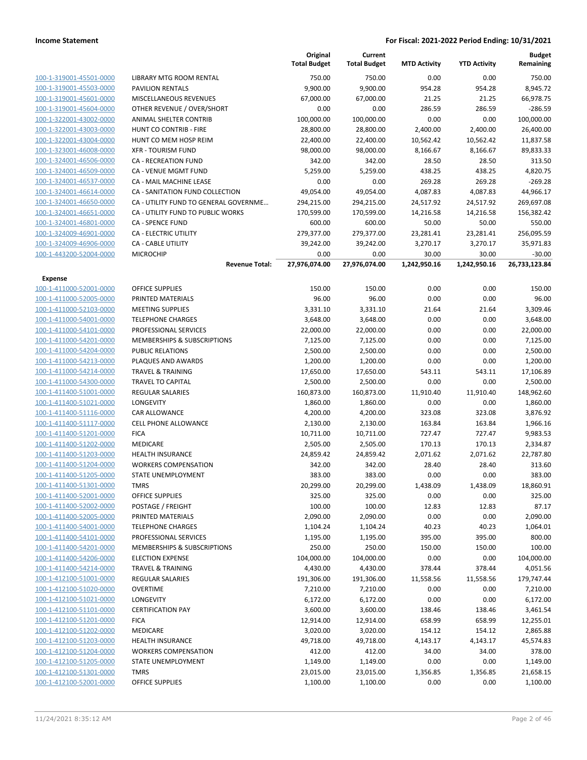| | | Original Total Budget | Current Total Budget | MTD Activity | YTD Activity | Budget Remaining |
|---|---|---|---|---|---|---|
| 100-1-319001-45501-0000 | LIBRARY MTG ROOM RENTAL | 750.00 | 750.00 | 0.00 | 0.00 | 750.00 |
| 100-1-319001-45503-0000 | PAVILION RENTALS | 9,900.00 | 9,900.00 | 954.28 | 954.28 | 8,945.72 |
| 100-1-319001-45601-0000 | MISCELLANEOUS REVENUES | 67,000.00 | 67,000.00 | 21.25 | 21.25 | 66,978.75 |
| 100-1-319001-45604-0000 | OTHER REVENUE / OVER/SHORT | 0.00 | 0.00 | 286.59 | 286.59 | -286.59 |
| 100-1-322001-43002-0000 | ANIMAL SHELTER CONTRIB | 100,000.00 | 100,000.00 | 0.00 | 0.00 | 100,000.00 |
| 100-1-322001-43003-0000 | HUNT CO CONTRIB - FIRE | 28,800.00 | 28,800.00 | 2,400.00 | 2,400.00 | 26,400.00 |
| 100-1-322001-43004-0000 | HUNT CO MEM HOSP REIM | 22,400.00 | 22,400.00 | 10,562.42 | 10,562.42 | 11,837.58 |
| 100-1-323001-46008-0000 | XFR - TOURISM FUND | 98,000.00 | 98,000.00 | 8,166.67 | 8,166.67 | 89,833.33 |
| 100-1-324001-46506-0000 | CA - RECREATION FUND | 342.00 | 342.00 | 28.50 | 28.50 | 313.50 |
| 100-1-324001-46509-0000 | CA - VENUE MGMT FUND | 5,259.00 | 5,259.00 | 438.25 | 438.25 | 4,820.75 |
| 100-1-324001-46537-0000 | CA - MAIL MACHINE LEASE | 0.00 | 0.00 | 269.28 | 269.28 | -269.28 |
| 100-1-324001-46614-0000 | CA - SANITATION FUND COLLECTION | 49,054.00 | 49,054.00 | 4,087.83 | 4,087.83 | 44,966.17 |
| 100-1-324001-46650-0000 | CA - UTILITY FUND TO GENERAL GOVERNME... | 294,215.00 | 294,215.00 | 24,517.92 | 24,517.92 | 269,697.08 |
| 100-1-324001-46651-0000 | CA - UTILITY FUND TO PUBLIC WORKS | 170,599.00 | 170,599.00 | 14,216.58 | 14,216.58 | 156,382.42 |
| 100-1-324001-46801-0000 | CA - SPENCE FUND | 600.00 | 600.00 | 50.00 | 50.00 | 550.00 |
| 100-1-324009-46901-0000 | CA - ELECTRIC UTILITY | 279,377.00 | 279,377.00 | 23,281.41 | 23,281.41 | 256,095.59 |
| 100-1-324009-46906-0000 | CA - CABLE UTILITY | 39,242.00 | 39,242.00 | 3,270.17 | 3,270.17 | 35,971.83 |
| 100-1-443200-52004-0000 | MICROCHIP | 0.00 | 0.00 | 30.00 | 30.00 | -30.00 |
| | **Revenue Total:** | **27,976,074.00** | **27,976,074.00** | **1,242,950.16** | **1,242,950.16** | **26,733,123.84** |
| **Expense** | | | | | | |
| 100-1-411000-52001-0000 | OFFICE SUPPLIES | 150.00 | 150.00 | 0.00 | 0.00 | 150.00 |
| 100-1-411000-52005-0000 | PRINTED MATERIALS | 96.00 | 96.00 | 0.00 | 0.00 | 96.00 |
| 100-1-411000-52103-0000 | MEETING SUPPLIES | 3,331.10 | 3,331.10 | 21.64 | 21.64 | 3,309.46 |
| 100-1-411000-54001-0000 | TELEPHONE CHARGES | 3,648.00 | 3,648.00 | 0.00 | 0.00 | 3,648.00 |
| 100-1-411000-54101-0000 | PROFESSIONAL SERVICES | 22,000.00 | 22,000.00 | 0.00 | 0.00 | 22,000.00 |
| 100-1-411000-54201-0000 | MEMBERSHIPS & SUBSCRIPTIONS | 7,125.00 | 7,125.00 | 0.00 | 0.00 | 7,125.00 |
| 100-1-411000-54204-0000 | PUBLIC RELATIONS | 2,500.00 | 2,500.00 | 0.00 | 0.00 | 2,500.00 |
| 100-1-411000-54213-0000 | PLAQUES AND AWARDS | 1,200.00 | 1,200.00 | 0.00 | 0.00 | 1,200.00 |
| 100-1-411000-54214-0000 | TRAVEL & TRAINING | 17,650.00 | 17,650.00 | 543.11 | 543.11 | 17,106.89 |
| 100-1-411000-54300-0000 | TRAVEL TO CAPITAL | 2,500.00 | 2,500.00 | 0.00 | 0.00 | 2,500.00 |
| 100-1-411400-51001-0000 | REGULAR SALARIES | 160,873.00 | 160,873.00 | 11,910.40 | 11,910.40 | 148,962.60 |
| 100-1-411400-51021-0000 | LONGEVITY | 1,860.00 | 1,860.00 | 0.00 | 0.00 | 1,860.00 |
| 100-1-411400-51116-0000 | CAR ALLOWANCE | 4,200.00 | 4,200.00 | 323.08 | 323.08 | 3,876.92 |
| 100-1-411400-51117-0000 | CELL PHONE ALLOWANCE | 2,130.00 | 2,130.00 | 163.84 | 163.84 | 1,966.16 |
| 100-1-411400-51201-0000 | FICA | 10,711.00 | 10,711.00 | 727.47 | 727.47 | 9,983.53 |
| 100-1-411400-51202-0000 | MEDICARE | 2,505.00 | 2,505.00 | 170.13 | 170.13 | 2,334.87 |
| 100-1-411400-51203-0000 | HEALTH INSURANCE | 24,859.42 | 24,859.42 | 2,071.62 | 2,071.62 | 22,787.80 |
| 100-1-411400-51204-0000 | WORKERS COMPENSATION | 342.00 | 342.00 | 28.40 | 28.40 | 313.60 |
| 100-1-411400-51205-0000 | STATE UNEMPLOYMENT | 383.00 | 383.00 | 0.00 | 0.00 | 383.00 |
| 100-1-411400-51301-0000 | TMRS | 20,299.00 | 20,299.00 | 1,438.09 | 1,438.09 | 18,860.91 |
| 100-1-411400-52001-0000 | OFFICE SUPPLIES | 325.00 | 325.00 | 0.00 | 0.00 | 325.00 |
| 100-1-411400-52002-0000 | POSTAGE / FREIGHT | 100.00 | 100.00 | 12.83 | 12.83 | 87.17 |
| 100-1-411400-52005-0000 | PRINTED MATERIALS | 2,090.00 | 2,090.00 | 0.00 | 0.00 | 2,090.00 |
| 100-1-411400-54001-0000 | TELEPHONE CHARGES | 1,104.24 | 1,104.24 | 40.23 | 40.23 | 1,064.01 |
| 100-1-411400-54101-0000 | PROFESSIONAL SERVICES | 1,195.00 | 1,195.00 | 395.00 | 395.00 | 800.00 |
| 100-1-411400-54201-0000 | MEMBERSHIPS & SUBSCRIPTIONS | 250.00 | 250.00 | 150.00 | 150.00 | 100.00 |
| 100-1-411400-54206-0000 | ELECTION EXPENSE | 104,000.00 | 104,000.00 | 0.00 | 0.00 | 104,000.00 |
| 100-1-411400-54214-0000 | TRAVEL & TRAINING | 4,430.00 | 4,430.00 | 378.44 | 378.44 | 4,051.56 |
| 100-1-412100-51001-0000 | REGULAR SALARIES | 191,306.00 | 191,306.00 | 11,558.56 | 11,558.56 | 179,747.44 |
| 100-1-412100-51020-0000 | OVERTIME | 7,210.00 | 7,210.00 | 0.00 | 0.00 | 7,210.00 |
| 100-1-412100-51021-0000 | LONGEVITY | 6,172.00 | 6,172.00 | 0.00 | 0.00 | 6,172.00 |
| 100-1-412100-51101-0000 | CERTIFICATION PAY | 3,600.00 | 3,600.00 | 138.46 | 138.46 | 3,461.54 |
| 100-1-412100-51201-0000 | FICA | 12,914.00 | 12,914.00 | 658.99 | 658.99 | 12,255.01 |
| 100-1-412100-51202-0000 | MEDICARE | 3,020.00 | 3,020.00 | 154.12 | 154.12 | 2,865.88 |
| 100-1-412100-51203-0000 | HEALTH INSURANCE | 49,718.00 | 49,718.00 | 4,143.17 | 4,143.17 | 45,574.83 |
| 100-1-412100-51204-0000 | WORKERS COMPENSATION | 412.00 | 412.00 | 34.00 | 34.00 | 378.00 |
| 100-1-412100-51205-0000 | STATE UNEMPLOYMENT | 1,149.00 | 1,149.00 | 0.00 | 0.00 | 1,149.00 |
| 100-1-412100-51301-0000 | TMRS | 23,015.00 | 23,015.00 | 1,356.85 | 1,356.85 | 21,658.15 |
| 100-1-412100-52001-0000 | OFFICE SUPPLIES | 1,100.00 | 1,100.00 | 0.00 | 0.00 | 1,100.00 |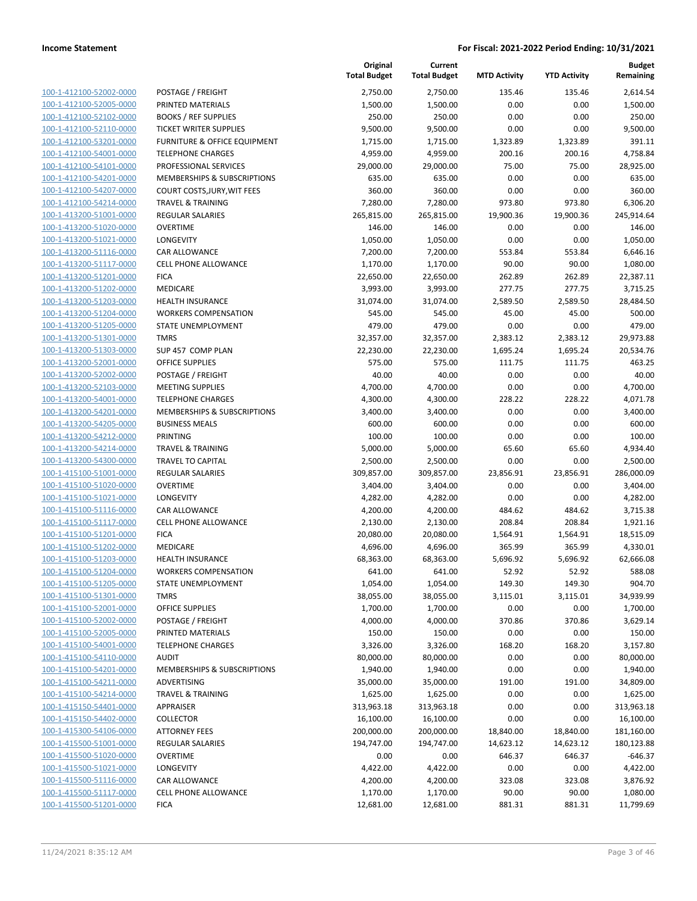| | | Original Total Budget | Current Total Budget | MTD Activity | YTD Activity | Budget Remaining |
|---|---|---|---|---|---|---|
| 100-1-412100-52002-0000 | POSTAGE / FREIGHT | 2,750.00 | 2,750.00 | 135.46 | 135.46 | 2,614.54 |
| 100-1-412100-52005-0000 | PRINTED MATERIALS | 1,500.00 | 1,500.00 | 0.00 | 0.00 | 1,500.00 |
| 100-1-412100-52102-0000 | BOOKS / REF SUPPLIES | 250.00 | 250.00 | 0.00 | 0.00 | 250.00 |
| 100-1-412100-52110-0000 | TICKET WRITER SUPPLIES | 9,500.00 | 9,500.00 | 0.00 | 0.00 | 9,500.00 |
| 100-1-412100-53201-0000 | FURNITURE & OFFICE EQUIPMENT | 1,715.00 | 1,715.00 | 1,323.89 | 1,323.89 | 391.11 |
| 100-1-412100-54001-0000 | TELEPHONE CHARGES | 4,959.00 | 4,959.00 | 200.16 | 200.16 | 4,758.84 |
| 100-1-412100-54101-0000 | PROFESSIONAL SERVICES | 29,000.00 | 29,000.00 | 75.00 | 75.00 | 28,925.00 |
| 100-1-412100-54201-0000 | MEMBERSHIPS & SUBSCRIPTIONS | 635.00 | 635.00 | 0.00 | 0.00 | 635.00 |
| 100-1-412100-54207-0000 | COURT COSTS,JURY,WIT FEES | 360.00 | 360.00 | 0.00 | 0.00 | 360.00 |
| 100-1-412100-54214-0000 | TRAVEL & TRAINING | 7,280.00 | 7,280.00 | 973.80 | 973.80 | 6,306.20 |
| 100-1-413200-51001-0000 | REGULAR SALARIES | 265,815.00 | 265,815.00 | 19,900.36 | 19,900.36 | 245,914.64 |
| 100-1-413200-51020-0000 | OVERTIME | 146.00 | 146.00 | 0.00 | 0.00 | 146.00 |
| 100-1-413200-51021-0000 | LONGEVITY | 1,050.00 | 1,050.00 | 0.00 | 0.00 | 1,050.00 |
| 100-1-413200-51116-0000 | CAR ALLOWANCE | 7,200.00 | 7,200.00 | 553.84 | 553.84 | 6,646.16 |
| 100-1-413200-51117-0000 | CELL PHONE ALLOWANCE | 1,170.00 | 1,170.00 | 90.00 | 90.00 | 1,080.00 |
| 100-1-413200-51201-0000 | FICA | 22,650.00 | 22,650.00 | 262.89 | 262.89 | 22,387.11 |
| 100-1-413200-51202-0000 | MEDICARE | 3,993.00 | 3,993.00 | 277.75 | 277.75 | 3,715.25 |
| 100-1-413200-51203-0000 | HEALTH INSURANCE | 31,074.00 | 31,074.00 | 2,589.50 | 2,589.50 | 28,484.50 |
| 100-1-413200-51204-0000 | WORKERS COMPENSATION | 545.00 | 545.00 | 45.00 | 45.00 | 500.00 |
| 100-1-413200-51205-0000 | STATE UNEMPLOYMENT | 479.00 | 479.00 | 0.00 | 0.00 | 479.00 |
| 100-1-413200-51301-0000 | TMRS | 32,357.00 | 32,357.00 | 2,383.12 | 2,383.12 | 29,973.88 |
| 100-1-413200-51303-0000 | SUP 457 COMP PLAN | 22,230.00 | 22,230.00 | 1,695.24 | 1,695.24 | 20,534.76 |
| 100-1-413200-52001-0000 | OFFICE SUPPLIES | 575.00 | 575.00 | 111.75 | 111.75 | 463.25 |
| 100-1-413200-52002-0000 | POSTAGE / FREIGHT | 40.00 | 40.00 | 0.00 | 0.00 | 40.00 |
| 100-1-413200-52103-0000 | MEETING SUPPLIES | 4,700.00 | 4,700.00 | 0.00 | 0.00 | 4,700.00 |
| 100-1-413200-54001-0000 | TELEPHONE CHARGES | 4,300.00 | 4,300.00 | 228.22 | 228.22 | 4,071.78 |
| 100-1-413200-54201-0000 | MEMBERSHIPS & SUBSCRIPTIONS | 3,400.00 | 3,400.00 | 0.00 | 0.00 | 3,400.00 |
| 100-1-413200-54205-0000 | BUSINESS MEALS | 600.00 | 600.00 | 0.00 | 0.00 | 600.00 |
| 100-1-413200-54212-0000 | PRINTING | 100.00 | 100.00 | 0.00 | 0.00 | 100.00 |
| 100-1-413200-54214-0000 | TRAVEL & TRAINING | 5,000.00 | 5,000.00 | 65.60 | 65.60 | 4,934.40 |
| 100-1-413200-54300-0000 | TRAVEL TO CAPITAL | 2,500.00 | 2,500.00 | 0.00 | 0.00 | 2,500.00 |
| 100-1-415100-51001-0000 | REGULAR SALARIES | 309,857.00 | 309,857.00 | 23,856.91 | 23,856.91 | 286,000.09 |
| 100-1-415100-51020-0000 | OVERTIME | 3,404.00 | 3,404.00 | 0.00 | 0.00 | 3,404.00 |
| 100-1-415100-51021-0000 | LONGEVITY | 4,282.00 | 4,282.00 | 0.00 | 0.00 | 4,282.00 |
| 100-1-415100-51116-0000 | CAR ALLOWANCE | 4,200.00 | 4,200.00 | 484.62 | 484.62 | 3,715.38 |
| 100-1-415100-51117-0000 | CELL PHONE ALLOWANCE | 2,130.00 | 2,130.00 | 208.84 | 208.84 | 1,921.16 |
| 100-1-415100-51201-0000 | FICA | 20,080.00 | 20,080.00 | 1,564.91 | 1,564.91 | 18,515.09 |
| 100-1-415100-51202-0000 | MEDICARE | 4,696.00 | 4,696.00 | 365.99 | 365.99 | 4,330.01 |
| 100-1-415100-51203-0000 | HEALTH INSURANCE | 68,363.00 | 68,363.00 | 5,696.92 | 5,696.92 | 62,666.08 |
| 100-1-415100-51204-0000 | WORKERS COMPENSATION | 641.00 | 641.00 | 52.92 | 52.92 | 588.08 |
| 100-1-415100-51205-0000 | STATE UNEMPLOYMENT | 1,054.00 | 1,054.00 | 149.30 | 149.30 | 904.70 |
| 100-1-415100-51301-0000 | TMRS | 38,055.00 | 38,055.00 | 3,115.01 | 3,115.01 | 34,939.99 |
| 100-1-415100-52001-0000 | OFFICE SUPPLIES | 1,700.00 | 1,700.00 | 0.00 | 0.00 | 1,700.00 |
| 100-1-415100-52002-0000 | POSTAGE / FREIGHT | 4,000.00 | 4,000.00 | 370.86 | 370.86 | 3,629.14 |
| 100-1-415100-52005-0000 | PRINTED MATERIALS | 150.00 | 150.00 | 0.00 | 0.00 | 150.00 |
| 100-1-415100-54001-0000 | TELEPHONE CHARGES | 3,326.00 | 3,326.00 | 168.20 | 168.20 | 3,157.80 |
| 100-1-415100-54110-0000 | AUDIT | 80,000.00 | 80,000.00 | 0.00 | 0.00 | 80,000.00 |
| 100-1-415100-54201-0000 | MEMBERSHIPS & SUBSCRIPTIONS | 1,940.00 | 1,940.00 | 0.00 | 0.00 | 1,940.00 |
| 100-1-415100-54211-0000 | ADVERTISING | 35,000.00 | 35,000.00 | 191.00 | 191.00 | 34,809.00 |
| 100-1-415100-54214-0000 | TRAVEL & TRAINING | 1,625.00 | 1,625.00 | 0.00 | 0.00 | 1,625.00 |
| 100-1-415150-54401-0000 | APPRAISER | 313,963.18 | 313,963.18 | 0.00 | 0.00 | 313,963.18 |
| 100-1-415150-54402-0000 | COLLECTOR | 16,100.00 | 16,100.00 | 0.00 | 0.00 | 16,100.00 |
| 100-1-415300-54106-0000 | ATTORNEY FEES | 200,000.00 | 200,000.00 | 18,840.00 | 18,840.00 | 181,160.00 |
| 100-1-415500-51001-0000 | REGULAR SALARIES | 194,747.00 | 194,747.00 | 14,623.12 | 14,623.12 | 180,123.88 |
| 100-1-415500-51020-0000 | OVERTIME | 0.00 | 0.00 | 646.37 | 646.37 | -646.37 |
| 100-1-415500-51021-0000 | LONGEVITY | 4,422.00 | 4,422.00 | 0.00 | 0.00 | 4,422.00 |
| 100-1-415500-51116-0000 | CAR ALLOWANCE | 4,200.00 | 4,200.00 | 323.08 | 323.08 | 3,876.92 |
| 100-1-415500-51117-0000 | CELL PHONE ALLOWANCE | 1,170.00 | 1,170.00 | 90.00 | 90.00 | 1,080.00 |
| 100-1-415500-51201-0000 | FICA | 12,681.00 | 12,681.00 | 881.31 | 881.31 | 11,799.69 |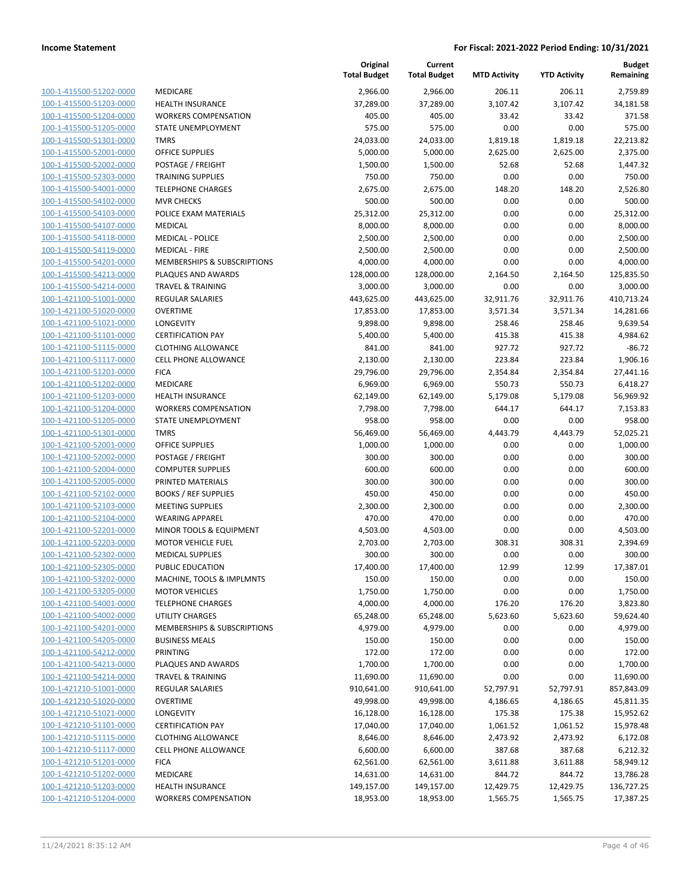| | | Original Total Budget | Current Total Budget | MTD Activity | YTD Activity | Budget Remaining |
|---|---|---|---|---|---|---|
| 100-1-415500-51202-0000 | MEDICARE | 2,966.00 | 2,966.00 | 206.11 | 206.11 | 2,759.89 |
| 100-1-415500-51203-0000 | HEALTH INSURANCE | 37,289.00 | 37,289.00 | 3,107.42 | 3,107.42 | 34,181.58 |
| 100-1-415500-51204-0000 | WORKERS COMPENSATION | 405.00 | 405.00 | 33.42 | 33.42 | 371.58 |
| 100-1-415500-51205-0000 | STATE UNEMPLOYMENT | 575.00 | 575.00 | 0.00 | 0.00 | 575.00 |
| 100-1-415500-51301-0000 | TMRS | 24,033.00 | 24,033.00 | 1,819.18 | 1,819.18 | 22,213.82 |
| 100-1-415500-52001-0000 | OFFICE SUPPLIES | 5,000.00 | 5,000.00 | 2,625.00 | 2,625.00 | 2,375.00 |
| 100-1-415500-52002-0000 | POSTAGE / FREIGHT | 1,500.00 | 1,500.00 | 52.68 | 52.68 | 1,447.32 |
| 100-1-415500-52303-0000 | TRAINING SUPPLIES | 750.00 | 750.00 | 0.00 | 0.00 | 750.00 |
| 100-1-415500-54001-0000 | TELEPHONE CHARGES | 2,675.00 | 2,675.00 | 148.20 | 148.20 | 2,526.80 |
| 100-1-415500-54102-0000 | MVR CHECKS | 500.00 | 500.00 | 0.00 | 0.00 | 500.00 |
| 100-1-415500-54103-0000 | POLICE EXAM MATERIALS | 25,312.00 | 25,312.00 | 0.00 | 0.00 | 25,312.00 |
| 100-1-415500-54107-0000 | MEDICAL | 8,000.00 | 8,000.00 | 0.00 | 0.00 | 8,000.00 |
| 100-1-415500-54118-0000 | MEDICAL - POLICE | 2,500.00 | 2,500.00 | 0.00 | 0.00 | 2,500.00 |
| 100-1-415500-54119-0000 | MEDICAL - FIRE | 2,500.00 | 2,500.00 | 0.00 | 0.00 | 2,500.00 |
| 100-1-415500-54201-0000 | MEMBERSHIPS & SUBSCRIPTIONS | 4,000.00 | 4,000.00 | 0.00 | 0.00 | 4,000.00 |
| 100-1-415500-54213-0000 | PLAQUES AND AWARDS | 128,000.00 | 128,000.00 | 2,164.50 | 2,164.50 | 125,835.50 |
| 100-1-415500-54214-0000 | TRAVEL & TRAINING | 3,000.00 | 3,000.00 | 0.00 | 0.00 | 3,000.00 |
| 100-1-421100-51001-0000 | REGULAR SALARIES | 443,625.00 | 443,625.00 | 32,911.76 | 32,911.76 | 410,713.24 |
| 100-1-421100-51020-0000 | OVERTIME | 17,853.00 | 17,853.00 | 3,571.34 | 3,571.34 | 14,281.66 |
| 100-1-421100-51021-0000 | LONGEVITY | 9,898.00 | 9,898.00 | 258.46 | 258.46 | 9,639.54 |
| 100-1-421100-51101-0000 | CERTIFICATION PAY | 5,400.00 | 5,400.00 | 415.38 | 415.38 | 4,984.62 |
| 100-1-421100-51115-0000 | CLOTHING ALLOWANCE | 841.00 | 841.00 | 927.72 | 927.72 | -86.72 |
| 100-1-421100-51117-0000 | CELL PHONE ALLOWANCE | 2,130.00 | 2,130.00 | 223.84 | 223.84 | 1,906.16 |
| 100-1-421100-51201-0000 | FICA | 29,796.00 | 29,796.00 | 2,354.84 | 2,354.84 | 27,441.16 |
| 100-1-421100-51202-0000 | MEDICARE | 6,969.00 | 6,969.00 | 550.73 | 550.73 | 6,418.27 |
| 100-1-421100-51203-0000 | HEALTH INSURANCE | 62,149.00 | 62,149.00 | 5,179.08 | 5,179.08 | 56,969.92 |
| 100-1-421100-51204-0000 | WORKERS COMPENSATION | 7,798.00 | 7,798.00 | 644.17 | 644.17 | 7,153.83 |
| 100-1-421100-51205-0000 | STATE UNEMPLOYMENT | 958.00 | 958.00 | 0.00 | 0.00 | 958.00 |
| 100-1-421100-51301-0000 | TMRS | 56,469.00 | 56,469.00 | 4,443.79 | 4,443.79 | 52,025.21 |
| 100-1-421100-52001-0000 | OFFICE SUPPLIES | 1,000.00 | 1,000.00 | 0.00 | 0.00 | 1,000.00 |
| 100-1-421100-52002-0000 | POSTAGE / FREIGHT | 300.00 | 300.00 | 0.00 | 0.00 | 300.00 |
| 100-1-421100-52004-0000 | COMPUTER SUPPLIES | 600.00 | 600.00 | 0.00 | 0.00 | 600.00 |
| 100-1-421100-52005-0000 | PRINTED MATERIALS | 300.00 | 300.00 | 0.00 | 0.00 | 300.00 |
| 100-1-421100-52102-0000 | BOOKS / REF SUPPLIES | 450.00 | 450.00 | 0.00 | 0.00 | 450.00 |
| 100-1-421100-52103-0000 | MEETING SUPPLIES | 2,300.00 | 2,300.00 | 0.00 | 0.00 | 2,300.00 |
| 100-1-421100-52104-0000 | WEARING APPAREL | 470.00 | 470.00 | 0.00 | 0.00 | 470.00 |
| 100-1-421100-52201-0000 | MINOR TOOLS & EQUIPMENT | 4,503.00 | 4,503.00 | 0.00 | 0.00 | 4,503.00 |
| 100-1-421100-52203-0000 | MOTOR VEHICLE FUEL | 2,703.00 | 2,703.00 | 308.31 | 308.31 | 2,394.69 |
| 100-1-421100-52302-0000 | MEDICAL SUPPLIES | 300.00 | 300.00 | 0.00 | 0.00 | 300.00 |
| 100-1-421100-52305-0000 | PUBLIC EDUCATION | 17,400.00 | 17,400.00 | 12.99 | 12.99 | 17,387.01 |
| 100-1-421100-53202-0000 | MACHINE, TOOLS & IMPLMNTS | 150.00 | 150.00 | 0.00 | 0.00 | 150.00 |
| 100-1-421100-53205-0000 | MOTOR VEHICLES | 1,750.00 | 1,750.00 | 0.00 | 0.00 | 1,750.00 |
| 100-1-421100-54001-0000 | TELEPHONE CHARGES | 4,000.00 | 4,000.00 | 176.20 | 176.20 | 3,823.80 |
| 100-1-421100-54002-0000 | UTILITY CHARGES | 65,248.00 | 65,248.00 | 5,623.60 | 5,623.60 | 59,624.40 |
| 100-1-421100-54201-0000 | MEMBERSHIPS & SUBSCRIPTIONS | 4,979.00 | 4,979.00 | 0.00 | 0.00 | 4,979.00 |
| 100-1-421100-54205-0000 | BUSINESS MEALS | 150.00 | 150.00 | 0.00 | 0.00 | 150.00 |
| 100-1-421100-54212-0000 | PRINTING | 172.00 | 172.00 | 0.00 | 0.00 | 172.00 |
| 100-1-421100-54213-0000 | PLAQUES AND AWARDS | 1,700.00 | 1,700.00 | 0.00 | 0.00 | 1,700.00 |
| 100-1-421100-54214-0000 | TRAVEL & TRAINING | 11,690.00 | 11,690.00 | 0.00 | 0.00 | 11,690.00 |
| 100-1-421210-51001-0000 | REGULAR SALARIES | 910,641.00 | 910,641.00 | 52,797.91 | 52,797.91 | 857,843.09 |
| 100-1-421210-51020-0000 | OVERTIME | 49,998.00 | 49,998.00 | 4,186.65 | 4,186.65 | 45,811.35 |
| 100-1-421210-51021-0000 | LONGEVITY | 16,128.00 | 16,128.00 | 175.38 | 175.38 | 15,952.62 |
| 100-1-421210-51101-0000 | CERTIFICATION PAY | 17,040.00 | 17,040.00 | 1,061.52 | 1,061.52 | 15,978.48 |
| 100-1-421210-51115-0000 | CLOTHING ALLOWANCE | 8,646.00 | 8,646.00 | 2,473.92 | 2,473.92 | 6,172.08 |
| 100-1-421210-51117-0000 | CELL PHONE ALLOWANCE | 6,600.00 | 6,600.00 | 387.68 | 387.68 | 6,212.32 |
| 100-1-421210-51201-0000 | FICA | 62,561.00 | 62,561.00 | 3,611.88 | 3,611.88 | 58,949.12 |
| 100-1-421210-51202-0000 | MEDICARE | 14,631.00 | 14,631.00 | 844.72 | 844.72 | 13,786.28 |
| 100-1-421210-51203-0000 | HEALTH INSURANCE | 149,157.00 | 149,157.00 | 12,429.75 | 12,429.75 | 136,727.25 |
| 100-1-421210-51204-0000 | WORKERS COMPENSATION | 18,953.00 | 18,953.00 | 1,565.75 | 1,565.75 | 17,387.25 |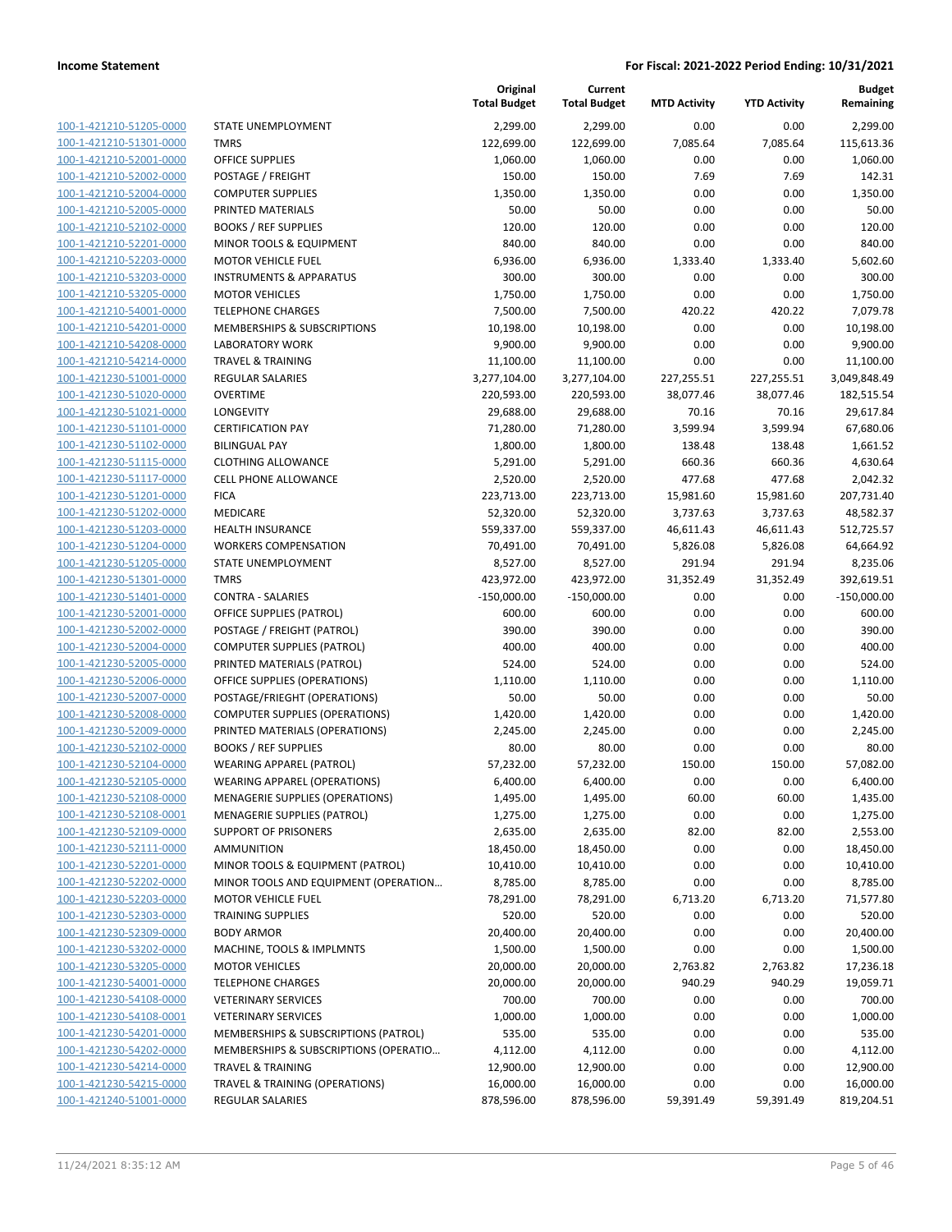| | | Original Total Budget | Current Total Budget | MTD Activity | YTD Activity | Budget Remaining |
|---|---|---|---|---|---|---|
| 100-1-421210-51205-0000 | STATE UNEMPLOYMENT | 2,299.00 | 2,299.00 | 0.00 | 0.00 | 2,299.00 |
| 100-1-421210-51301-0000 | TMRS | 122,699.00 | 122,699.00 | 7,085.64 | 7,085.64 | 115,613.36 |
| 100-1-421210-52001-0000 | OFFICE SUPPLIES | 1,060.00 | 1,060.00 | 0.00 | 0.00 | 1,060.00 |
| 100-1-421210-52002-0000 | POSTAGE / FREIGHT | 150.00 | 150.00 | 7.69 | 7.69 | 142.31 |
| 100-1-421210-52004-0000 | COMPUTER SUPPLIES | 1,350.00 | 1,350.00 | 0.00 | 0.00 | 1,350.00 |
| 100-1-421210-52005-0000 | PRINTED MATERIALS | 50.00 | 50.00 | 0.00 | 0.00 | 50.00 |
| 100-1-421210-52102-0000 | BOOKS / REF SUPPLIES | 120.00 | 120.00 | 0.00 | 0.00 | 120.00 |
| 100-1-421210-52201-0000 | MINOR TOOLS & EQUIPMENT | 840.00 | 840.00 | 0.00 | 0.00 | 840.00 |
| 100-1-421210-52203-0000 | MOTOR VEHICLE FUEL | 6,936.00 | 6,936.00 | 1,333.40 | 1,333.40 | 5,602.60 |
| 100-1-421210-53203-0000 | INSTRUMENTS & APPARATUS | 300.00 | 300.00 | 0.00 | 0.00 | 300.00 |
| 100-1-421210-53205-0000 | MOTOR VEHICLES | 1,750.00 | 1,750.00 | 0.00 | 0.00 | 1,750.00 |
| 100-1-421210-54001-0000 | TELEPHONE CHARGES | 7,500.00 | 7,500.00 | 420.22 | 420.22 | 7,079.78 |
| 100-1-421210-54201-0000 | MEMBERSHIPS & SUBSCRIPTIONS | 10,198.00 | 10,198.00 | 0.00 | 0.00 | 10,198.00 |
| 100-1-421210-54208-0000 | LABORATORY WORK | 9,900.00 | 9,900.00 | 0.00 | 0.00 | 9,900.00 |
| 100-1-421210-54214-0000 | TRAVEL & TRAINING | 11,100.00 | 11,100.00 | 0.00 | 0.00 | 11,100.00 |
| 100-1-421230-51001-0000 | REGULAR SALARIES | 3,277,104.00 | 3,277,104.00 | 227,255.51 | 227,255.51 | 3,049,848.49 |
| 100-1-421230-51020-0000 | OVERTIME | 220,593.00 | 220,593.00 | 38,077.46 | 38,077.46 | 182,515.54 |
| 100-1-421230-51021-0000 | LONGEVITY | 29,688.00 | 29,688.00 | 70.16 | 70.16 | 29,617.84 |
| 100-1-421230-51101-0000 | CERTIFICATION PAY | 71,280.00 | 71,280.00 | 3,599.94 | 3,599.94 | 67,680.06 |
| 100-1-421230-51102-0000 | BILINGUAL PAY | 1,800.00 | 1,800.00 | 138.48 | 138.48 | 1,661.52 |
| 100-1-421230-51115-0000 | CLOTHING ALLOWANCE | 5,291.00 | 5,291.00 | 660.36 | 660.36 | 4,630.64 |
| 100-1-421230-51117-0000 | CELL PHONE ALLOWANCE | 2,520.00 | 2,520.00 | 477.68 | 477.68 | 2,042.32 |
| 100-1-421230-51201-0000 | FICA | 223,713.00 | 223,713.00 | 15,981.60 | 15,981.60 | 207,731.40 |
| 100-1-421230-51202-0000 | MEDICARE | 52,320.00 | 52,320.00 | 3,737.63 | 3,737.63 | 48,582.37 |
| 100-1-421230-51203-0000 | HEALTH INSURANCE | 559,337.00 | 559,337.00 | 46,611.43 | 46,611.43 | 512,725.57 |
| 100-1-421230-51204-0000 | WORKERS COMPENSATION | 70,491.00 | 70,491.00 | 5,826.08 | 5,826.08 | 64,664.92 |
| 100-1-421230-51205-0000 | STATE UNEMPLOYMENT | 8,527.00 | 8,527.00 | 291.94 | 291.94 | 8,235.06 |
| 100-1-421230-51301-0000 | TMRS | 423,972.00 | 423,972.00 | 31,352.49 | 31,352.49 | 392,619.51 |
| 100-1-421230-51401-0000 | CONTRA - SALARIES | -150,000.00 | -150,000.00 | 0.00 | 0.00 | -150,000.00 |
| 100-1-421230-52001-0000 | OFFICE SUPPLIES (PATROL) | 600.00 | 600.00 | 0.00 | 0.00 | 600.00 |
| 100-1-421230-52002-0000 | POSTAGE / FREIGHT (PATROL) | 390.00 | 390.00 | 0.00 | 0.00 | 390.00 |
| 100-1-421230-52004-0000 | COMPUTER SUPPLIES (PATROL) | 400.00 | 400.00 | 0.00 | 0.00 | 400.00 |
| 100-1-421230-52005-0000 | PRINTED MATERIALS (PATROL) | 524.00 | 524.00 | 0.00 | 0.00 | 524.00 |
| 100-1-421230-52006-0000 | OFFICE SUPPLIES (OPERATIONS) | 1,110.00 | 1,110.00 | 0.00 | 0.00 | 1,110.00 |
| 100-1-421230-52007-0000 | POSTAGE/FRIEGHT (OPERATIONS) | 50.00 | 50.00 | 0.00 | 0.00 | 50.00 |
| 100-1-421230-52008-0000 | COMPUTER SUPPLIES (OPERATIONS) | 1,420.00 | 1,420.00 | 0.00 | 0.00 | 1,420.00 |
| 100-1-421230-52009-0000 | PRINTED MATERIALS (OPERATIONS) | 2,245.00 | 2,245.00 | 0.00 | 0.00 | 2,245.00 |
| 100-1-421230-52102-0000 | BOOKS / REF SUPPLIES | 80.00 | 80.00 | 0.00 | 0.00 | 80.00 |
| 100-1-421230-52104-0000 | WEARING APPAREL (PATROL) | 57,232.00 | 57,232.00 | 150.00 | 150.00 | 57,082.00 |
| 100-1-421230-52105-0000 | WEARING APPAREL (OPERATIONS) | 6,400.00 | 6,400.00 | 0.00 | 0.00 | 6,400.00 |
| 100-1-421230-52108-0000 | MENAGERIE SUPPLIES (OPERATIONS) | 1,495.00 | 1,495.00 | 60.00 | 60.00 | 1,435.00 |
| 100-1-421230-52108-0001 | MENAGERIE SUPPLIES (PATROL) | 1,275.00 | 1,275.00 | 0.00 | 0.00 | 1,275.00 |
| 100-1-421230-52109-0000 | SUPPORT OF PRISONERS | 2,635.00 | 2,635.00 | 82.00 | 82.00 | 2,553.00 |
| 100-1-421230-52111-0000 | AMMUNITION | 18,450.00 | 18,450.00 | 0.00 | 0.00 | 18,450.00 |
| 100-1-421230-52201-0000 | MINOR TOOLS & EQUIPMENT (PATROL) | 10,410.00 | 10,410.00 | 0.00 | 0.00 | 10,410.00 |
| 100-1-421230-52202-0000 | MINOR TOOLS AND EQUIPMENT (OPERATION… | 8,785.00 | 8,785.00 | 0.00 | 0.00 | 8,785.00 |
| 100-1-421230-52203-0000 | MOTOR VEHICLE FUEL | 78,291.00 | 78,291.00 | 6,713.20 | 6,713.20 | 71,577.80 |
| 100-1-421230-52303-0000 | TRAINING SUPPLIES | 520.00 | 520.00 | 0.00 | 0.00 | 520.00 |
| 100-1-421230-52309-0000 | BODY ARMOR | 20,400.00 | 20,400.00 | 0.00 | 0.00 | 20,400.00 |
| 100-1-421230-53202-0000 | MACHINE, TOOLS & IMPLMNTS | 1,500.00 | 1,500.00 | 0.00 | 0.00 | 1,500.00 |
| 100-1-421230-53205-0000 | MOTOR VEHICLES | 20,000.00 | 20,000.00 | 2,763.82 | 2,763.82 | 17,236.18 |
| 100-1-421230-54001-0000 | TELEPHONE CHARGES | 20,000.00 | 20,000.00 | 940.29 | 940.29 | 19,059.71 |
| 100-1-421230-54108-0000 | VETERINARY SERVICES | 700.00 | 700.00 | 0.00 | 0.00 | 700.00 |
| 100-1-421230-54108-0001 | VETERINARY SERVICES | 1,000.00 | 1,000.00 | 0.00 | 0.00 | 1,000.00 |
| 100-1-421230-54201-0000 | MEMBERSHIPS & SUBSCRIPTIONS (PATROL) | 535.00 | 535.00 | 0.00 | 0.00 | 535.00 |
| 100-1-421230-54202-0000 | MEMBERSHIPS & SUBSCRIPTIONS (OPERATIO… | 4,112.00 | 4,112.00 | 0.00 | 0.00 | 4,112.00 |
| 100-1-421230-54214-0000 | TRAVEL & TRAINING | 12,900.00 | 12,900.00 | 0.00 | 0.00 | 12,900.00 |
| 100-1-421230-54215-0000 | TRAVEL & TRAINING (OPERATIONS) | 16,000.00 | 16,000.00 | 0.00 | 0.00 | 16,000.00 |
| 100-1-421240-51001-0000 | REGULAR SALARIES | 878,596.00 | 878,596.00 | 59,391.49 | 59,391.49 | 819,204.51 |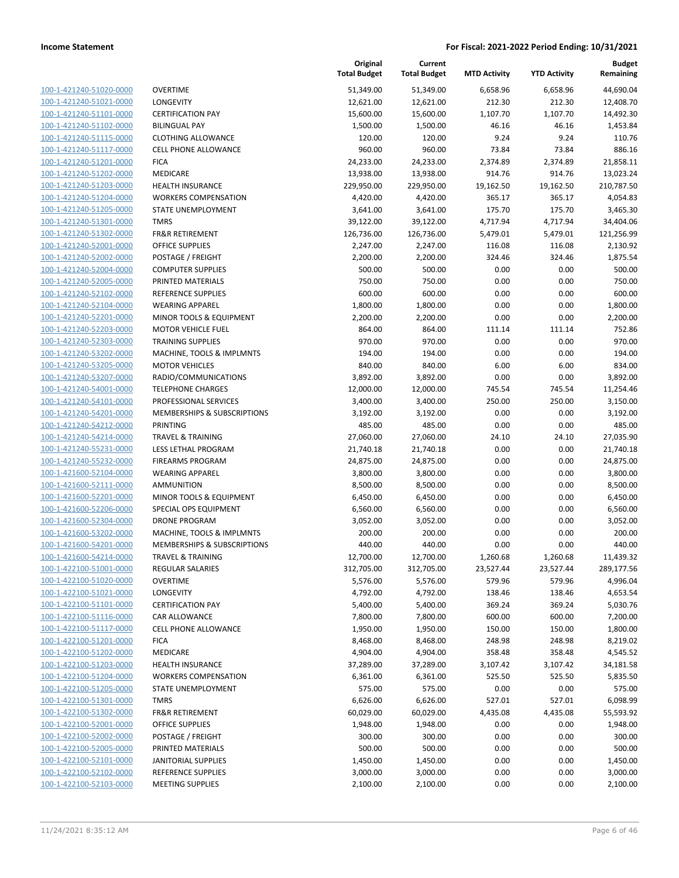| | | Original Total Budget | Current Total Budget | MTD Activity | YTD Activity | Budget Remaining |
|---|---|---|---|---|---|---|
| 100-1-421240-51020-0000 | OVERTIME | 51,349.00 | 51,349.00 | 6,658.96 | 6,658.96 | 44,690.04 |
| 100-1-421240-51021-0000 | LONGEVITY | 12,621.00 | 12,621.00 | 212.30 | 212.30 | 12,408.70 |
| 100-1-421240-51101-0000 | CERTIFICATION PAY | 15,600.00 | 15,600.00 | 1,107.70 | 1,107.70 | 14,492.30 |
| 100-1-421240-51102-0000 | BILINGUAL PAY | 1,500.00 | 1,500.00 | 46.16 | 46.16 | 1,453.84 |
| 100-1-421240-51115-0000 | CLOTHING ALLOWANCE | 120.00 | 120.00 | 9.24 | 9.24 | 110.76 |
| 100-1-421240-51117-0000 | CELL PHONE ALLOWANCE | 960.00 | 960.00 | 73.84 | 73.84 | 886.16 |
| 100-1-421240-51201-0000 | FICA | 24,233.00 | 24,233.00 | 2,374.89 | 2,374.89 | 21,858.11 |
| 100-1-421240-51202-0000 | MEDICARE | 13,938.00 | 13,938.00 | 914.76 | 914.76 | 13,023.24 |
| 100-1-421240-51203-0000 | HEALTH INSURANCE | 229,950.00 | 229,950.00 | 19,162.50 | 19,162.50 | 210,787.50 |
| 100-1-421240-51204-0000 | WORKERS COMPENSATION | 4,420.00 | 4,420.00 | 365.17 | 365.17 | 4,054.83 |
| 100-1-421240-51205-0000 | STATE UNEMPLOYMENT | 3,641.00 | 3,641.00 | 175.70 | 175.70 | 3,465.30 |
| 100-1-421240-51301-0000 | TMRS | 39,122.00 | 39,122.00 | 4,717.94 | 4,717.94 | 34,404.06 |
| 100-1-421240-51302-0000 | FR&R RETIREMENT | 126,736.00 | 126,736.00 | 5,479.01 | 5,479.01 | 121,256.99 |
| 100-1-421240-52001-0000 | OFFICE SUPPLIES | 2,247.00 | 2,247.00 | 116.08 | 116.08 | 2,130.92 |
| 100-1-421240-52002-0000 | POSTAGE / FREIGHT | 2,200.00 | 2,200.00 | 324.46 | 324.46 | 1,875.54 |
| 100-1-421240-52004-0000 | COMPUTER SUPPLIES | 500.00 | 500.00 | 0.00 | 0.00 | 500.00 |
| 100-1-421240-52005-0000 | PRINTED MATERIALS | 750.00 | 750.00 | 0.00 | 0.00 | 750.00 |
| 100-1-421240-52102-0000 | REFERENCE SUPPLIES | 600.00 | 600.00 | 0.00 | 0.00 | 600.00 |
| 100-1-421240-52104-0000 | WEARING APPAREL | 1,800.00 | 1,800.00 | 0.00 | 0.00 | 1,800.00 |
| 100-1-421240-52201-0000 | MINOR TOOLS & EQUIPMENT | 2,200.00 | 2,200.00 | 0.00 | 0.00 | 2,200.00 |
| 100-1-421240-52203-0000 | MOTOR VEHICLE FUEL | 864.00 | 864.00 | 111.14 | 111.14 | 752.86 |
| 100-1-421240-52303-0000 | TRAINING SUPPLIES | 970.00 | 970.00 | 0.00 | 0.00 | 970.00 |
| 100-1-421240-53202-0000 | MACHINE, TOOLS & IMPLMNTS | 194.00 | 194.00 | 0.00 | 0.00 | 194.00 |
| 100-1-421240-53205-0000 | MOTOR VEHICLES | 840.00 | 840.00 | 6.00 | 6.00 | 834.00 |
| 100-1-421240-53207-0000 | RADIO/COMMUNICATIONS | 3,892.00 | 3,892.00 | 0.00 | 0.00 | 3,892.00 |
| 100-1-421240-54001-0000 | TELEPHONE CHARGES | 12,000.00 | 12,000.00 | 745.54 | 745.54 | 11,254.46 |
| 100-1-421240-54101-0000 | PROFESSIONAL SERVICES | 3,400.00 | 3,400.00 | 250.00 | 250.00 | 3,150.00 |
| 100-1-421240-54201-0000 | MEMBERSHIPS & SUBSCRIPTIONS | 3,192.00 | 3,192.00 | 0.00 | 0.00 | 3,192.00 |
| 100-1-421240-54212-0000 | PRINTING | 485.00 | 485.00 | 0.00 | 0.00 | 485.00 |
| 100-1-421240-54214-0000 | TRAVEL & TRAINING | 27,060.00 | 27,060.00 | 24.10 | 24.10 | 27,035.90 |
| 100-1-421240-55231-0000 | LESS LETHAL PROGRAM | 21,740.18 | 21,740.18 | 0.00 | 0.00 | 21,740.18 |
| 100-1-421240-55232-0000 | FIREARMS PROGRAM | 24,875.00 | 24,875.00 | 0.00 | 0.00 | 24,875.00 |
| 100-1-421600-52104-0000 | WEARING APPAREL | 3,800.00 | 3,800.00 | 0.00 | 0.00 | 3,800.00 |
| 100-1-421600-52111-0000 | AMMUNITION | 8,500.00 | 8,500.00 | 0.00 | 0.00 | 8,500.00 |
| 100-1-421600-52201-0000 | MINOR TOOLS & EQUIPMENT | 6,450.00 | 6,450.00 | 0.00 | 0.00 | 6,450.00 |
| 100-1-421600-52206-0000 | SPECIAL OPS EQUIPMENT | 6,560.00 | 6,560.00 | 0.00 | 0.00 | 6,560.00 |
| 100-1-421600-52304-0000 | DRONE PROGRAM | 3,052.00 | 3,052.00 | 0.00 | 0.00 | 3,052.00 |
| 100-1-421600-53202-0000 | MACHINE, TOOLS & IMPLMNTS | 200.00 | 200.00 | 0.00 | 0.00 | 200.00 |
| 100-1-421600-54201-0000 | MEMBERSHIPS & SUBSCRIPTIONS | 440.00 | 440.00 | 0.00 | 0.00 | 440.00 |
| 100-1-421600-54214-0000 | TRAVEL & TRAINING | 12,700.00 | 12,700.00 | 1,260.68 | 1,260.68 | 11,439.32 |
| 100-1-422100-51001-0000 | REGULAR SALARIES | 312,705.00 | 312,705.00 | 23,527.44 | 23,527.44 | 289,177.56 |
| 100-1-422100-51020-0000 | OVERTIME | 5,576.00 | 5,576.00 | 579.96 | 579.96 | 4,996.04 |
| 100-1-422100-51021-0000 | LONGEVITY | 4,792.00 | 4,792.00 | 138.46 | 138.46 | 4,653.54 |
| 100-1-422100-51101-0000 | CERTIFICATION PAY | 5,400.00 | 5,400.00 | 369.24 | 369.24 | 5,030.76 |
| 100-1-422100-51116-0000 | CAR ALLOWANCE | 7,800.00 | 7,800.00 | 600.00 | 600.00 | 7,200.00 |
| 100-1-422100-51117-0000 | CELL PHONE ALLOWANCE | 1,950.00 | 1,950.00 | 150.00 | 150.00 | 1,800.00 |
| 100-1-422100-51201-0000 | FICA | 8,468.00 | 8,468.00 | 248.98 | 248.98 | 8,219.02 |
| 100-1-422100-51202-0000 | MEDICARE | 4,904.00 | 4,904.00 | 358.48 | 358.48 | 4,545.52 |
| 100-1-422100-51203-0000 | HEALTH INSURANCE | 37,289.00 | 37,289.00 | 3,107.42 | 3,107.42 | 34,181.58 |
| 100-1-422100-51204-0000 | WORKERS COMPENSATION | 6,361.00 | 6,361.00 | 525.50 | 525.50 | 5,835.50 |
| 100-1-422100-51205-0000 | STATE UNEMPLOYMENT | 575.00 | 575.00 | 0.00 | 0.00 | 575.00 |
| 100-1-422100-51301-0000 | TMRS | 6,626.00 | 6,626.00 | 527.01 | 527.01 | 6,098.99 |
| 100-1-422100-51302-0000 | FR&R RETIREMENT | 60,029.00 | 60,029.00 | 4,435.08 | 4,435.08 | 55,593.92 |
| 100-1-422100-52001-0000 | OFFICE SUPPLIES | 1,948.00 | 1,948.00 | 0.00 | 0.00 | 1,948.00 |
| 100-1-422100-52002-0000 | POSTAGE / FREIGHT | 300.00 | 300.00 | 0.00 | 0.00 | 300.00 |
| 100-1-422100-52005-0000 | PRINTED MATERIALS | 500.00 | 500.00 | 0.00 | 0.00 | 500.00 |
| 100-1-422100-52101-0000 | JANITORIAL SUPPLIES | 1,450.00 | 1,450.00 | 0.00 | 0.00 | 1,450.00 |
| 100-1-422100-52102-0000 | REFERENCE SUPPLIES | 3,000.00 | 3,000.00 | 0.00 | 0.00 | 3,000.00 |
| 100-1-422100-52103-0000 | MEETING SUPPLIES | 2,100.00 | 2,100.00 | 0.00 | 0.00 | 2,100.00 |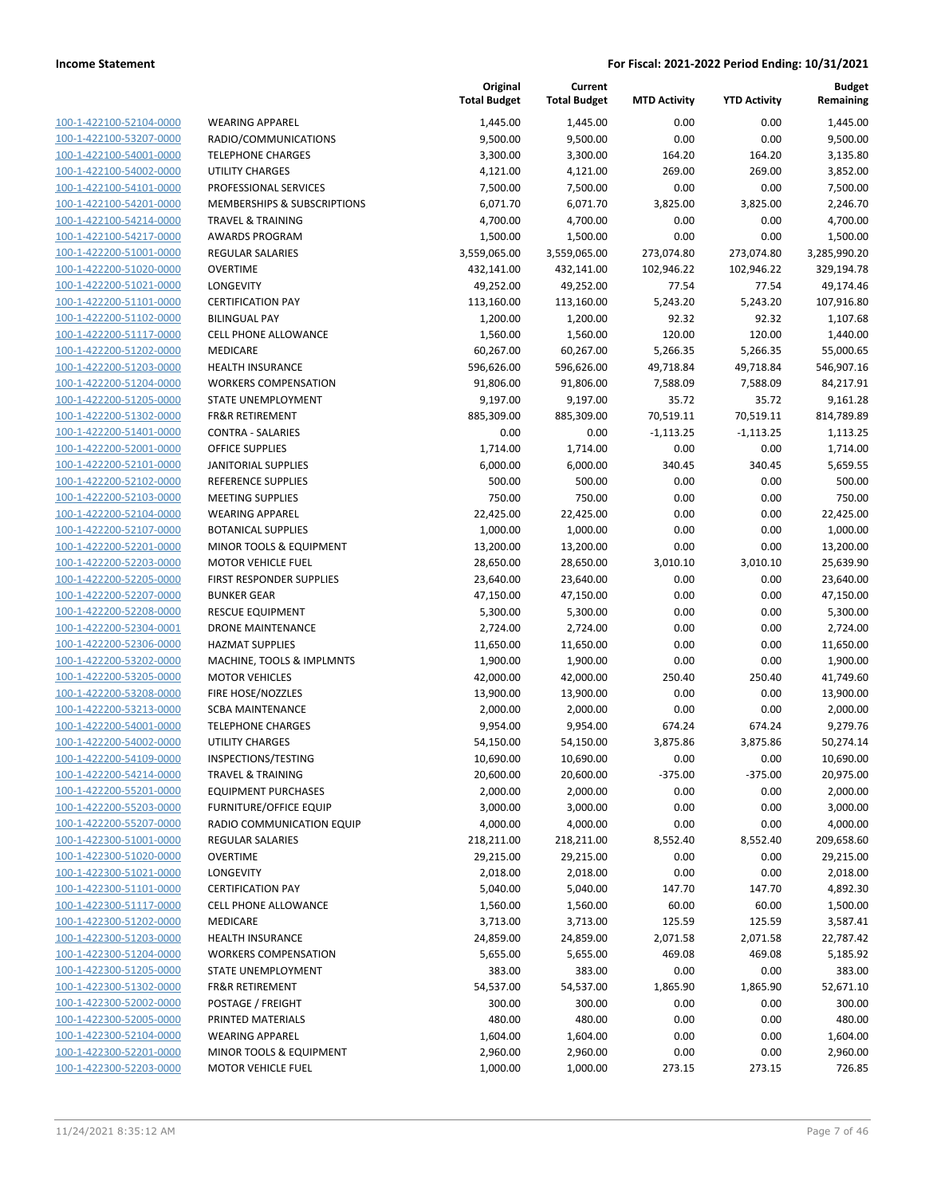| | | Original Total Budget | Current Total Budget | MTD Activity | YTD Activity | Budget Remaining |
|---|---|---|---|---|---|---|
| 100-1-422100-52104-0000 | WEARING APPAREL | 1,445.00 | 1,445.00 | 0.00 | 0.00 | 1,445.00 |
| 100-1-422100-53207-0000 | RADIO/COMMUNICATIONS | 9,500.00 | 9,500.00 | 0.00 | 0.00 | 9,500.00 |
| 100-1-422100-54001-0000 | TELEPHONE CHARGES | 3,300.00 | 3,300.00 | 164.20 | 164.20 | 3,135.80 |
| 100-1-422100-54002-0000 | UTILITY CHARGES | 4,121.00 | 4,121.00 | 269.00 | 269.00 | 3,852.00 |
| 100-1-422100-54101-0000 | PROFESSIONAL SERVICES | 7,500.00 | 7,500.00 | 0.00 | 0.00 | 7,500.00 |
| 100-1-422100-54201-0000 | MEMBERSHIPS & SUBSCRIPTIONS | 6,071.70 | 6,071.70 | 3,825.00 | 3,825.00 | 2,246.70 |
| 100-1-422100-54214-0000 | TRAVEL & TRAINING | 4,700.00 | 4,700.00 | 0.00 | 0.00 | 4,700.00 |
| 100-1-422100-54217-0000 | AWARDS PROGRAM | 1,500.00 | 1,500.00 | 0.00 | 0.00 | 1,500.00 |
| 100-1-422200-51001-0000 | REGULAR SALARIES | 3,559,065.00 | 3,559,065.00 | 273,074.80 | 273,074.80 | 3,285,990.20 |
| 100-1-422200-51020-0000 | OVERTIME | 432,141.00 | 432,141.00 | 102,946.22 | 102,946.22 | 329,194.78 |
| 100-1-422200-51021-0000 | LONGEVITY | 49,252.00 | 49,252.00 | 77.54 | 77.54 | 49,174.46 |
| 100-1-422200-51101-0000 | CERTIFICATION PAY | 113,160.00 | 113,160.00 | 5,243.20 | 5,243.20 | 107,916.80 |
| 100-1-422200-51102-0000 | BILINGUAL PAY | 1,200.00 | 1,200.00 | 92.32 | 92.32 | 1,107.68 |
| 100-1-422200-51117-0000 | CELL PHONE ALLOWANCE | 1,560.00 | 1,560.00 | 120.00 | 120.00 | 1,440.00 |
| 100-1-422200-51202-0000 | MEDICARE | 60,267.00 | 60,267.00 | 5,266.35 | 5,266.35 | 55,000.65 |
| 100-1-422200-51203-0000 | HEALTH INSURANCE | 596,626.00 | 596,626.00 | 49,718.84 | 49,718.84 | 546,907.16 |
| 100-1-422200-51204-0000 | WORKERS COMPENSATION | 91,806.00 | 91,806.00 | 7,588.09 | 7,588.09 | 84,217.91 |
| 100-1-422200-51205-0000 | STATE UNEMPLOYMENT | 9,197.00 | 9,197.00 | 35.72 | 35.72 | 9,161.28 |
| 100-1-422200-51302-0000 | FR&R RETIREMENT | 885,309.00 | 885,309.00 | 70,519.11 | 70,519.11 | 814,789.89 |
| 100-1-422200-51401-0000 | CONTRA - SALARIES | 0.00 | 0.00 | -1,113.25 | -1,113.25 | 1,113.25 |
| 100-1-422200-52001-0000 | OFFICE SUPPLIES | 1,714.00 | 1,714.00 | 0.00 | 0.00 | 1,714.00 |
| 100-1-422200-52101-0000 | JANITORIAL SUPPLIES | 6,000.00 | 6,000.00 | 340.45 | 340.45 | 5,659.55 |
| 100-1-422200-52102-0000 | REFERENCE SUPPLIES | 500.00 | 500.00 | 0.00 | 0.00 | 500.00 |
| 100-1-422200-52103-0000 | MEETING SUPPLIES | 750.00 | 750.00 | 0.00 | 0.00 | 750.00 |
| 100-1-422200-52104-0000 | WEARING APPAREL | 22,425.00 | 22,425.00 | 0.00 | 0.00 | 22,425.00 |
| 100-1-422200-52107-0000 | BOTANICAL SUPPLIES | 1,000.00 | 1,000.00 | 0.00 | 0.00 | 1,000.00 |
| 100-1-422200-52201-0000 | MINOR TOOLS & EQUIPMENT | 13,200.00 | 13,200.00 | 0.00 | 0.00 | 13,200.00 |
| 100-1-422200-52203-0000 | MOTOR VEHICLE FUEL | 28,650.00 | 28,650.00 | 3,010.10 | 3,010.10 | 25,639.90 |
| 100-1-422200-52205-0000 | FIRST RESPONDER SUPPLIES | 23,640.00 | 23,640.00 | 0.00 | 0.00 | 23,640.00 |
| 100-1-422200-52207-0000 | BUNKER GEAR | 47,150.00 | 47,150.00 | 0.00 | 0.00 | 47,150.00 |
| 100-1-422200-52208-0000 | RESCUE EQUIPMENT | 5,300.00 | 5,300.00 | 0.00 | 0.00 | 5,300.00 |
| 100-1-422200-52304-0001 | DRONE MAINTENANCE | 2,724.00 | 2,724.00 | 0.00 | 0.00 | 2,724.00 |
| 100-1-422200-52306-0000 | HAZMAT SUPPLIES | 11,650.00 | 11,650.00 | 0.00 | 0.00 | 11,650.00 |
| 100-1-422200-53202-0000 | MACHINE, TOOLS & IMPLMNTS | 1,900.00 | 1,900.00 | 0.00 | 0.00 | 1,900.00 |
| 100-1-422200-53205-0000 | MOTOR VEHICLES | 42,000.00 | 42,000.00 | 250.40 | 250.40 | 41,749.60 |
| 100-1-422200-53208-0000 | FIRE HOSE/NOZZLES | 13,900.00 | 13,900.00 | 0.00 | 0.00 | 13,900.00 |
| 100-1-422200-53213-0000 | SCBA MAINTENANCE | 2,000.00 | 2,000.00 | 0.00 | 0.00 | 2,000.00 |
| 100-1-422200-54001-0000 | TELEPHONE CHARGES | 9,954.00 | 9,954.00 | 674.24 | 674.24 | 9,279.76 |
| 100-1-422200-54002-0000 | UTILITY CHARGES | 54,150.00 | 54,150.00 | 3,875.86 | 3,875.86 | 50,274.14 |
| 100-1-422200-54109-0000 | INSPECTIONS/TESTING | 10,690.00 | 10,690.00 | 0.00 | 0.00 | 10,690.00 |
| 100-1-422200-54214-0000 | TRAVEL & TRAINING | 20,600.00 | 20,600.00 | -375.00 | -375.00 | 20,975.00 |
| 100-1-422200-55201-0000 | EQUIPMENT PURCHASES | 2,000.00 | 2,000.00 | 0.00 | 0.00 | 2,000.00 |
| 100-1-422200-55203-0000 | FURNITURE/OFFICE EQUIP | 3,000.00 | 3,000.00 | 0.00 | 0.00 | 3,000.00 |
| 100-1-422200-55207-0000 | RADIO COMMUNICATION EQUIP | 4,000.00 | 4,000.00 | 0.00 | 0.00 | 4,000.00 |
| 100-1-422300-51001-0000 | REGULAR SALARIES | 218,211.00 | 218,211.00 | 8,552.40 | 8,552.40 | 209,658.60 |
| 100-1-422300-51020-0000 | OVERTIME | 29,215.00 | 29,215.00 | 0.00 | 0.00 | 29,215.00 |
| 100-1-422300-51021-0000 | LONGEVITY | 2,018.00 | 2,018.00 | 0.00 | 0.00 | 2,018.00 |
| 100-1-422300-51101-0000 | CERTIFICATION PAY | 5,040.00 | 5,040.00 | 147.70 | 147.70 | 4,892.30 |
| 100-1-422300-51117-0000 | CELL PHONE ALLOWANCE | 1,560.00 | 1,560.00 | 60.00 | 60.00 | 1,500.00 |
| 100-1-422300-51202-0000 | MEDICARE | 3,713.00 | 3,713.00 | 125.59 | 125.59 | 3,587.41 |
| 100-1-422300-51203-0000 | HEALTH INSURANCE | 24,859.00 | 24,859.00 | 2,071.58 | 2,071.58 | 22,787.42 |
| 100-1-422300-51204-0000 | WORKERS COMPENSATION | 5,655.00 | 5,655.00 | 469.08 | 469.08 | 5,185.92 |
| 100-1-422300-51205-0000 | STATE UNEMPLOYMENT | 383.00 | 383.00 | 0.00 | 0.00 | 383.00 |
| 100-1-422300-51302-0000 | FR&R RETIREMENT | 54,537.00 | 54,537.00 | 1,865.90 | 1,865.90 | 52,671.10 |
| 100-1-422300-52002-0000 | POSTAGE / FREIGHT | 300.00 | 300.00 | 0.00 | 0.00 | 300.00 |
| 100-1-422300-52005-0000 | PRINTED MATERIALS | 480.00 | 480.00 | 0.00 | 0.00 | 480.00 |
| 100-1-422300-52104-0000 | WEARING APPAREL | 1,604.00 | 1,604.00 | 0.00 | 0.00 | 1,604.00 |
| 100-1-422300-52201-0000 | MINOR TOOLS & EQUIPMENT | 2,960.00 | 2,960.00 | 0.00 | 0.00 | 2,960.00 |
| 100-1-422300-52203-0000 | MOTOR VEHICLE FUEL | 1,000.00 | 1,000.00 | 273.15 | 273.15 | 726.85 |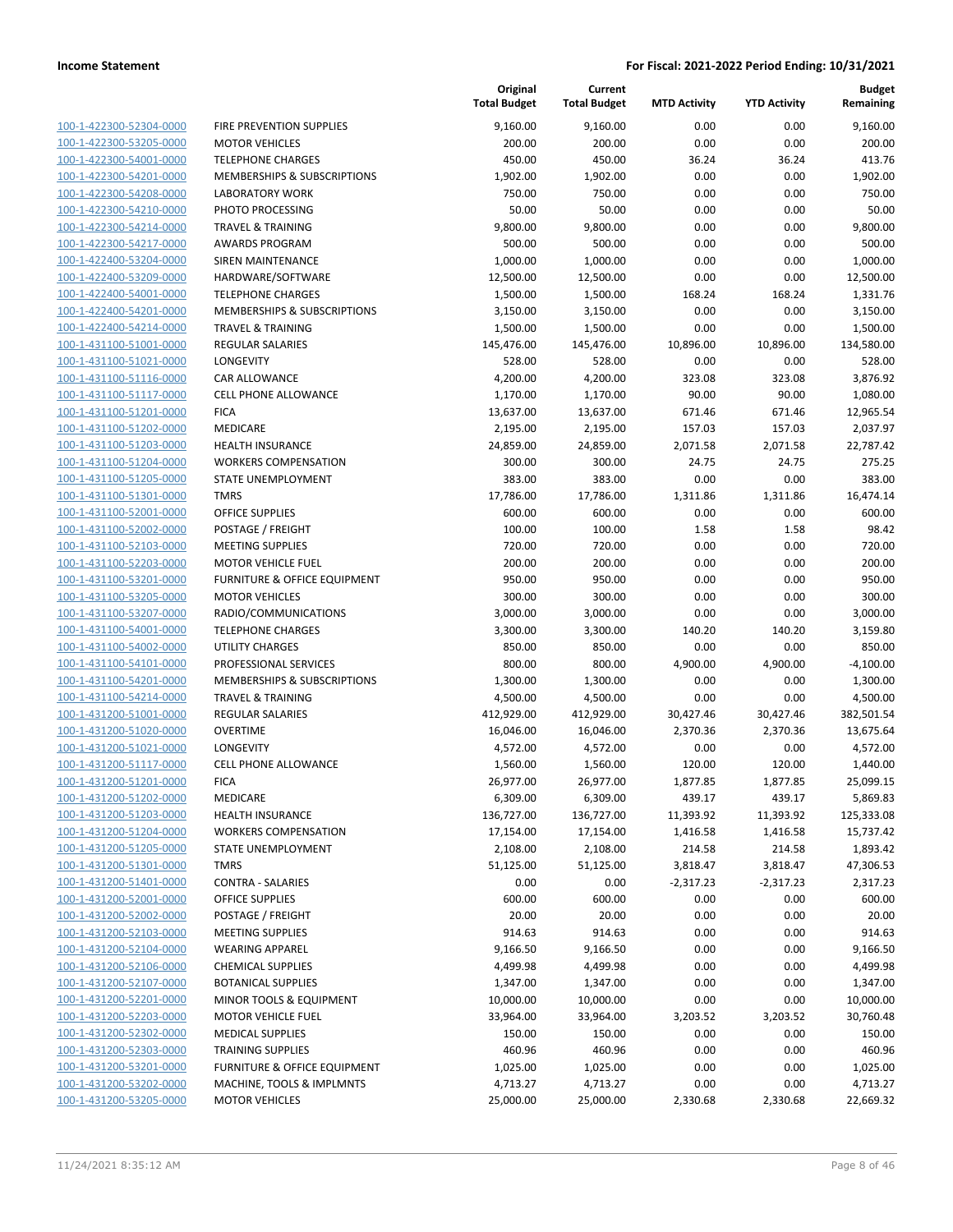| | | Original Total Budget | Current Total Budget | MTD Activity | YTD Activity | Budget Remaining |
|---|---|---|---|---|---|---|
| 100-1-422300-52304-0000 | FIRE PREVENTION SUPPLIES | 9,160.00 | 9,160.00 | 0.00 | 0.00 | 9,160.00 |
| 100-1-422300-53205-0000 | MOTOR VEHICLES | 200.00 | 200.00 | 0.00 | 0.00 | 200.00 |
| 100-1-422300-54001-0000 | TELEPHONE CHARGES | 450.00 | 450.00 | 36.24 | 36.24 | 413.76 |
| 100-1-422300-54201-0000 | MEMBERSHIPS & SUBSCRIPTIONS | 1,902.00 | 1,902.00 | 0.00 | 0.00 | 1,902.00 |
| 100-1-422300-54208-0000 | LABORATORY WORK | 750.00 | 750.00 | 0.00 | 0.00 | 750.00 |
| 100-1-422300-54210-0000 | PHOTO PROCESSING | 50.00 | 50.00 | 0.00 | 0.00 | 50.00 |
| 100-1-422300-54214-0000 | TRAVEL & TRAINING | 9,800.00 | 9,800.00 | 0.00 | 0.00 | 9,800.00 |
| 100-1-422300-54217-0000 | AWARDS PROGRAM | 500.00 | 500.00 | 0.00 | 0.00 | 500.00 |
| 100-1-422400-53204-0000 | SIREN MAINTENANCE | 1,000.00 | 1,000.00 | 0.00 | 0.00 | 1,000.00 |
| 100-1-422400-53209-0000 | HARDWARE/SOFTWARE | 12,500.00 | 12,500.00 | 0.00 | 0.00 | 12,500.00 |
| 100-1-422400-54001-0000 | TELEPHONE CHARGES | 1,500.00 | 1,500.00 | 168.24 | 168.24 | 1,331.76 |
| 100-1-422400-54201-0000 | MEMBERSHIPS & SUBSCRIPTIONS | 3,150.00 | 3,150.00 | 0.00 | 0.00 | 3,150.00 |
| 100-1-422400-54214-0000 | TRAVEL & TRAINING | 1,500.00 | 1,500.00 | 0.00 | 0.00 | 1,500.00 |
| 100-1-431100-51001-0000 | REGULAR SALARIES | 145,476.00 | 145,476.00 | 10,896.00 | 10,896.00 | 134,580.00 |
| 100-1-431100-51021-0000 | LONGEVITY | 528.00 | 528.00 | 0.00 | 0.00 | 528.00 |
| 100-1-431100-51116-0000 | CAR ALLOWANCE | 4,200.00 | 4,200.00 | 323.08 | 323.08 | 3,876.92 |
| 100-1-431100-51117-0000 | CELL PHONE ALLOWANCE | 1,170.00 | 1,170.00 | 90.00 | 90.00 | 1,080.00 |
| 100-1-431100-51201-0000 | FICA | 13,637.00 | 13,637.00 | 671.46 | 671.46 | 12,965.54 |
| 100-1-431100-51202-0000 | MEDICARE | 2,195.00 | 2,195.00 | 157.03 | 157.03 | 2,037.97 |
| 100-1-431100-51203-0000 | HEALTH INSURANCE | 24,859.00 | 24,859.00 | 2,071.58 | 2,071.58 | 22,787.42 |
| 100-1-431100-51204-0000 | WORKERS COMPENSATION | 300.00 | 300.00 | 24.75 | 24.75 | 275.25 |
| 100-1-431100-51205-0000 | STATE UNEMPLOYMENT | 383.00 | 383.00 | 0.00 | 0.00 | 383.00 |
| 100-1-431100-51301-0000 | TMRS | 17,786.00 | 17,786.00 | 1,311.86 | 1,311.86 | 16,474.14 |
| 100-1-431100-52001-0000 | OFFICE SUPPLIES | 600.00 | 600.00 | 0.00 | 0.00 | 600.00 |
| 100-1-431100-52002-0000 | POSTAGE / FREIGHT | 100.00 | 100.00 | 1.58 | 1.58 | 98.42 |
| 100-1-431100-52103-0000 | MEETING SUPPLIES | 720.00 | 720.00 | 0.00 | 0.00 | 720.00 |
| 100-1-431100-52203-0000 | MOTOR VEHICLE FUEL | 200.00 | 200.00 | 0.00 | 0.00 | 200.00 |
| 100-1-431100-53201-0000 | FURNITURE & OFFICE EQUIPMENT | 950.00 | 950.00 | 0.00 | 0.00 | 950.00 |
| 100-1-431100-53205-0000 | MOTOR VEHICLES | 300.00 | 300.00 | 0.00 | 0.00 | 300.00 |
| 100-1-431100-53207-0000 | RADIO/COMMUNICATIONS | 3,000.00 | 3,000.00 | 0.00 | 0.00 | 3,000.00 |
| 100-1-431100-54001-0000 | TELEPHONE CHARGES | 3,300.00 | 3,300.00 | 140.20 | 140.20 | 3,159.80 |
| 100-1-431100-54002-0000 | UTILITY CHARGES | 850.00 | 850.00 | 0.00 | 0.00 | 850.00 |
| 100-1-431100-54101-0000 | PROFESSIONAL SERVICES | 800.00 | 800.00 | 4,900.00 | 4,900.00 | -4,100.00 |
| 100-1-431100-54201-0000 | MEMBERSHIPS & SUBSCRIPTIONS | 1,300.00 | 1,300.00 | 0.00 | 0.00 | 1,300.00 |
| 100-1-431100-54214-0000 | TRAVEL & TRAINING | 4,500.00 | 4,500.00 | 0.00 | 0.00 | 4,500.00 |
| 100-1-431200-51001-0000 | REGULAR SALARIES | 412,929.00 | 412,929.00 | 30,427.46 | 30,427.46 | 382,501.54 |
| 100-1-431200-51020-0000 | OVERTIME | 16,046.00 | 16,046.00 | 2,370.36 | 2,370.36 | 13,675.64 |
| 100-1-431200-51021-0000 | LONGEVITY | 4,572.00 | 4,572.00 | 0.00 | 0.00 | 4,572.00 |
| 100-1-431200-51117-0000 | CELL PHONE ALLOWANCE | 1,560.00 | 1,560.00 | 120.00 | 120.00 | 1,440.00 |
| 100-1-431200-51201-0000 | FICA | 26,977.00 | 26,977.00 | 1,877.85 | 1,877.85 | 25,099.15 |
| 100-1-431200-51202-0000 | MEDICARE | 6,309.00 | 6,309.00 | 439.17 | 439.17 | 5,869.83 |
| 100-1-431200-51203-0000 | HEALTH INSURANCE | 136,727.00 | 136,727.00 | 11,393.92 | 11,393.92 | 125,333.08 |
| 100-1-431200-51204-0000 | WORKERS COMPENSATION | 17,154.00 | 17,154.00 | 1,416.58 | 1,416.58 | 15,737.42 |
| 100-1-431200-51205-0000 | STATE UNEMPLOYMENT | 2,108.00 | 2,108.00 | 214.58 | 214.58 | 1,893.42 |
| 100-1-431200-51301-0000 | TMRS | 51,125.00 | 51,125.00 | 3,818.47 | 3,818.47 | 47,306.53 |
| 100-1-431200-51401-0000 | CONTRA - SALARIES | 0.00 | 0.00 | -2,317.23 | -2,317.23 | 2,317.23 |
| 100-1-431200-52001-0000 | OFFICE SUPPLIES | 600.00 | 600.00 | 0.00 | 0.00 | 600.00 |
| 100-1-431200-52002-0000 | POSTAGE / FREIGHT | 20.00 | 20.00 | 0.00 | 0.00 | 20.00 |
| 100-1-431200-52103-0000 | MEETING SUPPLIES | 914.63 | 914.63 | 0.00 | 0.00 | 914.63 |
| 100-1-431200-52104-0000 | WEARING APPAREL | 9,166.50 | 9,166.50 | 0.00 | 0.00 | 9,166.50 |
| 100-1-431200-52106-0000 | CHEMICAL SUPPLIES | 4,499.98 | 4,499.98 | 0.00 | 0.00 | 4,499.98 |
| 100-1-431200-52107-0000 | BOTANICAL SUPPLIES | 1,347.00 | 1,347.00 | 0.00 | 0.00 | 1,347.00 |
| 100-1-431200-52201-0000 | MINOR TOOLS & EQUIPMENT | 10,000.00 | 10,000.00 | 0.00 | 0.00 | 10,000.00 |
| 100-1-431200-52203-0000 | MOTOR VEHICLE FUEL | 33,964.00 | 33,964.00 | 3,203.52 | 3,203.52 | 30,760.48 |
| 100-1-431200-52302-0000 | MEDICAL SUPPLIES | 150.00 | 150.00 | 0.00 | 0.00 | 150.00 |
| 100-1-431200-52303-0000 | TRAINING SUPPLIES | 460.96 | 460.96 | 0.00 | 0.00 | 460.96 |
| 100-1-431200-53201-0000 | FURNITURE & OFFICE EQUIPMENT | 1,025.00 | 1,025.00 | 0.00 | 0.00 | 1,025.00 |
| 100-1-431200-53202-0000 | MACHINE, TOOLS & IMPLMNTS | 4,713.27 | 4,713.27 | 0.00 | 0.00 | 4,713.27 |
| 100-1-431200-53205-0000 | MOTOR VEHICLES | 25,000.00 | 25,000.00 | 2,330.68 | 2,330.68 | 22,669.32 |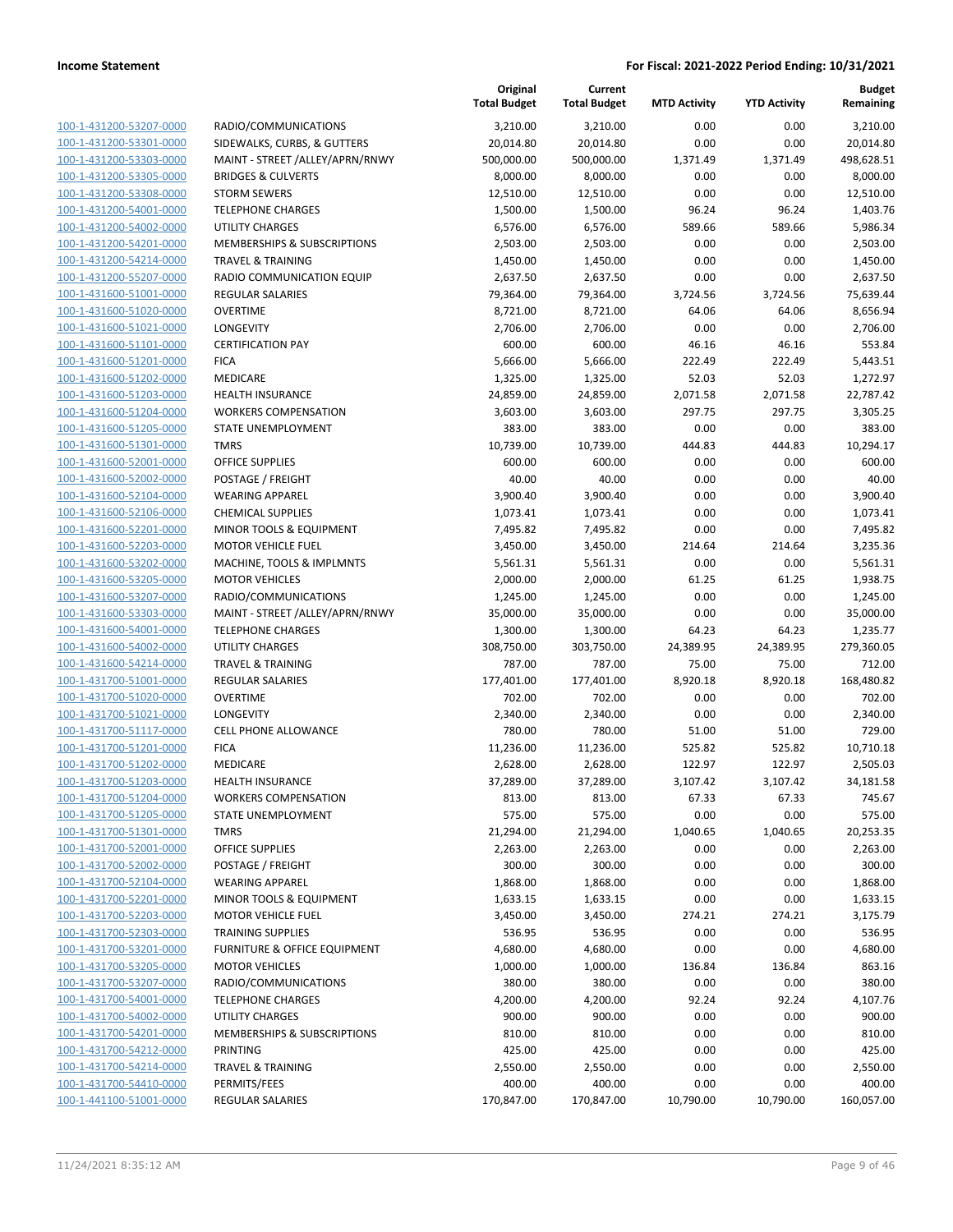| | | Original Total Budget | Current Total Budget | MTD Activity | YTD Activity | Budget Remaining |
|---|---|---|---|---|---|---|
| 100-1-431200-53207-0000 | RADIO/COMMUNICATIONS | 3,210.00 | 3,210.00 | 0.00 | 0.00 | 3,210.00 |
| 100-1-431200-53301-0000 | SIDEWALKS, CURBS, & GUTTERS | 20,014.80 | 20,014.80 | 0.00 | 0.00 | 20,014.80 |
| 100-1-431200-53303-0000 | MAINT - STREET /ALLEY/APRN/RNWY | 500,000.00 | 500,000.00 | 1,371.49 | 1,371.49 | 498,628.51 |
| 100-1-431200-53305-0000 | BRIDGES & CULVERTS | 8,000.00 | 8,000.00 | 0.00 | 0.00 | 8,000.00 |
| 100-1-431200-53308-0000 | STORM SEWERS | 12,510.00 | 12,510.00 | 0.00 | 0.00 | 12,510.00 |
| 100-1-431200-54001-0000 | TELEPHONE CHARGES | 1,500.00 | 1,500.00 | 96.24 | 96.24 | 1,403.76 |
| 100-1-431200-54002-0000 | UTILITY CHARGES | 6,576.00 | 6,576.00 | 589.66 | 589.66 | 5,986.34 |
| 100-1-431200-54201-0000 | MEMBERSHIPS & SUBSCRIPTIONS | 2,503.00 | 2,503.00 | 0.00 | 0.00 | 2,503.00 |
| 100-1-431200-54214-0000 | TRAVEL & TRAINING | 1,450.00 | 1,450.00 | 0.00 | 0.00 | 1,450.00 |
| 100-1-431200-55207-0000 | RADIO COMMUNICATION EQUIP | 2,637.50 | 2,637.50 | 0.00 | 0.00 | 2,637.50 |
| 100-1-431600-51001-0000 | REGULAR SALARIES | 79,364.00 | 79,364.00 | 3,724.56 | 3,724.56 | 75,639.44 |
| 100-1-431600-51020-0000 | OVERTIME | 8,721.00 | 8,721.00 | 64.06 | 64.06 | 8,656.94 |
| 100-1-431600-51021-0000 | LONGEVITY | 2,706.00 | 2,706.00 | 0.00 | 0.00 | 2,706.00 |
| 100-1-431600-51101-0000 | CERTIFICATION PAY | 600.00 | 600.00 | 46.16 | 46.16 | 553.84 |
| 100-1-431600-51201-0000 | FICA | 5,666.00 | 5,666.00 | 222.49 | 222.49 | 5,443.51 |
| 100-1-431600-51202-0000 | MEDICARE | 1,325.00 | 1,325.00 | 52.03 | 52.03 | 1,272.97 |
| 100-1-431600-51203-0000 | HEALTH INSURANCE | 24,859.00 | 24,859.00 | 2,071.58 | 2,071.58 | 22,787.42 |
| 100-1-431600-51204-0000 | WORKERS COMPENSATION | 3,603.00 | 3,603.00 | 297.75 | 297.75 | 3,305.25 |
| 100-1-431600-51205-0000 | STATE UNEMPLOYMENT | 383.00 | 383.00 | 0.00 | 0.00 | 383.00 |
| 100-1-431600-51301-0000 | TMRS | 10,739.00 | 10,739.00 | 444.83 | 444.83 | 10,294.17 |
| 100-1-431600-52001-0000 | OFFICE SUPPLIES | 600.00 | 600.00 | 0.00 | 0.00 | 600.00 |
| 100-1-431600-52002-0000 | POSTAGE / FREIGHT | 40.00 | 40.00 | 0.00 | 0.00 | 40.00 |
| 100-1-431600-52104-0000 | WEARING APPAREL | 3,900.40 | 3,900.40 | 0.00 | 0.00 | 3,900.40 |
| 100-1-431600-52106-0000 | CHEMICAL SUPPLIES | 1,073.41 | 1,073.41 | 0.00 | 0.00 | 1,073.41 |
| 100-1-431600-52201-0000 | MINOR TOOLS & EQUIPMENT | 7,495.82 | 7,495.82 | 0.00 | 0.00 | 7,495.82 |
| 100-1-431600-52203-0000 | MOTOR VEHICLE FUEL | 3,450.00 | 3,450.00 | 214.64 | 214.64 | 3,235.36 |
| 100-1-431600-53202-0000 | MACHINE, TOOLS & IMPLMNTS | 5,561.31 | 5,561.31 | 0.00 | 0.00 | 5,561.31 |
| 100-1-431600-53205-0000 | MOTOR VEHICLES | 2,000.00 | 2,000.00 | 61.25 | 61.25 | 1,938.75 |
| 100-1-431600-53207-0000 | RADIO/COMMUNICATIONS | 1,245.00 | 1,245.00 | 0.00 | 0.00 | 1,245.00 |
| 100-1-431600-53303-0000 | MAINT - STREET /ALLEY/APRN/RNWY | 35,000.00 | 35,000.00 | 0.00 | 0.00 | 35,000.00 |
| 100-1-431600-54001-0000 | TELEPHONE CHARGES | 1,300.00 | 1,300.00 | 64.23 | 64.23 | 1,235.77 |
| 100-1-431600-54002-0000 | UTILITY CHARGES | 308,750.00 | 303,750.00 | 24,389.95 | 24,389.95 | 279,360.05 |
| 100-1-431600-54214-0000 | TRAVEL & TRAINING | 787.00 | 787.00 | 75.00 | 75.00 | 712.00 |
| 100-1-431700-51001-0000 | REGULAR SALARIES | 177,401.00 | 177,401.00 | 8,920.18 | 8,920.18 | 168,480.82 |
| 100-1-431700-51020-0000 | OVERTIME | 702.00 | 702.00 | 0.00 | 0.00 | 702.00 |
| 100-1-431700-51021-0000 | LONGEVITY | 2,340.00 | 2,340.00 | 0.00 | 0.00 | 2,340.00 |
| 100-1-431700-51117-0000 | CELL PHONE ALLOWANCE | 780.00 | 780.00 | 51.00 | 51.00 | 729.00 |
| 100-1-431700-51201-0000 | FICA | 11,236.00 | 11,236.00 | 525.82 | 525.82 | 10,710.18 |
| 100-1-431700-51202-0000 | MEDICARE | 2,628.00 | 2,628.00 | 122.97 | 122.97 | 2,505.03 |
| 100-1-431700-51203-0000 | HEALTH INSURANCE | 37,289.00 | 37,289.00 | 3,107.42 | 3,107.42 | 34,181.58 |
| 100-1-431700-51204-0000 | WORKERS COMPENSATION | 813.00 | 813.00 | 67.33 | 67.33 | 745.67 |
| 100-1-431700-51205-0000 | STATE UNEMPLOYMENT | 575.00 | 575.00 | 0.00 | 0.00 | 575.00 |
| 100-1-431700-51301-0000 | TMRS | 21,294.00 | 21,294.00 | 1,040.65 | 1,040.65 | 20,253.35 |
| 100-1-431700-52001-0000 | OFFICE SUPPLIES | 2,263.00 | 2,263.00 | 0.00 | 0.00 | 2,263.00 |
| 100-1-431700-52002-0000 | POSTAGE / FREIGHT | 300.00 | 300.00 | 0.00 | 0.00 | 300.00 |
| 100-1-431700-52104-0000 | WEARING APPAREL | 1,868.00 | 1,868.00 | 0.00 | 0.00 | 1,868.00 |
| 100-1-431700-52201-0000 | MINOR TOOLS & EQUIPMENT | 1,633.15 | 1,633.15 | 0.00 | 0.00 | 1,633.15 |
| 100-1-431700-52203-0000 | MOTOR VEHICLE FUEL | 3,450.00 | 3,450.00 | 274.21 | 274.21 | 3,175.79 |
| 100-1-431700-52303-0000 | TRAINING SUPPLIES | 536.95 | 536.95 | 0.00 | 0.00 | 536.95 |
| 100-1-431700-53201-0000 | FURNITURE & OFFICE EQUIPMENT | 4,680.00 | 4,680.00 | 0.00 | 0.00 | 4,680.00 |
| 100-1-431700-53205-0000 | MOTOR VEHICLES | 1,000.00 | 1,000.00 | 136.84 | 136.84 | 863.16 |
| 100-1-431700-53207-0000 | RADIO/COMMUNICATIONS | 380.00 | 380.00 | 0.00 | 0.00 | 380.00 |
| 100-1-431700-54001-0000 | TELEPHONE CHARGES | 4,200.00 | 4,200.00 | 92.24 | 92.24 | 4,107.76 |
| 100-1-431700-54002-0000 | UTILITY CHARGES | 900.00 | 900.00 | 0.00 | 0.00 | 900.00 |
| 100-1-431700-54201-0000 | MEMBERSHIPS & SUBSCRIPTIONS | 810.00 | 810.00 | 0.00 | 0.00 | 810.00 |
| 100-1-431700-54212-0000 | PRINTING | 425.00 | 425.00 | 0.00 | 0.00 | 425.00 |
| 100-1-431700-54214-0000 | TRAVEL & TRAINING | 2,550.00 | 2,550.00 | 0.00 | 0.00 | 2,550.00 |
| 100-1-431700-54410-0000 | PERMITS/FEES | 400.00 | 400.00 | 0.00 | 0.00 | 400.00 |
| 100-1-441100-51001-0000 | REGULAR SALARIES | 170,847.00 | 170,847.00 | 10,790.00 | 10,790.00 | 160,057.00 |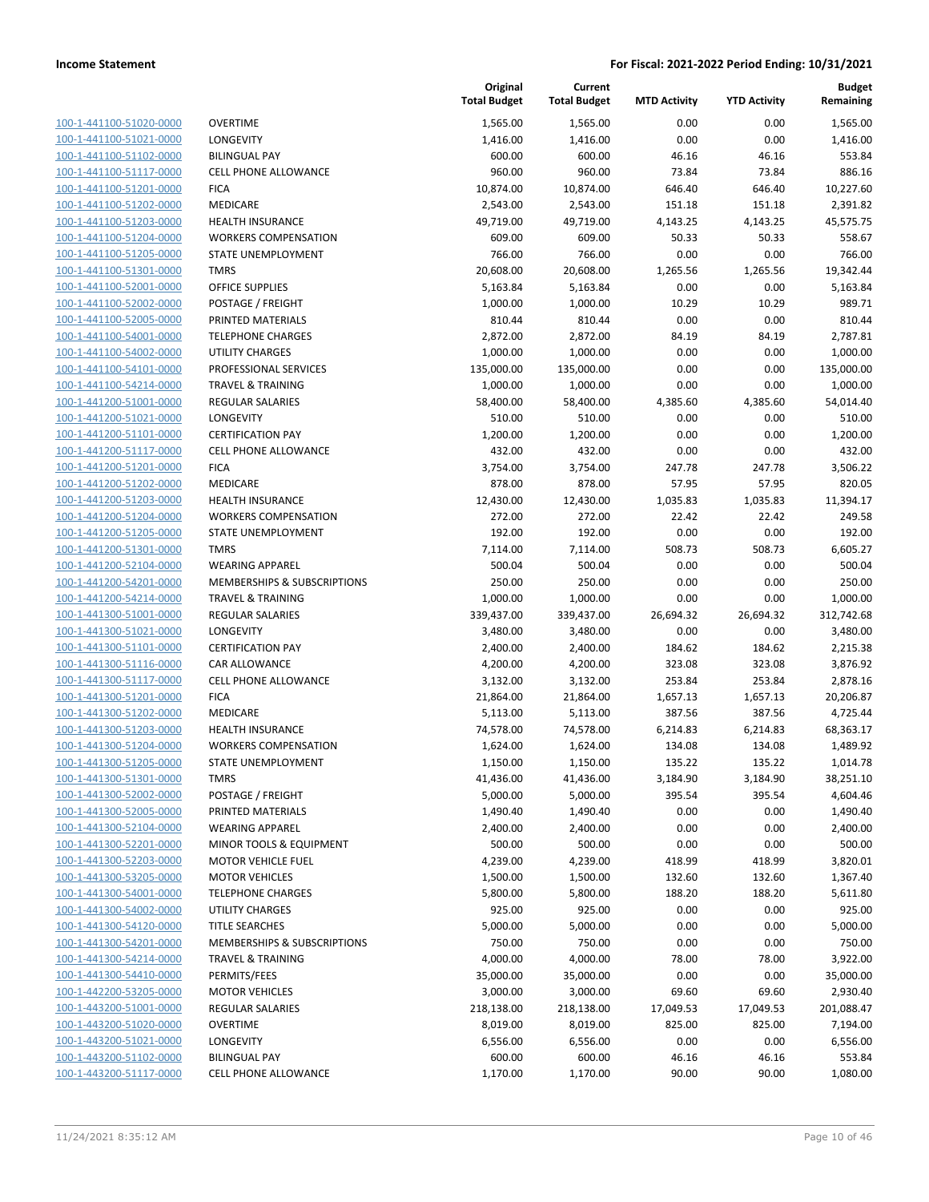| | | Original Total Budget | Current Total Budget | MTD Activity | YTD Activity | Budget Remaining |
|---|---|---|---|---|---|---|
| 100-1-441100-51020-0000 | OVERTIME | 1,565.00 | 1,565.00 | 0.00 | 0.00 | 1,565.00 |
| 100-1-441100-51021-0000 | LONGEVITY | 1,416.00 | 1,416.00 | 0.00 | 0.00 | 1,416.00 |
| 100-1-441100-51102-0000 | BILINGUAL PAY | 600.00 | 600.00 | 46.16 | 46.16 | 553.84 |
| 100-1-441100-51117-0000 | CELL PHONE ALLOWANCE | 960.00 | 960.00 | 73.84 | 73.84 | 886.16 |
| 100-1-441100-51201-0000 | FICA | 10,874.00 | 10,874.00 | 646.40 | 646.40 | 10,227.60 |
| 100-1-441100-51202-0000 | MEDICARE | 2,543.00 | 2,543.00 | 151.18 | 151.18 | 2,391.82 |
| 100-1-441100-51203-0000 | HEALTH INSURANCE | 49,719.00 | 49,719.00 | 4,143.25 | 4,143.25 | 45,575.75 |
| 100-1-441100-51204-0000 | WORKERS COMPENSATION | 609.00 | 609.00 | 50.33 | 50.33 | 558.67 |
| 100-1-441100-51205-0000 | STATE UNEMPLOYMENT | 766.00 | 766.00 | 0.00 | 0.00 | 766.00 |
| 100-1-441100-51301-0000 | TMRS | 20,608.00 | 20,608.00 | 1,265.56 | 1,265.56 | 19,342.44 |
| 100-1-441100-52001-0000 | OFFICE SUPPLIES | 5,163.84 | 5,163.84 | 0.00 | 0.00 | 5,163.84 |
| 100-1-441100-52002-0000 | POSTAGE / FREIGHT | 1,000.00 | 1,000.00 | 10.29 | 10.29 | 989.71 |
| 100-1-441100-52005-0000 | PRINTED MATERIALS | 810.44 | 810.44 | 0.00 | 0.00 | 810.44 |
| 100-1-441100-54001-0000 | TELEPHONE CHARGES | 2,872.00 | 2,872.00 | 84.19 | 84.19 | 2,787.81 |
| 100-1-441100-54002-0000 | UTILITY CHARGES | 1,000.00 | 1,000.00 | 0.00 | 0.00 | 1,000.00 |
| 100-1-441100-54101-0000 | PROFESSIONAL SERVICES | 135,000.00 | 135,000.00 | 0.00 | 0.00 | 135,000.00 |
| 100-1-441100-54214-0000 | TRAVEL & TRAINING | 1,000.00 | 1,000.00 | 0.00 | 0.00 | 1,000.00 |
| 100-1-441200-51001-0000 | REGULAR SALARIES | 58,400.00 | 58,400.00 | 4,385.60 | 4,385.60 | 54,014.40 |
| 100-1-441200-51021-0000 | LONGEVITY | 510.00 | 510.00 | 0.00 | 0.00 | 510.00 |
| 100-1-441200-51101-0000 | CERTIFICATION PAY | 1,200.00 | 1,200.00 | 0.00 | 0.00 | 1,200.00 |
| 100-1-441200-51117-0000 | CELL PHONE ALLOWANCE | 432.00 | 432.00 | 0.00 | 0.00 | 432.00 |
| 100-1-441200-51201-0000 | FICA | 3,754.00 | 3,754.00 | 247.78 | 247.78 | 3,506.22 |
| 100-1-441200-51202-0000 | MEDICARE | 878.00 | 878.00 | 57.95 | 57.95 | 820.05 |
| 100-1-441200-51203-0000 | HEALTH INSURANCE | 12,430.00 | 12,430.00 | 1,035.83 | 1,035.83 | 11,394.17 |
| 100-1-441200-51204-0000 | WORKERS COMPENSATION | 272.00 | 272.00 | 22.42 | 22.42 | 249.58 |
| 100-1-441200-51205-0000 | STATE UNEMPLOYMENT | 192.00 | 192.00 | 0.00 | 0.00 | 192.00 |
| 100-1-441200-51301-0000 | TMRS | 7,114.00 | 7,114.00 | 508.73 | 508.73 | 6,605.27 |
| 100-1-441200-52104-0000 | WEARING APPAREL | 500.04 | 500.04 | 0.00 | 0.00 | 500.04 |
| 100-1-441200-54201-0000 | MEMBERSHIPS & SUBSCRIPTIONS | 250.00 | 250.00 | 0.00 | 0.00 | 250.00 |
| 100-1-441200-54214-0000 | TRAVEL & TRAINING | 1,000.00 | 1,000.00 | 0.00 | 0.00 | 1,000.00 |
| 100-1-441300-51001-0000 | REGULAR SALARIES | 339,437.00 | 339,437.00 | 26,694.32 | 26,694.32 | 312,742.68 |
| 100-1-441300-51021-0000 | LONGEVITY | 3,480.00 | 3,480.00 | 0.00 | 0.00 | 3,480.00 |
| 100-1-441300-51101-0000 | CERTIFICATION PAY | 2,400.00 | 2,400.00 | 184.62 | 184.62 | 2,215.38 |
| 100-1-441300-51116-0000 | CAR ALLOWANCE | 4,200.00 | 4,200.00 | 323.08 | 323.08 | 3,876.92 |
| 100-1-441300-51117-0000 | CELL PHONE ALLOWANCE | 3,132.00 | 3,132.00 | 253.84 | 253.84 | 2,878.16 |
| 100-1-441300-51201-0000 | FICA | 21,864.00 | 21,864.00 | 1,657.13 | 1,657.13 | 20,206.87 |
| 100-1-441300-51202-0000 | MEDICARE | 5,113.00 | 5,113.00 | 387.56 | 387.56 | 4,725.44 |
| 100-1-441300-51203-0000 | HEALTH INSURANCE | 74,578.00 | 74,578.00 | 6,214.83 | 6,214.83 | 68,363.17 |
| 100-1-441300-51204-0000 | WORKERS COMPENSATION | 1,624.00 | 1,624.00 | 134.08 | 134.08 | 1,489.92 |
| 100-1-441300-51205-0000 | STATE UNEMPLOYMENT | 1,150.00 | 1,150.00 | 135.22 | 135.22 | 1,014.78 |
| 100-1-441300-51301-0000 | TMRS | 41,436.00 | 41,436.00 | 3,184.90 | 3,184.90 | 38,251.10 |
| 100-1-441300-52002-0000 | POSTAGE / FREIGHT | 5,000.00 | 5,000.00 | 395.54 | 395.54 | 4,604.46 |
| 100-1-441300-52005-0000 | PRINTED MATERIALS | 1,490.40 | 1,490.40 | 0.00 | 0.00 | 1,490.40 |
| 100-1-441300-52104-0000 | WEARING APPAREL | 2,400.00 | 2,400.00 | 0.00 | 0.00 | 2,400.00 |
| 100-1-441300-52201-0000 | MINOR TOOLS & EQUIPMENT | 500.00 | 500.00 | 0.00 | 0.00 | 500.00 |
| 100-1-441300-52203-0000 | MOTOR VEHICLE FUEL | 4,239.00 | 4,239.00 | 418.99 | 418.99 | 3,820.01 |
| 100-1-441300-53205-0000 | MOTOR VEHICLES | 1,500.00 | 1,500.00 | 132.60 | 132.60 | 1,367.40 |
| 100-1-441300-54001-0000 | TELEPHONE CHARGES | 5,800.00 | 5,800.00 | 188.20 | 188.20 | 5,611.80 |
| 100-1-441300-54002-0000 | UTILITY CHARGES | 925.00 | 925.00 | 0.00 | 0.00 | 925.00 |
| 100-1-441300-54120-0000 | TITLE SEARCHES | 5,000.00 | 5,000.00 | 0.00 | 0.00 | 5,000.00 |
| 100-1-441300-54201-0000 | MEMBERSHIPS & SUBSCRIPTIONS | 750.00 | 750.00 | 0.00 | 0.00 | 750.00 |
| 100-1-441300-54214-0000 | TRAVEL & TRAINING | 4,000.00 | 4,000.00 | 78.00 | 78.00 | 3,922.00 |
| 100-1-441300-54410-0000 | PERMITS/FEES | 35,000.00 | 35,000.00 | 0.00 | 0.00 | 35,000.00 |
| 100-1-442200-53205-0000 | MOTOR VEHICLES | 3,000.00 | 3,000.00 | 69.60 | 69.60 | 2,930.40 |
| 100-1-443200-51001-0000 | REGULAR SALARIES | 218,138.00 | 218,138.00 | 17,049.53 | 17,049.53 | 201,088.47 |
| 100-1-443200-51020-0000 | OVERTIME | 8,019.00 | 8,019.00 | 825.00 | 825.00 | 7,194.00 |
| 100-1-443200-51021-0000 | LONGEVITY | 6,556.00 | 6,556.00 | 0.00 | 0.00 | 6,556.00 |
| 100-1-443200-51102-0000 | BILINGUAL PAY | 600.00 | 600.00 | 46.16 | 46.16 | 553.84 |
| 100-1-443200-51117-0000 | CELL PHONE ALLOWANCE | 1,170.00 | 1,170.00 | 90.00 | 90.00 | 1,080.00 |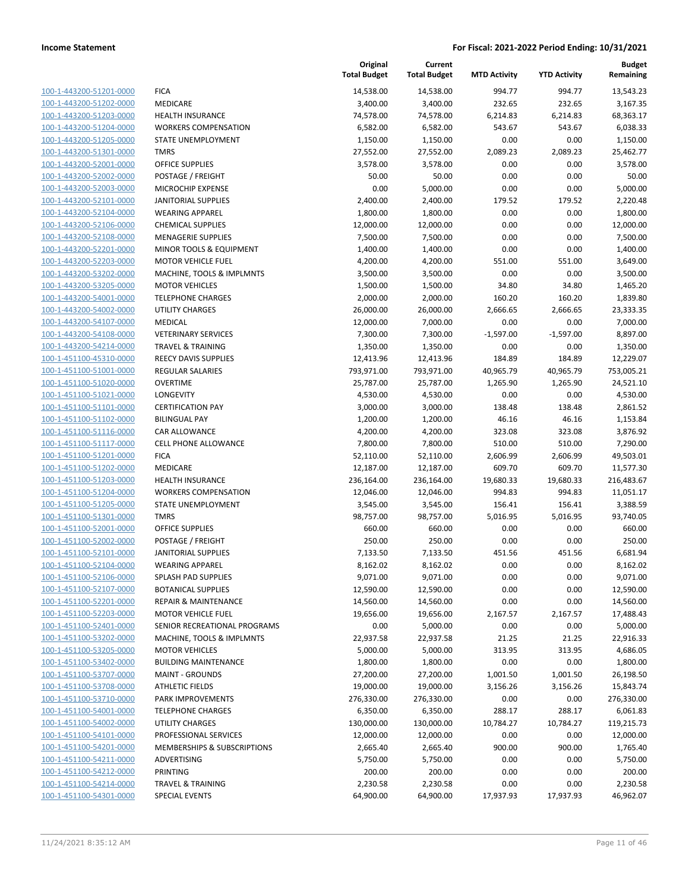**Income Statement** | **For Fiscal: 2021-2022 Period Ending: 10/31/2021**

| | | Original Total Budget | Current Total Budget | MTD Activity | YTD Activity | Budget Remaining |
|---|---|---|---|---|---|---|
| 100-1-443200-51201-0000 | FICA | 14,538.00 | 14,538.00 | 994.77 | 994.77 | 13,543.23 |
| 100-1-443200-51202-0000 | MEDICARE | 3,400.00 | 3,400.00 | 232.65 | 232.65 | 3,167.35 |
| 100-1-443200-51203-0000 | HEALTH INSURANCE | 74,578.00 | 74,578.00 | 6,214.83 | 6,214.83 | 68,363.17 |
| 100-1-443200-51204-0000 | WORKERS COMPENSATION | 6,582.00 | 6,582.00 | 543.67 | 543.67 | 6,038.33 |
| 100-1-443200-51205-0000 | STATE UNEMPLOYMENT | 1,150.00 | 1,150.00 | 0.00 | 0.00 | 1,150.00 |
| 100-1-443200-51301-0000 | TMRS | 27,552.00 | 27,552.00 | 2,089.23 | 2,089.23 | 25,462.77 |
| 100-1-443200-52001-0000 | OFFICE SUPPLIES | 3,578.00 | 3,578.00 | 0.00 | 0.00 | 3,578.00 |
| 100-1-443200-52002-0000 | POSTAGE / FREIGHT | 50.00 | 50.00 | 0.00 | 0.00 | 50.00 |
| 100-1-443200-52003-0000 | MICROCHIP EXPENSE | 0.00 | 5,000.00 | 0.00 | 0.00 | 5,000.00 |
| 100-1-443200-52101-0000 | JANITORIAL SUPPLIES | 2,400.00 | 2,400.00 | 179.52 | 179.52 | 2,220.48 |
| 100-1-443200-52104-0000 | WEARING APPAREL | 1,800.00 | 1,800.00 | 0.00 | 0.00 | 1,800.00 |
| 100-1-443200-52106-0000 | CHEMICAL SUPPLIES | 12,000.00 | 12,000.00 | 0.00 | 0.00 | 12,000.00 |
| 100-1-443200-52108-0000 | MENAGERIE SUPPLIES | 7,500.00 | 7,500.00 | 0.00 | 0.00 | 7,500.00 |
| 100-1-443200-52201-0000 | MINOR TOOLS & EQUIPMENT | 1,400.00 | 1,400.00 | 0.00 | 0.00 | 1,400.00 |
| 100-1-443200-52203-0000 | MOTOR VEHICLE FUEL | 4,200.00 | 4,200.00 | 551.00 | 551.00 | 3,649.00 |
| 100-1-443200-53202-0000 | MACHINE, TOOLS & IMPLMNTS | 3,500.00 | 3,500.00 | 0.00 | 0.00 | 3,500.00 |
| 100-1-443200-53205-0000 | MOTOR VEHICLES | 1,500.00 | 1,500.00 | 34.80 | 34.80 | 1,465.20 |
| 100-1-443200-54001-0000 | TELEPHONE CHARGES | 2,000.00 | 2,000.00 | 160.20 | 160.20 | 1,839.80 |
| 100-1-443200-54002-0000 | UTILITY CHARGES | 26,000.00 | 26,000.00 | 2,666.65 | 2,666.65 | 23,333.35 |
| 100-1-443200-54107-0000 | MEDICAL | 12,000.00 | 7,000.00 | 0.00 | 0.00 | 7,000.00 |
| 100-1-443200-54108-0000 | VETERINARY SERVICES | 7,300.00 | 7,300.00 | -1,597.00 | -1,597.00 | 8,897.00 |
| 100-1-443200-54214-0000 | TRAVEL & TRAINING | 1,350.00 | 1,350.00 | 0.00 | 0.00 | 1,350.00 |
| 100-1-451100-45310-0000 | REECY DAVIS SUPPLIES | 12,413.96 | 12,413.96 | 184.89 | 184.89 | 12,229.07 |
| 100-1-451100-51001-0000 | REGULAR SALARIES | 793,971.00 | 793,971.00 | 40,965.79 | 40,965.79 | 753,005.21 |
| 100-1-451100-51020-0000 | OVERTIME | 25,787.00 | 25,787.00 | 1,265.90 | 1,265.90 | 24,521.10 |
| 100-1-451100-51021-0000 | LONGEVITY | 4,530.00 | 4,530.00 | 0.00 | 0.00 | 4,530.00 |
| 100-1-451100-51101-0000 | CERTIFICATION PAY | 3,000.00 | 3,000.00 | 138.48 | 138.48 | 2,861.52 |
| 100-1-451100-51102-0000 | BILINGUAL PAY | 1,200.00 | 1,200.00 | 46.16 | 46.16 | 1,153.84 |
| 100-1-451100-51116-0000 | CAR ALLOWANCE | 4,200.00 | 4,200.00 | 323.08 | 323.08 | 3,876.92 |
| 100-1-451100-51117-0000 | CELL PHONE ALLOWANCE | 7,800.00 | 7,800.00 | 510.00 | 510.00 | 7,290.00 |
| 100-1-451100-51201-0000 | FICA | 52,110.00 | 52,110.00 | 2,606.99 | 2,606.99 | 49,503.01 |
| 100-1-451100-51202-0000 | MEDICARE | 12,187.00 | 12,187.00 | 609.70 | 609.70 | 11,577.30 |
| 100-1-451100-51203-0000 | HEALTH INSURANCE | 236,164.00 | 236,164.00 | 19,680.33 | 19,680.33 | 216,483.67 |
| 100-1-451100-51204-0000 | WORKERS COMPENSATION | 12,046.00 | 12,046.00 | 994.83 | 994.83 | 11,051.17 |
| 100-1-451100-51205-0000 | STATE UNEMPLOYMENT | 3,545.00 | 3,545.00 | 156.41 | 156.41 | 3,388.59 |
| 100-1-451100-51301-0000 | TMRS | 98,757.00 | 98,757.00 | 5,016.95 | 5,016.95 | 93,740.05 |
| 100-1-451100-52001-0000 | OFFICE SUPPLIES | 660.00 | 660.00 | 0.00 | 0.00 | 660.00 |
| 100-1-451100-52002-0000 | POSTAGE / FREIGHT | 250.00 | 250.00 | 0.00 | 0.00 | 250.00 |
| 100-1-451100-52101-0000 | JANITORIAL SUPPLIES | 7,133.50 | 7,133.50 | 451.56 | 451.56 | 6,681.94 |
| 100-1-451100-52104-0000 | WEARING APPAREL | 8,162.02 | 8,162.02 | 0.00 | 0.00 | 8,162.02 |
| 100-1-451100-52106-0000 | SPLASH PAD SUPPLIES | 9,071.00 | 9,071.00 | 0.00 | 0.00 | 9,071.00 |
| 100-1-451100-52107-0000 | BOTANICAL SUPPLIES | 12,590.00 | 12,590.00 | 0.00 | 0.00 | 12,590.00 |
| 100-1-451100-52201-0000 | REPAIR & MAINTENANCE | 14,560.00 | 14,560.00 | 0.00 | 0.00 | 14,560.00 |
| 100-1-451100-52203-0000 | MOTOR VEHICLE FUEL | 19,656.00 | 19,656.00 | 2,167.57 | 2,167.57 | 17,488.43 |
| 100-1-451100-52401-0000 | SENIOR RECREATIONAL PROGRAMS | 0.00 | 5,000.00 | 0.00 | 0.00 | 5,000.00 |
| 100-1-451100-53202-0000 | MACHINE, TOOLS & IMPLMNTS | 22,937.58 | 22,937.58 | 21.25 | 21.25 | 22,916.33 |
| 100-1-451100-53205-0000 | MOTOR VEHICLES | 5,000.00 | 5,000.00 | 313.95 | 313.95 | 4,686.05 |
| 100-1-451100-53402-0000 | BUILDING MAINTENANCE | 1,800.00 | 1,800.00 | 0.00 | 0.00 | 1,800.00 |
| 100-1-451100-53707-0000 | MAINT - GROUNDS | 27,200.00 | 27,200.00 | 1,001.50 | 1,001.50 | 26,198.50 |
| 100-1-451100-53708-0000 | ATHLETIC FIELDS | 19,000.00 | 19,000.00 | 3,156.26 | 3,156.26 | 15,843.74 |
| 100-1-451100-53710-0000 | PARK IMPROVEMENTS | 276,330.00 | 276,330.00 | 0.00 | 0.00 | 276,330.00 |
| 100-1-451100-54001-0000 | TELEPHONE CHARGES | 6,350.00 | 6,350.00 | 288.17 | 288.17 | 6,061.83 |
| 100-1-451100-54002-0000 | UTILITY CHARGES | 130,000.00 | 130,000.00 | 10,784.27 | 10,784.27 | 119,215.73 |
| 100-1-451100-54101-0000 | PROFESSIONAL SERVICES | 12,000.00 | 12,000.00 | 0.00 | 0.00 | 12,000.00 |
| 100-1-451100-54201-0000 | MEMBERSHIPS & SUBSCRIPTIONS | 2,665.40 | 2,665.40 | 900.00 | 900.00 | 1,765.40 |
| 100-1-451100-54211-0000 | ADVERTISING | 5,750.00 | 5,750.00 | 0.00 | 0.00 | 5,750.00 |
| 100-1-451100-54212-0000 | PRINTING | 200.00 | 200.00 | 0.00 | 0.00 | 200.00 |
| 100-1-451100-54214-0000 | TRAVEL & TRAINING | 2,230.58 | 2,230.58 | 0.00 | 0.00 | 2,230.58 |
| 100-1-451100-54301-0000 | SPECIAL EVENTS | 64,900.00 | 64,900.00 | 17,937.93 | 17,937.93 | 46,962.07 |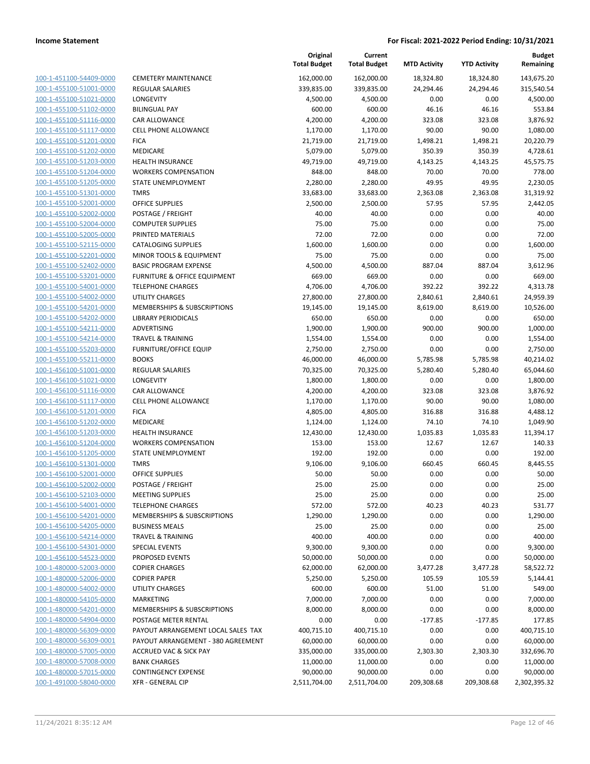**Income Statement** — **For Fiscal: 2021-2022 Period Ending: 10/31/2021**

| | | Original Total Budget | Current Total Budget | MTD Activity | YTD Activity | Budget Remaining |
|---|---|---|---|---|---|---|
| 100-1-451100-54409-0000 | CEMETERY MAINTENANCE | 162,000.00 | 162,000.00 | 18,324.80 | 18,324.80 | 143,675.20 |
| 100-1-455100-51001-0000 | REGULAR SALARIES | 339,835.00 | 339,835.00 | 24,294.46 | 24,294.46 | 315,540.54 |
| 100-1-455100-51021-0000 | LONGEVITY | 4,500.00 | 4,500.00 | 0.00 | 0.00 | 4,500.00 |
| 100-1-455100-51102-0000 | BILINGUAL PAY | 600.00 | 600.00 | 46.16 | 46.16 | 553.84 |
| 100-1-455100-51116-0000 | CAR ALLOWANCE | 4,200.00 | 4,200.00 | 323.08 | 323.08 | 3,876.92 |
| 100-1-455100-51117-0000 | CELL PHONE ALLOWANCE | 1,170.00 | 1,170.00 | 90.00 | 90.00 | 1,080.00 |
| 100-1-455100-51201-0000 | FICA | 21,719.00 | 21,719.00 | 1,498.21 | 1,498.21 | 20,220.79 |
| 100-1-455100-51202-0000 | MEDICARE | 5,079.00 | 5,079.00 | 350.39 | 350.39 | 4,728.61 |
| 100-1-455100-51203-0000 | HEALTH INSURANCE | 49,719.00 | 49,719.00 | 4,143.25 | 4,143.25 | 45,575.75 |
| 100-1-455100-51204-0000 | WORKERS COMPENSATION | 848.00 | 848.00 | 70.00 | 70.00 | 778.00 |
| 100-1-455100-51205-0000 | STATE UNEMPLOYMENT | 2,280.00 | 2,280.00 | 49.95 | 49.95 | 2,230.05 |
| 100-1-455100-51301-0000 | TMRS | 33,683.00 | 33,683.00 | 2,363.08 | 2,363.08 | 31,319.92 |
| 100-1-455100-52001-0000 | OFFICE SUPPLIES | 2,500.00 | 2,500.00 | 57.95 | 57.95 | 2,442.05 |
| 100-1-455100-52002-0000 | POSTAGE / FREIGHT | 40.00 | 40.00 | 0.00 | 0.00 | 40.00 |
| 100-1-455100-52004-0000 | COMPUTER SUPPLIES | 75.00 | 75.00 | 0.00 | 0.00 | 75.00 |
| 100-1-455100-52005-0000 | PRINTED MATERIALS | 72.00 | 72.00 | 0.00 | 0.00 | 72.00 |
| 100-1-455100-52115-0000 | CATALOGING SUPPLIES | 1,600.00 | 1,600.00 | 0.00 | 0.00 | 1,600.00 |
| 100-1-455100-52201-0000 | MINOR TOOLS & EQUIPMENT | 75.00 | 75.00 | 0.00 | 0.00 | 75.00 |
| 100-1-455100-52402-0000 | BASIC PROGRAM EXPENSE | 4,500.00 | 4,500.00 | 887.04 | 887.04 | 3,612.96 |
| 100-1-455100-53201-0000 | FURNITURE & OFFICE EQUIPMENT | 669.00 | 669.00 | 0.00 | 0.00 | 669.00 |
| 100-1-455100-54001-0000 | TELEPHONE CHARGES | 4,706.00 | 4,706.00 | 392.22 | 392.22 | 4,313.78 |
| 100-1-455100-54002-0000 | UTILITY CHARGES | 27,800.00 | 27,800.00 | 2,840.61 | 2,840.61 | 24,959.39 |
| 100-1-455100-54201-0000 | MEMBERSHIPS & SUBSCRIPTIONS | 19,145.00 | 19,145.00 | 8,619.00 | 8,619.00 | 10,526.00 |
| 100-1-455100-54202-0000 | LIBRARY PERIODICALS | 650.00 | 650.00 | 0.00 | 0.00 | 650.00 |
| 100-1-455100-54211-0000 | ADVERTISING | 1,900.00 | 1,900.00 | 900.00 | 900.00 | 1,000.00 |
| 100-1-455100-54214-0000 | TRAVEL & TRAINING | 1,554.00 | 1,554.00 | 0.00 | 0.00 | 1,554.00 |
| 100-1-455100-55203-0000 | FURNITURE/OFFICE EQUIP | 2,750.00 | 2,750.00 | 0.00 | 0.00 | 2,750.00 |
| 100-1-455100-55211-0000 | BOOKS | 46,000.00 | 46,000.00 | 5,785.98 | 5,785.98 | 40,214.02 |
| 100-1-456100-51001-0000 | REGULAR SALARIES | 70,325.00 | 70,325.00 | 5,280.40 | 5,280.40 | 65,044.60 |
| 100-1-456100-51021-0000 | LONGEVITY | 1,800.00 | 1,800.00 | 0.00 | 0.00 | 1,800.00 |
| 100-1-456100-51116-0000 | CAR ALLOWANCE | 4,200.00 | 4,200.00 | 323.08 | 323.08 | 3,876.92 |
| 100-1-456100-51117-0000 | CELL PHONE ALLOWANCE | 1,170.00 | 1,170.00 | 90.00 | 90.00 | 1,080.00 |
| 100-1-456100-51201-0000 | FICA | 4,805.00 | 4,805.00 | 316.88 | 316.88 | 4,488.12 |
| 100-1-456100-51202-0000 | MEDICARE | 1,124.00 | 1,124.00 | 74.10 | 74.10 | 1,049.90 |
| 100-1-456100-51203-0000 | HEALTH INSURANCE | 12,430.00 | 12,430.00 | 1,035.83 | 1,035.83 | 11,394.17 |
| 100-1-456100-51204-0000 | WORKERS COMPENSATION | 153.00 | 153.00 | 12.67 | 12.67 | 140.33 |
| 100-1-456100-51205-0000 | STATE UNEMPLOYMENT | 192.00 | 192.00 | 0.00 | 0.00 | 192.00 |
| 100-1-456100-51301-0000 | TMRS | 9,106.00 | 9,106.00 | 660.45 | 660.45 | 8,445.55 |
| 100-1-456100-52001-0000 | OFFICE SUPPLIES | 50.00 | 50.00 | 0.00 | 0.00 | 50.00 |
| 100-1-456100-52002-0000 | POSTAGE / FREIGHT | 25.00 | 25.00 | 0.00 | 0.00 | 25.00 |
| 100-1-456100-52103-0000 | MEETING SUPPLIES | 25.00 | 25.00 | 0.00 | 0.00 | 25.00 |
| 100-1-456100-54001-0000 | TELEPHONE CHARGES | 572.00 | 572.00 | 40.23 | 40.23 | 531.77 |
| 100-1-456100-54201-0000 | MEMBERSHIPS & SUBSCRIPTIONS | 1,290.00 | 1,290.00 | 0.00 | 0.00 | 1,290.00 |
| 100-1-456100-54205-0000 | BUSINESS MEALS | 25.00 | 25.00 | 0.00 | 0.00 | 25.00 |
| 100-1-456100-54214-0000 | TRAVEL & TRAINING | 400.00 | 400.00 | 0.00 | 0.00 | 400.00 |
| 100-1-456100-54301-0000 | SPECIAL EVENTS | 9,300.00 | 9,300.00 | 0.00 | 0.00 | 9,300.00 |
| 100-1-456100-54523-0000 | PROPOSED EVENTS | 50,000.00 | 50,000.00 | 0.00 | 0.00 | 50,000.00 |
| 100-1-480000-52003-0000 | COPIER CHARGES | 62,000.00 | 62,000.00 | 3,477.28 | 3,477.28 | 58,522.72 |
| 100-1-480000-52006-0000 | COPIER PAPER | 5,250.00 | 5,250.00 | 105.59 | 105.59 | 5,144.41 |
| 100-1-480000-54002-0000 | UTILITY CHARGES | 600.00 | 600.00 | 51.00 | 51.00 | 549.00 |
| 100-1-480000-54105-0000 | MARKETING | 7,000.00 | 7,000.00 | 0.00 | 0.00 | 7,000.00 |
| 100-1-480000-54201-0000 | MEMBERSHIPS & SUBSCRIPTIONS | 8,000.00 | 8,000.00 | 0.00 | 0.00 | 8,000.00 |
| 100-1-480000-54904-0000 | POSTAGE METER RENTAL | 0.00 | 0.00 | -177.85 | -177.85 | 177.85 |
| 100-1-480000-56309-0000 | PAYOUT ARRANGEMENT LOCAL SALES TAX | 400,715.10 | 400,715.10 | 0.00 | 0.00 | 400,715.10 |
| 100-1-480000-56309-0001 | PAYOUT ARRANGEMENT - 380 AGREEMENT | 60,000.00 | 60,000.00 | 0.00 | 0.00 | 60,000.00 |
| 100-1-480000-57005-0000 | ACCRUED VAC & SICK PAY | 335,000.00 | 335,000.00 | 2,303.30 | 2,303.30 | 332,696.70 |
| 100-1-480000-57008-0000 | BANK CHARGES | 11,000.00 | 11,000.00 | 0.00 | 0.00 | 11,000.00 |
| 100-1-480000-57015-0000 | CONTINGENCY EXPENSE | 90,000.00 | 90,000.00 | 0.00 | 0.00 | 90,000.00 |
| 100-1-491000-58040-0000 | XFR - GENERAL CIP | 2,511,704.00 | 2,511,704.00 | 209,308.68 | 209,308.68 | 2,302,395.32 |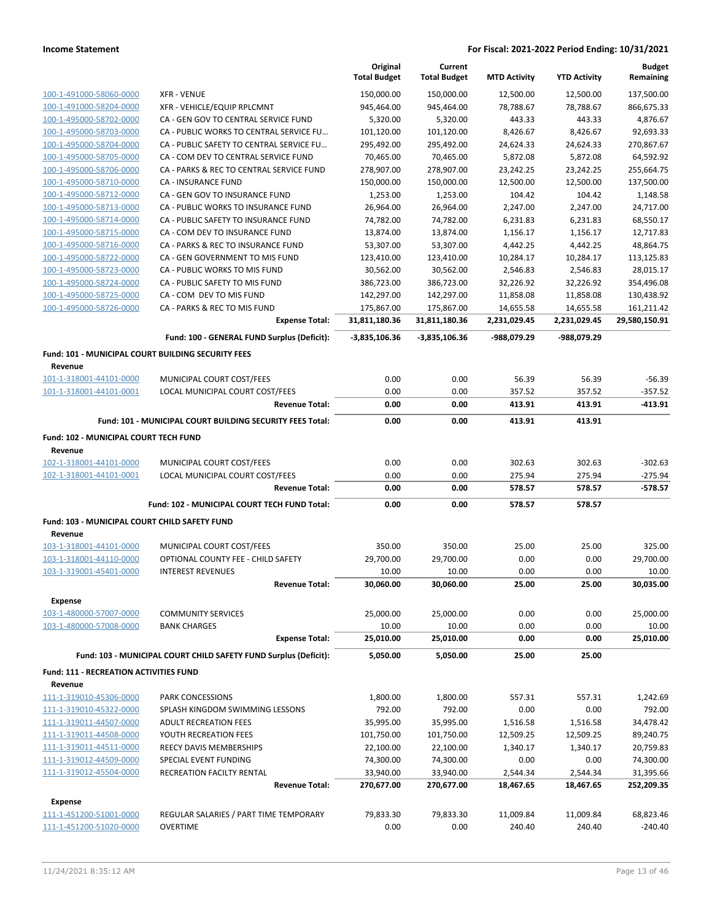| | | Original Total Budget | Current Total Budget | MTD Activity | YTD Activity | Budget Remaining |
|---|---|---|---|---|---|---|
| 100-1-491000-58060-0000 | XFR - VENUE | 150,000.00 | 150,000.00 | 12,500.00 | 12,500.00 | 137,500.00 |
| 100-1-491000-58204-0000 | XFR - VEHICLE/EQUIP RPLCMNT | 945,464.00 | 945,464.00 | 78,788.67 | 78,788.67 | 866,675.33 |
| 100-1-495000-58702-0000 | CA - GEN GOV TO CENTRAL SERVICE FUND | 5,320.00 | 5,320.00 | 443.33 | 443.33 | 4,876.67 |
| 100-1-495000-58703-0000 | CA - PUBLIC WORKS TO CENTRAL SERVICE FU… | 101,120.00 | 101,120.00 | 8,426.67 | 8,426.67 | 92,693.33 |
| 100-1-495000-58704-0000 | CA - PUBLIC SAFETY TO CENTRAL SERVICE FU… | 295,492.00 | 295,492.00 | 24,624.33 | 24,624.33 | 270,867.67 |
| 100-1-495000-58705-0000 | CA - COM DEV TO CENTRAL SERVICE FUND | 70,465.00 | 70,465.00 | 5,872.08 | 5,872.08 | 64,592.92 |
| 100-1-495000-58706-0000 | CA - PARKS & REC TO CENTRAL SERVICE FUND | 278,907.00 | 278,907.00 | 23,242.25 | 23,242.25 | 255,664.75 |
| 100-1-495000-58710-0000 | CA - INSURANCE FUND | 150,000.00 | 150,000.00 | 12,500.00 | 12,500.00 | 137,500.00 |
| 100-1-495000-58712-0000 | CA - GEN GOV TO INSURANCE FUND | 1,253.00 | 1,253.00 | 104.42 | 104.42 | 1,148.58 |
| 100-1-495000-58713-0000 | CA - PUBLIC WORKS TO INSURANCE FUND | 26,964.00 | 26,964.00 | 2,247.00 | 2,247.00 | 24,717.00 |
| 100-1-495000-58714-0000 | CA - PUBLIC SAFETY TO INSURANCE FUND | 74,782.00 | 74,782.00 | 6,231.83 | 6,231.83 | 68,550.17 |
| 100-1-495000-58715-0000 | CA - COM DEV TO INSURANCE FUND | 13,874.00 | 13,874.00 | 1,156.17 | 1,156.17 | 12,717.83 |
| 100-1-495000-58716-0000 | CA - PARKS & REC TO INSURANCE FUND | 53,307.00 | 53,307.00 | 4,442.25 | 4,442.25 | 48,864.75 |
| 100-1-495000-58722-0000 | CA - GEN GOVERNMENT TO MIS FUND | 123,410.00 | 123,410.00 | 10,284.17 | 10,284.17 | 113,125.83 |
| 100-1-495000-58723-0000 | CA - PUBLIC WORKS TO MIS FUND | 30,562.00 | 30,562.00 | 2,546.83 | 2,546.83 | 28,015.17 |
| 100-1-495000-58724-0000 | CA - PUBLIC SAFETY TO MIS FUND | 386,723.00 | 386,723.00 | 32,226.92 | 32,226.92 | 354,496.08 |
| 100-1-495000-58725-0000 | CA - COM DEV TO MIS FUND | 142,297.00 | 142,297.00 | 11,858.08 | 11,858.08 | 130,438.92 |
| 100-1-495000-58726-0000 | CA - PARKS & REC TO MIS FUND | 175,867.00 | 175,867.00 | 14,655.58 | 14,655.58 | 161,211.42 |
| | **Expense Total:** | **31,811,180.36** | **31,811,180.36** | **2,231,029.45** | **2,231,029.45** | **29,580,150.91** |
| | **Fund: 100 - GENERAL FUND Surplus (Deficit):** | **-3,835,106.36** | **-3,835,106.36** | **-988,079.29** | **-988,079.29** | |
| **Fund: 101 - MUNICIPAL COURT BUILDING SECURITY FEES** | | | | | | |
| **Revenue** | | | | | | |
| 101-1-318001-44101-0000 | MUNICIPAL COURT COST/FEES | 0.00 | 0.00 | 56.39 | 56.39 | -56.39 |
| 101-1-318001-44101-0001 | LOCAL MUNICIPAL COURT COST/FEES | 0.00 | 0.00 | 357.52 | 357.52 | -357.52 |
| | **Revenue Total:** | **0.00** | **0.00** | **413.91** | **413.91** | **-413.91** |
| | **Fund: 101 - MUNICIPAL COURT BUILDING SECURITY FEES Total:** | **0.00** | **0.00** | **413.91** | **413.91** | |
| **Fund: 102 - MUNICIPAL COURT TECH FUND** | | | | | | |
| **Revenue** | | | | | | |
| 102-1-318001-44101-0000 | MUNICIPAL COURT COST/FEES | 0.00 | 0.00 | 302.63 | 302.63 | -302.63 |
| 102-1-318001-44101-0001 | LOCAL MUNICIPAL COURT COST/FEES | 0.00 | 0.00 | 275.94 | 275.94 | -275.94 |
| | **Revenue Total:** | **0.00** | **0.00** | **578.57** | **578.57** | **-578.57** |
| | **Fund: 102 - MUNICIPAL COURT TECH FUND Total:** | **0.00** | **0.00** | **578.57** | **578.57** | |
| **Fund: 103 - MUNICIPAL COURT CHILD SAFETY FUND** | | | | | | |
| **Revenue** | | | | | | |
| 103-1-318001-44101-0000 | MUNICIPAL COURT COST/FEES | 350.00 | 350.00 | 25.00 | 25.00 | 325.00 |
| 103-1-318001-44110-0000 | OPTIONAL COUNTY FEE - CHILD SAFETY | 29,700.00 | 29,700.00 | 0.00 | 0.00 | 29,700.00 |
| 103-1-319001-45401-0000 | INTEREST REVENUES | 10.00 | 10.00 | 0.00 | 0.00 | 10.00 |
| | **Revenue Total:** | **30,060.00** | **30,060.00** | **25.00** | **25.00** | **30,035.00** |
| **Expense** | | | | | | |
| 103-1-480000-57007-0000 | COMMUNITY SERVICES | 25,000.00 | 25,000.00 | 0.00 | 0.00 | 25,000.00 |
| 103-1-480000-57008-0000 | BANK CHARGES | 10.00 | 10.00 | 0.00 | 0.00 | 10.00 |
| | **Expense Total:** | **25,010.00** | **25,010.00** | **0.00** | **0.00** | **25,010.00** |
| | **Fund: 103 - MUNICIPAL COURT CHILD SAFETY FUND Surplus (Deficit):** | **5,050.00** | **5,050.00** | **25.00** | **25.00** | |
| **Fund: 111 - RECREATION ACTIVITIES FUND** | | | | | | |
| **Revenue** | | | | | | |
| 111-1-319010-45306-0000 | PARK CONCESSIONS | 1,800.00 | 1,800.00 | 557.31 | 557.31 | 1,242.69 |
| 111-1-319010-45322-0000 | SPLASH KINGDOM SWIMMING LESSONS | 792.00 | 792.00 | 0.00 | 0.00 | 792.00 |
| 111-1-319011-44507-0000 | ADULT RECREATION FEES | 35,995.00 | 35,995.00 | 1,516.58 | 1,516.58 | 34,478.42 |
| 111-1-319011-44508-0000 | YOUTH RECREATION FEES | 101,750.00 | 101,750.00 | 12,509.25 | 12,509.25 | 89,240.75 |
| 111-1-319011-44511-0000 | REECY DAVIS MEMBERSHIPS | 22,100.00 | 22,100.00 | 1,340.17 | 1,340.17 | 20,759.83 |
| 111-1-319012-44509-0000 | SPECIAL EVENT FUNDING | 74,300.00 | 74,300.00 | 0.00 | 0.00 | 74,300.00 |
| 111-1-319012-45504-0000 | RECREATION FACILTY RENTAL | 33,940.00 | 33,940.00 | 2,544.34 | 2,544.34 | 31,395.66 |
| | **Revenue Total:** | **270,677.00** | **270,677.00** | **18,467.65** | **18,467.65** | **252,209.35** |
| **Expense** | | | | | | |
| 111-1-451200-51001-0000 | REGULAR SALARIES / PART TIME TEMPORARY | 79,833.30 | 79,833.30 | 11,009.84 | 11,009.84 | 68,823.46 |
| 111-1-451200-51020-0000 | OVERTIME | 0.00 | 0.00 | 240.40 | 240.40 | -240.40 |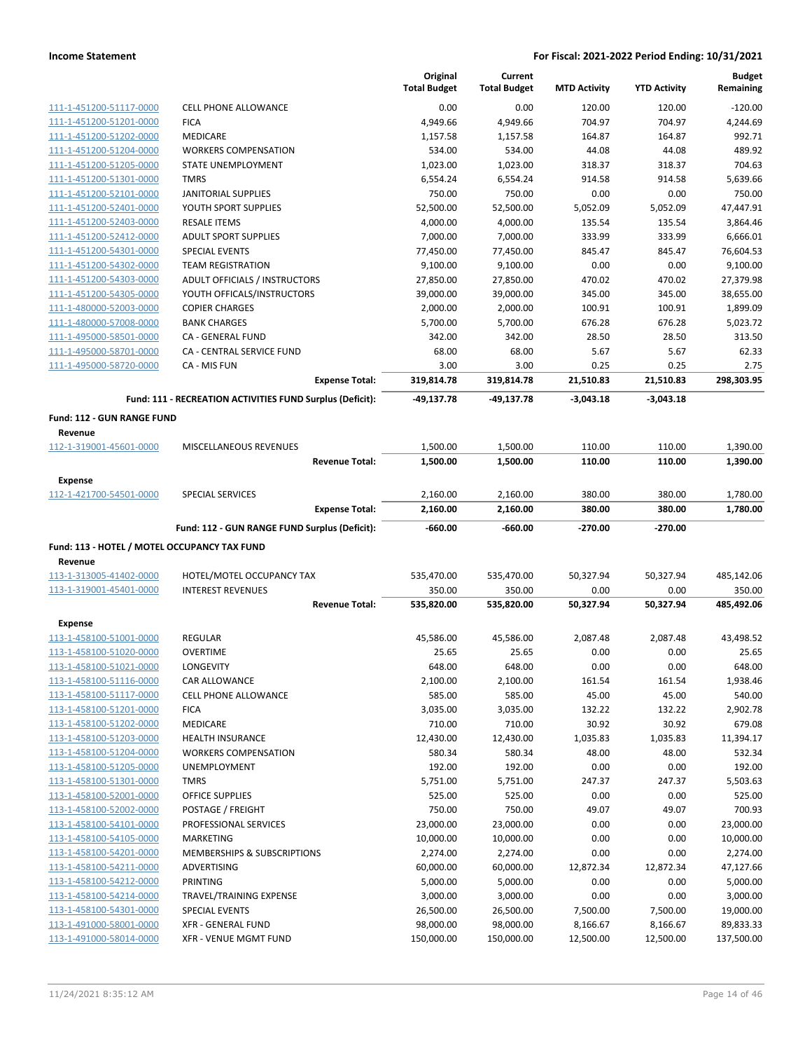| | | Original Total Budget | Current Total Budget | MTD Activity | YTD Activity | Budget Remaining |
|---|---|---|---|---|---|---|
| 111-1-451200-51117-0000 | CELL PHONE ALLOWANCE | 0.00 | 0.00 | 120.00 | 120.00 | -120.00 |
| 111-1-451200-51201-0000 | FICA | 4,949.66 | 4,949.66 | 704.97 | 704.97 | 4,244.69 |
| 111-1-451200-51202-0000 | MEDICARE | 1,157.58 | 1,157.58 | 164.87 | 164.87 | 992.71 |
| 111-1-451200-51204-0000 | WORKERS COMPENSATION | 534.00 | 534.00 | 44.08 | 44.08 | 489.92 |
| 111-1-451200-51205-0000 | STATE UNEMPLOYMENT | 1,023.00 | 1,023.00 | 318.37 | 318.37 | 704.63 |
| 111-1-451200-51301-0000 | TMRS | 6,554.24 | 6,554.24 | 914.58 | 914.58 | 5,639.66 |
| 111-1-451200-52101-0000 | JANITORIAL SUPPLIES | 750.00 | 750.00 | 0.00 | 0.00 | 750.00 |
| 111-1-451200-52401-0000 | YOUTH SPORT SUPPLIES | 52,500.00 | 52,500.00 | 5,052.09 | 5,052.09 | 47,447.91 |
| 111-1-451200-52403-0000 | RESALE ITEMS | 4,000.00 | 4,000.00 | 135.54 | 135.54 | 3,864.46 |
| 111-1-451200-52412-0000 | ADULT SPORT SUPPLIES | 7,000.00 | 7,000.00 | 333.99 | 333.99 | 6,666.01 |
| 111-1-451200-54301-0000 | SPECIAL EVENTS | 77,450.00 | 77,450.00 | 845.47 | 845.47 | 76,604.53 |
| 111-1-451200-54302-0000 | TEAM REGISTRATION | 9,100.00 | 9,100.00 | 0.00 | 0.00 | 9,100.00 |
| 111-1-451200-54303-0000 | ADULT OFFICIALS / INSTRUCTORS | 27,850.00 | 27,850.00 | 470.02 | 470.02 | 27,379.98 |
| 111-1-451200-54305-0000 | YOUTH OFFICALS/INSTRUCTORS | 39,000.00 | 39,000.00 | 345.00 | 345.00 | 38,655.00 |
| 111-1-480000-52003-0000 | COPIER CHARGES | 2,000.00 | 2,000.00 | 100.91 | 100.91 | 1,899.09 |
| 111-1-480000-57008-0000 | BANK CHARGES | 5,700.00 | 5,700.00 | 676.28 | 676.28 | 5,023.72 |
| 111-1-495000-58501-0000 | CA - GENERAL FUND | 342.00 | 342.00 | 28.50 | 28.50 | 313.50 |
| 111-1-495000-58701-0000 | CA - CENTRAL SERVICE FUND | 68.00 | 68.00 | 5.67 | 5.67 | 62.33 |
| 111-1-495000-58720-0000 | CA - MIS FUN | 3.00 | 3.00 | 0.25 | 0.25 | 2.75 |
| | **Expense Total:** | **319,814.78** | **319,814.78** | **21,510.83** | **21,510.83** | **298,303.95** |
| | **Fund: 111 - RECREATION ACTIVITIES FUND Surplus (Deficit):** | **-49,137.78** | **-49,137.78** | **-3,043.18** | **-3,043.18** | |
| **Fund: 112 - GUN RANGE FUND** | | | | | | |
| **Revenue** | | | | | | |
| 112-1-319001-45601-0000 | MISCELLANEOUS REVENUES | 1,500.00 | 1,500.00 | 110.00 | 110.00 | 1,390.00 |
| | **Revenue Total:** | **1,500.00** | **1,500.00** | **110.00** | **110.00** | **1,390.00** |
| **Expense** | | | | | | |
| 112-1-421700-54501-0000 | SPECIAL SERVICES | 2,160.00 | 2,160.00 | 380.00 | 380.00 | 1,780.00 |
| | **Expense Total:** | **2,160.00** | **2,160.00** | **380.00** | **380.00** | **1,780.00** |
| | **Fund: 112 - GUN RANGE FUND Surplus (Deficit):** | **-660.00** | **-660.00** | **-270.00** | **-270.00** | |
| **Fund: 113 - HOTEL / MOTEL OCCUPANCY TAX FUND** | | | | | | |
| **Revenue** | | | | | | |
| 113-1-313005-41402-0000 | HOTEL/MOTEL OCCUPANCY TAX | 535,470.00 | 535,470.00 | 50,327.94 | 50,327.94 | 485,142.06 |
| 113-1-319001-45401-0000 | INTEREST REVENUES | 350.00 | 350.00 | 0.00 | 0.00 | 350.00 |
| | **Revenue Total:** | **535,820.00** | **535,820.00** | **50,327.94** | **50,327.94** | **485,492.06** |
| **Expense** | | | | | | |
| 113-1-458100-51001-0000 | REGULAR | 45,586.00 | 45,586.00 | 2,087.48 | 2,087.48 | 43,498.52 |
| 113-1-458100-51020-0000 | OVERTIME | 25.65 | 25.65 | 0.00 | 0.00 | 25.65 |
| 113-1-458100-51021-0000 | LONGEVITY | 648.00 | 648.00 | 0.00 | 0.00 | 648.00 |
| 113-1-458100-51116-0000 | CAR ALLOWANCE | 2,100.00 | 2,100.00 | 161.54 | 161.54 | 1,938.46 |
| 113-1-458100-51117-0000 | CELL PHONE ALLOWANCE | 585.00 | 585.00 | 45.00 | 45.00 | 540.00 |
| 113-1-458100-51201-0000 | FICA | 3,035.00 | 3,035.00 | 132.22 | 132.22 | 2,902.78 |
| 113-1-458100-51202-0000 | MEDICARE | 710.00 | 710.00 | 30.92 | 30.92 | 679.08 |
| 113-1-458100-51203-0000 | HEALTH INSURANCE | 12,430.00 | 12,430.00 | 1,035.83 | 1,035.83 | 11,394.17 |
| 113-1-458100-51204-0000 | WORKERS COMPENSATION | 580.34 | 580.34 | 48.00 | 48.00 | 532.34 |
| 113-1-458100-51205-0000 | UNEMPLOYMENT | 192.00 | 192.00 | 0.00 | 0.00 | 192.00 |
| 113-1-458100-51301-0000 | TMRS | 5,751.00 | 5,751.00 | 247.37 | 247.37 | 5,503.63 |
| 113-1-458100-52001-0000 | OFFICE SUPPLIES | 525.00 | 525.00 | 0.00 | 0.00 | 525.00 |
| 113-1-458100-52002-0000 | POSTAGE / FREIGHT | 750.00 | 750.00 | 49.07 | 49.07 | 700.93 |
| 113-1-458100-54101-0000 | PROFESSIONAL SERVICES | 23,000.00 | 23,000.00 | 0.00 | 0.00 | 23,000.00 |
| 113-1-458100-54105-0000 | MARKETING | 10,000.00 | 10,000.00 | 0.00 | 0.00 | 10,000.00 |
| 113-1-458100-54201-0000 | MEMBERSHIPS & SUBSCRIPTIONS | 2,274.00 | 2,274.00 | 0.00 | 0.00 | 2,274.00 |
| 113-1-458100-54211-0000 | ADVERTISING | 60,000.00 | 60,000.00 | 12,872.34 | 12,872.34 | 47,127.66 |
| 113-1-458100-54212-0000 | PRINTING | 5,000.00 | 5,000.00 | 0.00 | 0.00 | 5,000.00 |
| 113-1-458100-54214-0000 | TRAVEL/TRAINING EXPENSE | 3,000.00 | 3,000.00 | 0.00 | 0.00 | 3,000.00 |
| 113-1-458100-54301-0000 | SPECIAL EVENTS | 26,500.00 | 26,500.00 | 7,500.00 | 7,500.00 | 19,000.00 |
| 113-1-491000-58001-0000 | XFR - GENERAL FUND | 98,000.00 | 98,000.00 | 8,166.67 | 8,166.67 | 89,833.33 |
| 113-1-491000-58014-0000 | XFR - VENUE MGMT FUND | 150,000.00 | 150,000.00 | 12,500.00 | 12,500.00 | 137,500.00 |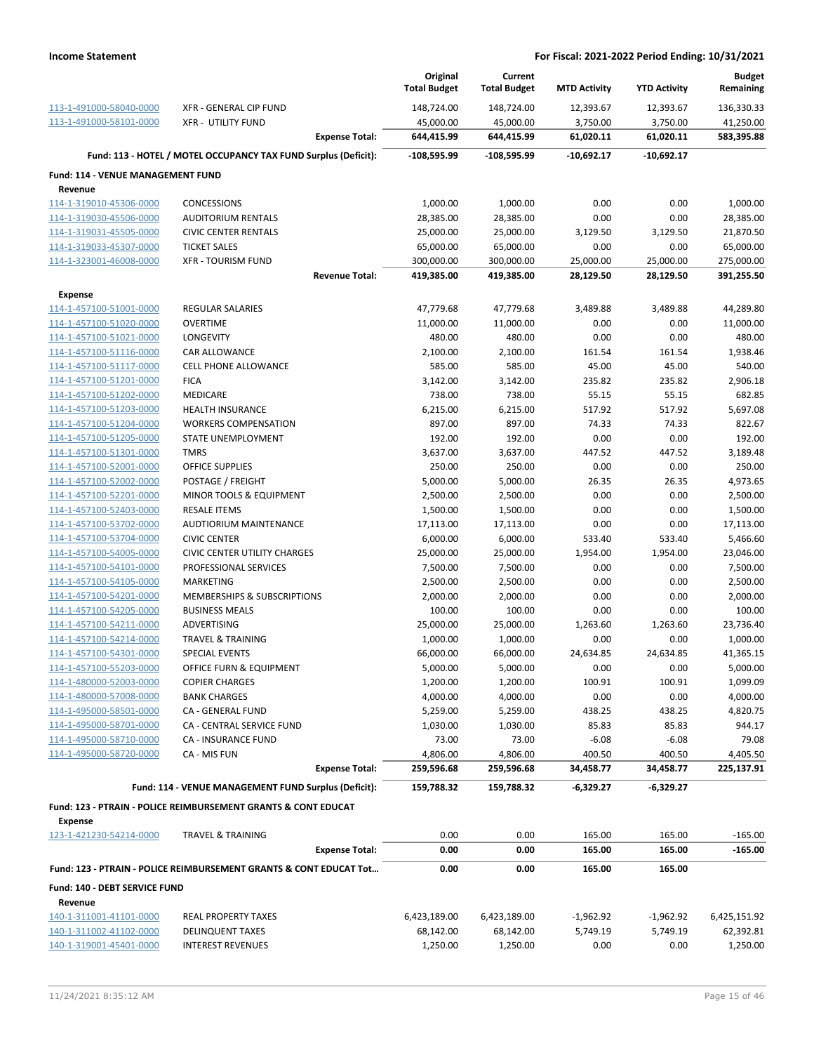| | | Original Total Budget | Current Total Budget | MTD Activity | YTD Activity | Budget Remaining |
|---|---|---|---|---|---|---|
| 113-1-491000-58040-0000 | XFR - GENERAL CIP FUND | 148,724.00 | 148,724.00 | 12,393.67 | 12,393.67 | 136,330.33 |
| 113-1-491000-58101-0000 | XFR - UTILITY FUND | 45,000.00 | 45,000.00 | 3,750.00 | 3,750.00 | 41,250.00 |
| | **Expense Total:** | **644,415.99** | **644,415.99** | **61,020.11** | **61,020.11** | **583,395.88** |
| | **Fund: 113 - HOTEL / MOTEL OCCUPANCY TAX FUND Surplus (Deficit):** | **-108,595.99** | **-108,595.99** | **-10,692.17** | **-10,692.17** | |
| **Fund: 114 - VENUE MANAGEMENT FUND** | | | | | | |
| **Revenue** | | | | | | |
| 114-1-319010-45306-0000 | CONCESSIONS | 1,000.00 | 1,000.00 | 0.00 | 0.00 | 1,000.00 |
| 114-1-319030-45506-0000 | AUDITORIUM RENTALS | 28,385.00 | 28,385.00 | 0.00 | 0.00 | 28,385.00 |
| 114-1-319031-45505-0000 | CIVIC CENTER RENTALS | 25,000.00 | 25,000.00 | 3,129.50 | 3,129.50 | 21,870.50 |
| 114-1-319033-45307-0000 | TICKET SALES | 65,000.00 | 65,000.00 | 0.00 | 0.00 | 65,000.00 |
| 114-1-323001-46008-0000 | XFR - TOURISM FUND | 300,000.00 | 300,000.00 | 25,000.00 | 25,000.00 | 275,000.00 |
| | **Revenue Total:** | **419,385.00** | **419,385.00** | **28,129.50** | **28,129.50** | **391,255.50** |
| **Expense** | | | | | | |
| 114-1-457100-51001-0000 | REGULAR SALARIES | 47,779.68 | 47,779.68 | 3,489.88 | 3,489.88 | 44,289.80 |
| 114-1-457100-51020-0000 | OVERTIME | 11,000.00 | 11,000.00 | 0.00 | 0.00 | 11,000.00 |
| 114-1-457100-51021-0000 | LONGEVITY | 480.00 | 480.00 | 0.00 | 0.00 | 480.00 |
| 114-1-457100-51116-0000 | CAR ALLOWANCE | 2,100.00 | 2,100.00 | 161.54 | 161.54 | 1,938.46 |
| 114-1-457100-51117-0000 | CELL PHONE ALLOWANCE | 585.00 | 585.00 | 45.00 | 45.00 | 540.00 |
| 114-1-457100-51201-0000 | FICA | 3,142.00 | 3,142.00 | 235.82 | 235.82 | 2,906.18 |
| 114-1-457100-51202-0000 | MEDICARE | 738.00 | 738.00 | 55.15 | 55.15 | 682.85 |
| 114-1-457100-51203-0000 | HEALTH INSURANCE | 6,215.00 | 6,215.00 | 517.92 | 517.92 | 5,697.08 |
| 114-1-457100-51204-0000 | WORKERS COMPENSATION | 897.00 | 897.00 | 74.33 | 74.33 | 822.67 |
| 114-1-457100-51205-0000 | STATE UNEMPLOYMENT | 192.00 | 192.00 | 0.00 | 0.00 | 192.00 |
| 114-1-457100-51301-0000 | TMRS | 3,637.00 | 3,637.00 | 447.52 | 447.52 | 3,189.48 |
| 114-1-457100-52001-0000 | OFFICE SUPPLIES | 250.00 | 250.00 | 0.00 | 0.00 | 250.00 |
| 114-1-457100-52002-0000 | POSTAGE / FREIGHT | 5,000.00 | 5,000.00 | 26.35 | 26.35 | 4,973.65 |
| 114-1-457100-52201-0000 | MINOR TOOLS & EQUIPMENT | 2,500.00 | 2,500.00 | 0.00 | 0.00 | 2,500.00 |
| 114-1-457100-52403-0000 | RESALE ITEMS | 1,500.00 | 1,500.00 | 0.00 | 0.00 | 1,500.00 |
| 114-1-457100-53702-0000 | AUDTIORIUM MAINTENANCE | 17,113.00 | 17,113.00 | 0.00 | 0.00 | 17,113.00 |
| 114-1-457100-53704-0000 | CIVIC CENTER | 6,000.00 | 6,000.00 | 533.40 | 533.40 | 5,466.60 |
| 114-1-457100-54005-0000 | CIVIC CENTER UTILITY CHARGES | 25,000.00 | 25,000.00 | 1,954.00 | 1,954.00 | 23,046.00 |
| 114-1-457100-54101-0000 | PROFESSIONAL SERVICES | 7,500.00 | 7,500.00 | 0.00 | 0.00 | 7,500.00 |
| 114-1-457100-54105-0000 | MARKETING | 2,500.00 | 2,500.00 | 0.00 | 0.00 | 2,500.00 |
| 114-1-457100-54201-0000 | MEMBERSHIPS & SUBSCRIPTIONS | 2,000.00 | 2,000.00 | 0.00 | 0.00 | 2,000.00 |
| 114-1-457100-54205-0000 | BUSINESS MEALS | 100.00 | 100.00 | 0.00 | 0.00 | 100.00 |
| 114-1-457100-54211-0000 | ADVERTISING | 25,000.00 | 25,000.00 | 1,263.60 | 1,263.60 | 23,736.40 |
| 114-1-457100-54214-0000 | TRAVEL & TRAINING | 1,000.00 | 1,000.00 | 0.00 | 0.00 | 1,000.00 |
| 114-1-457100-54301-0000 | SPECIAL EVENTS | 66,000.00 | 66,000.00 | 24,634.85 | 24,634.85 | 41,365.15 |
| 114-1-457100-55203-0000 | OFFICE FURN & EQUIPMENT | 5,000.00 | 5,000.00 | 0.00 | 0.00 | 5,000.00 |
| 114-1-480000-52003-0000 | COPIER CHARGES | 1,200.00 | 1,200.00 | 100.91 | 100.91 | 1,099.09 |
| 114-1-480000-57008-0000 | BANK CHARGES | 4,000.00 | 4,000.00 | 0.00 | 0.00 | 4,000.00 |
| 114-1-495000-58501-0000 | CA - GENERAL FUND | 5,259.00 | 5,259.00 | 438.25 | 438.25 | 4,820.75 |
| 114-1-495000-58701-0000 | CA - CENTRAL SERVICE FUND | 1,030.00 | 1,030.00 | 85.83 | 85.83 | 944.17 |
| 114-1-495000-58710-0000 | CA - INSURANCE FUND | 73.00 | 73.00 | -6.08 | -6.08 | 79.08 |
| 114-1-495000-58720-0000 | CA - MIS FUN | 4,806.00 | 4,806.00 | 400.50 | 400.50 | 4,405.50 |
| | **Expense Total:** | **259,596.68** | **259,596.68** | **34,458.77** | **34,458.77** | **225,137.91** |
| | **Fund: 114 - VENUE MANAGEMENT FUND Surplus (Deficit):** | **159,788.32** | **159,788.32** | **-6,329.27** | **-6,329.27** | |
| **Fund: 123 - PTRAIN - POLICE REIMBURSEMENT GRANTS & CONT EDUCAT** | | | | | | |
| **Expense** | | | | | | |
| 123-1-421230-54214-0000 | TRAVEL & TRAINING | 0.00 | 0.00 | 165.00 | 165.00 | -165.00 |
| | **Expense Total:** | **0.00** | **0.00** | **165.00** | **165.00** | **-165.00** |
| **Fund: 123 - PTRAIN - POLICE REIMBURSEMENT GRANTS & CONT EDUCAT Tot...** | | **0.00** | **0.00** | **165.00** | **165.00** | |
| **Fund: 140 - DEBT SERVICE FUND** | | | | | | |
| **Revenue** | | | | | | |
| 140-1-311001-41101-0000 | REAL PROPERTY TAXES | 6,423,189.00 | 6,423,189.00 | -1,962.92 | -1,962.92 | 6,425,151.92 |
| 140-1-311002-41102-0000 | DELINQUENT TAXES | 68,142.00 | 68,142.00 | 5,749.19 | 5,749.19 | 62,392.81 |
| 140-1-319001-45401-0000 | INTEREST REVENUES | 1,250.00 | 1,250.00 | 0.00 | 0.00 | 1,250.00 |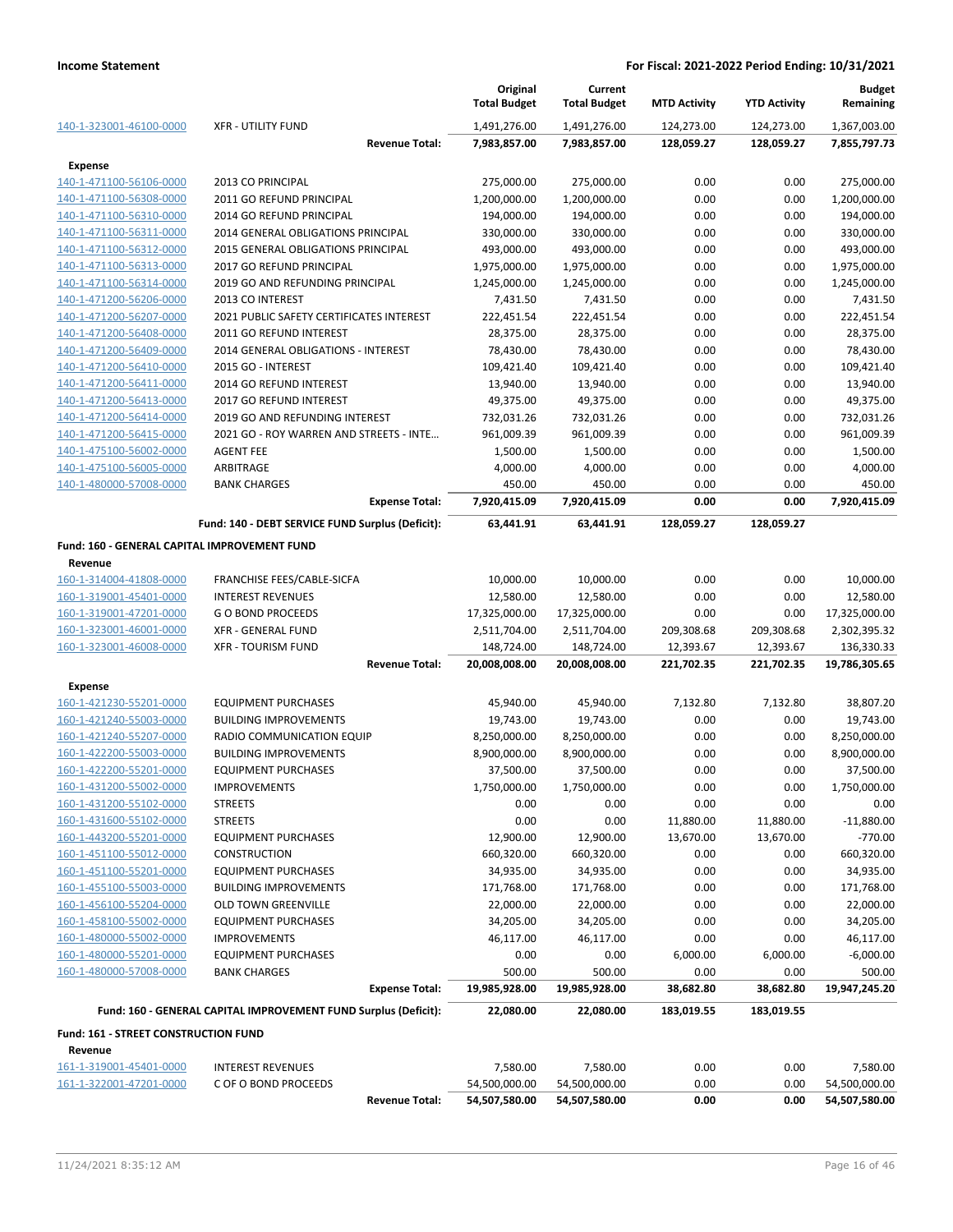| | | Original Total Budget | Current Total Budget | MTD Activity | YTD Activity | Budget Remaining |
|---|---|---|---|---|---|---|
| 140-1-323001-46100-0000 | XFR - UTILITY FUND | 1,491,276.00 | 1,491,276.00 | 124,273.00 | 124,273.00 | 1,367,003.00 |
| | **Revenue Total:** | **7,983,857.00** | **7,983,857.00** | **128,059.27** | **128,059.27** | **7,855,797.73** |
| **Expense** | | | | | | |
| 140-1-471100-56106-0000 | 2013 CO PRINCIPAL | 275,000.00 | 275,000.00 | 0.00 | 0.00 | 275,000.00 |
| 140-1-471100-56308-0000 | 2011 GO REFUND PRINCIPAL | 1,200,000.00 | 1,200,000.00 | 0.00 | 0.00 | 1,200,000.00 |
| 140-1-471100-56310-0000 | 2014 GO REFUND PRINCIPAL | 194,000.00 | 194,000.00 | 0.00 | 0.00 | 194,000.00 |
| 140-1-471100-56311-0000 | 2014 GENERAL OBLIGATIONS PRINCIPAL | 330,000.00 | 330,000.00 | 0.00 | 0.00 | 330,000.00 |
| 140-1-471100-56312-0000 | 2015 GENERAL OBLIGATIONS PRINCIPAL | 493,000.00 | 493,000.00 | 0.00 | 0.00 | 493,000.00 |
| 140-1-471100-56313-0000 | 2017 GO REFUND PRINCIPAL | 1,975,000.00 | 1,975,000.00 | 0.00 | 0.00 | 1,975,000.00 |
| 140-1-471100-56314-0000 | 2019 GO AND REFUNDING PRINCIPAL | 1,245,000.00 | 1,245,000.00 | 0.00 | 0.00 | 1,245,000.00 |
| 140-1-471200-56206-0000 | 2013 CO INTEREST | 7,431.50 | 7,431.50 | 0.00 | 0.00 | 7,431.50 |
| 140-1-471200-56207-0000 | 2021 PUBLIC SAFETY CERTIFICATES INTEREST | 222,451.54 | 222,451.54 | 0.00 | 0.00 | 222,451.54 |
| 140-1-471200-56408-0000 | 2011 GO REFUND INTEREST | 28,375.00 | 28,375.00 | 0.00 | 0.00 | 28,375.00 |
| 140-1-471200-56409-0000 | 2014 GENERAL OBLIGATIONS - INTEREST | 78,430.00 | 78,430.00 | 0.00 | 0.00 | 78,430.00 |
| 140-1-471200-56410-0000 | 2015 GO - INTEREST | 109,421.40 | 109,421.40 | 0.00 | 0.00 | 109,421.40 |
| 140-1-471200-56411-0000 | 2014 GO REFUND INTEREST | 13,940.00 | 13,940.00 | 0.00 | 0.00 | 13,940.00 |
| 140-1-471200-56413-0000 | 2017 GO REFUND INTEREST | 49,375.00 | 49,375.00 | 0.00 | 0.00 | 49,375.00 |
| 140-1-471200-56414-0000 | 2019 GO AND REFUNDING INTEREST | 732,031.26 | 732,031.26 | 0.00 | 0.00 | 732,031.26 |
| 140-1-471200-56415-0000 | 2021 GO - ROY WARREN AND STREETS - INTE... | 961,009.39 | 961,009.39 | 0.00 | 0.00 | 961,009.39 |
| 140-1-475100-56002-0000 | AGENT FEE | 1,500.00 | 1,500.00 | 0.00 | 0.00 | 1,500.00 |
| 140-1-475100-56005-0000 | ARBITRAGE | 4,000.00 | 4,000.00 | 0.00 | 0.00 | 4,000.00 |
| 140-1-480000-57008-0000 | BANK CHARGES | 450.00 | 450.00 | 0.00 | 0.00 | 450.00 |
| | **Expense Total:** | **7,920,415.09** | **7,920,415.09** | **0.00** | **0.00** | **7,920,415.09** |
| | **Fund: 140 - DEBT SERVICE FUND Surplus (Deficit):** | **63,441.91** | **63,441.91** | **128,059.27** | **128,059.27** | |
| **Fund: 160 - GENERAL CAPITAL IMPROVEMENT FUND** | | | | | | |
| **Revenue** | | | | | | |
| 160-1-314004-41808-0000 | FRANCHISE FEES/CABLE-SICFA | 10,000.00 | 10,000.00 | 0.00 | 0.00 | 10,000.00 |
| 160-1-319001-45401-0000 | INTEREST REVENUES | 12,580.00 | 12,580.00 | 0.00 | 0.00 | 12,580.00 |
| 160-1-319001-47201-0000 | G O BOND PROCEEDS | 17,325,000.00 | 17,325,000.00 | 0.00 | 0.00 | 17,325,000.00 |
| 160-1-323001-46001-0000 | XFR - GENERAL FUND | 2,511,704.00 | 2,511,704.00 | 209,308.68 | 209,308.68 | 2,302,395.32 |
| 160-1-323001-46008-0000 | XFR - TOURISM FUND | 148,724.00 | 148,724.00 | 12,393.67 | 12,393.67 | 136,330.33 |
| | **Revenue Total:** | **20,008,008.00** | **20,008,008.00** | **221,702.35** | **221,702.35** | **19,786,305.65** |
| **Expense** | | | | | | |
| 160-1-421230-55201-0000 | EQUIPMENT PURCHASES | 45,940.00 | 45,940.00 | 7,132.80 | 7,132.80 | 38,807.20 |
| 160-1-421240-55003-0000 | BUILDING IMPROVEMENTS | 19,743.00 | 19,743.00 | 0.00 | 0.00 | 19,743.00 |
| 160-1-421240-55207-0000 | RADIO COMMUNICATION EQUIP | 8,250,000.00 | 8,250,000.00 | 0.00 | 0.00 | 8,250,000.00 |
| 160-1-422200-55003-0000 | BUILDING IMPROVEMENTS | 8,900,000.00 | 8,900,000.00 | 0.00 | 0.00 | 8,900,000.00 |
| 160-1-422200-55201-0000 | EQUIPMENT PURCHASES | 37,500.00 | 37,500.00 | 0.00 | 0.00 | 37,500.00 |
| 160-1-431200-55002-0000 | IMPROVEMENTS | 1,750,000.00 | 1,750,000.00 | 0.00 | 0.00 | 1,750,000.00 |
| 160-1-431200-55102-0000 | STREETS | 0.00 | 0.00 | 0.00 | 0.00 | 0.00 |
| 160-1-431600-55102-0000 | STREETS | 0.00 | 0.00 | 11,880.00 | 11,880.00 | -11,880.00 |
| 160-1-443200-55201-0000 | EQUIPMENT PURCHASES | 12,900.00 | 12,900.00 | 13,670.00 | 13,670.00 | -770.00 |
| 160-1-451100-55012-0000 | CONSTRUCTION | 660,320.00 | 660,320.00 | 0.00 | 0.00 | 660,320.00 |
| 160-1-451100-55201-0000 | EQUIPMENT PURCHASES | 34,935.00 | 34,935.00 | 0.00 | 0.00 | 34,935.00 |
| 160-1-455100-55003-0000 | BUILDING IMPROVEMENTS | 171,768.00 | 171,768.00 | 0.00 | 0.00 | 171,768.00 |
| 160-1-456100-55204-0000 | OLD TOWN GREENVILLE | 22,000.00 | 22,000.00 | 0.00 | 0.00 | 22,000.00 |
| 160-1-458100-55201-0000 | EQUIPMENT PURCHASES | 34,205.00 | 34,205.00 | 0.00 | 0.00 | 34,205.00 |
| 160-1-480000-55002-0000 | IMPROVEMENTS | 46,117.00 | 46,117.00 | 0.00 | 0.00 | 46,117.00 |
| 160-1-480000-55201-0000 | EQUIPMENT PURCHASES | 0.00 | 0.00 | 6,000.00 | 6,000.00 | -6,000.00 |
| 160-1-480000-57008-0000 | BANK CHARGES | 500.00 | 500.00 | 0.00 | 0.00 | 500.00 |
| | **Expense Total:** | **19,985,928.00** | **19,985,928.00** | **38,682.80** | **38,682.80** | **19,947,245.20** |
| | **Fund: 160 - GENERAL CAPITAL IMPROVEMENT FUND Surplus (Deficit):** | **22,080.00** | **22,080.00** | **183,019.55** | **183,019.55** | |
| **Fund: 161 - STREET CONSTRUCTION FUND** | | | | | | |
| **Revenue** | | | | | | |
| 161-1-319001-45401-0000 | INTEREST REVENUES | 7,580.00 | 7,580.00 | 0.00 | 0.00 | 7,580.00 |
| 161-1-322001-47201-0000 | C OF O BOND PROCEEDS | 54,500,000.00 | 54,500,000.00 | 0.00 | 0.00 | 54,500,000.00 |
| | **Revenue Total:** | **54,507,580.00** | **54,507,580.00** | **0.00** | **0.00** | **54,507,580.00** |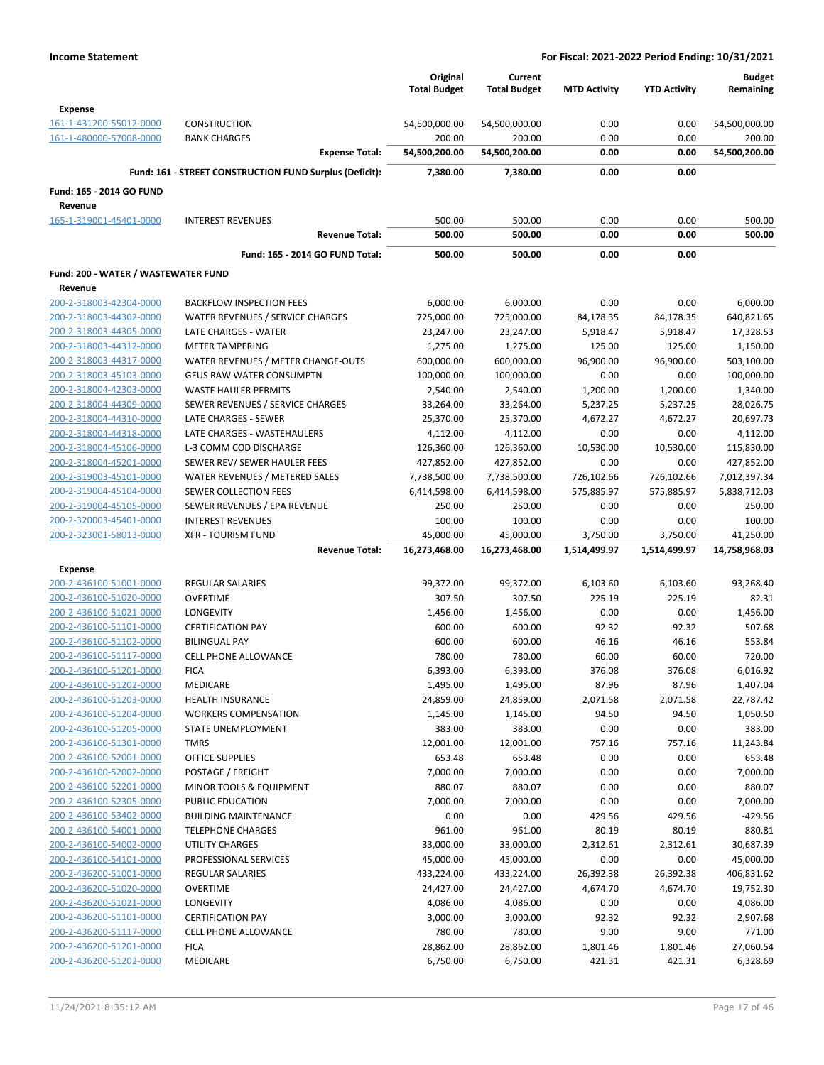**Income Statement** — **For Fiscal: 2021-2022 Period Ending: 10/31/2021**

| | | Original Total Budget | Current Total Budget | MTD Activity | YTD Activity | Budget Remaining |
|---|---|---|---|---|---|---|
| **Expense** | | | | | | |
| 161-1-431200-55012-0000 | CONSTRUCTION | 54,500,000.00 | 54,500,000.00 | 0.00 | 0.00 | 54,500,000.00 |
| 161-1-480000-57008-0000 | BANK CHARGES | 200.00 | 200.00 | 0.00 | 0.00 | 200.00 |
| | **Expense Total:** | **54,500,200.00** | **54,500,200.00** | **0.00** | **0.00** | **54,500,200.00** |
| | **Fund: 161 - STREET CONSTRUCTION FUND Surplus (Deficit):** | **7,380.00** | **7,380.00** | **0.00** | **0.00** | |
| **Fund: 165 - 2014 GO FUND** | | | | | | |
| **Revenue** | | | | | | |
| 165-1-319001-45401-0000 | INTEREST REVENUES | 500.00 | 500.00 | 0.00 | 0.00 | 500.00 |
| | **Revenue Total:** | **500.00** | **500.00** | **0.00** | **0.00** | **500.00** |
| | **Fund: 165 - 2014 GO FUND Total:** | **500.00** | **500.00** | **0.00** | **0.00** | |
| **Fund: 200 - WATER / WASTEWATER FUND** | | | | | | |
| **Revenue** | | | | | | |
| 200-2-318003-42304-0000 | BACKFLOW INSPECTION FEES | 6,000.00 | 6,000.00 | 0.00 | 0.00 | 6,000.00 |
| 200-2-318003-44302-0000 | WATER REVENUES / SERVICE CHARGES | 725,000.00 | 725,000.00 | 84,178.35 | 84,178.35 | 640,821.65 |
| 200-2-318003-44305-0000 | LATE CHARGES - WATER | 23,247.00 | 23,247.00 | 5,918.47 | 5,918.47 | 17,328.53 |
| 200-2-318003-44312-0000 | METER TAMPERING | 1,275.00 | 1,275.00 | 125.00 | 125.00 | 1,150.00 |
| 200-2-318003-44317-0000 | WATER REVENUES / METER CHANGE-OUTS | 600,000.00 | 600,000.00 | 96,900.00 | 96,900.00 | 503,100.00 |
| 200-2-318003-45103-0000 | GEUS RAW WATER CONSUMPTN | 100,000.00 | 100,000.00 | 0.00 | 0.00 | 100,000.00 |
| 200-2-318004-42303-0000 | WASTE HAULER PERMITS | 2,540.00 | 2,540.00 | 1,200.00 | 1,200.00 | 1,340.00 |
| 200-2-318004-44309-0000 | SEWER REVENUES / SERVICE CHARGES | 33,264.00 | 33,264.00 | 5,237.25 | 5,237.25 | 28,026.75 |
| 200-2-318004-44310-0000 | LATE CHARGES - SEWER | 25,370.00 | 25,370.00 | 4,672.27 | 4,672.27 | 20,697.73 |
| 200-2-318004-44318-0000 | LATE CHARGES - WASTEHAULERS | 4,112.00 | 4,112.00 | 0.00 | 0.00 | 4,112.00 |
| 200-2-318004-45106-0000 | L-3 COMM COD DISCHARGE | 126,360.00 | 126,360.00 | 10,530.00 | 10,530.00 | 115,830.00 |
| 200-2-318004-45201-0000 | SEWER REV/ SEWER HAULER FEES | 427,852.00 | 427,852.00 | 0.00 | 0.00 | 427,852.00 |
| 200-2-319003-45101-0000 | WATER REVENUES / METERED SALES | 7,738,500.00 | 7,738,500.00 | 726,102.66 | 726,102.66 | 7,012,397.34 |
| 200-2-319004-45104-0000 | SEWER COLLECTION FEES | 6,414,598.00 | 6,414,598.00 | 575,885.97 | 575,885.97 | 5,838,712.03 |
| 200-2-319004-45105-0000 | SEWER REVENUES / EPA REVENUE | 250.00 | 250.00 | 0.00 | 0.00 | 250.00 |
| 200-2-320003-45401-0000 | INTEREST REVENUES | 100.00 | 100.00 | 0.00 | 0.00 | 100.00 |
| 200-2-323001-58013-0000 | XFR - TOURISM FUND | 45,000.00 | 45,000.00 | 3,750.00 | 3,750.00 | 41,250.00 |
| | **Revenue Total:** | **16,273,468.00** | **16,273,468.00** | **1,514,499.97** | **1,514,499.97** | **14,758,968.03** |
| **Expense** | | | | | | |
| 200-2-436100-51001-0000 | REGULAR SALARIES | 99,372.00 | 99,372.00 | 6,103.60 | 6,103.60 | 93,268.40 |
| 200-2-436100-51020-0000 | OVERTIME | 307.50 | 307.50 | 225.19 | 225.19 | 82.31 |
| 200-2-436100-51021-0000 | LONGEVITY | 1,456.00 | 1,456.00 | 0.00 | 0.00 | 1,456.00 |
| 200-2-436100-51101-0000 | CERTIFICATION PAY | 600.00 | 600.00 | 92.32 | 92.32 | 507.68 |
| 200-2-436100-51102-0000 | BILINGUAL PAY | 600.00 | 600.00 | 46.16 | 46.16 | 553.84 |
| 200-2-436100-51117-0000 | CELL PHONE ALLOWANCE | 780.00 | 780.00 | 60.00 | 60.00 | 720.00 |
| 200-2-436100-51201-0000 | FICA | 6,393.00 | 6,393.00 | 376.08 | 376.08 | 6,016.92 |
| 200-2-436100-51202-0000 | MEDICARE | 1,495.00 | 1,495.00 | 87.96 | 87.96 | 1,407.04 |
| 200-2-436100-51203-0000 | HEALTH INSURANCE | 24,859.00 | 24,859.00 | 2,071.58 | 2,071.58 | 22,787.42 |
| 200-2-436100-51204-0000 | WORKERS COMPENSATION | 1,145.00 | 1,145.00 | 94.50 | 94.50 | 1,050.50 |
| 200-2-436100-51205-0000 | STATE UNEMPLOYMENT | 383.00 | 383.00 | 0.00 | 0.00 | 383.00 |
| 200-2-436100-51301-0000 | TMRS | 12,001.00 | 12,001.00 | 757.16 | 757.16 | 11,243.84 |
| 200-2-436100-52001-0000 | OFFICE SUPPLIES | 653.48 | 653.48 | 0.00 | 0.00 | 653.48 |
| 200-2-436100-52002-0000 | POSTAGE / FREIGHT | 7,000.00 | 7,000.00 | 0.00 | 0.00 | 7,000.00 |
| 200-2-436100-52201-0000 | MINOR TOOLS & EQUIPMENT | 880.07 | 880.07 | 0.00 | 0.00 | 880.07 |
| 200-2-436100-52305-0000 | PUBLIC EDUCATION | 7,000.00 | 7,000.00 | 0.00 | 0.00 | 7,000.00 |
| 200-2-436100-53402-0000 | BUILDING MAINTENANCE | 0.00 | 0.00 | 429.56 | 429.56 | -429.56 |
| 200-2-436100-54001-0000 | TELEPHONE CHARGES | 961.00 | 961.00 | 80.19 | 80.19 | 880.81 |
| 200-2-436100-54002-0000 | UTILITY CHARGES | 33,000.00 | 33,000.00 | 2,312.61 | 2,312.61 | 30,687.39 |
| 200-2-436100-54101-0000 | PROFESSIONAL SERVICES | 45,000.00 | 45,000.00 | 0.00 | 0.00 | 45,000.00 |
| 200-2-436200-51001-0000 | REGULAR SALARIES | 433,224.00 | 433,224.00 | 26,392.38 | 26,392.38 | 406,831.62 |
| 200-2-436200-51020-0000 | OVERTIME | 24,427.00 | 24,427.00 | 4,674.70 | 4,674.70 | 19,752.30 |
| 200-2-436200-51021-0000 | LONGEVITY | 4,086.00 | 4,086.00 | 0.00 | 0.00 | 4,086.00 |
| 200-2-436200-51101-0000 | CERTIFICATION PAY | 3,000.00 | 3,000.00 | 92.32 | 92.32 | 2,907.68 |
| 200-2-436200-51117-0000 | CELL PHONE ALLOWANCE | 780.00 | 780.00 | 9.00 | 9.00 | 771.00 |
| 200-2-436200-51201-0000 | FICA | 28,862.00 | 28,862.00 | 1,801.46 | 1,801.46 | 27,060.54 |
| 200-2-436200-51202-0000 | MEDICARE | 6,750.00 | 6,750.00 | 421.31 | 421.31 | 6,328.69 |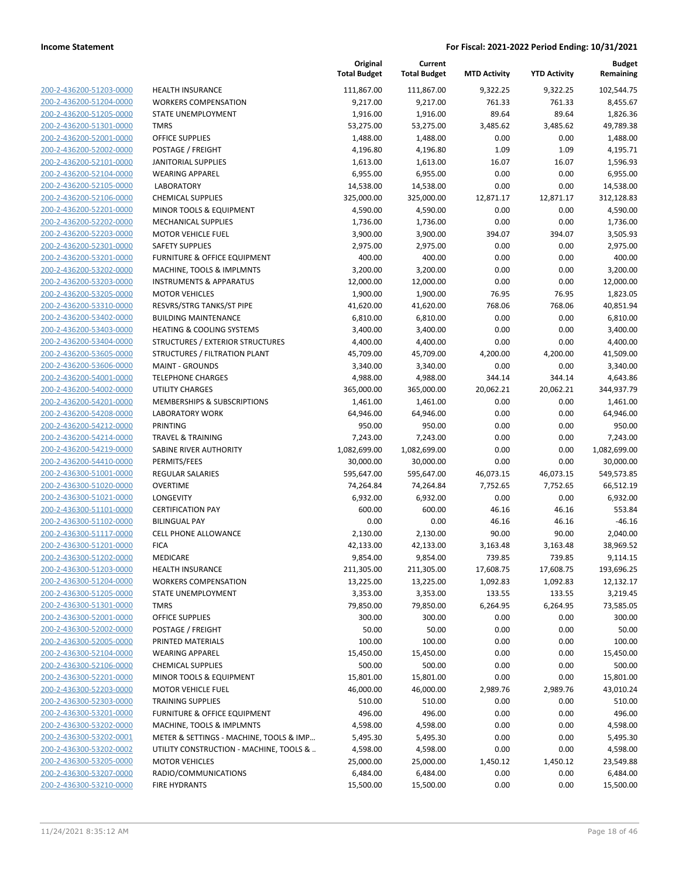| | | Original Total Budget | Current Total Budget | MTD Activity | YTD Activity | Budget Remaining |
|---|---|---|---|---|---|---|
| 200-2-436200-51203-0000 | HEALTH INSURANCE | 111,867.00 | 111,867.00 | 9,322.25 | 9,322.25 | 102,544.75 |
| 200-2-436200-51204-0000 | WORKERS COMPENSATION | 9,217.00 | 9,217.00 | 761.33 | 761.33 | 8,455.67 |
| 200-2-436200-51205-0000 | STATE UNEMPLOYMENT | 1,916.00 | 1,916.00 | 89.64 | 89.64 | 1,826.36 |
| 200-2-436200-51301-0000 | TMRS | 53,275.00 | 53,275.00 | 3,485.62 | 3,485.62 | 49,789.38 |
| 200-2-436200-52001-0000 | OFFICE SUPPLIES | 1,488.00 | 1,488.00 | 0.00 | 0.00 | 1,488.00 |
| 200-2-436200-52002-0000 | POSTAGE / FREIGHT | 4,196.80 | 4,196.80 | 1.09 | 1.09 | 4,195.71 |
| 200-2-436200-52101-0000 | JANITORIAL SUPPLIES | 1,613.00 | 1,613.00 | 16.07 | 16.07 | 1,596.93 |
| 200-2-436200-52104-0000 | WEARING APPAREL | 6,955.00 | 6,955.00 | 0.00 | 0.00 | 6,955.00 |
| 200-2-436200-52105-0000 | LABORATORY | 14,538.00 | 14,538.00 | 0.00 | 0.00 | 14,538.00 |
| 200-2-436200-52106-0000 | CHEMICAL SUPPLIES | 325,000.00 | 325,000.00 | 12,871.17 | 12,871.17 | 312,128.83 |
| 200-2-436200-52201-0000 | MINOR TOOLS & EQUIPMENT | 4,590.00 | 4,590.00 | 0.00 | 0.00 | 4,590.00 |
| 200-2-436200-52202-0000 | MECHANICAL SUPPLIES | 1,736.00 | 1,736.00 | 0.00 | 0.00 | 1,736.00 |
| 200-2-436200-52203-0000 | MOTOR VEHICLE FUEL | 3,900.00 | 3,900.00 | 394.07 | 394.07 | 3,505.93 |
| 200-2-436200-52301-0000 | SAFETY SUPPLIES | 2,975.00 | 2,975.00 | 0.00 | 0.00 | 2,975.00 |
| 200-2-436200-53201-0000 | FURNITURE & OFFICE EQUIPMENT | 400.00 | 400.00 | 0.00 | 0.00 | 400.00 |
| 200-2-436200-53202-0000 | MACHINE, TOOLS & IMPLMNTS | 3,200.00 | 3,200.00 | 0.00 | 0.00 | 3,200.00 |
| 200-2-436200-53203-0000 | INSTRUMENTS & APPARATUS | 12,000.00 | 12,000.00 | 0.00 | 0.00 | 12,000.00 |
| 200-2-436200-53205-0000 | MOTOR VEHICLES | 1,900.00 | 1,900.00 | 76.95 | 76.95 | 1,823.05 |
| 200-2-436200-53310-0000 | RESVRS/STRG TANKS/ST PIPE | 41,620.00 | 41,620.00 | 768.06 | 768.06 | 40,851.94 |
| 200-2-436200-53402-0000 | BUILDING MAINTENANCE | 6,810.00 | 6,810.00 | 0.00 | 0.00 | 6,810.00 |
| 200-2-436200-53403-0000 | HEATING & COOLING SYSTEMS | 3,400.00 | 3,400.00 | 0.00 | 0.00 | 3,400.00 |
| 200-2-436200-53404-0000 | STRUCTURES / EXTERIOR STRUCTURES | 4,400.00 | 4,400.00 | 0.00 | 0.00 | 4,400.00 |
| 200-2-436200-53605-0000 | STRUCTURES / FILTRATION PLANT | 45,709.00 | 45,709.00 | 4,200.00 | 4,200.00 | 41,509.00 |
| 200-2-436200-53606-0000 | MAINT - GROUNDS | 3,340.00 | 3,340.00 | 0.00 | 0.00 | 3,340.00 |
| 200-2-436200-54001-0000 | TELEPHONE CHARGES | 4,988.00 | 4,988.00 | 344.14 | 344.14 | 4,643.86 |
| 200-2-436200-54002-0000 | UTILITY CHARGES | 365,000.00 | 365,000.00 | 20,062.21 | 20,062.21 | 344,937.79 |
| 200-2-436200-54201-0000 | MEMBERSHIPS & SUBSCRIPTIONS | 1,461.00 | 1,461.00 | 0.00 | 0.00 | 1,461.00 |
| 200-2-436200-54208-0000 | LABORATORY WORK | 64,946.00 | 64,946.00 | 0.00 | 0.00 | 64,946.00 |
| 200-2-436200-54212-0000 | PRINTING | 950.00 | 950.00 | 0.00 | 0.00 | 950.00 |
| 200-2-436200-54214-0000 | TRAVEL & TRAINING | 7,243.00 | 7,243.00 | 0.00 | 0.00 | 7,243.00 |
| 200-2-436200-54219-0000 | SABINE RIVER AUTHORITY | 1,082,699.00 | 1,082,699.00 | 0.00 | 0.00 | 1,082,699.00 |
| 200-2-436200-54410-0000 | PERMITS/FEES | 30,000.00 | 30,000.00 | 0.00 | 0.00 | 30,000.00 |
| 200-2-436300-51001-0000 | REGULAR SALARIES | 595,647.00 | 595,647.00 | 46,073.15 | 46,073.15 | 549,573.85 |
| 200-2-436300-51020-0000 | OVERTIME | 74,264.84 | 74,264.84 | 7,752.65 | 7,752.65 | 66,512.19 |
| 200-2-436300-51021-0000 | LONGEVITY | 6,932.00 | 6,932.00 | 0.00 | 0.00 | 6,932.00 |
| 200-2-436300-51101-0000 | CERTIFICATION PAY | 600.00 | 600.00 | 46.16 | 46.16 | 553.84 |
| 200-2-436300-51102-0000 | BILINGUAL PAY | 0.00 | 0.00 | 46.16 | 46.16 | -46.16 |
| 200-2-436300-51117-0000 | CELL PHONE ALLOWANCE | 2,130.00 | 2,130.00 | 90.00 | 90.00 | 2,040.00 |
| 200-2-436300-51201-0000 | FICA | 42,133.00 | 42,133.00 | 3,163.48 | 3,163.48 | 38,969.52 |
| 200-2-436300-51202-0000 | MEDICARE | 9,854.00 | 9,854.00 | 739.85 | 739.85 | 9,114.15 |
| 200-2-436300-51203-0000 | HEALTH INSURANCE | 211,305.00 | 211,305.00 | 17,608.75 | 17,608.75 | 193,696.25 |
| 200-2-436300-51204-0000 | WORKERS COMPENSATION | 13,225.00 | 13,225.00 | 1,092.83 | 1,092.83 | 12,132.17 |
| 200-2-436300-51205-0000 | STATE UNEMPLOYMENT | 3,353.00 | 3,353.00 | 133.55 | 133.55 | 3,219.45 |
| 200-2-436300-51301-0000 | TMRS | 79,850.00 | 79,850.00 | 6,264.95 | 6,264.95 | 73,585.05 |
| 200-2-436300-52001-0000 | OFFICE SUPPLIES | 300.00 | 300.00 | 0.00 | 0.00 | 300.00 |
| 200-2-436300-52002-0000 | POSTAGE / FREIGHT | 50.00 | 50.00 | 0.00 | 0.00 | 50.00 |
| 200-2-436300-52005-0000 | PRINTED MATERIALS | 100.00 | 100.00 | 0.00 | 0.00 | 100.00 |
| 200-2-436300-52104-0000 | WEARING APPAREL | 15,450.00 | 15,450.00 | 0.00 | 0.00 | 15,450.00 |
| 200-2-436300-52106-0000 | CHEMICAL SUPPLIES | 500.00 | 500.00 | 0.00 | 0.00 | 500.00 |
| 200-2-436300-52201-0000 | MINOR TOOLS & EQUIPMENT | 15,801.00 | 15,801.00 | 0.00 | 0.00 | 15,801.00 |
| 200-2-436300-52203-0000 | MOTOR VEHICLE FUEL | 46,000.00 | 46,000.00 | 2,989.76 | 2,989.76 | 43,010.24 |
| 200-2-436300-52303-0000 | TRAINING SUPPLIES | 510.00 | 510.00 | 0.00 | 0.00 | 510.00 |
| 200-2-436300-53201-0000 | FURNITURE & OFFICE EQUIPMENT | 496.00 | 496.00 | 0.00 | 0.00 | 496.00 |
| 200-2-436300-53202-0000 | MACHINE, TOOLS & IMPLMNTS | 4,598.00 | 4,598.00 | 0.00 | 0.00 | 4,598.00 |
| 200-2-436300-53202-0001 | METER & SETTINGS - MACHINE, TOOLS & IMP… | 5,495.30 | 5,495.30 | 0.00 | 0.00 | 5,495.30 |
| 200-2-436300-53202-0002 | UTILITY CONSTRUCTION - MACHINE, TOOLS & .. | 4,598.00 | 4,598.00 | 0.00 | 0.00 | 4,598.00 |
| 200-2-436300-53205-0000 | MOTOR VEHICLES | 25,000.00 | 25,000.00 | 1,450.12 | 1,450.12 | 23,549.88 |
| 200-2-436300-53207-0000 | RADIO/COMMUNICATIONS | 6,484.00 | 6,484.00 | 0.00 | 0.00 | 6,484.00 |
| 200-2-436300-53210-0000 | FIRE HYDRANTS | 15,500.00 | 15,500.00 | 0.00 | 0.00 | 15,500.00 |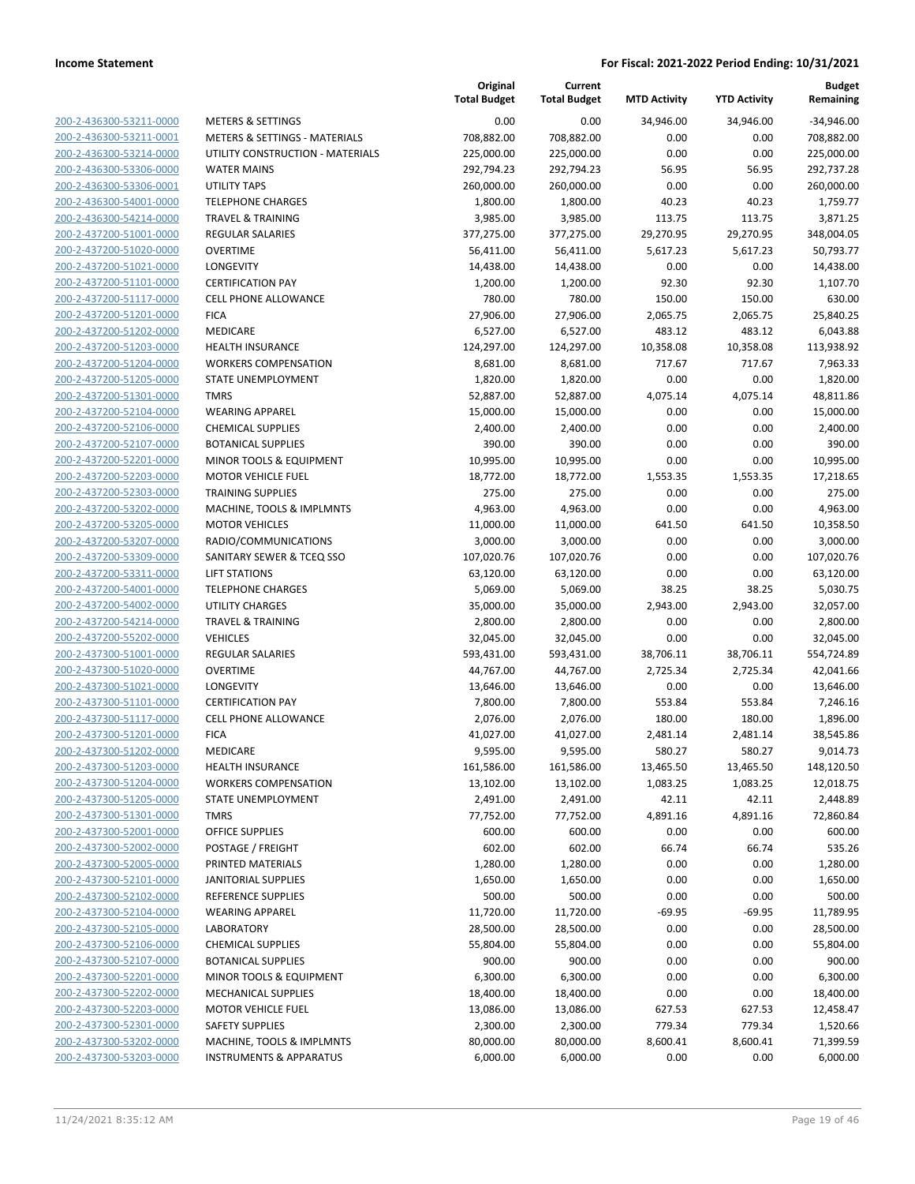**Income Statement** — For Fiscal: 2021-2022 Period Ending: 10/31/2021

| | | Original Total Budget | Current Total Budget | MTD Activity | YTD Activity | Budget Remaining |
|---|---|---|---|---|---|---|
| 200-2-436300-53211-0000 | METERS & SETTINGS | 0.00 | 0.00 | 34,946.00 | 34,946.00 | -34,946.00 |
| 200-2-436300-53211-0001 | METERS & SETTINGS - MATERIALS | 708,882.00 | 708,882.00 | 0.00 | 0.00 | 708,882.00 |
| 200-2-436300-53214-0000 | UTILITY CONSTRUCTION - MATERIALS | 225,000.00 | 225,000.00 | 0.00 | 0.00 | 225,000.00 |
| 200-2-436300-53306-0000 | WATER MAINS | 292,794.23 | 292,794.23 | 56.95 | 56.95 | 292,737.28 |
| 200-2-436300-53306-0001 | UTILITY TAPS | 260,000.00 | 260,000.00 | 0.00 | 0.00 | 260,000.00 |
| 200-2-436300-54001-0000 | TELEPHONE CHARGES | 1,800.00 | 1,800.00 | 40.23 | 40.23 | 1,759.77 |
| 200-2-436300-54214-0000 | TRAVEL & TRAINING | 3,985.00 | 3,985.00 | 113.75 | 113.75 | 3,871.25 |
| 200-2-437200-51001-0000 | REGULAR SALARIES | 377,275.00 | 377,275.00 | 29,270.95 | 29,270.95 | 348,004.05 |
| 200-2-437200-51020-0000 | OVERTIME | 56,411.00 | 56,411.00 | 5,617.23 | 5,617.23 | 50,793.77 |
| 200-2-437200-51021-0000 | LONGEVITY | 14,438.00 | 14,438.00 | 0.00 | 0.00 | 14,438.00 |
| 200-2-437200-51101-0000 | CERTIFICATION PAY | 1,200.00 | 1,200.00 | 92.30 | 92.30 | 1,107.70 |
| 200-2-437200-51117-0000 | CELL PHONE ALLOWANCE | 780.00 | 780.00 | 150.00 | 150.00 | 630.00 |
| 200-2-437200-51201-0000 | FICA | 27,906.00 | 27,906.00 | 2,065.75 | 2,065.75 | 25,840.25 |
| 200-2-437200-51202-0000 | MEDICARE | 6,527.00 | 6,527.00 | 483.12 | 483.12 | 6,043.88 |
| 200-2-437200-51203-0000 | HEALTH INSURANCE | 124,297.00 | 124,297.00 | 10,358.08 | 10,358.08 | 113,938.92 |
| 200-2-437200-51204-0000 | WORKERS COMPENSATION | 8,681.00 | 8,681.00 | 717.67 | 717.67 | 7,963.33 |
| 200-2-437200-51205-0000 | STATE UNEMPLOYMENT | 1,820.00 | 1,820.00 | 0.00 | 0.00 | 1,820.00 |
| 200-2-437200-51301-0000 | TMRS | 52,887.00 | 52,887.00 | 4,075.14 | 4,075.14 | 48,811.86 |
| 200-2-437200-52104-0000 | WEARING APPAREL | 15,000.00 | 15,000.00 | 0.00 | 0.00 | 15,000.00 |
| 200-2-437200-52106-0000 | CHEMICAL SUPPLIES | 2,400.00 | 2,400.00 | 0.00 | 0.00 | 2,400.00 |
| 200-2-437200-52107-0000 | BOTANICAL SUPPLIES | 390.00 | 390.00 | 0.00 | 0.00 | 390.00 |
| 200-2-437200-52201-0000 | MINOR TOOLS & EQUIPMENT | 10,995.00 | 10,995.00 | 0.00 | 0.00 | 10,995.00 |
| 200-2-437200-52203-0000 | MOTOR VEHICLE FUEL | 18,772.00 | 18,772.00 | 1,553.35 | 1,553.35 | 17,218.65 |
| 200-2-437200-52303-0000 | TRAINING SUPPLIES | 275.00 | 275.00 | 0.00 | 0.00 | 275.00 |
| 200-2-437200-53202-0000 | MACHINE, TOOLS & IMPLMNTS | 4,963.00 | 4,963.00 | 0.00 | 0.00 | 4,963.00 |
| 200-2-437200-53205-0000 | MOTOR VEHICLES | 11,000.00 | 11,000.00 | 641.50 | 641.50 | 10,358.50 |
| 200-2-437200-53207-0000 | RADIO/COMMUNICATIONS | 3,000.00 | 3,000.00 | 0.00 | 0.00 | 3,000.00 |
| 200-2-437200-53309-0000 | SANITARY SEWER & TCEQ SSO | 107,020.76 | 107,020.76 | 0.00 | 0.00 | 107,020.76 |
| 200-2-437200-53311-0000 | LIFT STATIONS | 63,120.00 | 63,120.00 | 0.00 | 0.00 | 63,120.00 |
| 200-2-437200-54001-0000 | TELEPHONE CHARGES | 5,069.00 | 5,069.00 | 38.25 | 38.25 | 5,030.75 |
| 200-2-437200-54002-0000 | UTILITY CHARGES | 35,000.00 | 35,000.00 | 2,943.00 | 2,943.00 | 32,057.00 |
| 200-2-437200-54214-0000 | TRAVEL & TRAINING | 2,800.00 | 2,800.00 | 0.00 | 0.00 | 2,800.00 |
| 200-2-437200-55202-0000 | VEHICLES | 32,045.00 | 32,045.00 | 0.00 | 0.00 | 32,045.00 |
| 200-2-437300-51001-0000 | REGULAR SALARIES | 593,431.00 | 593,431.00 | 38,706.11 | 38,706.11 | 554,724.89 |
| 200-2-437300-51020-0000 | OVERTIME | 44,767.00 | 44,767.00 | 2,725.34 | 2,725.34 | 42,041.66 |
| 200-2-437300-51021-0000 | LONGEVITY | 13,646.00 | 13,646.00 | 0.00 | 0.00 | 13,646.00 |
| 200-2-437300-51101-0000 | CERTIFICATION PAY | 7,800.00 | 7,800.00 | 553.84 | 553.84 | 7,246.16 |
| 200-2-437300-51117-0000 | CELL PHONE ALLOWANCE | 2,076.00 | 2,076.00 | 180.00 | 180.00 | 1,896.00 |
| 200-2-437300-51201-0000 | FICA | 41,027.00 | 41,027.00 | 2,481.14 | 2,481.14 | 38,545.86 |
| 200-2-437300-51202-0000 | MEDICARE | 9,595.00 | 9,595.00 | 580.27 | 580.27 | 9,014.73 |
| 200-2-437300-51203-0000 | HEALTH INSURANCE | 161,586.00 | 161,586.00 | 13,465.50 | 13,465.50 | 148,120.50 |
| 200-2-437300-51204-0000 | WORKERS COMPENSATION | 13,102.00 | 13,102.00 | 1,083.25 | 1,083.25 | 12,018.75 |
| 200-2-437300-51205-0000 | STATE UNEMPLOYMENT | 2,491.00 | 2,491.00 | 42.11 | 42.11 | 2,448.89 |
| 200-2-437300-51301-0000 | TMRS | 77,752.00 | 77,752.00 | 4,891.16 | 4,891.16 | 72,860.84 |
| 200-2-437300-52001-0000 | OFFICE SUPPLIES | 600.00 | 600.00 | 0.00 | 0.00 | 600.00 |
| 200-2-437300-52002-0000 | POSTAGE / FREIGHT | 602.00 | 602.00 | 66.74 | 66.74 | 535.26 |
| 200-2-437300-52005-0000 | PRINTED MATERIALS | 1,280.00 | 1,280.00 | 0.00 | 0.00 | 1,280.00 |
| 200-2-437300-52101-0000 | JANITORIAL SUPPLIES | 1,650.00 | 1,650.00 | 0.00 | 0.00 | 1,650.00 |
| 200-2-437300-52102-0000 | REFERENCE SUPPLIES | 500.00 | 500.00 | 0.00 | 0.00 | 500.00 |
| 200-2-437300-52104-0000 | WEARING APPAREL | 11,720.00 | 11,720.00 | -69.95 | -69.95 | 11,789.95 |
| 200-2-437300-52105-0000 | LABORATORY | 28,500.00 | 28,500.00 | 0.00 | 0.00 | 28,500.00 |
| 200-2-437300-52106-0000 | CHEMICAL SUPPLIES | 55,804.00 | 55,804.00 | 0.00 | 0.00 | 55,804.00 |
| 200-2-437300-52107-0000 | BOTANICAL SUPPLIES | 900.00 | 900.00 | 0.00 | 0.00 | 900.00 |
| 200-2-437300-52201-0000 | MINOR TOOLS & EQUIPMENT | 6,300.00 | 6,300.00 | 0.00 | 0.00 | 6,300.00 |
| 200-2-437300-52202-0000 | MECHANICAL SUPPLIES | 18,400.00 | 18,400.00 | 0.00 | 0.00 | 18,400.00 |
| 200-2-437300-52203-0000 | MOTOR VEHICLE FUEL | 13,086.00 | 13,086.00 | 627.53 | 627.53 | 12,458.47 |
| 200-2-437300-52301-0000 | SAFETY SUPPLIES | 2,300.00 | 2,300.00 | 779.34 | 779.34 | 1,520.66 |
| 200-2-437300-53202-0000 | MACHINE, TOOLS & IMPLMNTS | 80,000.00 | 80,000.00 | 8,600.41 | 8,600.41 | 71,399.59 |
| 200-2-437300-53203-0000 | INSTRUMENTS & APPARATUS | 6,000.00 | 6,000.00 | 0.00 | 0.00 | 6,000.00 |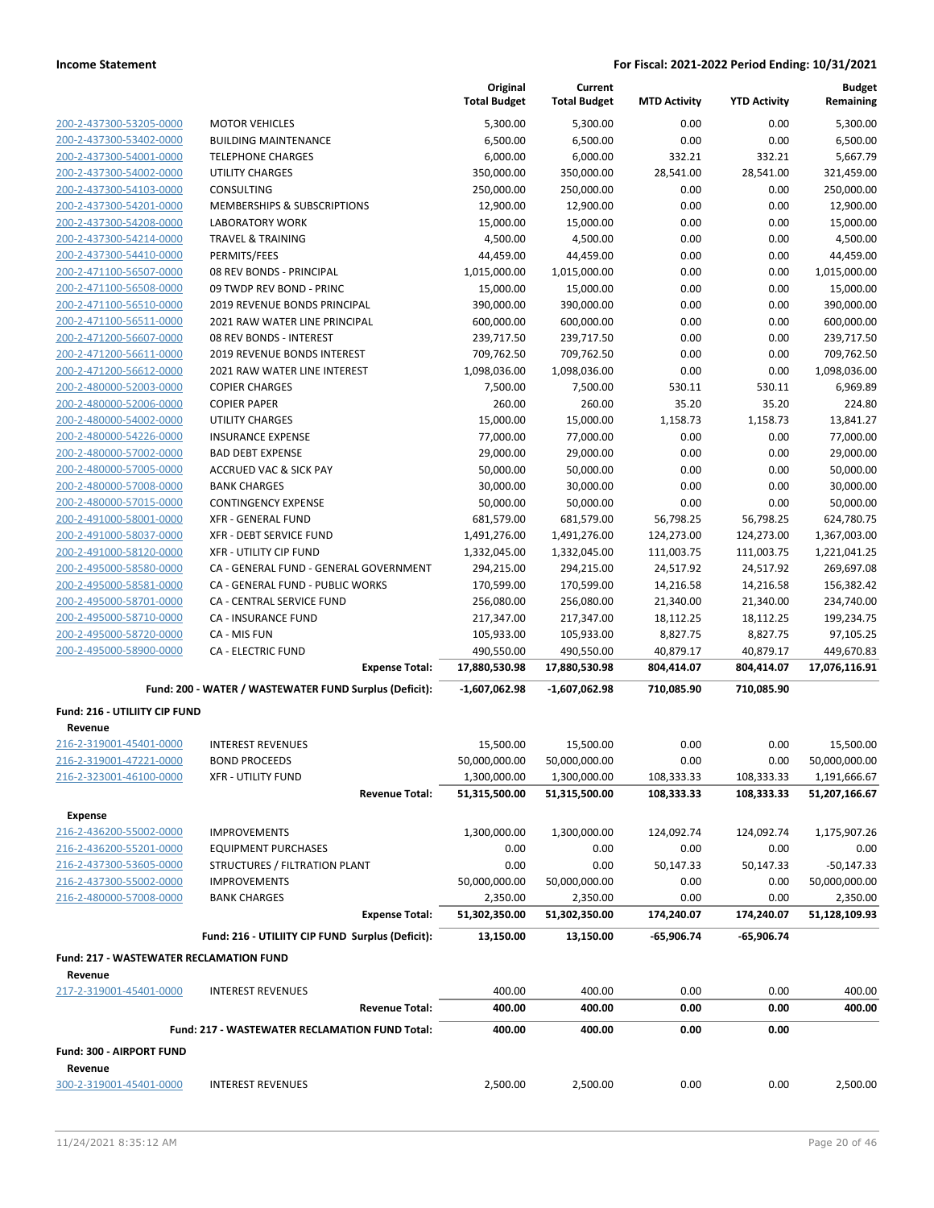| | | Original Total Budget | Current Total Budget | MTD Activity | YTD Activity | Budget Remaining |
|---|---|---|---|---|---|---|
| 200-2-437300-53205-0000 | MOTOR VEHICLES | 5,300.00 | 5,300.00 | 0.00 | 0.00 | 5,300.00 |
| 200-2-437300-53402-0000 | BUILDING MAINTENANCE | 6,500.00 | 6,500.00 | 0.00 | 0.00 | 6,500.00 |
| 200-2-437300-54001-0000 | TELEPHONE CHARGES | 6,000.00 | 6,000.00 | 332.21 | 332.21 | 5,667.79 |
| 200-2-437300-54002-0000 | UTILITY CHARGES | 350,000.00 | 350,000.00 | 28,541.00 | 28,541.00 | 321,459.00 |
| 200-2-437300-54103-0000 | CONSULTING | 250,000.00 | 250,000.00 | 0.00 | 0.00 | 250,000.00 |
| 200-2-437300-54201-0000 | MEMBERSHIPS & SUBSCRIPTIONS | 12,900.00 | 12,900.00 | 0.00 | 0.00 | 12,900.00 |
| 200-2-437300-54208-0000 | LABORATORY WORK | 15,000.00 | 15,000.00 | 0.00 | 0.00 | 15,000.00 |
| 200-2-437300-54214-0000 | TRAVEL & TRAINING | 4,500.00 | 4,500.00 | 0.00 | 0.00 | 4,500.00 |
| 200-2-437300-54410-0000 | PERMITS/FEES | 44,459.00 | 44,459.00 | 0.00 | 0.00 | 44,459.00 |
| 200-2-471100-56507-0000 | 08 REV BONDS - PRINCIPAL | 1,015,000.00 | 1,015,000.00 | 0.00 | 0.00 | 1,015,000.00 |
| 200-2-471100-56508-0000 | 09 TWDP REV BOND - PRINC | 15,000.00 | 15,000.00 | 0.00 | 0.00 | 15,000.00 |
| 200-2-471100-56510-0000 | 2019 REVENUE BONDS PRINCIPAL | 390,000.00 | 390,000.00 | 0.00 | 0.00 | 390,000.00 |
| 200-2-471100-56511-0000 | 2021 RAW WATER LINE PRINCIPAL | 600,000.00 | 600,000.00 | 0.00 | 0.00 | 600,000.00 |
| 200-2-471200-56607-0000 | 08 REV BONDS - INTEREST | 239,717.50 | 239,717.50 | 0.00 | 0.00 | 239,717.50 |
| 200-2-471200-56611-0000 | 2019 REVENUE BONDS INTEREST | 709,762.50 | 709,762.50 | 0.00 | 0.00 | 709,762.50 |
| 200-2-471200-56612-0000 | 2021 RAW WATER LINE INTEREST | 1,098,036.00 | 1,098,036.00 | 0.00 | 0.00 | 1,098,036.00 |
| 200-2-480000-52003-0000 | COPIER CHARGES | 7,500.00 | 7,500.00 | 530.11 | 530.11 | 6,969.89 |
| 200-2-480000-52006-0000 | COPIER PAPER | 260.00 | 260.00 | 35.20 | 35.20 | 224.80 |
| 200-2-480000-54002-0000 | UTILITY CHARGES | 15,000.00 | 15,000.00 | 1,158.73 | 1,158.73 | 13,841.27 |
| 200-2-480000-54226-0000 | INSURANCE EXPENSE | 77,000.00 | 77,000.00 | 0.00 | 0.00 | 77,000.00 |
| 200-2-480000-57002-0000 | BAD DEBT EXPENSE | 29,000.00 | 29,000.00 | 0.00 | 0.00 | 29,000.00 |
| 200-2-480000-57005-0000 | ACCRUED VAC & SICK PAY | 50,000.00 | 50,000.00 | 0.00 | 0.00 | 50,000.00 |
| 200-2-480000-57008-0000 | BANK CHARGES | 30,000.00 | 30,000.00 | 0.00 | 0.00 | 30,000.00 |
| 200-2-480000-57015-0000 | CONTINGENCY EXPENSE | 50,000.00 | 50,000.00 | 0.00 | 0.00 | 50,000.00 |
| 200-2-491000-58001-0000 | XFR - GENERAL FUND | 681,579.00 | 681,579.00 | 56,798.25 | 56,798.25 | 624,780.75 |
| 200-2-491000-58037-0000 | XFR - DEBT SERVICE FUND | 1,491,276.00 | 1,491,276.00 | 124,273.00 | 124,273.00 | 1,367,003.00 |
| 200-2-491000-58120-0000 | XFR - UTILITY CIP FUND | 1,332,045.00 | 1,332,045.00 | 111,003.75 | 111,003.75 | 1,221,041.25 |
| 200-2-495000-58580-0000 | CA - GENERAL FUND - GENERAL GOVERNMENT | 294,215.00 | 294,215.00 | 24,517.92 | 24,517.92 | 269,697.08 |
| 200-2-495000-58581-0000 | CA - GENERAL FUND - PUBLIC WORKS | 170,599.00 | 170,599.00 | 14,216.58 | 14,216.58 | 156,382.42 |
| 200-2-495000-58701-0000 | CA - CENTRAL SERVICE FUND | 256,080.00 | 256,080.00 | 21,340.00 | 21,340.00 | 234,740.00 |
| 200-2-495000-58710-0000 | CA - INSURANCE FUND | 217,347.00 | 217,347.00 | 18,112.25 | 18,112.25 | 199,234.75 |
| 200-2-495000-58720-0000 | CA - MIS FUN | 105,933.00 | 105,933.00 | 8,827.75 | 8,827.75 | 97,105.25 |
| 200-2-495000-58900-0000 | CA - ELECTRIC FUND | 490,550.00 | 490,550.00 | 40,879.17 | 40,879.17 | 449,670.83 |
| | **Expense Total:** | **17,880,530.98** | **17,880,530.98** | **804,414.07** | **804,414.07** | **17,076,116.91** |
| | **Fund: 200 - WATER / WASTEWATER FUND Surplus (Deficit):** | **-1,607,062.98** | **-1,607,062.98** | **710,085.90** | **710,085.90** | |
| **Fund: 216 - UTILIITY CIP FUND** | | | | | | |
| **Revenue** | | | | | | |
| 216-2-319001-45401-0000 | INTEREST REVENUES | 15,500.00 | 15,500.00 | 0.00 | 0.00 | 15,500.00 |
| 216-2-319001-47221-0000 | BOND PROCEEDS | 50,000,000.00 | 50,000,000.00 | 0.00 | 0.00 | 50,000,000.00 |
| 216-2-323001-46100-0000 | XFR - UTILITY FUND | 1,300,000.00 | 1,300,000.00 | 108,333.33 | 108,333.33 | 1,191,666.67 |
| | **Revenue Total:** | **51,315,500.00** | **51,315,500.00** | **108,333.33** | **108,333.33** | **51,207,166.67** |
| **Expense** | | | | | | |
| 216-2-436200-55002-0000 | IMPROVEMENTS | 1,300,000.00 | 1,300,000.00 | 124,092.74 | 124,092.74 | 1,175,907.26 |
| 216-2-436200-55201-0000 | EQUIPMENT PURCHASES | 0.00 | 0.00 | 0.00 | 0.00 | 0.00 |
| 216-2-437300-53605-0000 | STRUCTURES / FILTRATION PLANT | 0.00 | 0.00 | 50,147.33 | 50,147.33 | -50,147.33 |
| 216-2-437300-55002-0000 | IMPROVEMENTS | 50,000,000.00 | 50,000,000.00 | 0.00 | 0.00 | 50,000,000.00 |
| 216-2-480000-57008-0000 | BANK CHARGES | 2,350.00 | 2,350.00 | 0.00 | 0.00 | 2,350.00 |
| | **Expense Total:** | **51,302,350.00** | **51,302,350.00** | **174,240.07** | **174,240.07** | **51,128,109.93** |
| | **Fund: 216 - UTILIITY CIP FUND Surplus (Deficit):** | **13,150.00** | **13,150.00** | **-65,906.74** | **-65,906.74** | |
| **Fund: 217 - WASTEWATER RECLAMATION FUND** | | | | | | |
| **Revenue** | | | | | | |
| 217-2-319001-45401-0000 | INTEREST REVENUES | 400.00 | 400.00 | 0.00 | 0.00 | 400.00 |
| | **Revenue Total:** | **400.00** | **400.00** | **0.00** | **0.00** | **400.00** |
| | **Fund: 217 - WASTEWATER RECLAMATION FUND Total:** | **400.00** | **400.00** | **0.00** | **0.00** | |
| **Fund: 300 - AIRPORT FUND** | | | | | | |
| **Revenue** | | | | | | |
| 300-2-319001-45401-0000 | INTEREST REVENUES | 2,500.00 | 2,500.00 | 0.00 | 0.00 | 2,500.00 |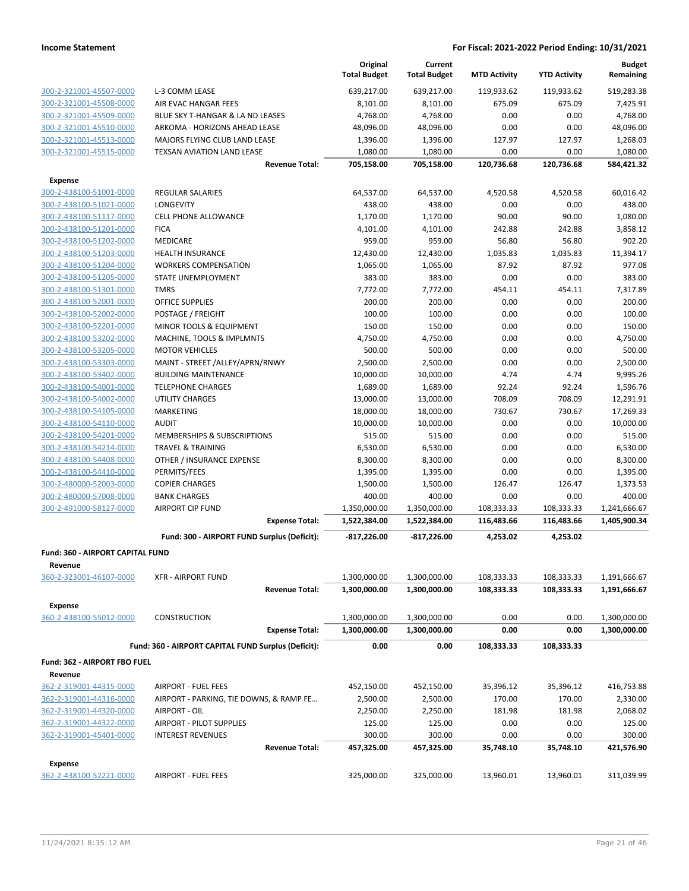| | | Original Total Budget | Current Total Budget | MTD Activity | YTD Activity | Budget Remaining |
|---|---|---|---|---|---|---|
| 300-2-321001-45507-0000 | L-3 COMM LEASE | 639,217.00 | 639,217.00 | 119,933.62 | 119,933.62 | 519,283.38 |
| 300-2-321001-45508-0000 | AIR EVAC HANGAR FEES | 8,101.00 | 8,101.00 | 675.09 | 675.09 | 7,425.91 |
| 300-2-321001-45509-0000 | BLUE SKY T-HANGAR & LA ND LEASES | 4,768.00 | 4,768.00 | 0.00 | 0.00 | 4,768.00 |
| 300-2-321001-45510-0000 | ARKOMA - HORIZONS AHEAD LEASE | 48,096.00 | 48,096.00 | 0.00 | 0.00 | 48,096.00 |
| 300-2-321001-45513-0000 | MAJORS FLYING CLUB LAND LEASE | 1,396.00 | 1,396.00 | 127.97 | 127.97 | 1,268.03 |
| 300-2-321001-45515-0000 | TEXSAN AVIATION LAND LEASE | 1,080.00 | 1,080.00 | 0.00 | 0.00 | 1,080.00 |
| | **Revenue Total:** | **705,158.00** | **705,158.00** | **120,736.68** | **120,736.68** | **584,421.32** |
| **Expense** | | | | | | |
| 300-2-438100-51001-0000 | REGULAR SALARIES | 64,537.00 | 64,537.00 | 4,520.58 | 4,520.58 | 60,016.42 |
| 300-2-438100-51021-0000 | LONGEVITY | 438.00 | 438.00 | 0.00 | 0.00 | 438.00 |
| 300-2-438100-51117-0000 | CELL PHONE ALLOWANCE | 1,170.00 | 1,170.00 | 90.00 | 90.00 | 1,080.00 |
| 300-2-438100-51201-0000 | FICA | 4,101.00 | 4,101.00 | 242.88 | 242.88 | 3,858.12 |
| 300-2-438100-51202-0000 | MEDICARE | 959.00 | 959.00 | 56.80 | 56.80 | 902.20 |
| 300-2-438100-51203-0000 | HEALTH INSURANCE | 12,430.00 | 12,430.00 | 1,035.83 | 1,035.83 | 11,394.17 |
| 300-2-438100-51204-0000 | WORKERS COMPENSATION | 1,065.00 | 1,065.00 | 87.92 | 87.92 | 977.08 |
| 300-2-438100-51205-0000 | STATE UNEMPLOYMENT | 383.00 | 383.00 | 0.00 | 0.00 | 383.00 |
| 300-2-438100-51301-0000 | TMRS | 7,772.00 | 7,772.00 | 454.11 | 454.11 | 7,317.89 |
| 300-2-438100-52001-0000 | OFFICE SUPPLIES | 200.00 | 200.00 | 0.00 | 0.00 | 200.00 |
| 300-2-438100-52002-0000 | POSTAGE / FREIGHT | 100.00 | 100.00 | 0.00 | 0.00 | 100.00 |
| 300-2-438100-52201-0000 | MINOR TOOLS & EQUIPMENT | 150.00 | 150.00 | 0.00 | 0.00 | 150.00 |
| 300-2-438100-53202-0000 | MACHINE, TOOLS & IMPLMNTS | 4,750.00 | 4,750.00 | 0.00 | 0.00 | 4,750.00 |
| 300-2-438100-53205-0000 | MOTOR VEHICLES | 500.00 | 500.00 | 0.00 | 0.00 | 500.00 |
| 300-2-438100-53303-0000 | MAINT - STREET /ALLEY/APRN/RNWY | 2,500.00 | 2,500.00 | 0.00 | 0.00 | 2,500.00 |
| 300-2-438100-53402-0000 | BUILDING MAINTENANCE | 10,000.00 | 10,000.00 | 4.74 | 4.74 | 9,995.26 |
| 300-2-438100-54001-0000 | TELEPHONE CHARGES | 1,689.00 | 1,689.00 | 92.24 | 92.24 | 1,596.76 |
| 300-2-438100-54002-0000 | UTILITY CHARGES | 13,000.00 | 13,000.00 | 708.09 | 708.09 | 12,291.91 |
| 300-2-438100-54105-0000 | MARKETING | 18,000.00 | 18,000.00 | 730.67 | 730.67 | 17,269.33 |
| 300-2-438100-54110-0000 | AUDIT | 10,000.00 | 10,000.00 | 0.00 | 0.00 | 10,000.00 |
| 300-2-438100-54201-0000 | MEMBERSHIPS & SUBSCRIPTIONS | 515.00 | 515.00 | 0.00 | 0.00 | 515.00 |
| 300-2-438100-54214-0000 | TRAVEL & TRAINING | 6,530.00 | 6,530.00 | 0.00 | 0.00 | 6,530.00 |
| 300-2-438100-54408-0000 | OTHER / INSURANCE EXPENSE | 8,300.00 | 8,300.00 | 0.00 | 0.00 | 8,300.00 |
| 300-2-438100-54410-0000 | PERMITS/FEES | 1,395.00 | 1,395.00 | 0.00 | 0.00 | 1,395.00 |
| 300-2-480000-52003-0000 | COPIER CHARGES | 1,500.00 | 1,500.00 | 126.47 | 126.47 | 1,373.53 |
| 300-2-480000-57008-0000 | BANK CHARGES | 400.00 | 400.00 | 0.00 | 0.00 | 400.00 |
| 300-2-491000-58127-0000 | AIRPORT CIP FUND | 1,350,000.00 | 1,350,000.00 | 108,333.33 | 108,333.33 | 1,241,666.67 |
| | **Expense Total:** | **1,522,384.00** | **1,522,384.00** | **116,483.66** | **116,483.66** | **1,405,900.34** |
| | **Fund: 300 - AIRPORT FUND Surplus (Deficit):** | **-817,226.00** | **-817,226.00** | **4,253.02** | **4,253.02** | |
| **Fund: 360 - AIRPORT CAPITAL FUND** | | | | | | |
| **Revenue** | | | | | | |
| 360-2-323001-46107-0000 | XFR - AIRPORT FUND | 1,300,000.00 | 1,300,000.00 | 108,333.33 | 108,333.33 | 1,191,666.67 |
| | **Revenue Total:** | **1,300,000.00** | **1,300,000.00** | **108,333.33** | **108,333.33** | **1,191,666.67** |
| **Expense** | | | | | | |
| 360-2-438100-55012-0000 | CONSTRUCTION | 1,300,000.00 | 1,300,000.00 | 0.00 | 0.00 | 1,300,000.00 |
| | **Expense Total:** | **1,300,000.00** | **1,300,000.00** | **0.00** | **0.00** | **1,300,000.00** |
| | **Fund: 360 - AIRPORT CAPITAL FUND Surplus (Deficit):** | **0.00** | **0.00** | **108,333.33** | **108,333.33** | |
| **Fund: 362 - AIRPORT FBO FUEL** | | | | | | |
| **Revenue** | | | | | | |
| 362-2-319001-44315-0000 | AIRPORT - FUEL FEES | 452,150.00 | 452,150.00 | 35,396.12 | 35,396.12 | 416,753.88 |
| 362-2-319001-44316-0000 | AIRPORT - PARKING, TIE DOWNS, & RAMP FE... | 2,500.00 | 2,500.00 | 170.00 | 170.00 | 2,330.00 |
| 362-2-319001-44320-0000 | AIRPORT - OIL | 2,250.00 | 2,250.00 | 181.98 | 181.98 | 2,068.02 |
| 362-2-319001-44322-0000 | AIRPORT - PILOT SUPPLIES | 125.00 | 125.00 | 0.00 | 0.00 | 125.00 |
| 362-2-319001-45401-0000 | INTEREST REVENUES | 300.00 | 300.00 | 0.00 | 0.00 | 300.00 |
| | **Revenue Total:** | **457,325.00** | **457,325.00** | **35,748.10** | **35,748.10** | **421,576.90** |
| **Expense** | | | | | | |
| 362-2-438100-52221-0000 | AIRPORT - FUEL FEES | 325,000.00 | 325,000.00 | 13,960.01 | 13,960.01 | 311,039.99 |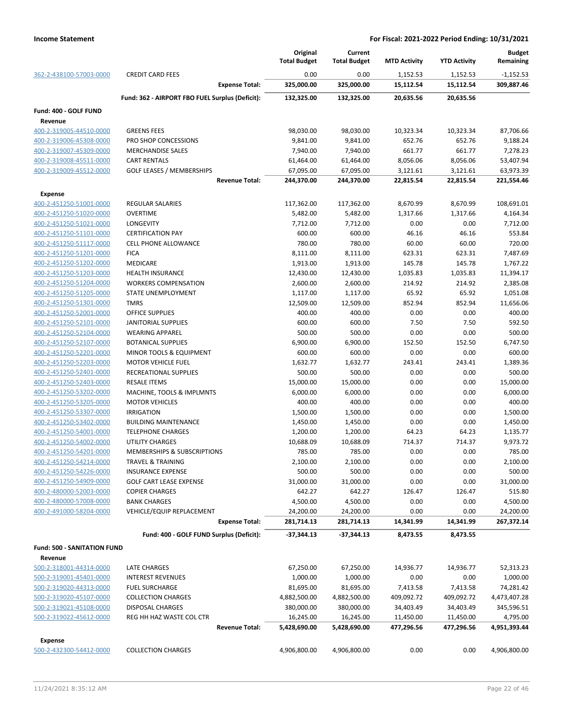| | | Original Total Budget | Current Total Budget | MTD Activity | YTD Activity | Budget Remaining |
|---|---|---|---|---|---|---|
| 362-2-438100-57003-0000 | CREDIT CARD FEES | 0.00 | 0.00 | 1,152.53 | 1,152.53 | -1,152.53 |
| | **Expense Total:** | **325,000.00** | **325,000.00** | **15,112.54** | **15,112.54** | **309,887.46** |
| | **Fund: 362 - AIRPORT FBO FUEL Surplus (Deficit):** | **132,325.00** | **132,325.00** | **20,635.56** | **20,635.56** | |
| **Fund: 400 - GOLF FUND** | | | | | | |
| **Revenue** | | | | | | |
| 400-2-319005-44510-0000 | GREENS FEES | 98,030.00 | 98,030.00 | 10,323.34 | 10,323.34 | 87,706.66 |
| 400-2-319006-45308-0000 | PRO SHOP CONCESSIONS | 9,841.00 | 9,841.00 | 652.76 | 652.76 | 9,188.24 |
| 400-2-319007-45309-0000 | MERCHANDISE SALES | 7,940.00 | 7,940.00 | 661.77 | 661.77 | 7,278.23 |
| 400-2-319008-45511-0000 | CART RENTALS | 61,464.00 | 61,464.00 | 8,056.06 | 8,056.06 | 53,407.94 |
| 400-2-319009-45512-0000 | GOLF LEASES / MEMBERSHIPS | 67,095.00 | 67,095.00 | 3,121.61 | 3,121.61 | 63,973.39 |
| | **Revenue Total:** | **244,370.00** | **244,370.00** | **22,815.54** | **22,815.54** | **221,554.46** |
| **Expense** | | | | | | |
| 400-2-451250-51001-0000 | REGULAR SALARIES | 117,362.00 | 117,362.00 | 8,670.99 | 8,670.99 | 108,691.01 |
| 400-2-451250-51020-0000 | OVERTIME | 5,482.00 | 5,482.00 | 1,317.66 | 1,317.66 | 4,164.34 |
| 400-2-451250-51021-0000 | LONGEVITY | 7,712.00 | 7,712.00 | 0.00 | 0.00 | 7,712.00 |
| 400-2-451250-51101-0000 | CERTIFICATION PAY | 600.00 | 600.00 | 46.16 | 46.16 | 553.84 |
| 400-2-451250-51117-0000 | CELL PHONE ALLOWANCE | 780.00 | 780.00 | 60.00 | 60.00 | 720.00 |
| 400-2-451250-51201-0000 | FICA | 8,111.00 | 8,111.00 | 623.31 | 623.31 | 7,487.69 |
| 400-2-451250-51202-0000 | MEDICARE | 1,913.00 | 1,913.00 | 145.78 | 145.78 | 1,767.22 |
| 400-2-451250-51203-0000 | HEALTH INSURANCE | 12,430.00 | 12,430.00 | 1,035.83 | 1,035.83 | 11,394.17 |
| 400-2-451250-51204-0000 | WORKERS COMPENSATION | 2,600.00 | 2,600.00 | 214.92 | 214.92 | 2,385.08 |
| 400-2-451250-51205-0000 | STATE UNEMPLOYMENT | 1,117.00 | 1,117.00 | 65.92 | 65.92 | 1,051.08 |
| 400-2-451250-51301-0000 | TMRS | 12,509.00 | 12,509.00 | 852.94 | 852.94 | 11,656.06 |
| 400-2-451250-52001-0000 | OFFICE SUPPLIES | 400.00 | 400.00 | 0.00 | 0.00 | 400.00 |
| 400-2-451250-52101-0000 | JANITORIAL SUPPLIES | 600.00 | 600.00 | 7.50 | 7.50 | 592.50 |
| 400-2-451250-52104-0000 | WEARING APPAREL | 500.00 | 500.00 | 0.00 | 0.00 | 500.00 |
| 400-2-451250-52107-0000 | BOTANICAL SUPPLIES | 6,900.00 | 6,900.00 | 152.50 | 152.50 | 6,747.50 |
| 400-2-451250-52201-0000 | MINOR TOOLS & EQUIPMENT | 600.00 | 600.00 | 0.00 | 0.00 | 600.00 |
| 400-2-451250-52203-0000 | MOTOR VEHICLE FUEL | 1,632.77 | 1,632.77 | 243.41 | 243.41 | 1,389.36 |
| 400-2-451250-52401-0000 | RECREATIONAL SUPPLIES | 500.00 | 500.00 | 0.00 | 0.00 | 500.00 |
| 400-2-451250-52403-0000 | RESALE ITEMS | 15,000.00 | 15,000.00 | 0.00 | 0.00 | 15,000.00 |
| 400-2-451250-53202-0000 | MACHINE, TOOLS & IMPLMNTS | 6,000.00 | 6,000.00 | 0.00 | 0.00 | 6,000.00 |
| 400-2-451250-53205-0000 | MOTOR VEHICLES | 400.00 | 400.00 | 0.00 | 0.00 | 400.00 |
| 400-2-451250-53307-0000 | IRRIGATION | 1,500.00 | 1,500.00 | 0.00 | 0.00 | 1,500.00 |
| 400-2-451250-53402-0000 | BUILDING MAINTENANCE | 1,450.00 | 1,450.00 | 0.00 | 0.00 | 1,450.00 |
| 400-2-451250-54001-0000 | TELEPHONE CHARGES | 1,200.00 | 1,200.00 | 64.23 | 64.23 | 1,135.77 |
| 400-2-451250-54002-0000 | UTILITY CHARGES | 10,688.09 | 10,688.09 | 714.37 | 714.37 | 9,973.72 |
| 400-2-451250-54201-0000 | MEMBERSHIPS & SUBSCRIPTIONS | 785.00 | 785.00 | 0.00 | 0.00 | 785.00 |
| 400-2-451250-54214-0000 | TRAVEL & TRAINING | 2,100.00 | 2,100.00 | 0.00 | 0.00 | 2,100.00 |
| 400-2-451250-54226-0000 | INSURANCE EXPENSE | 500.00 | 500.00 | 0.00 | 0.00 | 500.00 |
| 400-2-451250-54909-0000 | GOLF CART LEASE EXPENSE | 31,000.00 | 31,000.00 | 0.00 | 0.00 | 31,000.00 |
| 400-2-480000-52003-0000 | COPIER CHARGES | 642.27 | 642.27 | 126.47 | 126.47 | 515.80 |
| 400-2-480000-57008-0000 | BANK CHARGES | 4,500.00 | 4,500.00 | 0.00 | 0.00 | 4,500.00 |
| 400-2-491000-58204-0000 | VEHICLE/EQUIP REPLACEMENT | 24,200.00 | 24,200.00 | 0.00 | 0.00 | 24,200.00 |
| | **Expense Total:** | **281,714.13** | **281,714.13** | **14,341.99** | **14,341.99** | **267,372.14** |
| | **Fund: 400 - GOLF FUND Surplus (Deficit):** | **-37,344.13** | **-37,344.13** | **8,473.55** | **8,473.55** | |
| **Fund: 500 - SANITATION FUND** | | | | | | |
| **Revenue** | | | | | | |
| 500-2-318001-44314-0000 | LATE CHARGES | 67,250.00 | 67,250.00 | 14,936.77 | 14,936.77 | 52,313.23 |
| 500-2-319001-45401-0000 | INTEREST REVENUES | 1,000.00 | 1,000.00 | 0.00 | 0.00 | 1,000.00 |
| 500-2-319020-44313-0000 | FUEL SURCHARGE | 81,695.00 | 81,695.00 | 7,413.58 | 7,413.58 | 74,281.42 |
| 500-2-319020-45107-0000 | COLLECTION CHARGES | 4,882,500.00 | 4,882,500.00 | 409,092.72 | 409,092.72 | 4,473,407.28 |
| 500-2-319021-45108-0000 | DISPOSAL CHARGES | 380,000.00 | 380,000.00 | 34,403.49 | 34,403.49 | 345,596.51 |
| 500-2-319022-45612-0000 | REG HH HAZ WASTE COL CTR | 16,245.00 | 16,245.00 | 11,450.00 | 11,450.00 | 4,795.00 |
| | **Revenue Total:** | **5,428,690.00** | **5,428,690.00** | **477,296.56** | **477,296.56** | **4,951,393.44** |
| **Expense** | | | | | | |
| 500-2-432300-54412-0000 | COLLECTION CHARGES | 4,906,800.00 | 4,906,800.00 | 0.00 | 0.00 | 4,906,800.00 |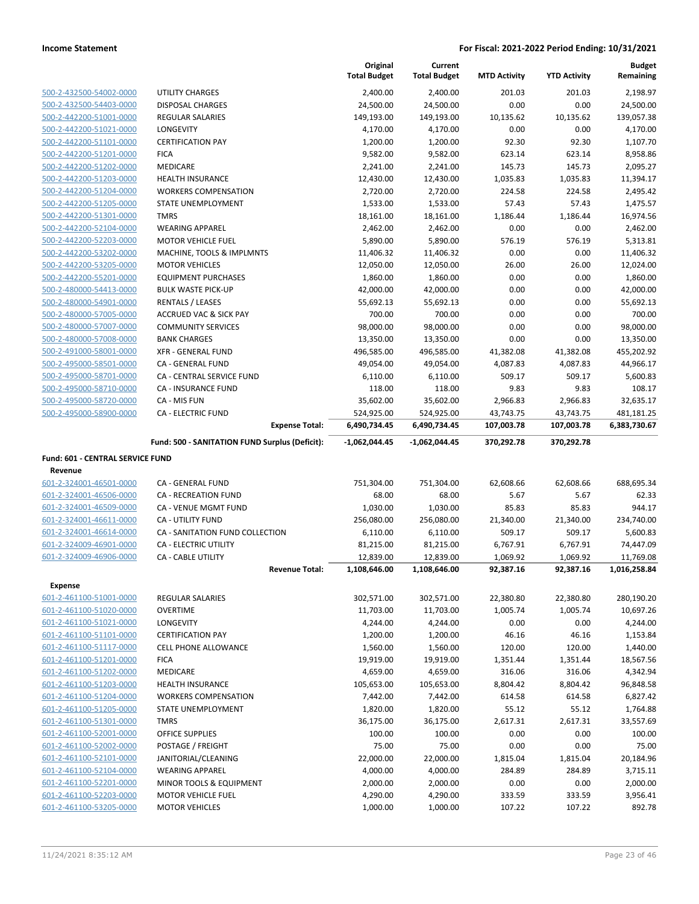**Income Statement** — **For Fiscal: 2021-2022 Period Ending: 10/31/2021**

| | | Original Total Budget | Current Total Budget | MTD Activity | YTD Activity | Budget Remaining |
|---|---|---|---|---|---|---|
| 500-2-432500-54002-0000 | UTILITY CHARGES | 2,400.00 | 2,400.00 | 201.03 | 201.03 | 2,198.97 |
| 500-2-432500-54403-0000 | DISPOSAL CHARGES | 24,500.00 | 24,500.00 | 0.00 | 0.00 | 24,500.00 |
| 500-2-442200-51001-0000 | REGULAR SALARIES | 149,193.00 | 149,193.00 | 10,135.62 | 10,135.62 | 139,057.38 |
| 500-2-442200-51021-0000 | LONGEVITY | 4,170.00 | 4,170.00 | 0.00 | 0.00 | 4,170.00 |
| 500-2-442200-51101-0000 | CERTIFICATION PAY | 1,200.00 | 1,200.00 | 92.30 | 92.30 | 1,107.70 |
| 500-2-442200-51201-0000 | FICA | 9,582.00 | 9,582.00 | 623.14 | 623.14 | 8,958.86 |
| 500-2-442200-51202-0000 | MEDICARE | 2,241.00 | 2,241.00 | 145.73 | 145.73 | 2,095.27 |
| 500-2-442200-51203-0000 | HEALTH INSURANCE | 12,430.00 | 12,430.00 | 1,035.83 | 1,035.83 | 11,394.17 |
| 500-2-442200-51204-0000 | WORKERS COMPENSATION | 2,720.00 | 2,720.00 | 224.58 | 224.58 | 2,495.42 |
| 500-2-442200-51205-0000 | STATE UNEMPLOYMENT | 1,533.00 | 1,533.00 | 57.43 | 57.43 | 1,475.57 |
| 500-2-442200-51301-0000 | TMRS | 18,161.00 | 18,161.00 | 1,186.44 | 1,186.44 | 16,974.56 |
| 500-2-442200-52104-0000 | WEARING APPAREL | 2,462.00 | 2,462.00 | 0.00 | 0.00 | 2,462.00 |
| 500-2-442200-52203-0000 | MOTOR VEHICLE FUEL | 5,890.00 | 5,890.00 | 576.19 | 576.19 | 5,313.81 |
| 500-2-442200-53202-0000 | MACHINE, TOOLS & IMPLMNTS | 11,406.32 | 11,406.32 | 0.00 | 0.00 | 11,406.32 |
| 500-2-442200-53205-0000 | MOTOR VEHICLES | 12,050.00 | 12,050.00 | 26.00 | 26.00 | 12,024.00 |
| 500-2-442200-55201-0000 | EQUIPMENT PURCHASES | 1,860.00 | 1,860.00 | 0.00 | 0.00 | 1,860.00 |
| 500-2-480000-54413-0000 | BULK WASTE PICK-UP | 42,000.00 | 42,000.00 | 0.00 | 0.00 | 42,000.00 |
| 500-2-480000-54901-0000 | RENTALS / LEASES | 55,692.13 | 55,692.13 | 0.00 | 0.00 | 55,692.13 |
| 500-2-480000-57005-0000 | ACCRUED VAC & SICK PAY | 700.00 | 700.00 | 0.00 | 0.00 | 700.00 |
| 500-2-480000-57007-0000 | COMMUNITY SERVICES | 98,000.00 | 98,000.00 | 0.00 | 0.00 | 98,000.00 |
| 500-2-480000-57008-0000 | BANK CHARGES | 13,350.00 | 13,350.00 | 0.00 | 0.00 | 13,350.00 |
| 500-2-491000-58001-0000 | XFR - GENERAL FUND | 496,585.00 | 496,585.00 | 41,382.08 | 41,382.08 | 455,202.92 |
| 500-2-495000-58501-0000 | CA - GENERAL FUND | 49,054.00 | 49,054.00 | 4,087.83 | 4,087.83 | 44,966.17 |
| 500-2-495000-58701-0000 | CA - CENTRAL SERVICE FUND | 6,110.00 | 6,110.00 | 509.17 | 509.17 | 5,600.83 |
| 500-2-495000-58710-0000 | CA - INSURANCE FUND | 118.00 | 118.00 | 9.83 | 9.83 | 108.17 |
| 500-2-495000-58720-0000 | CA - MIS FUN | 35,602.00 | 35,602.00 | 2,966.83 | 2,966.83 | 32,635.17 |
| 500-2-495000-58900-0000 | CA - ELECTRIC FUND | 524,925.00 | 524,925.00 | 43,743.75 | 43,743.75 | 481,181.25 |
| | **Expense Total:** | **6,490,734.45** | **6,490,734.45** | **107,003.78** | **107,003.78** | **6,383,730.67** |
| | **Fund: 500 - SANITATION FUND Surplus (Deficit):** | **-1,062,044.45** | **-1,062,044.45** | **370,292.78** | **370,292.78** | |
| **Fund: 601 - CENTRAL SERVICE FUND** | | | | | | |
| **Revenue** | | | | | | |
| 601-2-324001-46501-0000 | CA - GENERAL FUND | 751,304.00 | 751,304.00 | 62,608.66 | 62,608.66 | 688,695.34 |
| 601-2-324001-46506-0000 | CA - RECREATION FUND | 68.00 | 68.00 | 5.67 | 5.67 | 62.33 |
| 601-2-324001-46509-0000 | CA - VENUE MGMT FUND | 1,030.00 | 1,030.00 | 85.83 | 85.83 | 944.17 |
| 601-2-324001-46611-0000 | CA - UTILITY FUND | 256,080.00 | 256,080.00 | 21,340.00 | 21,340.00 | 234,740.00 |
| 601-2-324001-46614-0000 | CA - SANITATION FUND COLLECTION | 6,110.00 | 6,110.00 | 509.17 | 509.17 | 5,600.83 |
| 601-2-324009-46901-0000 | CA - ELECTRIC UTILITY | 81,215.00 | 81,215.00 | 6,767.91 | 6,767.91 | 74,447.09 |
| 601-2-324009-46906-0000 | CA - CABLE UTILITY | 12,839.00 | 12,839.00 | 1,069.92 | 1,069.92 | 11,769.08 |
| | **Revenue Total:** | **1,108,646.00** | **1,108,646.00** | **92,387.16** | **92,387.16** | **1,016,258.84** |
| **Expense** | | | | | | |
| 601-2-461100-51001-0000 | REGULAR SALARIES | 302,571.00 | 302,571.00 | 22,380.80 | 22,380.80 | 280,190.20 |
| 601-2-461100-51020-0000 | OVERTIME | 11,703.00 | 11,703.00 | 1,005.74 | 1,005.74 | 10,697.26 |
| 601-2-461100-51021-0000 | LONGEVITY | 4,244.00 | 4,244.00 | 0.00 | 0.00 | 4,244.00 |
| 601-2-461100-51101-0000 | CERTIFICATION PAY | 1,200.00 | 1,200.00 | 46.16 | 46.16 | 1,153.84 |
| 601-2-461100-51117-0000 | CELL PHONE ALLOWANCE | 1,560.00 | 1,560.00 | 120.00 | 120.00 | 1,440.00 |
| 601-2-461100-51201-0000 | FICA | 19,919.00 | 19,919.00 | 1,351.44 | 1,351.44 | 18,567.56 |
| 601-2-461100-51202-0000 | MEDICARE | 4,659.00 | 4,659.00 | 316.06 | 316.06 | 4,342.94 |
| 601-2-461100-51203-0000 | HEALTH INSURANCE | 105,653.00 | 105,653.00 | 8,804.42 | 8,804.42 | 96,848.58 |
| 601-2-461100-51204-0000 | WORKERS COMPENSATION | 7,442.00 | 7,442.00 | 614.58 | 614.58 | 6,827.42 |
| 601-2-461100-51205-0000 | STATE UNEMPLOYMENT | 1,820.00 | 1,820.00 | 55.12 | 55.12 | 1,764.88 |
| 601-2-461100-51301-0000 | TMRS | 36,175.00 | 36,175.00 | 2,617.31 | 2,617.31 | 33,557.69 |
| 601-2-461100-52001-0000 | OFFICE SUPPLIES | 100.00 | 100.00 | 0.00 | 0.00 | 100.00 |
| 601-2-461100-52002-0000 | POSTAGE / FREIGHT | 75.00 | 75.00 | 0.00 | 0.00 | 75.00 |
| 601-2-461100-52101-0000 | JANITORIAL/CLEANING | 22,000.00 | 22,000.00 | 1,815.04 | 1,815.04 | 20,184.96 |
| 601-2-461100-52104-0000 | WEARING APPAREL | 4,000.00 | 4,000.00 | 284.89 | 284.89 | 3,715.11 |
| 601-2-461100-52201-0000 | MINOR TOOLS & EQUIPMENT | 2,000.00 | 2,000.00 | 0.00 | 0.00 | 2,000.00 |
| 601-2-461100-52203-0000 | MOTOR VEHICLE FUEL | 4,290.00 | 4,290.00 | 333.59 | 333.59 | 3,956.41 |
| 601-2-461100-53205-0000 | MOTOR VEHICLES | 1,000.00 | 1,000.00 | 107.22 | 107.22 | 892.78 |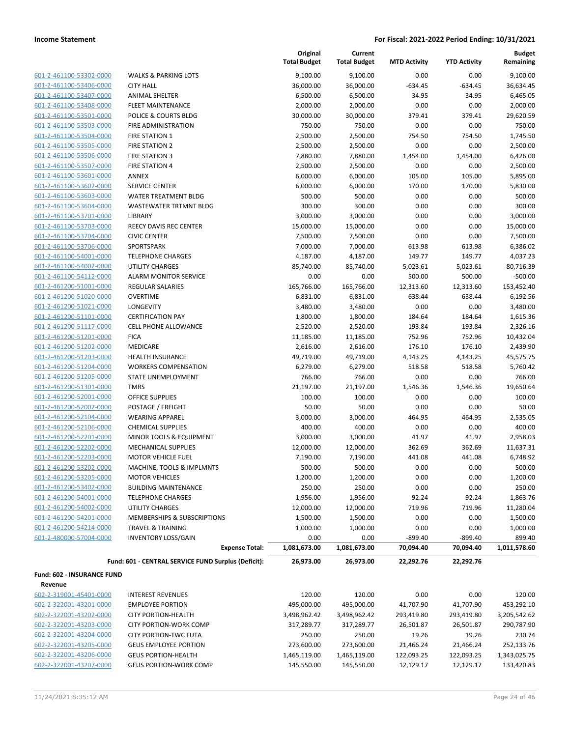| | | Original Total Budget | Current Total Budget | MTD Activity | YTD Activity | Budget Remaining |
|---|---|---|---|---|---|---|
| 601-2-461100-53302-0000 | WALKS & PARKING LOTS | 9,100.00 | 9,100.00 | 0.00 | 0.00 | 9,100.00 |
| 601-2-461100-53406-0000 | CITY HALL | 36,000.00 | 36,000.00 | -634.45 | -634.45 | 36,634.45 |
| 601-2-461100-53407-0000 | ANIMAL SHELTER | 6,500.00 | 6,500.00 | 34.95 | 34.95 | 6,465.05 |
| 601-2-461100-53408-0000 | FLEET MAINTENANCE | 2,000.00 | 2,000.00 | 0.00 | 0.00 | 2,000.00 |
| 601-2-461100-53501-0000 | POLICE & COURTS BLDG | 30,000.00 | 30,000.00 | 379.41 | 379.41 | 29,620.59 |
| 601-2-461100-53503-0000 | FIRE ADMINISTRATION | 750.00 | 750.00 | 0.00 | 0.00 | 750.00 |
| 601-2-461100-53504-0000 | FIRE STATION 1 | 2,500.00 | 2,500.00 | 754.50 | 754.50 | 1,745.50 |
| 601-2-461100-53505-0000 | FIRE STATION 2 | 2,500.00 | 2,500.00 | 0.00 | 0.00 | 2,500.00 |
| 601-2-461100-53506-0000 | FIRE STATION 3 | 7,880.00 | 7,880.00 | 1,454.00 | 1,454.00 | 6,426.00 |
| 601-2-461100-53507-0000 | FIRE STATION 4 | 2,500.00 | 2,500.00 | 0.00 | 0.00 | 2,500.00 |
| 601-2-461100-53601-0000 | ANNEX | 6,000.00 | 6,000.00 | 105.00 | 105.00 | 5,895.00 |
| 601-2-461100-53602-0000 | SERVICE CENTER | 6,000.00 | 6,000.00 | 170.00 | 170.00 | 5,830.00 |
| 601-2-461100-53603-0000 | WATER TREATMENT BLDG | 500.00 | 500.00 | 0.00 | 0.00 | 500.00 |
| 601-2-461100-53604-0000 | WASTEWATER TRTMNT BLDG | 300.00 | 300.00 | 0.00 | 0.00 | 300.00 |
| 601-2-461100-53701-0000 | LIBRARY | 3,000.00 | 3,000.00 | 0.00 | 0.00 | 3,000.00 |
| 601-2-461100-53703-0000 | REECY DAVIS REC CENTER | 15,000.00 | 15,000.00 | 0.00 | 0.00 | 15,000.00 |
| 601-2-461100-53704-0000 | CIVIC CENTER | 7,500.00 | 7,500.00 | 0.00 | 0.00 | 7,500.00 |
| 601-2-461100-53706-0000 | SPORTSPARK | 7,000.00 | 7,000.00 | 613.98 | 613.98 | 6,386.02 |
| 601-2-461100-54001-0000 | TELEPHONE CHARGES | 4,187.00 | 4,187.00 | 149.77 | 149.77 | 4,037.23 |
| 601-2-461100-54002-0000 | UTILITY CHARGES | 85,740.00 | 85,740.00 | 5,023.61 | 5,023.61 | 80,716.39 |
| 601-2-461100-54112-0000 | ALARM MONITOR SERVICE | 0.00 | 0.00 | 500.00 | 500.00 | -500.00 |
| 601-2-461200-51001-0000 | REGULAR SALARIES | 165,766.00 | 165,766.00 | 12,313.60 | 12,313.60 | 153,452.40 |
| 601-2-461200-51020-0000 | OVERTIME | 6,831.00 | 6,831.00 | 638.44 | 638.44 | 6,192.56 |
| 601-2-461200-51021-0000 | LONGEVITY | 3,480.00 | 3,480.00 | 0.00 | 0.00 | 3,480.00 |
| 601-2-461200-51101-0000 | CERTIFICATION PAY | 1,800.00 | 1,800.00 | 184.64 | 184.64 | 1,615.36 |
| 601-2-461200-51117-0000 | CELL PHONE ALLOWANCE | 2,520.00 | 2,520.00 | 193.84 | 193.84 | 2,326.16 |
| 601-2-461200-51201-0000 | FICA | 11,185.00 | 11,185.00 | 752.96 | 752.96 | 10,432.04 |
| 601-2-461200-51202-0000 | MEDICARE | 2,616.00 | 2,616.00 | 176.10 | 176.10 | 2,439.90 |
| 601-2-461200-51203-0000 | HEALTH INSURANCE | 49,719.00 | 49,719.00 | 4,143.25 | 4,143.25 | 45,575.75 |
| 601-2-461200-51204-0000 | WORKERS COMPENSATION | 6,279.00 | 6,279.00 | 518.58 | 518.58 | 5,760.42 |
| 601-2-461200-51205-0000 | STATE UNEMPLOYMENT | 766.00 | 766.00 | 0.00 | 0.00 | 766.00 |
| 601-2-461200-51301-0000 | TMRS | 21,197.00 | 21,197.00 | 1,546.36 | 1,546.36 | 19,650.64 |
| 601-2-461200-52001-0000 | OFFICE SUPPLIES | 100.00 | 100.00 | 0.00 | 0.00 | 100.00 |
| 601-2-461200-52002-0000 | POSTAGE / FREIGHT | 50.00 | 50.00 | 0.00 | 0.00 | 50.00 |
| 601-2-461200-52104-0000 | WEARING APPAREL | 3,000.00 | 3,000.00 | 464.95 | 464.95 | 2,535.05 |
| 601-2-461200-52106-0000 | CHEMICAL SUPPLIES | 400.00 | 400.00 | 0.00 | 0.00 | 400.00 |
| 601-2-461200-52201-0000 | MINOR TOOLS & EQUIPMENT | 3,000.00 | 3,000.00 | 41.97 | 41.97 | 2,958.03 |
| 601-2-461200-52202-0000 | MECHANICAL SUPPLIES | 12,000.00 | 12,000.00 | 362.69 | 362.69 | 11,637.31 |
| 601-2-461200-52203-0000 | MOTOR VEHICLE FUEL | 7,190.00 | 7,190.00 | 441.08 | 441.08 | 6,748.92 |
| 601-2-461200-53202-0000 | MACHINE, TOOLS & IMPLMNTS | 500.00 | 500.00 | 0.00 | 0.00 | 500.00 |
| 601-2-461200-53205-0000 | MOTOR VEHICLES | 1,200.00 | 1,200.00 | 0.00 | 0.00 | 1,200.00 |
| 601-2-461200-53402-0000 | BUILDING MAINTENANCE | 250.00 | 250.00 | 0.00 | 0.00 | 250.00 |
| 601-2-461200-54001-0000 | TELEPHONE CHARGES | 1,956.00 | 1,956.00 | 92.24 | 92.24 | 1,863.76 |
| 601-2-461200-54002-0000 | UTILITY CHARGES | 12,000.00 | 12,000.00 | 719.96 | 719.96 | 11,280.04 |
| 601-2-461200-54201-0000 | MEMBERSHIPS & SUBSCRIPTIONS | 1,500.00 | 1,500.00 | 0.00 | 0.00 | 1,500.00 |
| 601-2-461200-54214-0000 | TRAVEL & TRAINING | 1,000.00 | 1,000.00 | 0.00 | 0.00 | 1,000.00 |
| 601-2-480000-57004-0000 | INVENTORY LOSS/GAIN | 0.00 | 0.00 | -899.40 | -899.40 | 899.40 |
| | **Expense Total:** | **1,081,673.00** | **1,081,673.00** | **70,094.40** | **70,094.40** | **1,011,578.60** |
| | **Fund: 601 - CENTRAL SERVICE FUND Surplus (Deficit):** | **26,973.00** | **26,973.00** | **22,292.76** | **22,292.76** | |

**Fund: 602 - INSURANCE FUND**

**Revenue**

| | | Original Total Budget | Current Total Budget | MTD Activity | YTD Activity | Budget Remaining |
|---|---|---|---|---|---|---|
| 602-2-319001-45401-0000 | INTEREST REVENUES | 120.00 | 120.00 | 0.00 | 0.00 | 120.00 |
| 602-2-322001-43201-0000 | EMPLOYEE PORTION | 495,000.00 | 495,000.00 | 41,707.90 | 41,707.90 | 453,292.10 |
| 602-2-322001-43202-0000 | CITY PORTION-HEALTH | 3,498,962.42 | 3,498,962.42 | 293,419.80 | 293,419.80 | 3,205,542.62 |
| 602-2-322001-43203-0000 | CITY PORTION-WORK COMP | 317,289.77 | 317,289.77 | 26,501.87 | 26,501.87 | 290,787.90 |
| 602-2-322001-43204-0000 | CITY PORTION-TWC FUTA | 250.00 | 250.00 | 19.26 | 19.26 | 230.74 |
| 602-2-322001-43205-0000 | GEUS EMPLOYEE PORTION | 273,600.00 | 273,600.00 | 21,466.24 | 21,466.24 | 252,133.76 |
| 602-2-322001-43206-0000 | GEUS PORTION-HEALTH | 1,465,119.00 | 1,465,119.00 | 122,093.25 | 122,093.25 | 1,343,025.75 |
| 602-2-322001-43207-0000 | GEUS PORTION-WORK COMP | 145,550.00 | 145,550.00 | 12,129.17 | 12,129.17 | 133,420.83 |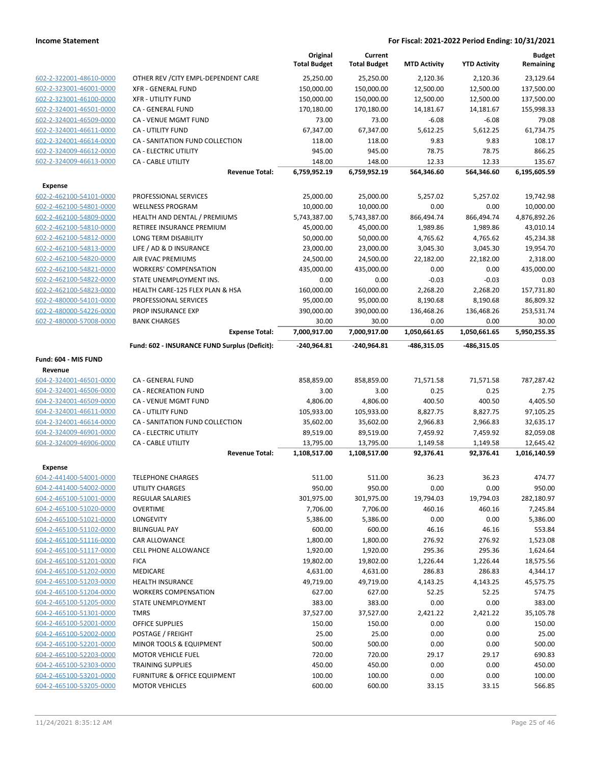| | | Original Total Budget | Current Total Budget | MTD Activity | YTD Activity | Budget Remaining |
|---|---|---|---|---|---|---|
| 602-2-322001-48610-0000 | OTHER REV /CITY EMPL-DEPENDENT CARE | 25,250.00 | 25,250.00 | 2,120.36 | 2,120.36 | 23,129.64 |
| 602-2-323001-46001-0000 | XFR - GENERAL FUND | 150,000.00 | 150,000.00 | 12,500.00 | 12,500.00 | 137,500.00 |
| 602-2-323001-46100-0000 | XFR - UTILITY FUND | 150,000.00 | 150,000.00 | 12,500.00 | 12,500.00 | 137,500.00 |
| 602-2-324001-46501-0000 | CA - GENERAL FUND | 170,180.00 | 170,180.00 | 14,181.67 | 14,181.67 | 155,998.33 |
| 602-2-324001-46509-0000 | CA - VENUE MGMT FUND | 73.00 | 73.00 | -6.08 | -6.08 | 79.08 |
| 602-2-324001-46611-0000 | CA - UTILITY FUND | 67,347.00 | 67,347.00 | 5,612.25 | 5,612.25 | 61,734.75 |
| 602-2-324001-46614-0000 | CA - SANITATION FUND COLLECTION | 118.00 | 118.00 | 9.83 | 9.83 | 108.17 |
| 602-2-324009-46612-0000 | CA - ELECTRIC UTILITY | 945.00 | 945.00 | 78.75 | 78.75 | 866.25 |
| 602-2-324009-46613-0000 | CA - CABLE UTILITY | 148.00 | 148.00 | 12.33 | 12.33 | 135.67 |
| | **Revenue Total:** | **6,759,952.19** | **6,759,952.19** | **564,346.60** | **564,346.60** | **6,195,605.59** |
| **Expense** | | | | | | |
| 602-2-462100-54101-0000 | PROFESSIONAL SERVICES | 25,000.00 | 25,000.00 | 5,257.02 | 5,257.02 | 19,742.98 |
| 602-2-462100-54801-0000 | WELLNESS PROGRAM | 10,000.00 | 10,000.00 | 0.00 | 0.00 | 10,000.00 |
| 602-2-462100-54809-0000 | HEALTH AND DENTAL / PREMIUMS | 5,743,387.00 | 5,743,387.00 | 866,494.74 | 866,494.74 | 4,876,892.26 |
| 602-2-462100-54810-0000 | RETIREE INSURANCE PREMIUM | 45,000.00 | 45,000.00 | 1,989.86 | 1,989.86 | 43,010.14 |
| 602-2-462100-54812-0000 | LONG TERM DISABILITY | 50,000.00 | 50,000.00 | 4,765.62 | 4,765.62 | 45,234.38 |
| 602-2-462100-54813-0000 | LIFE / AD & D INSURANCE | 23,000.00 | 23,000.00 | 3,045.30 | 3,045.30 | 19,954.70 |
| 602-2-462100-54820-0000 | AIR EVAC PREMIUMS | 24,500.00 | 24,500.00 | 22,182.00 | 22,182.00 | 2,318.00 |
| 602-2-462100-54821-0000 | WORKERS' COMPENSATION | 435,000.00 | 435,000.00 | 0.00 | 0.00 | 435,000.00 |
| 602-2-462100-54822-0000 | STATE UNEMPLOYMENT INS. | 0.00 | 0.00 | -0.03 | -0.03 | 0.03 |
| 602-2-462100-54823-0000 | HEALTH CARE-125 FLEX PLAN & HSA | 160,000.00 | 160,000.00 | 2,268.20 | 2,268.20 | 157,731.80 |
| 602-2-480000-54101-0000 | PROFESSIONAL SERVICES | 95,000.00 | 95,000.00 | 8,190.68 | 8,190.68 | 86,809.32 |
| 602-2-480000-54226-0000 | PROP INSURANCE EXP | 390,000.00 | 390,000.00 | 136,468.26 | 136,468.26 | 253,531.74 |
| 602-2-480000-57008-0000 | BANK CHARGES | 30.00 | 30.00 | 0.00 | 0.00 | 30.00 |
| | **Expense Total:** | **7,000,917.00** | **7,000,917.00** | **1,050,661.65** | **1,050,661.65** | **5,950,255.35** |
| | **Fund: 602 - INSURANCE FUND Surplus (Deficit):** | **-240,964.81** | **-240,964.81** | **-486,315.05** | **-486,315.05** | |
| **Fund: 604 - MIS FUND** | | | | | | |
| **Revenue** | | | | | | |
| 604-2-324001-46501-0000 | CA - GENERAL FUND | 858,859.00 | 858,859.00 | 71,571.58 | 71,571.58 | 787,287.42 |
| 604-2-324001-46506-0000 | CA - RECREATION FUND | 3.00 | 3.00 | 0.25 | 0.25 | 2.75 |
| 604-2-324001-46509-0000 | CA - VENUE MGMT FUND | 4,806.00 | 4,806.00 | 400.50 | 400.50 | 4,405.50 |
| 604-2-324001-46611-0000 | CA - UTILITY FUND | 105,933.00 | 105,933.00 | 8,827.75 | 8,827.75 | 97,105.25 |
| 604-2-324001-46614-0000 | CA - SANITATION FUND COLLECTION | 35,602.00 | 35,602.00 | 2,966.83 | 2,966.83 | 32,635.17 |
| 604-2-324009-46901-0000 | CA - ELECTRIC UTILITY | 89,519.00 | 89,519.00 | 7,459.92 | 7,459.92 | 82,059.08 |
| 604-2-324009-46906-0000 | CA - CABLE UTILITY | 13,795.00 | 13,795.00 | 1,149.58 | 1,149.58 | 12,645.42 |
| | **Revenue Total:** | **1,108,517.00** | **1,108,517.00** | **92,376.41** | **92,376.41** | **1,016,140.59** |
| **Expense** | | | | | | |
| 604-2-441400-54001-0000 | TELEPHONE CHARGES | 511.00 | 511.00 | 36.23 | 36.23 | 474.77 |
| 604-2-441400-54002-0000 | UTILITY CHARGES | 950.00 | 950.00 | 0.00 | 0.00 | 950.00 |
| 604-2-465100-51001-0000 | REGULAR SALARIES | 301,975.00 | 301,975.00 | 19,794.03 | 19,794.03 | 282,180.97 |
| 604-2-465100-51020-0000 | OVERTIME | 7,706.00 | 7,706.00 | 460.16 | 460.16 | 7,245.84 |
| 604-2-465100-51021-0000 | LONGEVITY | 5,386.00 | 5,386.00 | 0.00 | 0.00 | 5,386.00 |
| 604-2-465100-51102-0000 | BILINGUAL PAY | 600.00 | 600.00 | 46.16 | 46.16 | 553.84 |
| 604-2-465100-51116-0000 | CAR ALLOWANCE | 1,800.00 | 1,800.00 | 276.92 | 276.92 | 1,523.08 |
| 604-2-465100-51117-0000 | CELL PHONE ALLOWANCE | 1,920.00 | 1,920.00 | 295.36 | 295.36 | 1,624.64 |
| 604-2-465100-51201-0000 | FICA | 19,802.00 | 19,802.00 | 1,226.44 | 1,226.44 | 18,575.56 |
| 604-2-465100-51202-0000 | MEDICARE | 4,631.00 | 4,631.00 | 286.83 | 286.83 | 4,344.17 |
| 604-2-465100-51203-0000 | HEALTH INSURANCE | 49,719.00 | 49,719.00 | 4,143.25 | 4,143.25 | 45,575.75 |
| 604-2-465100-51204-0000 | WORKERS COMPENSATION | 627.00 | 627.00 | 52.25 | 52.25 | 574.75 |
| 604-2-465100-51205-0000 | STATE UNEMPLOYMENT | 383.00 | 383.00 | 0.00 | 0.00 | 383.00 |
| 604-2-465100-51301-0000 | TMRS | 37,527.00 | 37,527.00 | 2,421.22 | 2,421.22 | 35,105.78 |
| 604-2-465100-52001-0000 | OFFICE SUPPLIES | 150.00 | 150.00 | 0.00 | 0.00 | 150.00 |
| 604-2-465100-52002-0000 | POSTAGE / FREIGHT | 25.00 | 25.00 | 0.00 | 0.00 | 25.00 |
| 604-2-465100-52201-0000 | MINOR TOOLS & EQUIPMENT | 500.00 | 500.00 | 0.00 | 0.00 | 500.00 |
| 604-2-465100-52203-0000 | MOTOR VEHICLE FUEL | 720.00 | 720.00 | 29.17 | 29.17 | 690.83 |
| 604-2-465100-52303-0000 | TRAINING SUPPLIES | 450.00 | 450.00 | 0.00 | 0.00 | 450.00 |
| 604-2-465100-53201-0000 | FURNITURE & OFFICE EQUIPMENT | 100.00 | 100.00 | 0.00 | 0.00 | 100.00 |
| 604-2-465100-53205-0000 | MOTOR VEHICLES | 600.00 | 600.00 | 33.15 | 33.15 | 566.85 |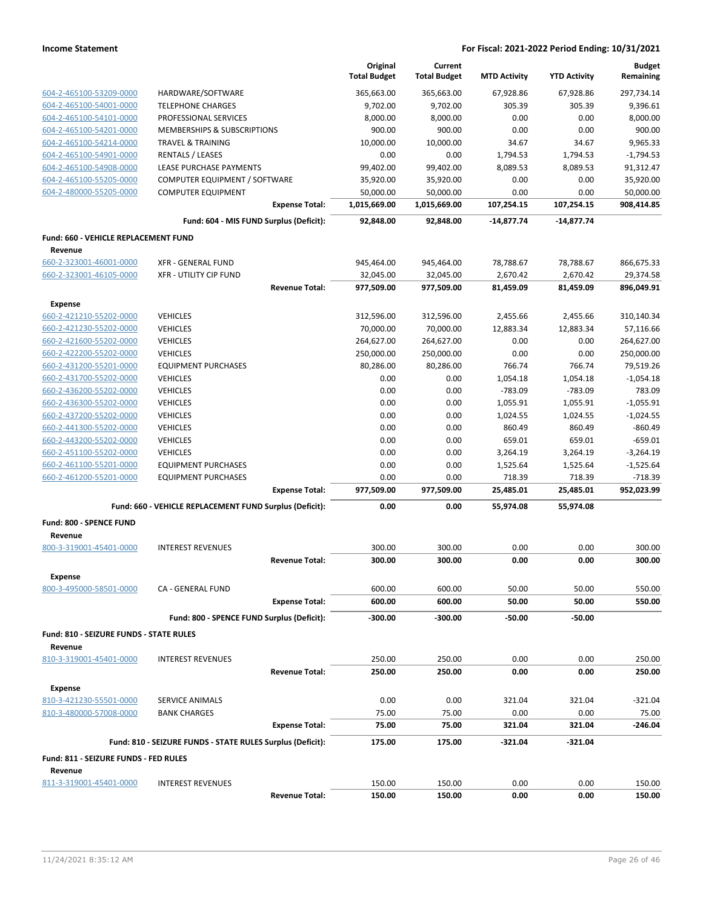| | | Original Total Budget | Current Total Budget | MTD Activity | YTD Activity | Budget Remaining |
|---|---|---|---|---|---|---|
| 604-2-465100-53209-0000 | HARDWARE/SOFTWARE | 365,663.00 | 365,663.00 | 67,928.86 | 67,928.86 | 297,734.14 |
| 604-2-465100-54001-0000 | TELEPHONE CHARGES | 9,702.00 | 9,702.00 | 305.39 | 305.39 | 9,396.61 |
| 604-2-465100-54101-0000 | PROFESSIONAL SERVICES | 8,000.00 | 8,000.00 | 0.00 | 0.00 | 8,000.00 |
| 604-2-465100-54201-0000 | MEMBERSHIPS & SUBSCRIPTIONS | 900.00 | 900.00 | 0.00 | 0.00 | 900.00 |
| 604-2-465100-54214-0000 | TRAVEL & TRAINING | 10,000.00 | 10,000.00 | 34.67 | 34.67 | 9,965.33 |
| 604-2-465100-54901-0000 | RENTALS / LEASES | 0.00 | 0.00 | 1,794.53 | 1,794.53 | -1,794.53 |
| 604-2-465100-54908-0000 | LEASE PURCHASE PAYMENTS | 99,402.00 | 99,402.00 | 8,089.53 | 8,089.53 | 91,312.47 |
| 604-2-465100-55205-0000 | COMPUTER EQUIPMENT / SOFTWARE | 35,920.00 | 35,920.00 | 0.00 | 0.00 | 35,920.00 |
| 604-2-480000-55205-0000 | COMPUTER EQUIPMENT | 50,000.00 | 50,000.00 | 0.00 | 0.00 | 50,000.00 |
| | **Expense Total:** | **1,015,669.00** | **1,015,669.00** | **107,254.15** | **107,254.15** | **908,414.85** |
| | **Fund: 604 - MIS FUND Surplus (Deficit):** | **92,848.00** | **92,848.00** | **-14,877.74** | **-14,877.74** | |
| **Fund: 660 - VEHICLE REPLACEMENT FUND** | | | | | | |
| **Revenue** | | | | | | |
| 660-2-323001-46001-0000 | XFR - GENERAL FUND | 945,464.00 | 945,464.00 | 78,788.67 | 78,788.67 | 866,675.33 |
| 660-2-323001-46105-0000 | XFR - UTILITY CIP FUND | 32,045.00 | 32,045.00 | 2,670.42 | 2,670.42 | 29,374.58 |
| | **Revenue Total:** | **977,509.00** | **977,509.00** | **81,459.09** | **81,459.09** | **896,049.91** |
| **Expense** | | | | | | |
| 660-2-421210-55202-0000 | VEHICLES | 312,596.00 | 312,596.00 | 2,455.66 | 2,455.66 | 310,140.34 |
| 660-2-421230-55202-0000 | VEHICLES | 70,000.00 | 70,000.00 | 12,883.34 | 12,883.34 | 57,116.66 |
| 660-2-421600-55202-0000 | VEHICLES | 264,627.00 | 264,627.00 | 0.00 | 0.00 | 264,627.00 |
| 660-2-422200-55202-0000 | VEHICLES | 250,000.00 | 250,000.00 | 0.00 | 0.00 | 250,000.00 |
| 660-2-431200-55201-0000 | EQUIPMENT PURCHASES | 80,286.00 | 80,286.00 | 766.74 | 766.74 | 79,519.26 |
| 660-2-431700-55202-0000 | VEHICLES | 0.00 | 0.00 | 1,054.18 | 1,054.18 | -1,054.18 |
| 660-2-436200-55202-0000 | VEHICLES | 0.00 | 0.00 | -783.09 | -783.09 | 783.09 |
| 660-2-436300-55202-0000 | VEHICLES | 0.00 | 0.00 | 1,055.91 | 1,055.91 | -1,055.91 |
| 660-2-437200-55202-0000 | VEHICLES | 0.00 | 0.00 | 1,024.55 | 1,024.55 | -1,024.55 |
| 660-2-441300-55202-0000 | VEHICLES | 0.00 | 0.00 | 860.49 | 860.49 | -860.49 |
| 660-2-443200-55202-0000 | VEHICLES | 0.00 | 0.00 | 659.01 | 659.01 | -659.01 |
| 660-2-451100-55202-0000 | VEHICLES | 0.00 | 0.00 | 3,264.19 | 3,264.19 | -3,264.19 |
| 660-2-461100-55201-0000 | EQUIPMENT PURCHASES | 0.00 | 0.00 | 1,525.64 | 1,525.64 | -1,525.64 |
| 660-2-461200-55201-0000 | EQUIPMENT PURCHASES | 0.00 | 0.00 | 718.39 | 718.39 | -718.39 |
| | **Expense Total:** | **977,509.00** | **977,509.00** | **25,485.01** | **25,485.01** | **952,023.99** |
| | **Fund: 660 - VEHICLE REPLACEMENT FUND Surplus (Deficit):** | **0.00** | **0.00** | **55,974.08** | **55,974.08** | |
| **Fund: 800 - SPENCE FUND** | | | | | | |
| **Revenue** | | | | | | |
| 800-3-319001-45401-0000 | INTEREST REVENUES | 300.00 | 300.00 | 0.00 | 0.00 | 300.00 |
| | **Revenue Total:** | **300.00** | **300.00** | **0.00** | **0.00** | **300.00** |
| **Expense** | | | | | | |
| 800-3-495000-58501-0000 | CA - GENERAL FUND | 600.00 | 600.00 | 50.00 | 50.00 | 550.00 |
| | **Expense Total:** | **600.00** | **600.00** | **50.00** | **50.00** | **550.00** |
| | **Fund: 800 - SPENCE FUND Surplus (Deficit):** | **-300.00** | **-300.00** | **-50.00** | **-50.00** | |
| **Fund: 810 - SEIZURE FUNDS - STATE RULES** | | | | | | |
| **Revenue** | | | | | | |
| 810-3-319001-45401-0000 | INTEREST REVENUES | 250.00 | 250.00 | 0.00 | 0.00 | 250.00 |
| | **Revenue Total:** | **250.00** | **250.00** | **0.00** | **0.00** | **250.00** |
| **Expense** | | | | | | |
| 810-3-421230-55501-0000 | SERVICE ANIMALS | 0.00 | 0.00 | 321.04 | 321.04 | -321.04 |
| 810-3-480000-57008-0000 | BANK CHARGES | 75.00 | 75.00 | 0.00 | 0.00 | 75.00 |
| | **Expense Total:** | **75.00** | **75.00** | **321.04** | **321.04** | **-246.04** |
| | **Fund: 810 - SEIZURE FUNDS - STATE RULES Surplus (Deficit):** | **175.00** | **175.00** | **-321.04** | **-321.04** | |
| **Fund: 811 - SEIZURE FUNDS - FED RULES** | | | | | | |
| **Revenue** | | | | | | |
| 811-3-319001-45401-0000 | INTEREST REVENUES | 150.00 | 150.00 | 0.00 | 0.00 | 150.00 |
| | **Revenue Total:** | **150.00** | **150.00** | **0.00** | **0.00** | **150.00** |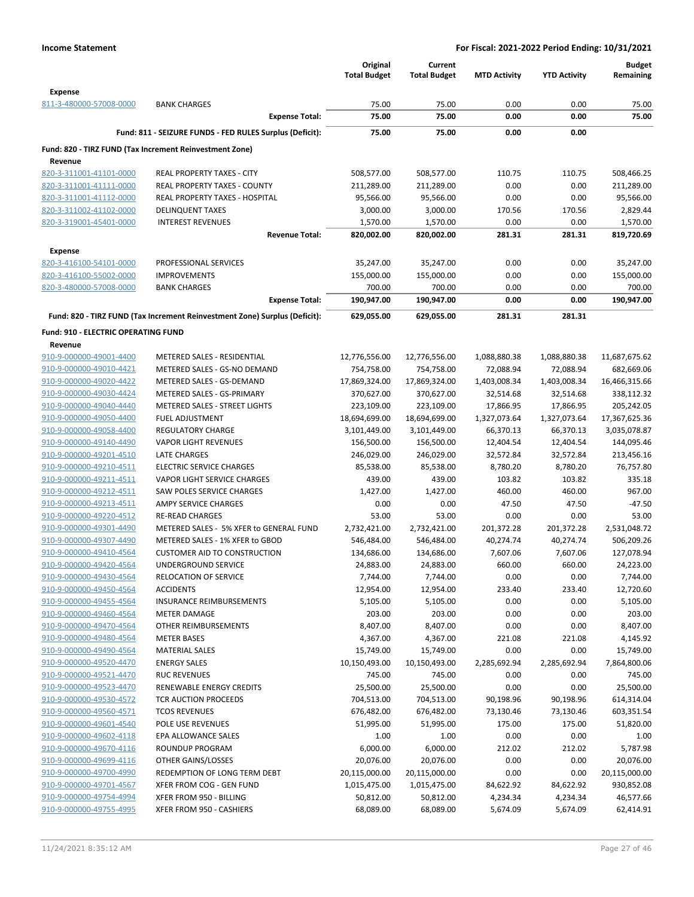| | | Original Total Budget | Current Total Budget | MTD Activity | YTD Activity | Budget Remaining |
|---|---|---|---|---|---|---|
| **Expense** | | | | | | |
| 811-3-480000-57008-0000 | BANK CHARGES | 75.00 | 75.00 | 0.00 | 0.00 | 75.00 |
| | **Expense Total:** | **75.00** | **75.00** | **0.00** | **0.00** | **75.00** |
| | **Fund: 811 - SEIZURE FUNDS - FED RULES Surplus (Deficit):** | **75.00** | **75.00** | **0.00** | **0.00** | |
| **Fund: 820 - TIRZ FUND (Tax Increment Reinvestment Zone)** | | | | | | |
| **Revenue** | | | | | | |
| 820-3-311001-41101-0000 | REAL PROPERTY TAXES - CITY | 508,577.00 | 508,577.00 | 110.75 | 110.75 | 508,466.25 |
| 820-3-311001-41111-0000 | REAL PROPERTY TAXES - COUNTY | 211,289.00 | 211,289.00 | 0.00 | 0.00 | 211,289.00 |
| 820-3-311001-41112-0000 | REAL PROPERTY TAXES - HOSPITAL | 95,566.00 | 95,566.00 | 0.00 | 0.00 | 95,566.00 |
| 820-3-311002-41102-0000 | DELINQUENT TAXES | 3,000.00 | 3,000.00 | 170.56 | 170.56 | 2,829.44 |
| 820-3-319001-45401-0000 | INTEREST REVENUES | 1,570.00 | 1,570.00 | 0.00 | 0.00 | 1,570.00 |
| | **Revenue Total:** | **820,002.00** | **820,002.00** | **281.31** | **281.31** | **819,720.69** |
| **Expense** | | | | | | |
| 820-3-416100-54101-0000 | PROFESSIONAL SERVICES | 35,247.00 | 35,247.00 | 0.00 | 0.00 | 35,247.00 |
| 820-3-416100-55002-0000 | IMPROVEMENTS | 155,000.00 | 155,000.00 | 0.00 | 0.00 | 155,000.00 |
| 820-3-480000-57008-0000 | BANK CHARGES | 700.00 | 700.00 | 0.00 | 0.00 | 700.00 |
| | **Expense Total:** | **190,947.00** | **190,947.00** | **0.00** | **0.00** | **190,947.00** |
| | **Fund: 820 - TIRZ FUND (Tax Increment Reinvestment Zone) Surplus (Deficit):** | **629,055.00** | **629,055.00** | **281.31** | **281.31** | |
| **Fund: 910 - ELECTRIC OPERATING FUND** | | | | | | |
| **Revenue** | | | | | | |
| 910-9-000000-49001-4400 | METERED SALES - RESIDENTIAL | 12,776,556.00 | 12,776,556.00 | 1,088,880.38 | 1,088,880.38 | 11,687,675.62 |
| 910-9-000000-49010-4421 | METERED SALES - GS-NO DEMAND | 754,758.00 | 754,758.00 | 72,088.94 | 72,088.94 | 682,669.06 |
| 910-9-000000-49020-4422 | METERED SALES - GS-DEMAND | 17,869,324.00 | 17,869,324.00 | 1,403,008.34 | 1,403,008.34 | 16,466,315.66 |
| 910-9-000000-49030-4424 | METERED SALES - GS-PRIMARY | 370,627.00 | 370,627.00 | 32,514.68 | 32,514.68 | 338,112.32 |
| 910-9-000000-49040-4440 | METERED SALES - STREET LIGHTS | 223,109.00 | 223,109.00 | 17,866.95 | 17,866.95 | 205,242.05 |
| 910-9-000000-49050-4400 | FUEL ADJUSTMENT | 18,694,699.00 | 18,694,699.00 | 1,327,073.64 | 1,327,073.64 | 17,367,625.36 |
| 910-9-000000-49058-4400 | REGULATORY CHARGE | 3,101,449.00 | 3,101,449.00 | 66,370.13 | 66,370.13 | 3,035,078.87 |
| 910-9-000000-49140-4490 | VAPOR LIGHT REVENUES | 156,500.00 | 156,500.00 | 12,404.54 | 12,404.54 | 144,095.46 |
| 910-9-000000-49201-4510 | LATE CHARGES | 246,029.00 | 246,029.00 | 32,572.84 | 32,572.84 | 213,456.16 |
| 910-9-000000-49210-4511 | ELECTRIC SERVICE CHARGES | 85,538.00 | 85,538.00 | 8,780.20 | 8,780.20 | 76,757.80 |
| 910-9-000000-49211-4511 | VAPOR LIGHT SERVICE CHARGES | 439.00 | 439.00 | 103.82 | 103.82 | 335.18 |
| 910-9-000000-49212-4511 | SAW POLES SERVICE CHARGES | 1,427.00 | 1,427.00 | 460.00 | 460.00 | 967.00 |
| 910-9-000000-49213-4511 | AMPY SERVICE CHARGES | 0.00 | 0.00 | 47.50 | 47.50 | -47.50 |
| 910-9-000000-49220-4512 | RE-READ CHARGES | 53.00 | 53.00 | 0.00 | 0.00 | 53.00 |
| 910-9-000000-49301-4490 | METERED SALES - 5% XFER to GENERAL FUND | 2,732,421.00 | 2,732,421.00 | 201,372.28 | 201,372.28 | 2,531,048.72 |
| 910-9-000000-49307-4490 | METERED SALES - 1% XFER to GBOD | 546,484.00 | 546,484.00 | 40,274.74 | 40,274.74 | 506,209.26 |
| 910-9-000000-49410-4564 | CUSTOMER AID TO CONSTRUCTION | 134,686.00 | 134,686.00 | 7,607.06 | 7,607.06 | 127,078.94 |
| 910-9-000000-49420-4564 | UNDERGROUND SERVICE | 24,883.00 | 24,883.00 | 660.00 | 660.00 | 24,223.00 |
| 910-9-000000-49430-4564 | RELOCATION OF SERVICE | 7,744.00 | 7,744.00 | 0.00 | 0.00 | 7,744.00 |
| 910-9-000000-49450-4564 | ACCIDENTS | 12,954.00 | 12,954.00 | 233.40 | 233.40 | 12,720.60 |
| 910-9-000000-49455-4564 | INSURANCE REIMBURSEMENTS | 5,105.00 | 5,105.00 | 0.00 | 0.00 | 5,105.00 |
| 910-9-000000-49460-4564 | METER DAMAGE | 203.00 | 203.00 | 0.00 | 0.00 | 203.00 |
| 910-9-000000-49470-4564 | OTHER REIMBURSEMENTS | 8,407.00 | 8,407.00 | 0.00 | 0.00 | 8,407.00 |
| 910-9-000000-49480-4564 | METER BASES | 4,367.00 | 4,367.00 | 221.08 | 221.08 | 4,145.92 |
| 910-9-000000-49490-4564 | MATERIAL SALES | 15,749.00 | 15,749.00 | 0.00 | 0.00 | 15,749.00 |
| 910-9-000000-49520-4470 | ENERGY SALES | 10,150,493.00 | 10,150,493.00 | 2,285,692.94 | 2,285,692.94 | 7,864,800.06 |
| 910-9-000000-49521-4470 | RUC REVENUES | 745.00 | 745.00 | 0.00 | 0.00 | 745.00 |
| 910-9-000000-49523-4470 | RENEWABLE ENERGY CREDITS | 25,500.00 | 25,500.00 | 0.00 | 0.00 | 25,500.00 |
| 910-9-000000-49530-4572 | TCR AUCTION PROCEEDS | 704,513.00 | 704,513.00 | 90,198.96 | 90,198.96 | 614,314.04 |
| 910-9-000000-49560-4571 | TCOS REVENUES | 676,482.00 | 676,482.00 | 73,130.46 | 73,130.46 | 603,351.54 |
| 910-9-000000-49601-4540 | POLE USE REVENUES | 51,995.00 | 51,995.00 | 175.00 | 175.00 | 51,820.00 |
| 910-9-000000-49602-4118 | EPA ALLOWANCE SALES | 1.00 | 1.00 | 0.00 | 0.00 | 1.00 |
| 910-9-000000-49670-4116 | ROUNDUP PROGRAM | 6,000.00 | 6,000.00 | 212.02 | 212.02 | 5,787.98 |
| 910-9-000000-49699-4116 | OTHER GAINS/LOSSES | 20,076.00 | 20,076.00 | 0.00 | 0.00 | 20,076.00 |
| 910-9-000000-49700-4990 | REDEMPTION OF LONG TERM DEBT | 20,115,000.00 | 20,115,000.00 | 0.00 | 0.00 | 20,115,000.00 |
| 910-9-000000-49701-4567 | XFER FROM COG - GEN FUND | 1,015,475.00 | 1,015,475.00 | 84,622.92 | 84,622.92 | 930,852.08 |
| 910-9-000000-49754-4994 | XFER FROM 950 - BILLING | 50,812.00 | 50,812.00 | 4,234.34 | 4,234.34 | 46,577.66 |
| 910-9-000000-49755-4995 | XFER FROM 950 - CASHIERS | 68,089.00 | 68,089.00 | 5,674.09 | 5,674.09 | 62,414.91 |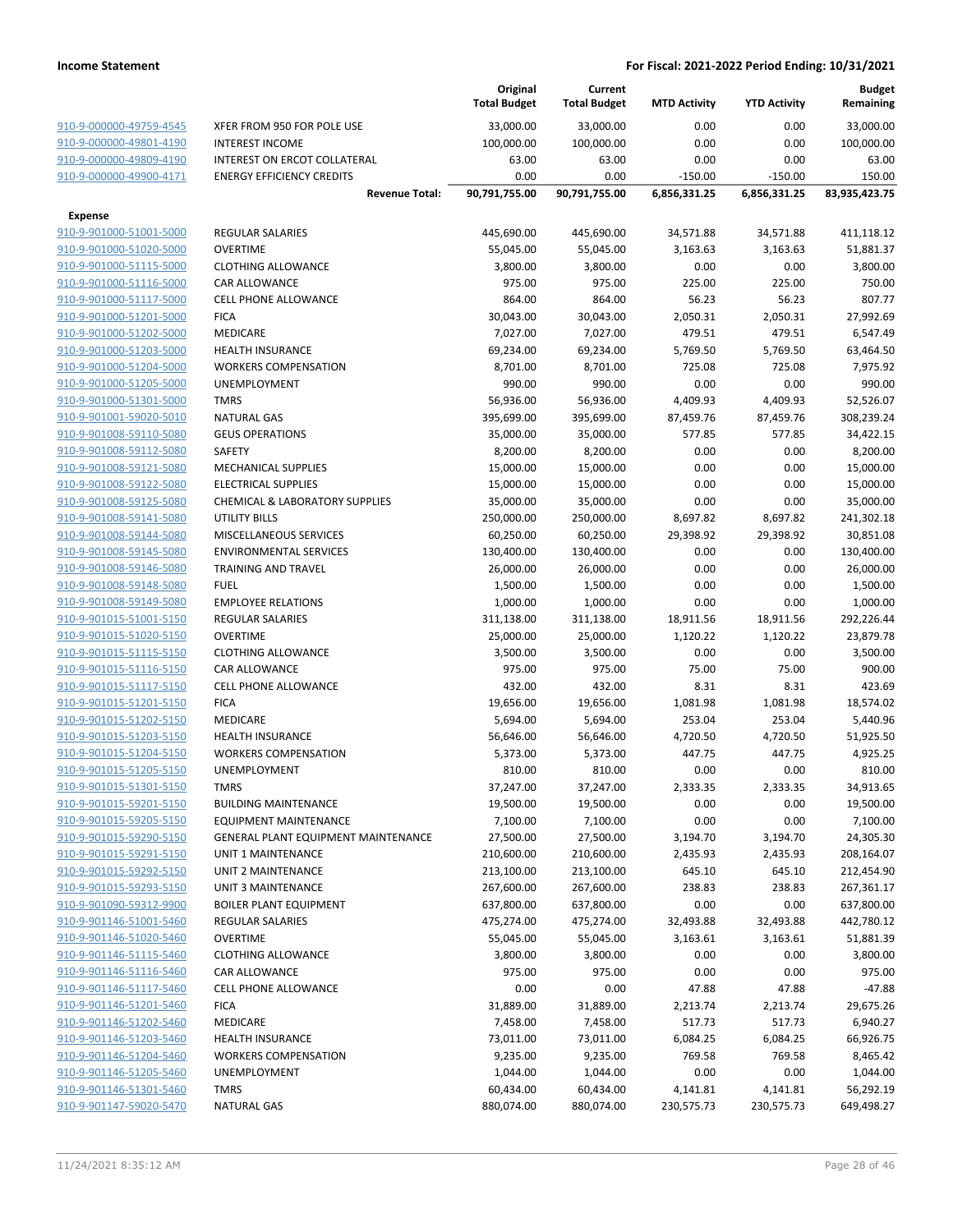| | | Original Total Budget | Current Total Budget | MTD Activity | YTD Activity | Budget Remaining |
|---|---|---|---|---|---|---|
| 910-9-000000-49759-4545 | XFER FROM 950 FOR POLE USE | 33,000.00 | 33,000.00 | 0.00 | 0.00 | 33,000.00 |
| 910-9-000000-49801-4190 | INTEREST INCOME | 100,000.00 | 100,000.00 | 0.00 | 0.00 | 100,000.00 |
| 910-9-000000-49809-4190 | INTEREST ON ERCOT COLLATERAL | 63.00 | 63.00 | 0.00 | 0.00 | 63.00 |
| 910-9-000000-49900-4171 | ENERGY EFFICIENCY CREDITS | 0.00 | 0.00 | -150.00 | -150.00 | 150.00 |
| | **Revenue Total:** | **90,791,755.00** | **90,791,755.00** | **6,856,331.25** | **6,856,331.25** | **83,935,423.75** |
| **Expense** | | | | | | |
| 910-9-901000-51001-5000 | REGULAR SALARIES | 445,690.00 | 445,690.00 | 34,571.88 | 34,571.88 | 411,118.12 |
| 910-9-901000-51020-5000 | OVERTIME | 55,045.00 | 55,045.00 | 3,163.63 | 3,163.63 | 51,881.37 |
| 910-9-901000-51115-5000 | CLOTHING ALLOWANCE | 3,800.00 | 3,800.00 | 0.00 | 0.00 | 3,800.00 |
| 910-9-901000-51116-5000 | CAR ALLOWANCE | 975.00 | 975.00 | 225.00 | 225.00 | 750.00 |
| 910-9-901000-51117-5000 | CELL PHONE ALLOWANCE | 864.00 | 864.00 | 56.23 | 56.23 | 807.77 |
| 910-9-901000-51201-5000 | FICA | 30,043.00 | 30,043.00 | 2,050.31 | 2,050.31 | 27,992.69 |
| 910-9-901000-51202-5000 | MEDICARE | 7,027.00 | 7,027.00 | 479.51 | 479.51 | 6,547.49 |
| 910-9-901000-51203-5000 | HEALTH INSURANCE | 69,234.00 | 69,234.00 | 5,769.50 | 5,769.50 | 63,464.50 |
| 910-9-901000-51204-5000 | WORKERS COMPENSATION | 8,701.00 | 8,701.00 | 725.08 | 725.08 | 7,975.92 |
| 910-9-901000-51205-5000 | UNEMPLOYMENT | 990.00 | 990.00 | 0.00 | 0.00 | 990.00 |
| 910-9-901000-51301-5000 | TMRS | 56,936.00 | 56,936.00 | 4,409.93 | 4,409.93 | 52,526.07 |
| 910-9-901001-59020-5010 | NATURAL GAS | 395,699.00 | 395,699.00 | 87,459.76 | 87,459.76 | 308,239.24 |
| 910-9-901008-59110-5080 | GEUS OPERATIONS | 35,000.00 | 35,000.00 | 577.85 | 577.85 | 34,422.15 |
| 910-9-901008-59112-5080 | SAFETY | 8,200.00 | 8,200.00 | 0.00 | 0.00 | 8,200.00 |
| 910-9-901008-59121-5080 | MECHANICAL SUPPLIES | 15,000.00 | 15,000.00 | 0.00 | 0.00 | 15,000.00 |
| 910-9-901008-59122-5080 | ELECTRICAL SUPPLIES | 15,000.00 | 15,000.00 | 0.00 | 0.00 | 15,000.00 |
| 910-9-901008-59125-5080 | CHEMICAL & LABORATORY SUPPLIES | 35,000.00 | 35,000.00 | 0.00 | 0.00 | 35,000.00 |
| 910-9-901008-59141-5080 | UTILITY BILLS | 250,000.00 | 250,000.00 | 8,697.82 | 8,697.82 | 241,302.18 |
| 910-9-901008-59144-5080 | MISCELLANEOUS SERVICES | 60,250.00 | 60,250.00 | 29,398.92 | 29,398.92 | 30,851.08 |
| 910-9-901008-59145-5080 | ENVIRONMENTAL SERVICES | 130,400.00 | 130,400.00 | 0.00 | 0.00 | 130,400.00 |
| 910-9-901008-59146-5080 | TRAINING AND TRAVEL | 26,000.00 | 26,000.00 | 0.00 | 0.00 | 26,000.00 |
| 910-9-901008-59148-5080 | FUEL | 1,500.00 | 1,500.00 | 0.00 | 0.00 | 1,500.00 |
| 910-9-901008-59149-5080 | EMPLOYEE RELATIONS | 1,000.00 | 1,000.00 | 0.00 | 0.00 | 1,000.00 |
| 910-9-901015-51001-5150 | REGULAR SALARIES | 311,138.00 | 311,138.00 | 18,911.56 | 18,911.56 | 292,226.44 |
| 910-9-901015-51020-5150 | OVERTIME | 25,000.00 | 25,000.00 | 1,120.22 | 1,120.22 | 23,879.78 |
| 910-9-901015-51115-5150 | CLOTHING ALLOWANCE | 3,500.00 | 3,500.00 | 0.00 | 0.00 | 3,500.00 |
| 910-9-901015-51116-5150 | CAR ALLOWANCE | 975.00 | 975.00 | 75.00 | 75.00 | 900.00 |
| 910-9-901015-51117-5150 | CELL PHONE ALLOWANCE | 432.00 | 432.00 | 8.31 | 8.31 | 423.69 |
| 910-9-901015-51201-5150 | FICA | 19,656.00 | 19,656.00 | 1,081.98 | 1,081.98 | 18,574.02 |
| 910-9-901015-51202-5150 | MEDICARE | 5,694.00 | 5,694.00 | 253.04 | 253.04 | 5,440.96 |
| 910-9-901015-51203-5150 | HEALTH INSURANCE | 56,646.00 | 56,646.00 | 4,720.50 | 4,720.50 | 51,925.50 |
| 910-9-901015-51204-5150 | WORKERS COMPENSATION | 5,373.00 | 5,373.00 | 447.75 | 447.75 | 4,925.25 |
| 910-9-901015-51205-5150 | UNEMPLOYMENT | 810.00 | 810.00 | 0.00 | 0.00 | 810.00 |
| 910-9-901015-51301-5150 | TMRS | 37,247.00 | 37,247.00 | 2,333.35 | 2,333.35 | 34,913.65 |
| 910-9-901015-59201-5150 | BUILDING MAINTENANCE | 19,500.00 | 19,500.00 | 0.00 | 0.00 | 19,500.00 |
| 910-9-901015-59205-5150 | EQUIPMENT MAINTENANCE | 7,100.00 | 7,100.00 | 0.00 | 0.00 | 7,100.00 |
| 910-9-901015-59290-5150 | GENERAL PLANT EQUIPMENT MAINTENANCE | 27,500.00 | 27,500.00 | 3,194.70 | 3,194.70 | 24,305.30 |
| 910-9-901015-59291-5150 | UNIT 1 MAINTENANCE | 210,600.00 | 210,600.00 | 2,435.93 | 2,435.93 | 208,164.07 |
| 910-9-901015-59292-5150 | UNIT 2 MAINTENANCE | 213,100.00 | 213,100.00 | 645.10 | 645.10 | 212,454.90 |
| 910-9-901015-59293-5150 | UNIT 3 MAINTENANCE | 267,600.00 | 267,600.00 | 238.83 | 238.83 | 267,361.17 |
| 910-9-901090-59312-9900 | BOILER PLANT EQUIPMENT | 637,800.00 | 637,800.00 | 0.00 | 0.00 | 637,800.00 |
| 910-9-901146-51001-5460 | REGULAR SALARIES | 475,274.00 | 475,274.00 | 32,493.88 | 32,493.88 | 442,780.12 |
| 910-9-901146-51020-5460 | OVERTIME | 55,045.00 | 55,045.00 | 3,163.61 | 3,163.61 | 51,881.39 |
| 910-9-901146-51115-5460 | CLOTHING ALLOWANCE | 3,800.00 | 3,800.00 | 0.00 | 0.00 | 3,800.00 |
| 910-9-901146-51116-5460 | CAR ALLOWANCE | 975.00 | 975.00 | 0.00 | 0.00 | 975.00 |
| 910-9-901146-51117-5460 | CELL PHONE ALLOWANCE | 0.00 | 0.00 | 47.88 | 47.88 | -47.88 |
| 910-9-901146-51201-5460 | FICA | 31,889.00 | 31,889.00 | 2,213.74 | 2,213.74 | 29,675.26 |
| 910-9-901146-51202-5460 | MEDICARE | 7,458.00 | 7,458.00 | 517.73 | 517.73 | 6,940.27 |
| 910-9-901146-51203-5460 | HEALTH INSURANCE | 73,011.00 | 73,011.00 | 6,084.25 | 6,084.25 | 66,926.75 |
| 910-9-901146-51204-5460 | WORKERS COMPENSATION | 9,235.00 | 9,235.00 | 769.58 | 769.58 | 8,465.42 |
| 910-9-901146-51205-5460 | UNEMPLOYMENT | 1,044.00 | 1,044.00 | 0.00 | 0.00 | 1,044.00 |
| 910-9-901146-51301-5460 | TMRS | 60,434.00 | 60,434.00 | 4,141.81 | 4,141.81 | 56,292.19 |
| 910-9-901147-59020-5470 | NATURAL GAS | 880,074.00 | 880,074.00 | 230,575.73 | 230,575.73 | 649,498.27 |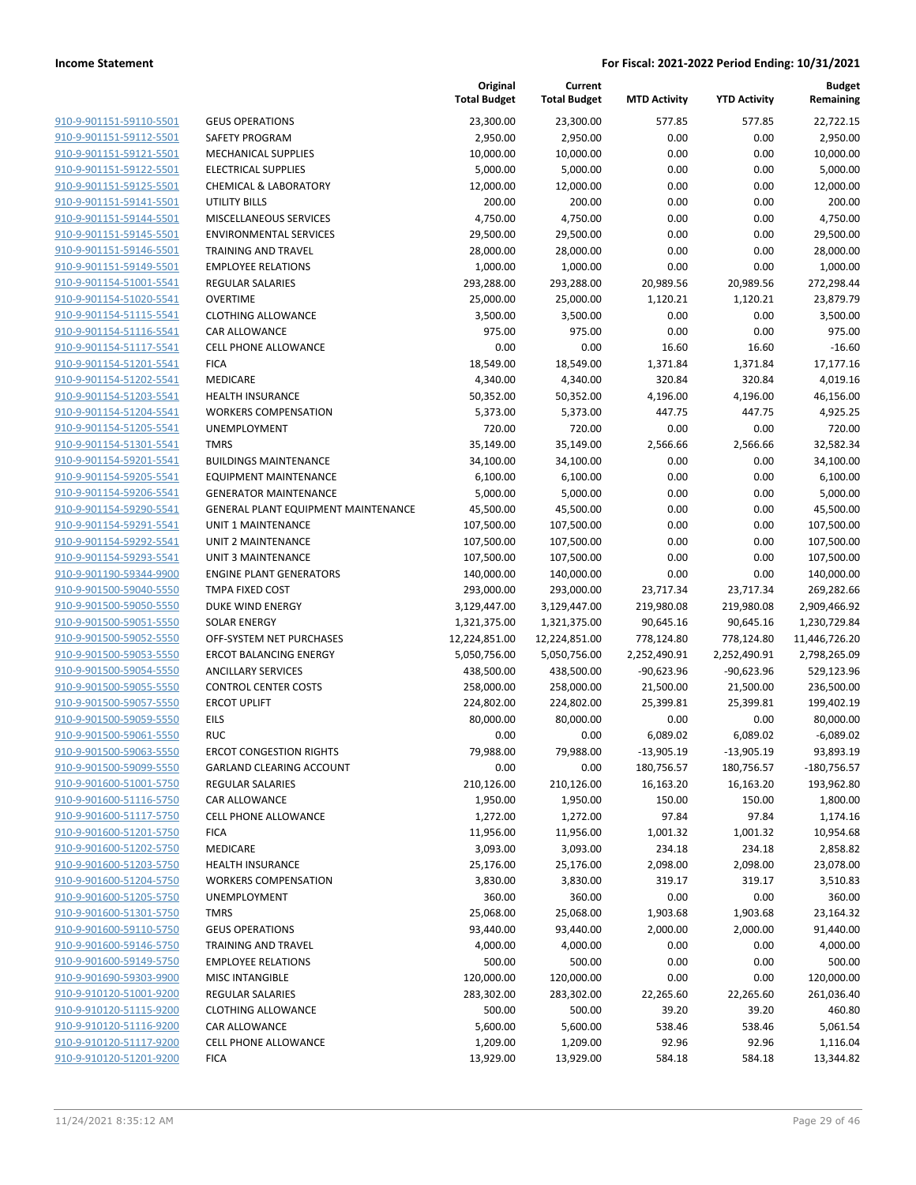**Income Statement** — **For Fiscal: 2021-2022 Period Ending: 10/31/2021**

| | | Original Total Budget | Current Total Budget | MTD Activity | YTD Activity | Budget Remaining |
|---|---|---|---|---|---|---|
| 910-9-901151-59110-5501 | GEUS OPERATIONS | 23,300.00 | 23,300.00 | 577.85 | 577.85 | 22,722.15 |
| 910-9-901151-59112-5501 | SAFETY PROGRAM | 2,950.00 | 2,950.00 | 0.00 | 0.00 | 2,950.00 |
| 910-9-901151-59121-5501 | MECHANICAL SUPPLIES | 10,000.00 | 10,000.00 | 0.00 | 0.00 | 10,000.00 |
| 910-9-901151-59122-5501 | ELECTRICAL SUPPLIES | 5,000.00 | 5,000.00 | 0.00 | 0.00 | 5,000.00 |
| 910-9-901151-59125-5501 | CHEMICAL & LABORATORY | 12,000.00 | 12,000.00 | 0.00 | 0.00 | 12,000.00 |
| 910-9-901151-59141-5501 | UTILITY BILLS | 200.00 | 200.00 | 0.00 | 0.00 | 200.00 |
| 910-9-901151-59144-5501 | MISCELLANEOUS SERVICES | 4,750.00 | 4,750.00 | 0.00 | 0.00 | 4,750.00 |
| 910-9-901151-59145-5501 | ENVIRONMENTAL SERVICES | 29,500.00 | 29,500.00 | 0.00 | 0.00 | 29,500.00 |
| 910-9-901151-59146-5501 | TRAINING AND TRAVEL | 28,000.00 | 28,000.00 | 0.00 | 0.00 | 28,000.00 |
| 910-9-901151-59149-5501 | EMPLOYEE RELATIONS | 1,000.00 | 1,000.00 | 0.00 | 0.00 | 1,000.00 |
| 910-9-901154-51001-5541 | REGULAR SALARIES | 293,288.00 | 293,288.00 | 20,989.56 | 20,989.56 | 272,298.44 |
| 910-9-901154-51020-5541 | OVERTIME | 25,000.00 | 25,000.00 | 1,120.21 | 1,120.21 | 23,879.79 |
| 910-9-901154-51115-5541 | CLOTHING ALLOWANCE | 3,500.00 | 3,500.00 | 0.00 | 0.00 | 3,500.00 |
| 910-9-901154-51116-5541 | CAR ALLOWANCE | 975.00 | 975.00 | 0.00 | 0.00 | 975.00 |
| 910-9-901154-51117-5541 | CELL PHONE ALLOWANCE | 0.00 | 0.00 | 16.60 | 16.60 | -16.60 |
| 910-9-901154-51201-5541 | FICA | 18,549.00 | 18,549.00 | 1,371.84 | 1,371.84 | 17,177.16 |
| 910-9-901154-51202-5541 | MEDICARE | 4,340.00 | 4,340.00 | 320.84 | 320.84 | 4,019.16 |
| 910-9-901154-51203-5541 | HEALTH INSURANCE | 50,352.00 | 50,352.00 | 4,196.00 | 4,196.00 | 46,156.00 |
| 910-9-901154-51204-5541 | WORKERS COMPENSATION | 5,373.00 | 5,373.00 | 447.75 | 447.75 | 4,925.25 |
| 910-9-901154-51205-5541 | UNEMPLOYMENT | 720.00 | 720.00 | 0.00 | 0.00 | 720.00 |
| 910-9-901154-51301-5541 | TMRS | 35,149.00 | 35,149.00 | 2,566.66 | 2,566.66 | 32,582.34 |
| 910-9-901154-59201-5541 | BUILDINGS MAINTENANCE | 34,100.00 | 34,100.00 | 0.00 | 0.00 | 34,100.00 |
| 910-9-901154-59205-5541 | EQUIPMENT MAINTENANCE | 6,100.00 | 6,100.00 | 0.00 | 0.00 | 6,100.00 |
| 910-9-901154-59206-5541 | GENERATOR MAINTENANCE | 5,000.00 | 5,000.00 | 0.00 | 0.00 | 5,000.00 |
| 910-9-901154-59290-5541 | GENERAL PLANT EQUIPMENT MAINTENANCE | 45,500.00 | 45,500.00 | 0.00 | 0.00 | 45,500.00 |
| 910-9-901154-59291-5541 | UNIT 1 MAINTENANCE | 107,500.00 | 107,500.00 | 0.00 | 0.00 | 107,500.00 |
| 910-9-901154-59292-5541 | UNIT 2 MAINTENANCE | 107,500.00 | 107,500.00 | 0.00 | 0.00 | 107,500.00 |
| 910-9-901154-59293-5541 | UNIT 3 MAINTENANCE | 107,500.00 | 107,500.00 | 0.00 | 0.00 | 107,500.00 |
| 910-9-901190-59344-9900 | ENGINE PLANT GENERATORS | 140,000.00 | 140,000.00 | 0.00 | 0.00 | 140,000.00 |
| 910-9-901500-59040-5550 | TMPA FIXED COST | 293,000.00 | 293,000.00 | 23,717.34 | 23,717.34 | 269,282.66 |
| 910-9-901500-59050-5550 | DUKE WIND ENERGY | 3,129,447.00 | 3,129,447.00 | 219,980.08 | 219,980.08 | 2,909,466.92 |
| 910-9-901500-59051-5550 | SOLAR ENERGY | 1,321,375.00 | 1,321,375.00 | 90,645.16 | 90,645.16 | 1,230,729.84 |
| 910-9-901500-59052-5550 | OFF-SYSTEM NET PURCHASES | 12,224,851.00 | 12,224,851.00 | 778,124.80 | 778,124.80 | 11,446,726.20 |
| 910-9-901500-59053-5550 | ERCOT BALANCING ENERGY | 5,050,756.00 | 5,050,756.00 | 2,252,490.91 | 2,252,490.91 | 2,798,265.09 |
| 910-9-901500-59054-5550 | ANCILLARY SERVICES | 438,500.00 | 438,500.00 | -90,623.96 | -90,623.96 | 529,123.96 |
| 910-9-901500-59055-5550 | CONTROL CENTER COSTS | 258,000.00 | 258,000.00 | 21,500.00 | 21,500.00 | 236,500.00 |
| 910-9-901500-59057-5550 | ERCOT UPLIFT | 224,802.00 | 224,802.00 | 25,399.81 | 25,399.81 | 199,402.19 |
| 910-9-901500-59059-5550 | EILS | 80,000.00 | 80,000.00 | 0.00 | 0.00 | 80,000.00 |
| 910-9-901500-59061-5550 | RUC | 0.00 | 0.00 | 6,089.02 | 6,089.02 | -6,089.02 |
| 910-9-901500-59063-5550 | ERCOT CONGESTION RIGHTS | 79,988.00 | 79,988.00 | -13,905.19 | -13,905.19 | 93,893.19 |
| 910-9-901500-59099-5550 | GARLAND CLEARING ACCOUNT | 0.00 | 0.00 | 180,756.57 | 180,756.57 | -180,756.57 |
| 910-9-901600-51001-5750 | REGULAR SALARIES | 210,126.00 | 210,126.00 | 16,163.20 | 16,163.20 | 193,962.80 |
| 910-9-901600-51116-5750 | CAR ALLOWANCE | 1,950.00 | 1,950.00 | 150.00 | 150.00 | 1,800.00 |
| 910-9-901600-51117-5750 | CELL PHONE ALLOWANCE | 1,272.00 | 1,272.00 | 97.84 | 97.84 | 1,174.16 |
| 910-9-901600-51201-5750 | FICA | 11,956.00 | 11,956.00 | 1,001.32 | 1,001.32 | 10,954.68 |
| 910-9-901600-51202-5750 | MEDICARE | 3,093.00 | 3,093.00 | 234.18 | 234.18 | 2,858.82 |
| 910-9-901600-51203-5750 | HEALTH INSURANCE | 25,176.00 | 25,176.00 | 2,098.00 | 2,098.00 | 23,078.00 |
| 910-9-901600-51204-5750 | WORKERS COMPENSATION | 3,830.00 | 3,830.00 | 319.17 | 319.17 | 3,510.83 |
| 910-9-901600-51205-5750 | UNEMPLOYMENT | 360.00 | 360.00 | 0.00 | 0.00 | 360.00 |
| 910-9-901600-51301-5750 | TMRS | 25,068.00 | 25,068.00 | 1,903.68 | 1,903.68 | 23,164.32 |
| 910-9-901600-59110-5750 | GEUS OPERATIONS | 93,440.00 | 93,440.00 | 2,000.00 | 2,000.00 | 91,440.00 |
| 910-9-901600-59146-5750 | TRAINING AND TRAVEL | 4,000.00 | 4,000.00 | 0.00 | 0.00 | 4,000.00 |
| 910-9-901600-59149-5750 | EMPLOYEE RELATIONS | 500.00 | 500.00 | 0.00 | 0.00 | 500.00 |
| 910-9-901690-59303-9900 | MISC INTANGIBLE | 120,000.00 | 120,000.00 | 0.00 | 0.00 | 120,000.00 |
| 910-9-910120-51001-9200 | REGULAR SALARIES | 283,302.00 | 283,302.00 | 22,265.60 | 22,265.60 | 261,036.40 |
| 910-9-910120-51115-9200 | CLOTHING ALLOWANCE | 500.00 | 500.00 | 39.20 | 39.20 | 460.80 |
| 910-9-910120-51116-9200 | CAR ALLOWANCE | 5,600.00 | 5,600.00 | 538.46 | 538.46 | 5,061.54 |
| 910-9-910120-51117-9200 | CELL PHONE ALLOWANCE | 1,209.00 | 1,209.00 | 92.96 | 92.96 | 1,116.04 |
| 910-9-910120-51201-9200 | FICA | 13,929.00 | 13,929.00 | 584.18 | 584.18 | 13,344.82 |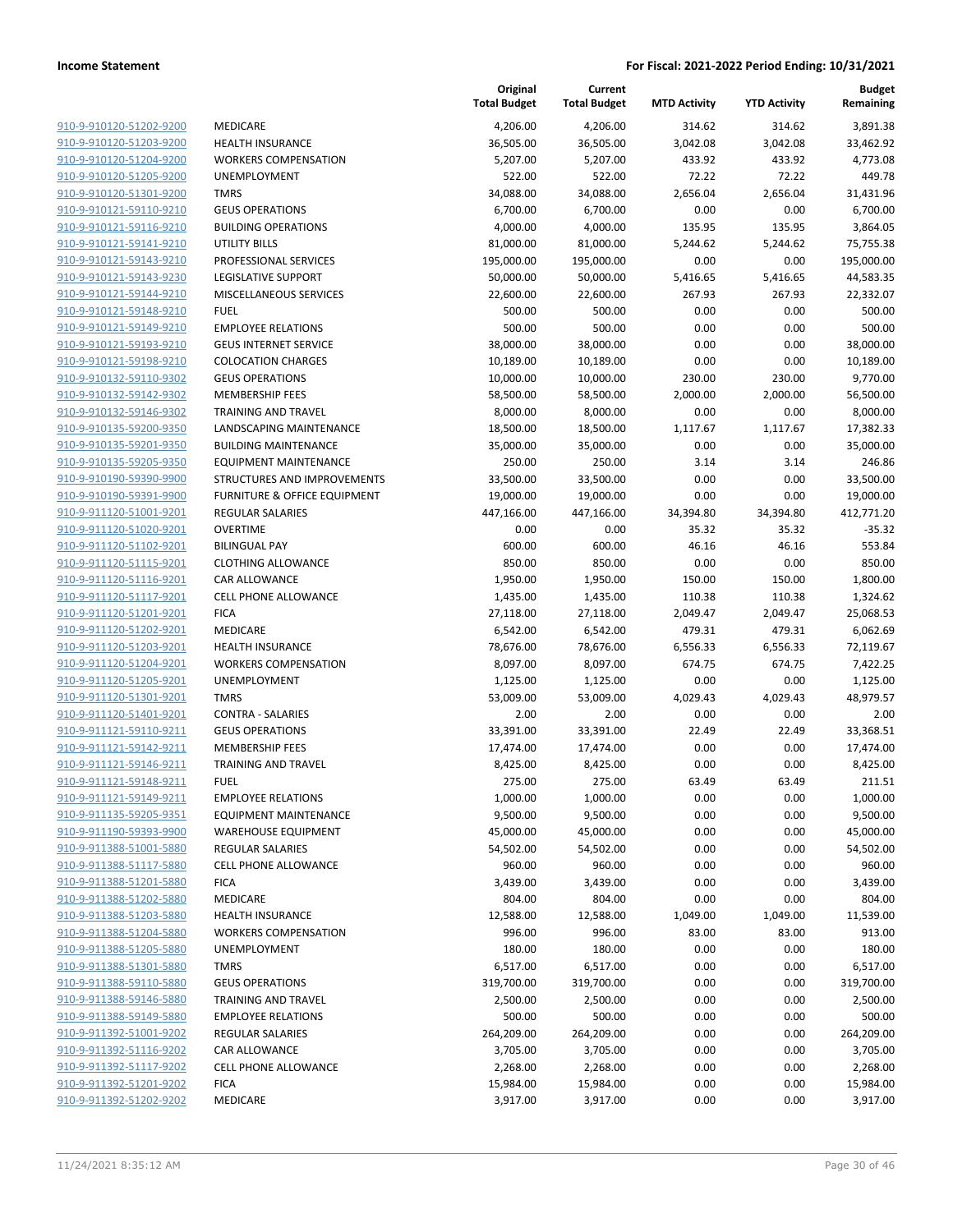| | | Original Total Budget | Current Total Budget | MTD Activity | YTD Activity | Budget Remaining |
|---|---|---|---|---|---|---|
| 910-9-910120-51202-9200 | MEDICARE | 4,206.00 | 4,206.00 | 314.62 | 314.62 | 3,891.38 |
| 910-9-910120-51203-9200 | HEALTH INSURANCE | 36,505.00 | 36,505.00 | 3,042.08 | 3,042.08 | 33,462.92 |
| 910-9-910120-51204-9200 | WORKERS COMPENSATION | 5,207.00 | 5,207.00 | 433.92 | 433.92 | 4,773.08 |
| 910-9-910120-51205-9200 | UNEMPLOYMENT | 522.00 | 522.00 | 72.22 | 72.22 | 449.78 |
| 910-9-910120-51301-9200 | TMRS | 34,088.00 | 34,088.00 | 2,656.04 | 2,656.04 | 31,431.96 |
| 910-9-910121-59110-9210 | GEUS OPERATIONS | 6,700.00 | 6,700.00 | 0.00 | 0.00 | 6,700.00 |
| 910-9-910121-59116-9210 | BUILDING OPERATIONS | 4,000.00 | 4,000.00 | 135.95 | 135.95 | 3,864.05 |
| 910-9-910121-59141-9210 | UTILITY BILLS | 81,000.00 | 81,000.00 | 5,244.62 | 5,244.62 | 75,755.38 |
| 910-9-910121-59143-9210 | PROFESSIONAL SERVICES | 195,000.00 | 195,000.00 | 0.00 | 0.00 | 195,000.00 |
| 910-9-910121-59143-9230 | LEGISLATIVE SUPPORT | 50,000.00 | 50,000.00 | 5,416.65 | 5,416.65 | 44,583.35 |
| 910-9-910121-59144-9210 | MISCELLANEOUS SERVICES | 22,600.00 | 22,600.00 | 267.93 | 267.93 | 22,332.07 |
| 910-9-910121-59148-9210 | FUEL | 500.00 | 500.00 | 0.00 | 0.00 | 500.00 |
| 910-9-910121-59149-9210 | EMPLOYEE RELATIONS | 500.00 | 500.00 | 0.00 | 0.00 | 500.00 |
| 910-9-910121-59193-9210 | GEUS INTERNET SERVICE | 38,000.00 | 38,000.00 | 0.00 | 0.00 | 38,000.00 |
| 910-9-910121-59198-9210 | COLOCATION CHARGES | 10,189.00 | 10,189.00 | 0.00 | 0.00 | 10,189.00 |
| 910-9-910132-59110-9302 | GEUS OPERATIONS | 10,000.00 | 10,000.00 | 230.00 | 230.00 | 9,770.00 |
| 910-9-910132-59142-9302 | MEMBERSHIP FEES | 58,500.00 | 58,500.00 | 2,000.00 | 2,000.00 | 56,500.00 |
| 910-9-910132-59146-9302 | TRAINING AND TRAVEL | 8,000.00 | 8,000.00 | 0.00 | 0.00 | 8,000.00 |
| 910-9-910135-59200-9350 | LANDSCAPING MAINTENANCE | 18,500.00 | 18,500.00 | 1,117.67 | 1,117.67 | 17,382.33 |
| 910-9-910135-59201-9350 | BUILDING MAINTENANCE | 35,000.00 | 35,000.00 | 0.00 | 0.00 | 35,000.00 |
| 910-9-910135-59205-9350 | EQUIPMENT MAINTENANCE | 250.00 | 250.00 | 3.14 | 3.14 | 246.86 |
| 910-9-910190-59390-9900 | STRUCTURES AND IMPROVEMENTS | 33,500.00 | 33,500.00 | 0.00 | 0.00 | 33,500.00 |
| 910-9-910190-59391-9900 | FURNITURE & OFFICE EQUIPMENT | 19,000.00 | 19,000.00 | 0.00 | 0.00 | 19,000.00 |
| 910-9-911120-51001-9201 | REGULAR SALARIES | 447,166.00 | 447,166.00 | 34,394.80 | 34,394.80 | 412,771.20 |
| 910-9-911120-51020-9201 | OVERTIME | 0.00 | 0.00 | 35.32 | 35.32 | -35.32 |
| 910-9-911120-51102-9201 | BILINGUAL PAY | 600.00 | 600.00 | 46.16 | 46.16 | 553.84 |
| 910-9-911120-51115-9201 | CLOTHING ALLOWANCE | 850.00 | 850.00 | 0.00 | 0.00 | 850.00 |
| 910-9-911120-51116-9201 | CAR ALLOWANCE | 1,950.00 | 1,950.00 | 150.00 | 150.00 | 1,800.00 |
| 910-9-911120-51117-9201 | CELL PHONE ALLOWANCE | 1,435.00 | 1,435.00 | 110.38 | 110.38 | 1,324.62 |
| 910-9-911120-51201-9201 | FICA | 27,118.00 | 27,118.00 | 2,049.47 | 2,049.47 | 25,068.53 |
| 910-9-911120-51202-9201 | MEDICARE | 6,542.00 | 6,542.00 | 479.31 | 479.31 | 6,062.69 |
| 910-9-911120-51203-9201 | HEALTH INSURANCE | 78,676.00 | 78,676.00 | 6,556.33 | 6,556.33 | 72,119.67 |
| 910-9-911120-51204-9201 | WORKERS COMPENSATION | 8,097.00 | 8,097.00 | 674.75 | 674.75 | 7,422.25 |
| 910-9-911120-51205-9201 | UNEMPLOYMENT | 1,125.00 | 1,125.00 | 0.00 | 0.00 | 1,125.00 |
| 910-9-911120-51301-9201 | TMRS | 53,009.00 | 53,009.00 | 4,029.43 | 4,029.43 | 48,979.57 |
| 910-9-911120-51401-9201 | CONTRA - SALARIES | 2.00 | 2.00 | 0.00 | 0.00 | 2.00 |
| 910-9-911121-59110-9211 | GEUS OPERATIONS | 33,391.00 | 33,391.00 | 22.49 | 22.49 | 33,368.51 |
| 910-9-911121-59142-9211 | MEMBERSHIP FEES | 17,474.00 | 17,474.00 | 0.00 | 0.00 | 17,474.00 |
| 910-9-911121-59146-9211 | TRAINING AND TRAVEL | 8,425.00 | 8,425.00 | 0.00 | 0.00 | 8,425.00 |
| 910-9-911121-59148-9211 | FUEL | 275.00 | 275.00 | 63.49 | 63.49 | 211.51 |
| 910-9-911121-59149-9211 | EMPLOYEE RELATIONS | 1,000.00 | 1,000.00 | 0.00 | 0.00 | 1,000.00 |
| 910-9-911135-59205-9351 | EQUIPMENT MAINTENANCE | 9,500.00 | 9,500.00 | 0.00 | 0.00 | 9,500.00 |
| 910-9-911190-59393-9900 | WAREHOUSE EQUIPMENT | 45,000.00 | 45,000.00 | 0.00 | 0.00 | 45,000.00 |
| 910-9-911388-51001-5880 | REGULAR SALARIES | 54,502.00 | 54,502.00 | 0.00 | 0.00 | 54,502.00 |
| 910-9-911388-51117-5880 | CELL PHONE ALLOWANCE | 960.00 | 960.00 | 0.00 | 0.00 | 960.00 |
| 910-9-911388-51201-5880 | FICA | 3,439.00 | 3,439.00 | 0.00 | 0.00 | 3,439.00 |
| 910-9-911388-51202-5880 | MEDICARE | 804.00 | 804.00 | 0.00 | 0.00 | 804.00 |
| 910-9-911388-51203-5880 | HEALTH INSURANCE | 12,588.00 | 12,588.00 | 1,049.00 | 1,049.00 | 11,539.00 |
| 910-9-911388-51204-5880 | WORKERS COMPENSATION | 996.00 | 996.00 | 83.00 | 83.00 | 913.00 |
| 910-9-911388-51205-5880 | UNEMPLOYMENT | 180.00 | 180.00 | 0.00 | 0.00 | 180.00 |
| 910-9-911388-51301-5880 | TMRS | 6,517.00 | 6,517.00 | 0.00 | 0.00 | 6,517.00 |
| 910-9-911388-59110-5880 | GEUS OPERATIONS | 319,700.00 | 319,700.00 | 0.00 | 0.00 | 319,700.00 |
| 910-9-911388-59146-5880 | TRAINING AND TRAVEL | 2,500.00 | 2,500.00 | 0.00 | 0.00 | 2,500.00 |
| 910-9-911388-59149-5880 | EMPLOYEE RELATIONS | 500.00 | 500.00 | 0.00 | 0.00 | 500.00 |
| 910-9-911392-51001-9202 | REGULAR SALARIES | 264,209.00 | 264,209.00 | 0.00 | 0.00 | 264,209.00 |
| 910-9-911392-51116-9202 | CAR ALLOWANCE | 3,705.00 | 3,705.00 | 0.00 | 0.00 | 3,705.00 |
| 910-9-911392-51117-9202 | CELL PHONE ALLOWANCE | 2,268.00 | 2,268.00 | 0.00 | 0.00 | 2,268.00 |
| 910-9-911392-51201-9202 | FICA | 15,984.00 | 15,984.00 | 0.00 | 0.00 | 15,984.00 |
| 910-9-911392-51202-9202 | MEDICARE | 3,917.00 | 3,917.00 | 0.00 | 0.00 | 3,917.00 |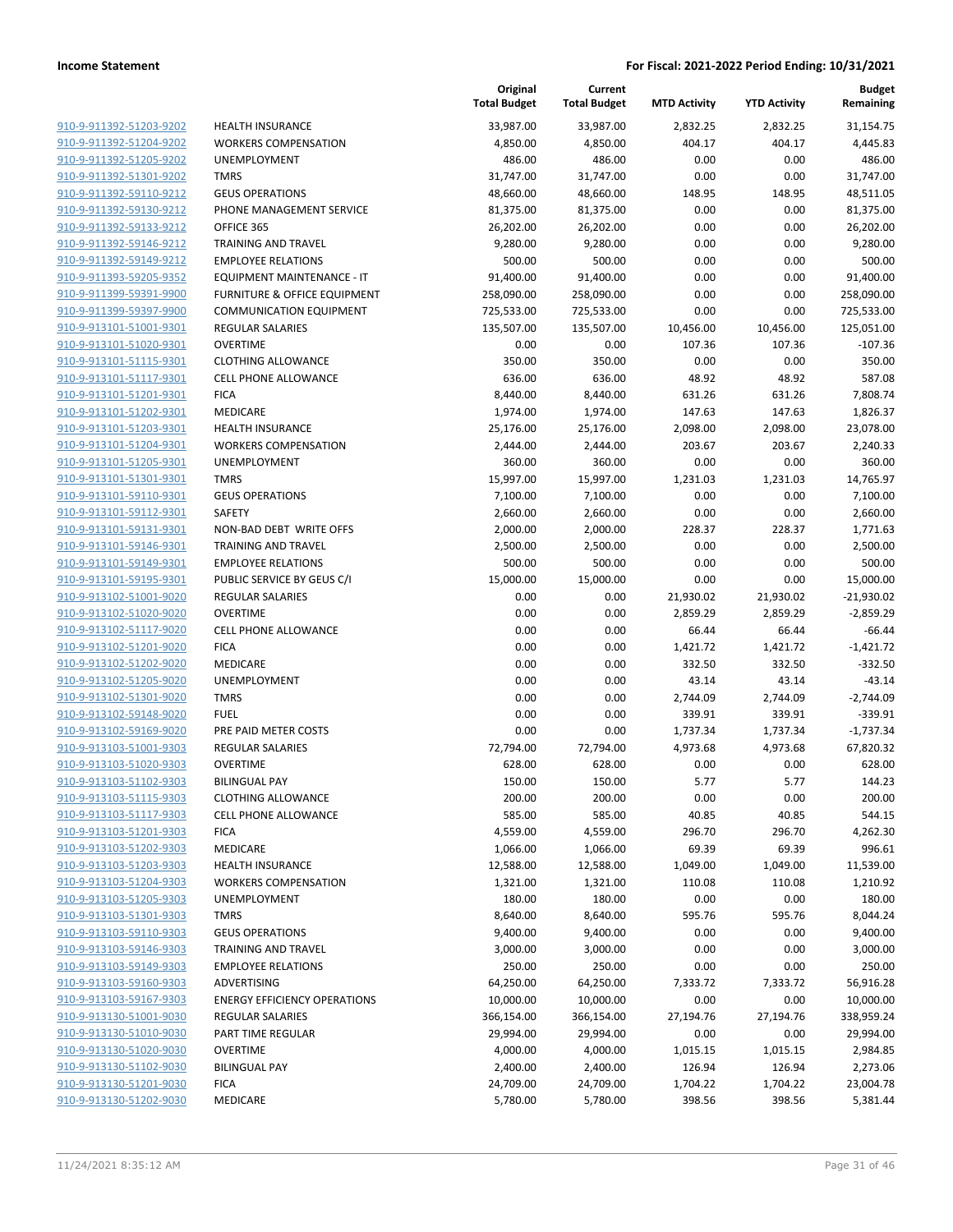**Income Statement** | **For Fiscal: 2021-2022 Period Ending: 10/31/2021**

| | | Original Total Budget | Current Total Budget | MTD Activity | YTD Activity | Budget Remaining |
|---|---|---|---|---|---|---|
| 910-9-911392-51203-9202 | HEALTH INSURANCE | 33,987.00 | 33,987.00 | 2,832.25 | 2,832.25 | 31,154.75 |
| 910-9-911392-51204-9202 | WORKERS COMPENSATION | 4,850.00 | 4,850.00 | 404.17 | 404.17 | 4,445.83 |
| 910-9-911392-51205-9202 | UNEMPLOYMENT | 486.00 | 486.00 | 0.00 | 0.00 | 486.00 |
| 910-9-911392-51301-9202 | TMRS | 31,747.00 | 31,747.00 | 0.00 | 0.00 | 31,747.00 |
| 910-9-911392-59110-9212 | GEUS OPERATIONS | 48,660.00 | 48,660.00 | 148.95 | 148.95 | 48,511.05 |
| 910-9-911392-59130-9212 | PHONE MANAGEMENT SERVICE | 81,375.00 | 81,375.00 | 0.00 | 0.00 | 81,375.00 |
| 910-9-911392-59133-9212 | OFFICE 365 | 26,202.00 | 26,202.00 | 0.00 | 0.00 | 26,202.00 |
| 910-9-911392-59146-9212 | TRAINING AND TRAVEL | 9,280.00 | 9,280.00 | 0.00 | 0.00 | 9,280.00 |
| 910-9-911392-59149-9212 | EMPLOYEE RELATIONS | 500.00 | 500.00 | 0.00 | 0.00 | 500.00 |
| 910-9-911393-59205-9352 | EQUIPMENT MAINTENANCE - IT | 91,400.00 | 91,400.00 | 0.00 | 0.00 | 91,400.00 |
| 910-9-911399-59391-9900 | FURNITURE & OFFICE EQUIPMENT | 258,090.00 | 258,090.00 | 0.00 | 0.00 | 258,090.00 |
| 910-9-911399-59397-9900 | COMMUNICATION EQUIPMENT | 725,533.00 | 725,533.00 | 0.00 | 0.00 | 725,533.00 |
| 910-9-913101-51001-9301 | REGULAR SALARIES | 135,507.00 | 135,507.00 | 10,456.00 | 10,456.00 | 125,051.00 |
| 910-9-913101-51020-9301 | OVERTIME | 0.00 | 0.00 | 107.36 | 107.36 | -107.36 |
| 910-9-913101-51115-9301 | CLOTHING ALLOWANCE | 350.00 | 350.00 | 0.00 | 0.00 | 350.00 |
| 910-9-913101-51117-9301 | CELL PHONE ALLOWANCE | 636.00 | 636.00 | 48.92 | 48.92 | 587.08 |
| 910-9-913101-51201-9301 | FICA | 8,440.00 | 8,440.00 | 631.26 | 631.26 | 7,808.74 |
| 910-9-913101-51202-9301 | MEDICARE | 1,974.00 | 1,974.00 | 147.63 | 147.63 | 1,826.37 |
| 910-9-913101-51203-9301 | HEALTH INSURANCE | 25,176.00 | 25,176.00 | 2,098.00 | 2,098.00 | 23,078.00 |
| 910-9-913101-51204-9301 | WORKERS COMPENSATION | 2,444.00 | 2,444.00 | 203.67 | 203.67 | 2,240.33 |
| 910-9-913101-51205-9301 | UNEMPLOYMENT | 360.00 | 360.00 | 0.00 | 0.00 | 360.00 |
| 910-9-913101-51301-9301 | TMRS | 15,997.00 | 15,997.00 | 1,231.03 | 1,231.03 | 14,765.97 |
| 910-9-913101-59110-9301 | GEUS OPERATIONS | 7,100.00 | 7,100.00 | 0.00 | 0.00 | 7,100.00 |
| 910-9-913101-59112-9301 | SAFETY | 2,660.00 | 2,660.00 | 0.00 | 0.00 | 2,660.00 |
| 910-9-913101-59131-9301 | NON-BAD DEBT WRITE OFFS | 2,000.00 | 2,000.00 | 228.37 | 228.37 | 1,771.63 |
| 910-9-913101-59146-9301 | TRAINING AND TRAVEL | 2,500.00 | 2,500.00 | 0.00 | 0.00 | 2,500.00 |
| 910-9-913101-59149-9301 | EMPLOYEE RELATIONS | 500.00 | 500.00 | 0.00 | 0.00 | 500.00 |
| 910-9-913101-59195-9301 | PUBLIC SERVICE BY GEUS C/I | 15,000.00 | 15,000.00 | 0.00 | 0.00 | 15,000.00 |
| 910-9-913102-51001-9020 | REGULAR SALARIES | 0.00 | 0.00 | 21,930.02 | 21,930.02 | -21,930.02 |
| 910-9-913102-51020-9020 | OVERTIME | 0.00 | 0.00 | 2,859.29 | 2,859.29 | -2,859.29 |
| 910-9-913102-51117-9020 | CELL PHONE ALLOWANCE | 0.00 | 0.00 | 66.44 | 66.44 | -66.44 |
| 910-9-913102-51201-9020 | FICA | 0.00 | 0.00 | 1,421.72 | 1,421.72 | -1,421.72 |
| 910-9-913102-51202-9020 | MEDICARE | 0.00 | 0.00 | 332.50 | 332.50 | -332.50 |
| 910-9-913102-51205-9020 | UNEMPLOYMENT | 0.00 | 0.00 | 43.14 | 43.14 | -43.14 |
| 910-9-913102-51301-9020 | TMRS | 0.00 | 0.00 | 2,744.09 | 2,744.09 | -2,744.09 |
| 910-9-913102-59148-9020 | FUEL | 0.00 | 0.00 | 339.91 | 339.91 | -339.91 |
| 910-9-913102-59169-9020 | PRE PAID METER COSTS | 0.00 | 0.00 | 1,737.34 | 1,737.34 | -1,737.34 |
| 910-9-913103-51001-9303 | REGULAR SALARIES | 72,794.00 | 72,794.00 | 4,973.68 | 4,973.68 | 67,820.32 |
| 910-9-913103-51020-9303 | OVERTIME | 628.00 | 628.00 | 0.00 | 0.00 | 628.00 |
| 910-9-913103-51102-9303 | BILINGUAL PAY | 150.00 | 150.00 | 5.77 | 5.77 | 144.23 |
| 910-9-913103-51115-9303 | CLOTHING ALLOWANCE | 200.00 | 200.00 | 0.00 | 0.00 | 200.00 |
| 910-9-913103-51117-9303 | CELL PHONE ALLOWANCE | 585.00 | 585.00 | 40.85 | 40.85 | 544.15 |
| 910-9-913103-51201-9303 | FICA | 4,559.00 | 4,559.00 | 296.70 | 296.70 | 4,262.30 |
| 910-9-913103-51202-9303 | MEDICARE | 1,066.00 | 1,066.00 | 69.39 | 69.39 | 996.61 |
| 910-9-913103-51203-9303 | HEALTH INSURANCE | 12,588.00 | 12,588.00 | 1,049.00 | 1,049.00 | 11,539.00 |
| 910-9-913103-51204-9303 | WORKERS COMPENSATION | 1,321.00 | 1,321.00 | 110.08 | 110.08 | 1,210.92 |
| 910-9-913103-51205-9303 | UNEMPLOYMENT | 180.00 | 180.00 | 0.00 | 0.00 | 180.00 |
| 910-9-913103-51301-9303 | TMRS | 8,640.00 | 8,640.00 | 595.76 | 595.76 | 8,044.24 |
| 910-9-913103-59110-9303 | GEUS OPERATIONS | 9,400.00 | 9,400.00 | 0.00 | 0.00 | 9,400.00 |
| 910-9-913103-59146-9303 | TRAINING AND TRAVEL | 3,000.00 | 3,000.00 | 0.00 | 0.00 | 3,000.00 |
| 910-9-913103-59149-9303 | EMPLOYEE RELATIONS | 250.00 | 250.00 | 0.00 | 0.00 | 250.00 |
| 910-9-913103-59160-9303 | ADVERTISING | 64,250.00 | 64,250.00 | 7,333.72 | 7,333.72 | 56,916.28 |
| 910-9-913103-59167-9303 | ENERGY EFFICIENCY OPERATIONS | 10,000.00 | 10,000.00 | 0.00 | 0.00 | 10,000.00 |
| 910-9-913130-51001-9030 | REGULAR SALARIES | 366,154.00 | 366,154.00 | 27,194.76 | 27,194.76 | 338,959.24 |
| 910-9-913130-51010-9030 | PART TIME REGULAR | 29,994.00 | 29,994.00 | 0.00 | 0.00 | 29,994.00 |
| 910-9-913130-51020-9030 | OVERTIME | 4,000.00 | 4,000.00 | 1,015.15 | 1,015.15 | 2,984.85 |
| 910-9-913130-51102-9030 | BILINGUAL PAY | 2,400.00 | 2,400.00 | 126.94 | 126.94 | 2,273.06 |
| 910-9-913130-51201-9030 | FICA | 24,709.00 | 24,709.00 | 1,704.22 | 1,704.22 | 23,004.78 |
| 910-9-913130-51202-9030 | MEDICARE | 5,780.00 | 5,780.00 | 398.56 | 398.56 | 5,381.44 |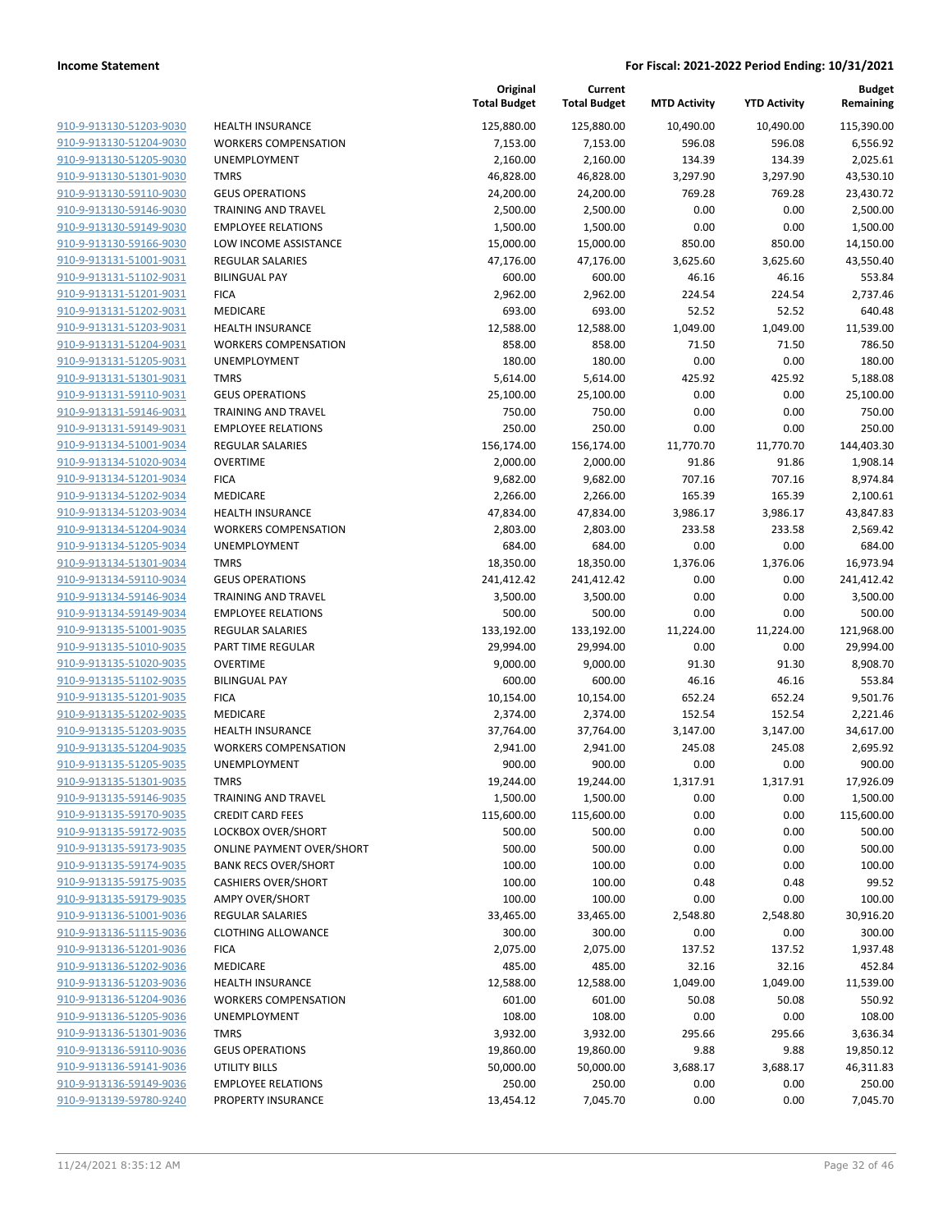| | | Original Total Budget | Current Total Budget | MTD Activity | YTD Activity | Budget Remaining |
|---|---|---|---|---|---|---|
| 910-9-913130-51203-9030 | HEALTH INSURANCE | 125,880.00 | 125,880.00 | 10,490.00 | 10,490.00 | 115,390.00 |
| 910-9-913130-51204-9030 | WORKERS COMPENSATION | 7,153.00 | 7,153.00 | 596.08 | 596.08 | 6,556.92 |
| 910-9-913130-51205-9030 | UNEMPLOYMENT | 2,160.00 | 2,160.00 | 134.39 | 134.39 | 2,025.61 |
| 910-9-913130-51301-9030 | TMRS | 46,828.00 | 46,828.00 | 3,297.90 | 3,297.90 | 43,530.10 |
| 910-9-913130-59110-9030 | GEUS OPERATIONS | 24,200.00 | 24,200.00 | 769.28 | 769.28 | 23,430.72 |
| 910-9-913130-59146-9030 | TRAINING AND TRAVEL | 2,500.00 | 2,500.00 | 0.00 | 0.00 | 2,500.00 |
| 910-9-913130-59149-9030 | EMPLOYEE RELATIONS | 1,500.00 | 1,500.00 | 0.00 | 0.00 | 1,500.00 |
| 910-9-913130-59166-9030 | LOW INCOME ASSISTANCE | 15,000.00 | 15,000.00 | 850.00 | 850.00 | 14,150.00 |
| 910-9-913131-51001-9031 | REGULAR SALARIES | 47,176.00 | 47,176.00 | 3,625.60 | 3,625.60 | 43,550.40 |
| 910-9-913131-51102-9031 | BILINGUAL PAY | 600.00 | 600.00 | 46.16 | 46.16 | 553.84 |
| 910-9-913131-51201-9031 | FICA | 2,962.00 | 2,962.00 | 224.54 | 224.54 | 2,737.46 |
| 910-9-913131-51202-9031 | MEDICARE | 693.00 | 693.00 | 52.52 | 52.52 | 640.48 |
| 910-9-913131-51203-9031 | HEALTH INSURANCE | 12,588.00 | 12,588.00 | 1,049.00 | 1,049.00 | 11,539.00 |
| 910-9-913131-51204-9031 | WORKERS COMPENSATION | 858.00 | 858.00 | 71.50 | 71.50 | 786.50 |
| 910-9-913131-51205-9031 | UNEMPLOYMENT | 180.00 | 180.00 | 0.00 | 0.00 | 180.00 |
| 910-9-913131-51301-9031 | TMRS | 5,614.00 | 5,614.00 | 425.92 | 425.92 | 5,188.08 |
| 910-9-913131-59110-9031 | GEUS OPERATIONS | 25,100.00 | 25,100.00 | 0.00 | 0.00 | 25,100.00 |
| 910-9-913131-59146-9031 | TRAINING AND TRAVEL | 750.00 | 750.00 | 0.00 | 0.00 | 750.00 |
| 910-9-913131-59149-9031 | EMPLOYEE RELATIONS | 250.00 | 250.00 | 0.00 | 0.00 | 250.00 |
| 910-9-913134-51001-9034 | REGULAR SALARIES | 156,174.00 | 156,174.00 | 11,770.70 | 11,770.70 | 144,403.30 |
| 910-9-913134-51020-9034 | OVERTIME | 2,000.00 | 2,000.00 | 91.86 | 91.86 | 1,908.14 |
| 910-9-913134-51201-9034 | FICA | 9,682.00 | 9,682.00 | 707.16 | 707.16 | 8,974.84 |
| 910-9-913134-51202-9034 | MEDICARE | 2,266.00 | 2,266.00 | 165.39 | 165.39 | 2,100.61 |
| 910-9-913134-51203-9034 | HEALTH INSURANCE | 47,834.00 | 47,834.00 | 3,986.17 | 3,986.17 | 43,847.83 |
| 910-9-913134-51204-9034 | WORKERS COMPENSATION | 2,803.00 | 2,803.00 | 233.58 | 233.58 | 2,569.42 |
| 910-9-913134-51205-9034 | UNEMPLOYMENT | 684.00 | 684.00 | 0.00 | 0.00 | 684.00 |
| 910-9-913134-51301-9034 | TMRS | 18,350.00 | 18,350.00 | 1,376.06 | 1,376.06 | 16,973.94 |
| 910-9-913134-59110-9034 | GEUS OPERATIONS | 241,412.42 | 241,412.42 | 0.00 | 0.00 | 241,412.42 |
| 910-9-913134-59146-9034 | TRAINING AND TRAVEL | 3,500.00 | 3,500.00 | 0.00 | 0.00 | 3,500.00 |
| 910-9-913134-59149-9034 | EMPLOYEE RELATIONS | 500.00 | 500.00 | 0.00 | 0.00 | 500.00 |
| 910-9-913135-51001-9035 | REGULAR SALARIES | 133,192.00 | 133,192.00 | 11,224.00 | 11,224.00 | 121,968.00 |
| 910-9-913135-51010-9035 | PART TIME REGULAR | 29,994.00 | 29,994.00 | 0.00 | 0.00 | 29,994.00 |
| 910-9-913135-51020-9035 | OVERTIME | 9,000.00 | 9,000.00 | 91.30 | 91.30 | 8,908.70 |
| 910-9-913135-51102-9035 | BILINGUAL PAY | 600.00 | 600.00 | 46.16 | 46.16 | 553.84 |
| 910-9-913135-51201-9035 | FICA | 10,154.00 | 10,154.00 | 652.24 | 652.24 | 9,501.76 |
| 910-9-913135-51202-9035 | MEDICARE | 2,374.00 | 2,374.00 | 152.54 | 152.54 | 2,221.46 |
| 910-9-913135-51203-9035 | HEALTH INSURANCE | 37,764.00 | 37,764.00 | 3,147.00 | 3,147.00 | 34,617.00 |
| 910-9-913135-51204-9035 | WORKERS COMPENSATION | 2,941.00 | 2,941.00 | 245.08 | 245.08 | 2,695.92 |
| 910-9-913135-51205-9035 | UNEMPLOYMENT | 900.00 | 900.00 | 0.00 | 0.00 | 900.00 |
| 910-9-913135-51301-9035 | TMRS | 19,244.00 | 19,244.00 | 1,317.91 | 1,317.91 | 17,926.09 |
| 910-9-913135-59146-9035 | TRAINING AND TRAVEL | 1,500.00 | 1,500.00 | 0.00 | 0.00 | 1,500.00 |
| 910-9-913135-59170-9035 | CREDIT CARD FEES | 115,600.00 | 115,600.00 | 0.00 | 0.00 | 115,600.00 |
| 910-9-913135-59172-9035 | LOCKBOX OVER/SHORT | 500.00 | 500.00 | 0.00 | 0.00 | 500.00 |
| 910-9-913135-59173-9035 | ONLINE PAYMENT OVER/SHORT | 500.00 | 500.00 | 0.00 | 0.00 | 500.00 |
| 910-9-913135-59174-9035 | BANK RECS OVER/SHORT | 100.00 | 100.00 | 0.00 | 0.00 | 100.00 |
| 910-9-913135-59175-9035 | CASHIERS OVER/SHORT | 100.00 | 100.00 | 0.48 | 0.48 | 99.52 |
| 910-9-913135-59179-9035 | AMPY OVER/SHORT | 100.00 | 100.00 | 0.00 | 0.00 | 100.00 |
| 910-9-913136-51001-9036 | REGULAR SALARIES | 33,465.00 | 33,465.00 | 2,548.80 | 2,548.80 | 30,916.20 |
| 910-9-913136-51115-9036 | CLOTHING ALLOWANCE | 300.00 | 300.00 | 0.00 | 0.00 | 300.00 |
| 910-9-913136-51201-9036 | FICA | 2,075.00 | 2,075.00 | 137.52 | 137.52 | 1,937.48 |
| 910-9-913136-51202-9036 | MEDICARE | 485.00 | 485.00 | 32.16 | 32.16 | 452.84 |
| 910-9-913136-51203-9036 | HEALTH INSURANCE | 12,588.00 | 12,588.00 | 1,049.00 | 1,049.00 | 11,539.00 |
| 910-9-913136-51204-9036 | WORKERS COMPENSATION | 601.00 | 601.00 | 50.08 | 50.08 | 550.92 |
| 910-9-913136-51205-9036 | UNEMPLOYMENT | 108.00 | 108.00 | 0.00 | 0.00 | 108.00 |
| 910-9-913136-51301-9036 | TMRS | 3,932.00 | 3,932.00 | 295.66 | 295.66 | 3,636.34 |
| 910-9-913136-59110-9036 | GEUS OPERATIONS | 19,860.00 | 19,860.00 | 9.88 | 9.88 | 19,850.12 |
| 910-9-913136-59141-9036 | UTILITY BILLS | 50,000.00 | 50,000.00 | 3,688.17 | 3,688.17 | 46,311.83 |
| 910-9-913136-59149-9036 | EMPLOYEE RELATIONS | 250.00 | 250.00 | 0.00 | 0.00 | 250.00 |
| 910-9-913139-59780-9240 | PROPERTY INSURANCE | 13,454.12 | 7,045.70 | 0.00 | 0.00 | 7,045.70 |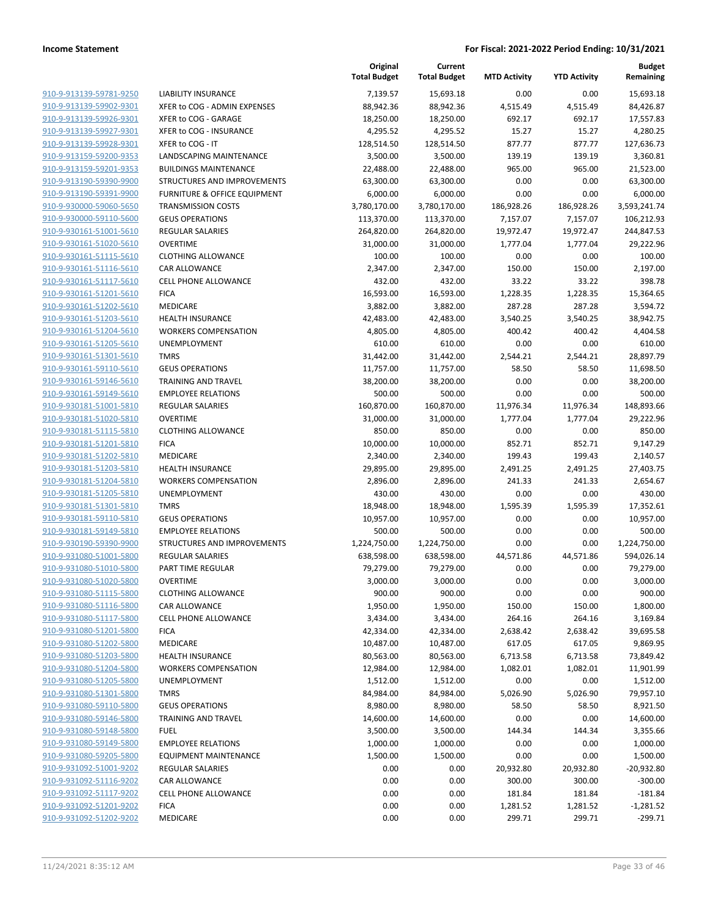| | | Original Total Budget | Current Total Budget | MTD Activity | YTD Activity | Budget Remaining |
|---|---|---|---|---|---|---|
| 910-9-913139-59781-9250 | LIABILITY INSURANCE | 7,139.57 | 15,693.18 | 0.00 | 0.00 | 15,693.18 |
| 910-9-913139-59902-9301 | XFER to COG - ADMIN EXPENSES | 88,942.36 | 88,942.36 | 4,515.49 | 4,515.49 | 84,426.87 |
| 910-9-913139-59926-9301 | XFER to COG - GARAGE | 18,250.00 | 18,250.00 | 692.17 | 692.17 | 17,557.83 |
| 910-9-913139-59927-9301 | XFER to COG - INSURANCE | 4,295.52 | 4,295.52 | 15.27 | 15.27 | 4,280.25 |
| 910-9-913139-59928-9301 | XFER to COG - IT | 128,514.50 | 128,514.50 | 877.77 | 877.77 | 127,636.73 |
| 910-9-913159-59200-9353 | LANDSCAPING MAINTENANCE | 3,500.00 | 3,500.00 | 139.19 | 139.19 | 3,360.81 |
| 910-9-913159-59201-9353 | BUILDINGS MAINTENANCE | 22,488.00 | 22,488.00 | 965.00 | 965.00 | 21,523.00 |
| 910-9-913190-59390-9900 | STRUCTURES AND IMPROVEMENTS | 63,300.00 | 63,300.00 | 0.00 | 0.00 | 63,300.00 |
| 910-9-913190-59391-9900 | FURNITURE & OFFICE EQUIPMENT | 6,000.00 | 6,000.00 | 0.00 | 0.00 | 6,000.00 |
| 910-9-930000-59060-5650 | TRANSMISSION COSTS | 3,780,170.00 | 3,780,170.00 | 186,928.26 | 186,928.26 | 3,593,241.74 |
| 910-9-930000-59110-5600 | GEUS OPERATIONS | 113,370.00 | 113,370.00 | 7,157.07 | 7,157.07 | 106,212.93 |
| 910-9-930161-51001-5610 | REGULAR SALARIES | 264,820.00 | 264,820.00 | 19,972.47 | 19,972.47 | 244,847.53 |
| 910-9-930161-51020-5610 | OVERTIME | 31,000.00 | 31,000.00 | 1,777.04 | 1,777.04 | 29,222.96 |
| 910-9-930161-51115-5610 | CLOTHING ALLOWANCE | 100.00 | 100.00 | 0.00 | 0.00 | 100.00 |
| 910-9-930161-51116-5610 | CAR ALLOWANCE | 2,347.00 | 2,347.00 | 150.00 | 150.00 | 2,197.00 |
| 910-9-930161-51117-5610 | CELL PHONE ALLOWANCE | 432.00 | 432.00 | 33.22 | 33.22 | 398.78 |
| 910-9-930161-51201-5610 | FICA | 16,593.00 | 16,593.00 | 1,228.35 | 1,228.35 | 15,364.65 |
| 910-9-930161-51202-5610 | MEDICARE | 3,882.00 | 3,882.00 | 287.28 | 287.28 | 3,594.72 |
| 910-9-930161-51203-5610 | HEALTH INSURANCE | 42,483.00 | 42,483.00 | 3,540.25 | 3,540.25 | 38,942.75 |
| 910-9-930161-51204-5610 | WORKERS COMPENSATION | 4,805.00 | 4,805.00 | 400.42 | 400.42 | 4,404.58 |
| 910-9-930161-51205-5610 | UNEMPLOYMENT | 610.00 | 610.00 | 0.00 | 0.00 | 610.00 |
| 910-9-930161-51301-5610 | TMRS | 31,442.00 | 31,442.00 | 2,544.21 | 2,544.21 | 28,897.79 |
| 910-9-930161-59110-5610 | GEUS OPERATIONS | 11,757.00 | 11,757.00 | 58.50 | 58.50 | 11,698.50 |
| 910-9-930161-59146-5610 | TRAINING AND TRAVEL | 38,200.00 | 38,200.00 | 0.00 | 0.00 | 38,200.00 |
| 910-9-930161-59149-5610 | EMPLOYEE RELATIONS | 500.00 | 500.00 | 0.00 | 0.00 | 500.00 |
| 910-9-930181-51001-5810 | REGULAR SALARIES | 160,870.00 | 160,870.00 | 11,976.34 | 11,976.34 | 148,893.66 |
| 910-9-930181-51020-5810 | OVERTIME | 31,000.00 | 31,000.00 | 1,777.04 | 1,777.04 | 29,222.96 |
| 910-9-930181-51115-5810 | CLOTHING ALLOWANCE | 850.00 | 850.00 | 0.00 | 0.00 | 850.00 |
| 910-9-930181-51201-5810 | FICA | 10,000.00 | 10,000.00 | 852.71 | 852.71 | 9,147.29 |
| 910-9-930181-51202-5810 | MEDICARE | 2,340.00 | 2,340.00 | 199.43 | 199.43 | 2,140.57 |
| 910-9-930181-51203-5810 | HEALTH INSURANCE | 29,895.00 | 29,895.00 | 2,491.25 | 2,491.25 | 27,403.75 |
| 910-9-930181-51204-5810 | WORKERS COMPENSATION | 2,896.00 | 2,896.00 | 241.33 | 241.33 | 2,654.67 |
| 910-9-930181-51205-5810 | UNEMPLOYMENT | 430.00 | 430.00 | 0.00 | 0.00 | 430.00 |
| 910-9-930181-51301-5810 | TMRS | 18,948.00 | 18,948.00 | 1,595.39 | 1,595.39 | 17,352.61 |
| 910-9-930181-59110-5810 | GEUS OPERATIONS | 10,957.00 | 10,957.00 | 0.00 | 0.00 | 10,957.00 |
| 910-9-930181-59149-5810 | EMPLOYEE RELATIONS | 500.00 | 500.00 | 0.00 | 0.00 | 500.00 |
| 910-9-930190-59390-9900 | STRUCTURES AND IMPROVEMENTS | 1,224,750.00 | 1,224,750.00 | 0.00 | 0.00 | 1,224,750.00 |
| 910-9-931080-51001-5800 | REGULAR SALARIES | 638,598.00 | 638,598.00 | 44,571.86 | 44,571.86 | 594,026.14 |
| 910-9-931080-51010-5800 | PART TIME REGULAR | 79,279.00 | 79,279.00 | 0.00 | 0.00 | 79,279.00 |
| 910-9-931080-51020-5800 | OVERTIME | 3,000.00 | 3,000.00 | 0.00 | 0.00 | 3,000.00 |
| 910-9-931080-51115-5800 | CLOTHING ALLOWANCE | 900.00 | 900.00 | 0.00 | 0.00 | 900.00 |
| 910-9-931080-51116-5800 | CAR ALLOWANCE | 1,950.00 | 1,950.00 | 150.00 | 150.00 | 1,800.00 |
| 910-9-931080-51117-5800 | CELL PHONE ALLOWANCE | 3,434.00 | 3,434.00 | 264.16 | 264.16 | 3,169.84 |
| 910-9-931080-51201-5800 | FICA | 42,334.00 | 42,334.00 | 2,638.42 | 2,638.42 | 39,695.58 |
| 910-9-931080-51202-5800 | MEDICARE | 10,487.00 | 10,487.00 | 617.05 | 617.05 | 9,869.95 |
| 910-9-931080-51203-5800 | HEALTH INSURANCE | 80,563.00 | 80,563.00 | 6,713.58 | 6,713.58 | 73,849.42 |
| 910-9-931080-51204-5800 | WORKERS COMPENSATION | 12,984.00 | 12,984.00 | 1,082.01 | 1,082.01 | 11,901.99 |
| 910-9-931080-51205-5800 | UNEMPLOYMENT | 1,512.00 | 1,512.00 | 0.00 | 0.00 | 1,512.00 |
| 910-9-931080-51301-5800 | TMRS | 84,984.00 | 84,984.00 | 5,026.90 | 5,026.90 | 79,957.10 |
| 910-9-931080-59110-5800 | GEUS OPERATIONS | 8,980.00 | 8,980.00 | 58.50 | 58.50 | 8,921.50 |
| 910-9-931080-59146-5800 | TRAINING AND TRAVEL | 14,600.00 | 14,600.00 | 0.00 | 0.00 | 14,600.00 |
| 910-9-931080-59148-5800 | FUEL | 3,500.00 | 3,500.00 | 144.34 | 144.34 | 3,355.66 |
| 910-9-931080-59149-5800 | EMPLOYEE RELATIONS | 1,000.00 | 1,000.00 | 0.00 | 0.00 | 1,000.00 |
| 910-9-931080-59205-5800 | EQUIPMENT MAINTENANCE | 1,500.00 | 1,500.00 | 0.00 | 0.00 | 1,500.00 |
| 910-9-931092-51001-9202 | REGULAR SALARIES | 0.00 | 0.00 | 20,932.80 | 20,932.80 | -20,932.80 |
| 910-9-931092-51116-9202 | CAR ALLOWANCE | 0.00 | 0.00 | 300.00 | 300.00 | -300.00 |
| 910-9-931092-51117-9202 | CELL PHONE ALLOWANCE | 0.00 | 0.00 | 181.84 | 181.84 | -181.84 |
| 910-9-931092-51201-9202 | FICA | 0.00 | 0.00 | 1,281.52 | 1,281.52 | -1,281.52 |
| 910-9-931092-51202-9202 | MEDICARE | 0.00 | 0.00 | 299.71 | 299.71 | -299.71 |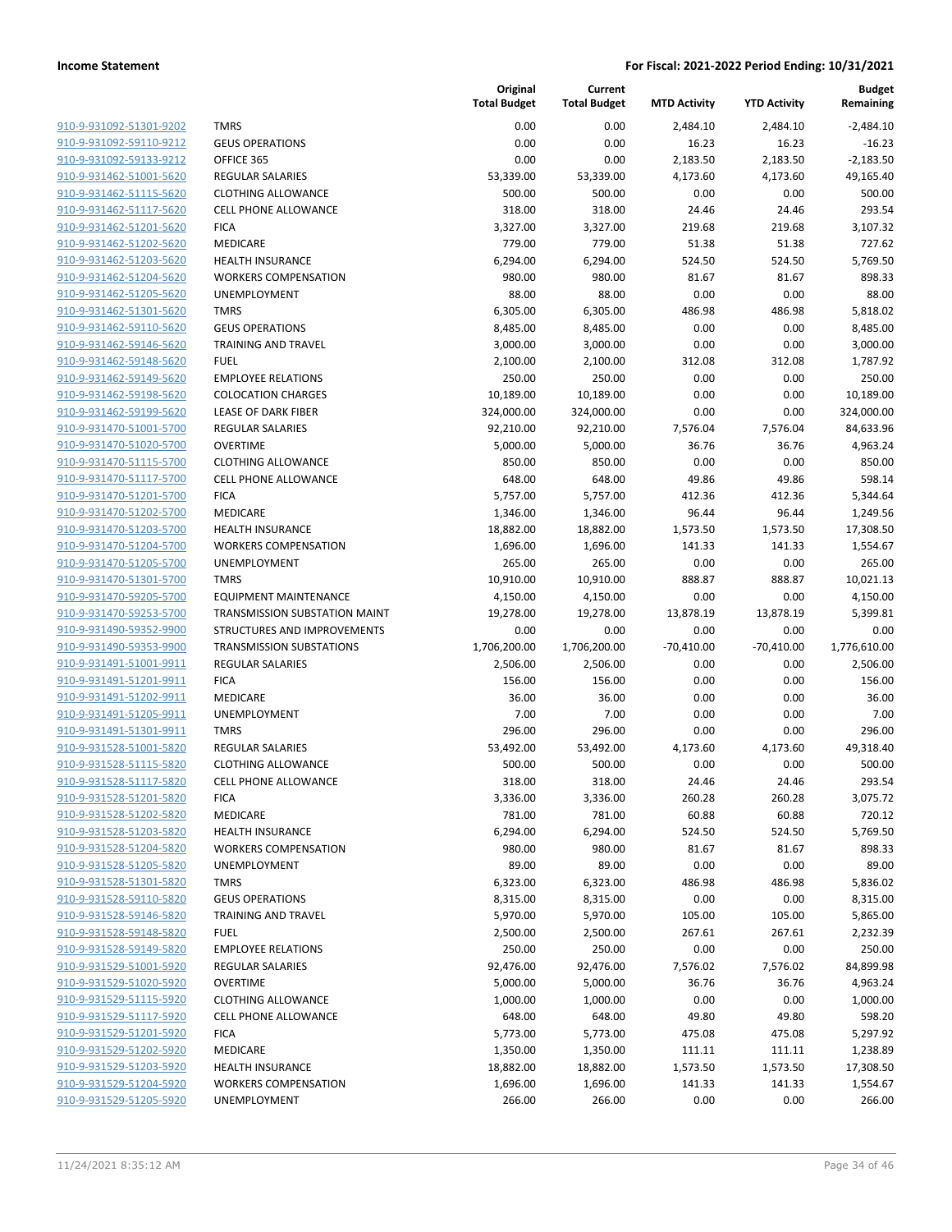| | | Original Total Budget | Current Total Budget | MTD Activity | YTD Activity | Budget Remaining |
|---|---|---|---|---|---|---|
| 910-9-931092-51301-9202 | TMRS | 0.00 | 0.00 | 2,484.10 | 2,484.10 | -2,484.10 |
| 910-9-931092-59110-9212 | GEUS OPERATIONS | 0.00 | 0.00 | 16.23 | 16.23 | -16.23 |
| 910-9-931092-59133-9212 | OFFICE 365 | 0.00 | 0.00 | 2,183.50 | 2,183.50 | -2,183.50 |
| 910-9-931462-51001-5620 | REGULAR SALARIES | 53,339.00 | 53,339.00 | 4,173.60 | 4,173.60 | 49,165.40 |
| 910-9-931462-51115-5620 | CLOTHING ALLOWANCE | 500.00 | 500.00 | 0.00 | 0.00 | 500.00 |
| 910-9-931462-51117-5620 | CELL PHONE ALLOWANCE | 318.00 | 318.00 | 24.46 | 24.46 | 293.54 |
| 910-9-931462-51201-5620 | FICA | 3,327.00 | 3,327.00 | 219.68 | 219.68 | 3,107.32 |
| 910-9-931462-51202-5620 | MEDICARE | 779.00 | 779.00 | 51.38 | 51.38 | 727.62 |
| 910-9-931462-51203-5620 | HEALTH INSURANCE | 6,294.00 | 6,294.00 | 524.50 | 524.50 | 5,769.50 |
| 910-9-931462-51204-5620 | WORKERS COMPENSATION | 980.00 | 980.00 | 81.67 | 81.67 | 898.33 |
| 910-9-931462-51205-5620 | UNEMPLOYMENT | 88.00 | 88.00 | 0.00 | 0.00 | 88.00 |
| 910-9-931462-51301-5620 | TMRS | 6,305.00 | 6,305.00 | 486.98 | 486.98 | 5,818.02 |
| 910-9-931462-59110-5620 | GEUS OPERATIONS | 8,485.00 | 8,485.00 | 0.00 | 0.00 | 8,485.00 |
| 910-9-931462-59146-5620 | TRAINING AND TRAVEL | 3,000.00 | 3,000.00 | 0.00 | 0.00 | 3,000.00 |
| 910-9-931462-59148-5620 | FUEL | 2,100.00 | 2,100.00 | 312.08 | 312.08 | 1,787.92 |
| 910-9-931462-59149-5620 | EMPLOYEE RELATIONS | 250.00 | 250.00 | 0.00 | 0.00 | 250.00 |
| 910-9-931462-59198-5620 | COLOCATION CHARGES | 10,189.00 | 10,189.00 | 0.00 | 0.00 | 10,189.00 |
| 910-9-931462-59199-5620 | LEASE OF DARK FIBER | 324,000.00 | 324,000.00 | 0.00 | 0.00 | 324,000.00 |
| 910-9-931470-51001-5700 | REGULAR SALARIES | 92,210.00 | 92,210.00 | 7,576.04 | 7,576.04 | 84,633.96 |
| 910-9-931470-51020-5700 | OVERTIME | 5,000.00 | 5,000.00 | 36.76 | 36.76 | 4,963.24 |
| 910-9-931470-51115-5700 | CLOTHING ALLOWANCE | 850.00 | 850.00 | 0.00 | 0.00 | 850.00 |
| 910-9-931470-51117-5700 | CELL PHONE ALLOWANCE | 648.00 | 648.00 | 49.86 | 49.86 | 598.14 |
| 910-9-931470-51201-5700 | FICA | 5,757.00 | 5,757.00 | 412.36 | 412.36 | 5,344.64 |
| 910-9-931470-51202-5700 | MEDICARE | 1,346.00 | 1,346.00 | 96.44 | 96.44 | 1,249.56 |
| 910-9-931470-51203-5700 | HEALTH INSURANCE | 18,882.00 | 18,882.00 | 1,573.50 | 1,573.50 | 17,308.50 |
| 910-9-931470-51204-5700 | WORKERS COMPENSATION | 1,696.00 | 1,696.00 | 141.33 | 141.33 | 1,554.67 |
| 910-9-931470-51205-5700 | UNEMPLOYMENT | 265.00 | 265.00 | 0.00 | 0.00 | 265.00 |
| 910-9-931470-51301-5700 | TMRS | 10,910.00 | 10,910.00 | 888.87 | 888.87 | 10,021.13 |
| 910-9-931470-59205-5700 | EQUIPMENT MAINTENANCE | 4,150.00 | 4,150.00 | 0.00 | 0.00 | 4,150.00 |
| 910-9-931470-59253-5700 | TRANSMISSION SUBSTATION MAINT | 19,278.00 | 19,278.00 | 13,878.19 | 13,878.19 | 5,399.81 |
| 910-9-931490-59352-9900 | STRUCTURES AND IMPROVEMENTS | 0.00 | 0.00 | 0.00 | 0.00 | 0.00 |
| 910-9-931490-59353-9900 | TRANSMISSION SUBSTATIONS | 1,706,200.00 | 1,706,200.00 | -70,410.00 | -70,410.00 | 1,776,610.00 |
| 910-9-931491-51001-9911 | REGULAR SALARIES | 2,506.00 | 2,506.00 | 0.00 | 0.00 | 2,506.00 |
| 910-9-931491-51201-9911 | FICA | 156.00 | 156.00 | 0.00 | 0.00 | 156.00 |
| 910-9-931491-51202-9911 | MEDICARE | 36.00 | 36.00 | 0.00 | 0.00 | 36.00 |
| 910-9-931491-51205-9911 | UNEMPLOYMENT | 7.00 | 7.00 | 0.00 | 0.00 | 7.00 |
| 910-9-931491-51301-9911 | TMRS | 296.00 | 296.00 | 0.00 | 0.00 | 296.00 |
| 910-9-931528-51001-5820 | REGULAR SALARIES | 53,492.00 | 53,492.00 | 4,173.60 | 4,173.60 | 49,318.40 |
| 910-9-931528-51115-5820 | CLOTHING ALLOWANCE | 500.00 | 500.00 | 0.00 | 0.00 | 500.00 |
| 910-9-931528-51117-5820 | CELL PHONE ALLOWANCE | 318.00 | 318.00 | 24.46 | 24.46 | 293.54 |
| 910-9-931528-51201-5820 | FICA | 3,336.00 | 3,336.00 | 260.28 | 260.28 | 3,075.72 |
| 910-9-931528-51202-5820 | MEDICARE | 781.00 | 781.00 | 60.88 | 60.88 | 720.12 |
| 910-9-931528-51203-5820 | HEALTH INSURANCE | 6,294.00 | 6,294.00 | 524.50 | 524.50 | 5,769.50 |
| 910-9-931528-51204-5820 | WORKERS COMPENSATION | 980.00 | 980.00 | 81.67 | 81.67 | 898.33 |
| 910-9-931528-51205-5820 | UNEMPLOYMENT | 89.00 | 89.00 | 0.00 | 0.00 | 89.00 |
| 910-9-931528-51301-5820 | TMRS | 6,323.00 | 6,323.00 | 486.98 | 486.98 | 5,836.02 |
| 910-9-931528-59110-5820 | GEUS OPERATIONS | 8,315.00 | 8,315.00 | 0.00 | 0.00 | 8,315.00 |
| 910-9-931528-59146-5820 | TRAINING AND TRAVEL | 5,970.00 | 5,970.00 | 105.00 | 105.00 | 5,865.00 |
| 910-9-931528-59148-5820 | FUEL | 2,500.00 | 2,500.00 | 267.61 | 267.61 | 2,232.39 |
| 910-9-931528-59149-5820 | EMPLOYEE RELATIONS | 250.00 | 250.00 | 0.00 | 0.00 | 250.00 |
| 910-9-931529-51001-5920 | REGULAR SALARIES | 92,476.00 | 92,476.00 | 7,576.02 | 7,576.02 | 84,899.98 |
| 910-9-931529-51020-5920 | OVERTIME | 5,000.00 | 5,000.00 | 36.76 | 36.76 | 4,963.24 |
| 910-9-931529-51115-5920 | CLOTHING ALLOWANCE | 1,000.00 | 1,000.00 | 0.00 | 0.00 | 1,000.00 |
| 910-9-931529-51117-5920 | CELL PHONE ALLOWANCE | 648.00 | 648.00 | 49.80 | 49.80 | 598.20 |
| 910-9-931529-51201-5920 | FICA | 5,773.00 | 5,773.00 | 475.08 | 475.08 | 5,297.92 |
| 910-9-931529-51202-5920 | MEDICARE | 1,350.00 | 1,350.00 | 111.11 | 111.11 | 1,238.89 |
| 910-9-931529-51203-5920 | HEALTH INSURANCE | 18,882.00 | 18,882.00 | 1,573.50 | 1,573.50 | 17,308.50 |
| 910-9-931529-51204-5920 | WORKERS COMPENSATION | 1,696.00 | 1,696.00 | 141.33 | 141.33 | 1,554.67 |
| 910-9-931529-51205-5920 | UNEMPLOYMENT | 266.00 | 266.00 | 0.00 | 0.00 | 266.00 |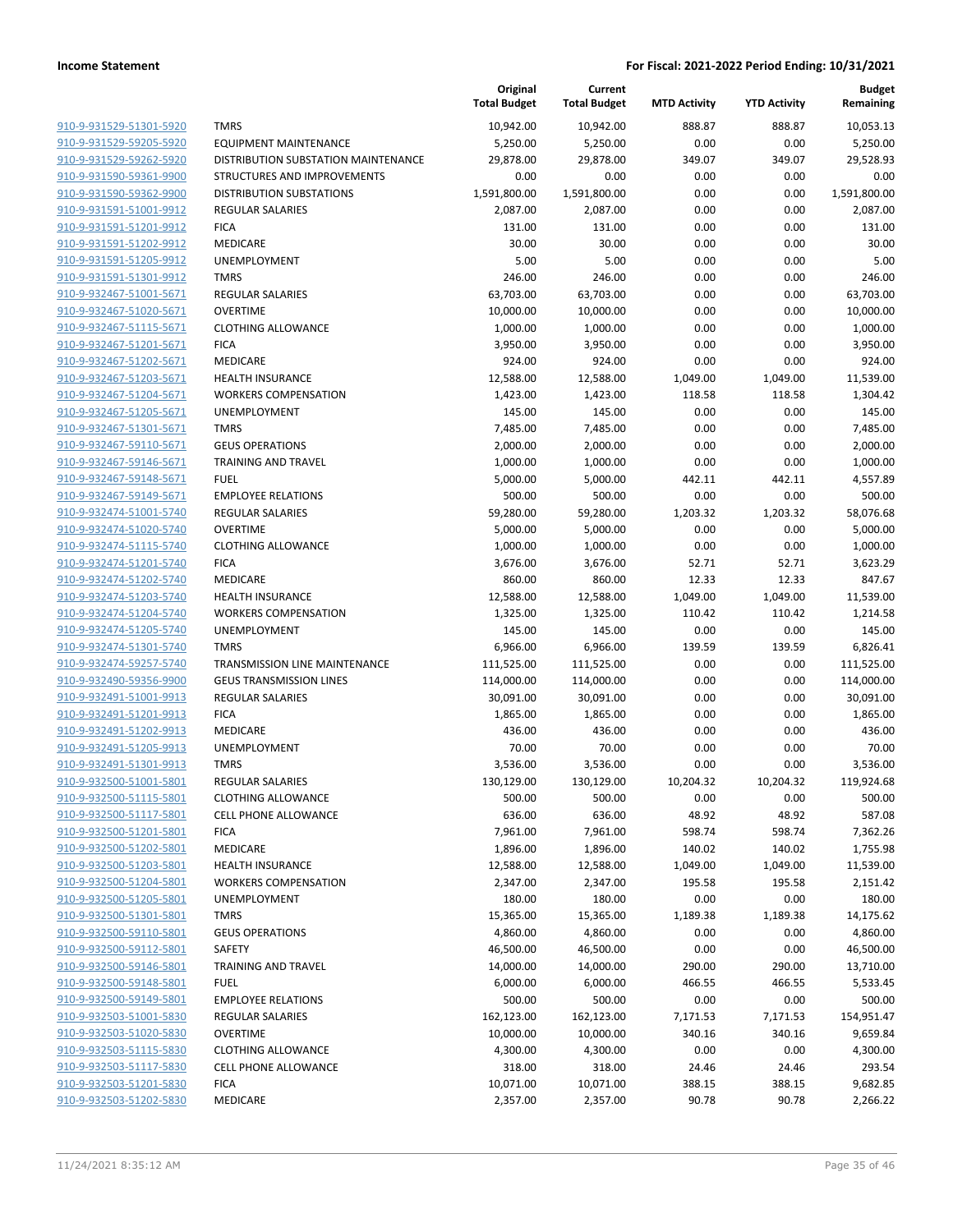| | | Original Total Budget | Current Total Budget | MTD Activity | YTD Activity | Budget Remaining |
|---|---|---|---|---|---|---|
| 910-9-931529-51301-5920 | TMRS | 10,942.00 | 10,942.00 | 888.87 | 888.87 | 10,053.13 |
| 910-9-931529-59205-5920 | EQUIPMENT MAINTENANCE | 5,250.00 | 5,250.00 | 0.00 | 0.00 | 5,250.00 |
| 910-9-931529-59262-5920 | DISTRIBUTION SUBSTATION MAINTENANCE | 29,878.00 | 29,878.00 | 349.07 | 349.07 | 29,528.93 |
| 910-9-931590-59361-9900 | STRUCTURES AND IMPROVEMENTS | 0.00 | 0.00 | 0.00 | 0.00 | 0.00 |
| 910-9-931590-59362-9900 | DISTRIBUTION SUBSTATIONS | 1,591,800.00 | 1,591,800.00 | 0.00 | 0.00 | 1,591,800.00 |
| 910-9-931591-51001-9912 | REGULAR SALARIES | 2,087.00 | 2,087.00 | 0.00 | 0.00 | 2,087.00 |
| 910-9-931591-51201-9912 | FICA | 131.00 | 131.00 | 0.00 | 0.00 | 131.00 |
| 910-9-931591-51202-9912 | MEDICARE | 30.00 | 30.00 | 0.00 | 0.00 | 30.00 |
| 910-9-931591-51205-9912 | UNEMPLOYMENT | 5.00 | 5.00 | 0.00 | 0.00 | 5.00 |
| 910-9-931591-51301-9912 | TMRS | 246.00 | 246.00 | 0.00 | 0.00 | 246.00 |
| 910-9-932467-51001-5671 | REGULAR SALARIES | 63,703.00 | 63,703.00 | 0.00 | 0.00 | 63,703.00 |
| 910-9-932467-51020-5671 | OVERTIME | 10,000.00 | 10,000.00 | 0.00 | 0.00 | 10,000.00 |
| 910-9-932467-51115-5671 | CLOTHING ALLOWANCE | 1,000.00 | 1,000.00 | 0.00 | 0.00 | 1,000.00 |
| 910-9-932467-51201-5671 | FICA | 3,950.00 | 3,950.00 | 0.00 | 0.00 | 3,950.00 |
| 910-9-932467-51202-5671 | MEDICARE | 924.00 | 924.00 | 0.00 | 0.00 | 924.00 |
| 910-9-932467-51203-5671 | HEALTH INSURANCE | 12,588.00 | 12,588.00 | 1,049.00 | 1,049.00 | 11,539.00 |
| 910-9-932467-51204-5671 | WORKERS COMPENSATION | 1,423.00 | 1,423.00 | 118.58 | 118.58 | 1,304.42 |
| 910-9-932467-51205-5671 | UNEMPLOYMENT | 145.00 | 145.00 | 0.00 | 0.00 | 145.00 |
| 910-9-932467-51301-5671 | TMRS | 7,485.00 | 7,485.00 | 0.00 | 0.00 | 7,485.00 |
| 910-9-932467-59110-5671 | GEUS OPERATIONS | 2,000.00 | 2,000.00 | 0.00 | 0.00 | 2,000.00 |
| 910-9-932467-59146-5671 | TRAINING AND TRAVEL | 1,000.00 | 1,000.00 | 0.00 | 0.00 | 1,000.00 |
| 910-9-932467-59148-5671 | FUEL | 5,000.00 | 5,000.00 | 442.11 | 442.11 | 4,557.89 |
| 910-9-932467-59149-5671 | EMPLOYEE RELATIONS | 500.00 | 500.00 | 0.00 | 0.00 | 500.00 |
| 910-9-932474-51001-5740 | REGULAR SALARIES | 59,280.00 | 59,280.00 | 1,203.32 | 1,203.32 | 58,076.68 |
| 910-9-932474-51020-5740 | OVERTIME | 5,000.00 | 5,000.00 | 0.00 | 0.00 | 5,000.00 |
| 910-9-932474-51115-5740 | CLOTHING ALLOWANCE | 1,000.00 | 1,000.00 | 0.00 | 0.00 | 1,000.00 |
| 910-9-932474-51201-5740 | FICA | 3,676.00 | 3,676.00 | 52.71 | 52.71 | 3,623.29 |
| 910-9-932474-51202-5740 | MEDICARE | 860.00 | 860.00 | 12.33 | 12.33 | 847.67 |
| 910-9-932474-51203-5740 | HEALTH INSURANCE | 12,588.00 | 12,588.00 | 1,049.00 | 1,049.00 | 11,539.00 |
| 910-9-932474-51204-5740 | WORKERS COMPENSATION | 1,325.00 | 1,325.00 | 110.42 | 110.42 | 1,214.58 |
| 910-9-932474-51205-5740 | UNEMPLOYMENT | 145.00 | 145.00 | 0.00 | 0.00 | 145.00 |
| 910-9-932474-51301-5740 | TMRS | 6,966.00 | 6,966.00 | 139.59 | 139.59 | 6,826.41 |
| 910-9-932474-59257-5740 | TRANSMISSION LINE MAINTENANCE | 111,525.00 | 111,525.00 | 0.00 | 0.00 | 111,525.00 |
| 910-9-932490-59356-9900 | GEUS TRANSMISSION LINES | 114,000.00 | 114,000.00 | 0.00 | 0.00 | 114,000.00 |
| 910-9-932491-51001-9913 | REGULAR SALARIES | 30,091.00 | 30,091.00 | 0.00 | 0.00 | 30,091.00 |
| 910-9-932491-51201-9913 | FICA | 1,865.00 | 1,865.00 | 0.00 | 0.00 | 1,865.00 |
| 910-9-932491-51202-9913 | MEDICARE | 436.00 | 436.00 | 0.00 | 0.00 | 436.00 |
| 910-9-932491-51205-9913 | UNEMPLOYMENT | 70.00 | 70.00 | 0.00 | 0.00 | 70.00 |
| 910-9-932491-51301-9913 | TMRS | 3,536.00 | 3,536.00 | 0.00 | 0.00 | 3,536.00 |
| 910-9-932500-51001-5801 | REGULAR SALARIES | 130,129.00 | 130,129.00 | 10,204.32 | 10,204.32 | 119,924.68 |
| 910-9-932500-51115-5801 | CLOTHING ALLOWANCE | 500.00 | 500.00 | 0.00 | 0.00 | 500.00 |
| 910-9-932500-51117-5801 | CELL PHONE ALLOWANCE | 636.00 | 636.00 | 48.92 | 48.92 | 587.08 |
| 910-9-932500-51201-5801 | FICA | 7,961.00 | 7,961.00 | 598.74 | 598.74 | 7,362.26 |
| 910-9-932500-51202-5801 | MEDICARE | 1,896.00 | 1,896.00 | 140.02 | 140.02 | 1,755.98 |
| 910-9-932500-51203-5801 | HEALTH INSURANCE | 12,588.00 | 12,588.00 | 1,049.00 | 1,049.00 | 11,539.00 |
| 910-9-932500-51204-5801 | WORKERS COMPENSATION | 2,347.00 | 2,347.00 | 195.58 | 195.58 | 2,151.42 |
| 910-9-932500-51205-5801 | UNEMPLOYMENT | 180.00 | 180.00 | 0.00 | 0.00 | 180.00 |
| 910-9-932500-51301-5801 | TMRS | 15,365.00 | 15,365.00 | 1,189.38 | 1,189.38 | 14,175.62 |
| 910-9-932500-59110-5801 | GEUS OPERATIONS | 4,860.00 | 4,860.00 | 0.00 | 0.00 | 4,860.00 |
| 910-9-932500-59112-5801 | SAFETY | 46,500.00 | 46,500.00 | 0.00 | 0.00 | 46,500.00 |
| 910-9-932500-59146-5801 | TRAINING AND TRAVEL | 14,000.00 | 14,000.00 | 290.00 | 290.00 | 13,710.00 |
| 910-9-932500-59148-5801 | FUEL | 6,000.00 | 6,000.00 | 466.55 | 466.55 | 5,533.45 |
| 910-9-932500-59149-5801 | EMPLOYEE RELATIONS | 500.00 | 500.00 | 0.00 | 0.00 | 500.00 |
| 910-9-932503-51001-5830 | REGULAR SALARIES | 162,123.00 | 162,123.00 | 7,171.53 | 7,171.53 | 154,951.47 |
| 910-9-932503-51020-5830 | OVERTIME | 10,000.00 | 10,000.00 | 340.16 | 340.16 | 9,659.84 |
| 910-9-932503-51115-5830 | CLOTHING ALLOWANCE | 4,300.00 | 4,300.00 | 0.00 | 0.00 | 4,300.00 |
| 910-9-932503-51117-5830 | CELL PHONE ALLOWANCE | 318.00 | 318.00 | 24.46 | 24.46 | 293.54 |
| 910-9-932503-51201-5830 | FICA | 10,071.00 | 10,071.00 | 388.15 | 388.15 | 9,682.85 |
| 910-9-932503-51202-5830 | MEDICARE | 2,357.00 | 2,357.00 | 90.78 | 90.78 | 2,266.22 |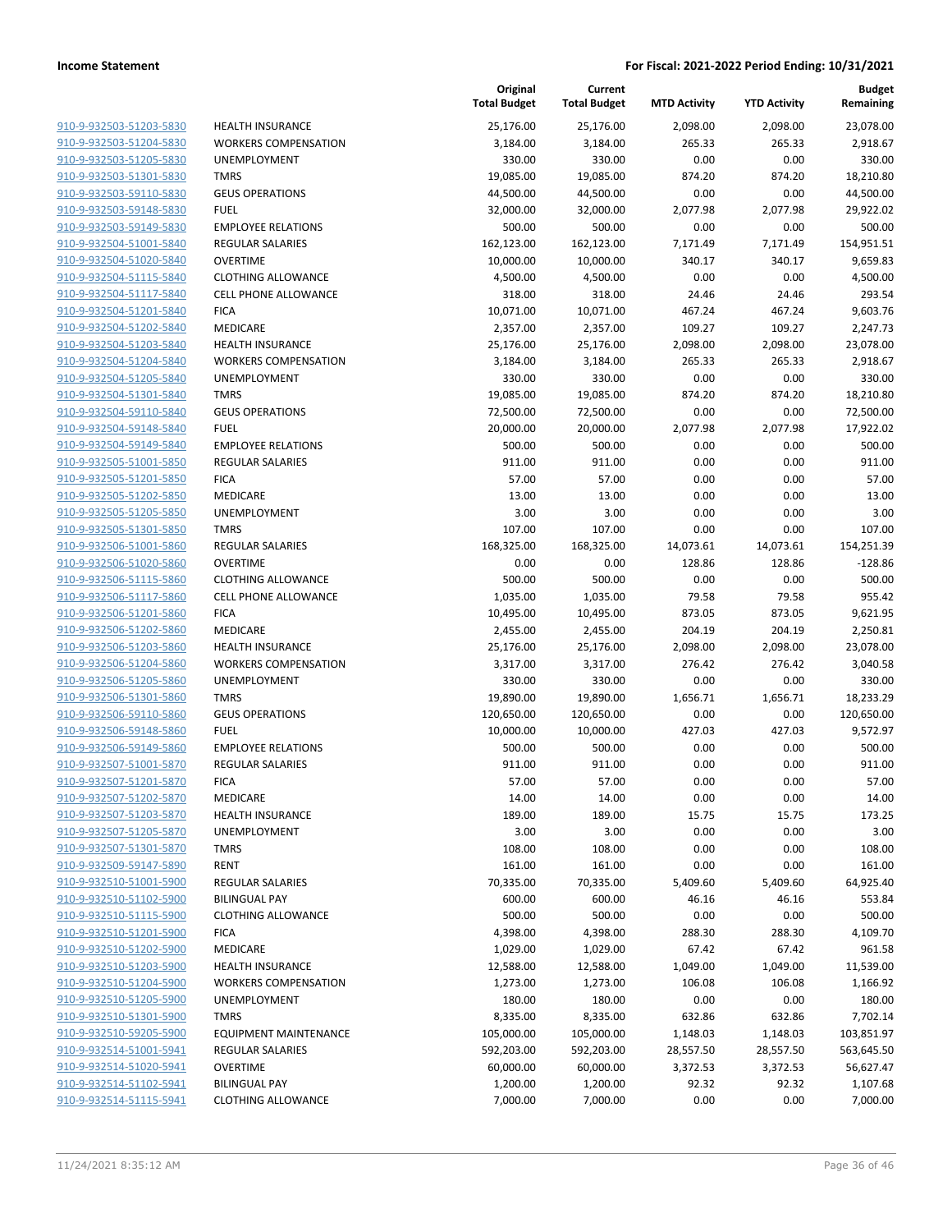| | | Original Total Budget | Current Total Budget | MTD Activity | YTD Activity | Budget Remaining |
|---|---|---|---|---|---|---|
| 910-9-932503-51203-5830 | HEALTH INSURANCE | 25,176.00 | 25,176.00 | 2,098.00 | 2,098.00 | 23,078.00 |
| 910-9-932503-51204-5830 | WORKERS COMPENSATION | 3,184.00 | 3,184.00 | 265.33 | 265.33 | 2,918.67 |
| 910-9-932503-51205-5830 | UNEMPLOYMENT | 330.00 | 330.00 | 0.00 | 0.00 | 330.00 |
| 910-9-932503-51301-5830 | TMRS | 19,085.00 | 19,085.00 | 874.20 | 874.20 | 18,210.80 |
| 910-9-932503-59110-5830 | GEUS OPERATIONS | 44,500.00 | 44,500.00 | 0.00 | 0.00 | 44,500.00 |
| 910-9-932503-59148-5830 | FUEL | 32,000.00 | 32,000.00 | 2,077.98 | 2,077.98 | 29,922.02 |
| 910-9-932503-59149-5830 | EMPLOYEE RELATIONS | 500.00 | 500.00 | 0.00 | 0.00 | 500.00 |
| 910-9-932504-51001-5840 | REGULAR SALARIES | 162,123.00 | 162,123.00 | 7,171.49 | 7,171.49 | 154,951.51 |
| 910-9-932504-51020-5840 | OVERTIME | 10,000.00 | 10,000.00 | 340.17 | 340.17 | 9,659.83 |
| 910-9-932504-51115-5840 | CLOTHING ALLOWANCE | 4,500.00 | 4,500.00 | 0.00 | 0.00 | 4,500.00 |
| 910-9-932504-51117-5840 | CELL PHONE ALLOWANCE | 318.00 | 318.00 | 24.46 | 24.46 | 293.54 |
| 910-9-932504-51201-5840 | FICA | 10,071.00 | 10,071.00 | 467.24 | 467.24 | 9,603.76 |
| 910-9-932504-51202-5840 | MEDICARE | 2,357.00 | 2,357.00 | 109.27 | 109.27 | 2,247.73 |
| 910-9-932504-51203-5840 | HEALTH INSURANCE | 25,176.00 | 25,176.00 | 2,098.00 | 2,098.00 | 23,078.00 |
| 910-9-932504-51204-5840 | WORKERS COMPENSATION | 3,184.00 | 3,184.00 | 265.33 | 265.33 | 2,918.67 |
| 910-9-932504-51205-5840 | UNEMPLOYMENT | 330.00 | 330.00 | 0.00 | 0.00 | 330.00 |
| 910-9-932504-51301-5840 | TMRS | 19,085.00 | 19,085.00 | 874.20 | 874.20 | 18,210.80 |
| 910-9-932504-59110-5840 | GEUS OPERATIONS | 72,500.00 | 72,500.00 | 0.00 | 0.00 | 72,500.00 |
| 910-9-932504-59148-5840 | FUEL | 20,000.00 | 20,000.00 | 2,077.98 | 2,077.98 | 17,922.02 |
| 910-9-932504-59149-5840 | EMPLOYEE RELATIONS | 500.00 | 500.00 | 0.00 | 0.00 | 500.00 |
| 910-9-932505-51001-5850 | REGULAR SALARIES | 911.00 | 911.00 | 0.00 | 0.00 | 911.00 |
| 910-9-932505-51201-5850 | FICA | 57.00 | 57.00 | 0.00 | 0.00 | 57.00 |
| 910-9-932505-51202-5850 | MEDICARE | 13.00 | 13.00 | 0.00 | 0.00 | 13.00 |
| 910-9-932505-51205-5850 | UNEMPLOYMENT | 3.00 | 3.00 | 0.00 | 0.00 | 3.00 |
| 910-9-932505-51301-5850 | TMRS | 107.00 | 107.00 | 0.00 | 0.00 | 107.00 |
| 910-9-932506-51001-5860 | REGULAR SALARIES | 168,325.00 | 168,325.00 | 14,073.61 | 14,073.61 | 154,251.39 |
| 910-9-932506-51020-5860 | OVERTIME | 0.00 | 0.00 | 128.86 | 128.86 | -128.86 |
| 910-9-932506-51115-5860 | CLOTHING ALLOWANCE | 500.00 | 500.00 | 0.00 | 0.00 | 500.00 |
| 910-9-932506-51117-5860 | CELL PHONE ALLOWANCE | 1,035.00 | 1,035.00 | 79.58 | 79.58 | 955.42 |
| 910-9-932506-51201-5860 | FICA | 10,495.00 | 10,495.00 | 873.05 | 873.05 | 9,621.95 |
| 910-9-932506-51202-5860 | MEDICARE | 2,455.00 | 2,455.00 | 204.19 | 204.19 | 2,250.81 |
| 910-9-932506-51203-5860 | HEALTH INSURANCE | 25,176.00 | 25,176.00 | 2,098.00 | 2,098.00 | 23,078.00 |
| 910-9-932506-51204-5860 | WORKERS COMPENSATION | 3,317.00 | 3,317.00 | 276.42 | 276.42 | 3,040.58 |
| 910-9-932506-51205-5860 | UNEMPLOYMENT | 330.00 | 330.00 | 0.00 | 0.00 | 330.00 |
| 910-9-932506-51301-5860 | TMRS | 19,890.00 | 19,890.00 | 1,656.71 | 1,656.71 | 18,233.29 |
| 910-9-932506-59110-5860 | GEUS OPERATIONS | 120,650.00 | 120,650.00 | 0.00 | 0.00 | 120,650.00 |
| 910-9-932506-59148-5860 | FUEL | 10,000.00 | 10,000.00 | 427.03 | 427.03 | 9,572.97 |
| 910-9-932506-59149-5860 | EMPLOYEE RELATIONS | 500.00 | 500.00 | 0.00 | 0.00 | 500.00 |
| 910-9-932507-51001-5870 | REGULAR SALARIES | 911.00 | 911.00 | 0.00 | 0.00 | 911.00 |
| 910-9-932507-51201-5870 | FICA | 57.00 | 57.00 | 0.00 | 0.00 | 57.00 |
| 910-9-932507-51202-5870 | MEDICARE | 14.00 | 14.00 | 0.00 | 0.00 | 14.00 |
| 910-9-932507-51203-5870 | HEALTH INSURANCE | 189.00 | 189.00 | 15.75 | 15.75 | 173.25 |
| 910-9-932507-51205-5870 | UNEMPLOYMENT | 3.00 | 3.00 | 0.00 | 0.00 | 3.00 |
| 910-9-932507-51301-5870 | TMRS | 108.00 | 108.00 | 0.00 | 0.00 | 108.00 |
| 910-9-932509-59147-5890 | RENT | 161.00 | 161.00 | 0.00 | 0.00 | 161.00 |
| 910-9-932510-51001-5900 | REGULAR SALARIES | 70,335.00 | 70,335.00 | 5,409.60 | 5,409.60 | 64,925.40 |
| 910-9-932510-51102-5900 | BILINGUAL PAY | 600.00 | 600.00 | 46.16 | 46.16 | 553.84 |
| 910-9-932510-51115-5900 | CLOTHING ALLOWANCE | 500.00 | 500.00 | 0.00 | 0.00 | 500.00 |
| 910-9-932510-51201-5900 | FICA | 4,398.00 | 4,398.00 | 288.30 | 288.30 | 4,109.70 |
| 910-9-932510-51202-5900 | MEDICARE | 1,029.00 | 1,029.00 | 67.42 | 67.42 | 961.58 |
| 910-9-932510-51203-5900 | HEALTH INSURANCE | 12,588.00 | 12,588.00 | 1,049.00 | 1,049.00 | 11,539.00 |
| 910-9-932510-51204-5900 | WORKERS COMPENSATION | 1,273.00 | 1,273.00 | 106.08 | 106.08 | 1,166.92 |
| 910-9-932510-51205-5900 | UNEMPLOYMENT | 180.00 | 180.00 | 0.00 | 0.00 | 180.00 |
| 910-9-932510-51301-5900 | TMRS | 8,335.00 | 8,335.00 | 632.86 | 632.86 | 7,702.14 |
| 910-9-932510-59205-5900 | EQUIPMENT MAINTENANCE | 105,000.00 | 105,000.00 | 1,148.03 | 1,148.03 | 103,851.97 |
| 910-9-932514-51001-5941 | REGULAR SALARIES | 592,203.00 | 592,203.00 | 28,557.50 | 28,557.50 | 563,645.50 |
| 910-9-932514-51020-5941 | OVERTIME | 60,000.00 | 60,000.00 | 3,372.53 | 3,372.53 | 56,627.47 |
| 910-9-932514-51102-5941 | BILINGUAL PAY | 1,200.00 | 1,200.00 | 92.32 | 92.32 | 1,107.68 |
| 910-9-932514-51115-5941 | CLOTHING ALLOWANCE | 7,000.00 | 7,000.00 | 0.00 | 0.00 | 7,000.00 |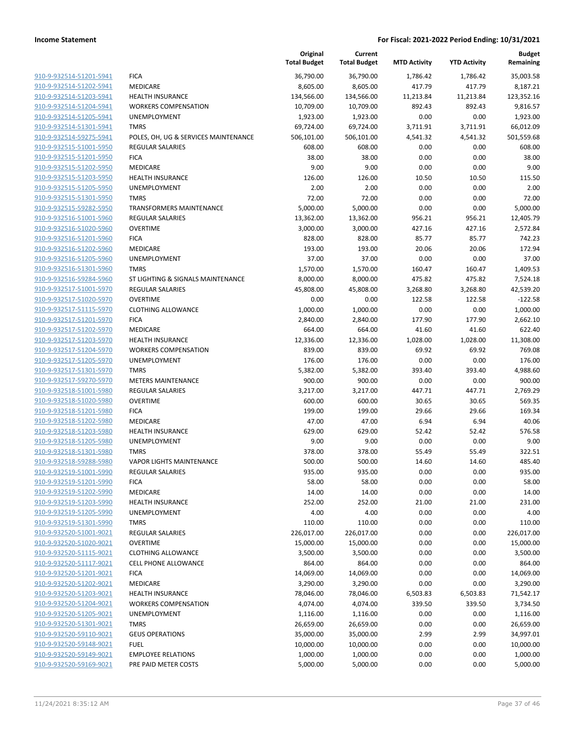| | | Original Total Budget | Current Total Budget | MTD Activity | YTD Activity | Budget Remaining |
|---|---|---|---|---|---|---|
| 910-9-932514-51201-5941 | FICA | 36,790.00 | 36,790.00 | 1,786.42 | 1,786.42 | 35,003.58 |
| 910-9-932514-51202-5941 | MEDICARE | 8,605.00 | 8,605.00 | 417.79 | 417.79 | 8,187.21 |
| 910-9-932514-51203-5941 | HEALTH INSURANCE | 134,566.00 | 134,566.00 | 11,213.84 | 11,213.84 | 123,352.16 |
| 910-9-932514-51204-5941 | WORKERS COMPENSATION | 10,709.00 | 10,709.00 | 892.43 | 892.43 | 9,816.57 |
| 910-9-932514-51205-5941 | UNEMPLOYMENT | 1,923.00 | 1,923.00 | 0.00 | 0.00 | 1,923.00 |
| 910-9-932514-51301-5941 | TMRS | 69,724.00 | 69,724.00 | 3,711.91 | 3,711.91 | 66,012.09 |
| 910-9-932514-59275-5941 | POLES, OH, UG & SERVICES MAINTENANCE | 506,101.00 | 506,101.00 | 4,541.32 | 4,541.32 | 501,559.68 |
| 910-9-932515-51001-5950 | REGULAR SALARIES | 608.00 | 608.00 | 0.00 | 0.00 | 608.00 |
| 910-9-932515-51201-5950 | FICA | 38.00 | 38.00 | 0.00 | 0.00 | 38.00 |
| 910-9-932515-51202-5950 | MEDICARE | 9.00 | 9.00 | 0.00 | 0.00 | 9.00 |
| 910-9-932515-51203-5950 | HEALTH INSURANCE | 126.00 | 126.00 | 10.50 | 10.50 | 115.50 |
| 910-9-932515-51205-5950 | UNEMPLOYMENT | 2.00 | 2.00 | 0.00 | 0.00 | 2.00 |
| 910-9-932515-51301-5950 | TMRS | 72.00 | 72.00 | 0.00 | 0.00 | 72.00 |
| 910-9-932515-59282-5950 | TRANSFORMERS MAINTENANCE | 5,000.00 | 5,000.00 | 0.00 | 0.00 | 5,000.00 |
| 910-9-932516-51001-5960 | REGULAR SALARIES | 13,362.00 | 13,362.00 | 956.21 | 956.21 | 12,405.79 |
| 910-9-932516-51020-5960 | OVERTIME | 3,000.00 | 3,000.00 | 427.16 | 427.16 | 2,572.84 |
| 910-9-932516-51201-5960 | FICA | 828.00 | 828.00 | 85.77 | 85.77 | 742.23 |
| 910-9-932516-51202-5960 | MEDICARE | 193.00 | 193.00 | 20.06 | 20.06 | 172.94 |
| 910-9-932516-51205-5960 | UNEMPLOYMENT | 37.00 | 37.00 | 0.00 | 0.00 | 37.00 |
| 910-9-932516-51301-5960 | TMRS | 1,570.00 | 1,570.00 | 160.47 | 160.47 | 1,409.53 |
| 910-9-932516-59284-5960 | ST LIGHTING & SIGNALS MAINTENANCE | 8,000.00 | 8,000.00 | 475.82 | 475.82 | 7,524.18 |
| 910-9-932517-51001-5970 | REGULAR SALARIES | 45,808.00 | 45,808.00 | 3,268.80 | 3,268.80 | 42,539.20 |
| 910-9-932517-51020-5970 | OVERTIME | 0.00 | 0.00 | 122.58 | 122.58 | -122.58 |
| 910-9-932517-51115-5970 | CLOTHING ALLOWANCE | 1,000.00 | 1,000.00 | 0.00 | 0.00 | 1,000.00 |
| 910-9-932517-51201-5970 | FICA | 2,840.00 | 2,840.00 | 177.90 | 177.90 | 2,662.10 |
| 910-9-932517-51202-5970 | MEDICARE | 664.00 | 664.00 | 41.60 | 41.60 | 622.40 |
| 910-9-932517-51203-5970 | HEALTH INSURANCE | 12,336.00 | 12,336.00 | 1,028.00 | 1,028.00 | 11,308.00 |
| 910-9-932517-51204-5970 | WORKERS COMPENSATION | 839.00 | 839.00 | 69.92 | 69.92 | 769.08 |
| 910-9-932517-51205-5970 | UNEMPLOYMENT | 176.00 | 176.00 | 0.00 | 0.00 | 176.00 |
| 910-9-932517-51301-5970 | TMRS | 5,382.00 | 5,382.00 | 393.40 | 393.40 | 4,988.60 |
| 910-9-932517-59270-5970 | METERS MAINTENANCE | 900.00 | 900.00 | 0.00 | 0.00 | 900.00 |
| 910-9-932518-51001-5980 | REGULAR SALARIES | 3,217.00 | 3,217.00 | 447.71 | 447.71 | 2,769.29 |
| 910-9-932518-51020-5980 | OVERTIME | 600.00 | 600.00 | 30.65 | 30.65 | 569.35 |
| 910-9-932518-51201-5980 | FICA | 199.00 | 199.00 | 29.66 | 29.66 | 169.34 |
| 910-9-932518-51202-5980 | MEDICARE | 47.00 | 47.00 | 6.94 | 6.94 | 40.06 |
| 910-9-932518-51203-5980 | HEALTH INSURANCE | 629.00 | 629.00 | 52.42 | 52.42 | 576.58 |
| 910-9-932518-51205-5980 | UNEMPLOYMENT | 9.00 | 9.00 | 0.00 | 0.00 | 9.00 |
| 910-9-932518-51301-5980 | TMRS | 378.00 | 378.00 | 55.49 | 55.49 | 322.51 |
| 910-9-932518-59288-5980 | VAPOR LIGHTS MAINTENANCE | 500.00 | 500.00 | 14.60 | 14.60 | 485.40 |
| 910-9-932519-51001-5990 | REGULAR SALARIES | 935.00 | 935.00 | 0.00 | 0.00 | 935.00 |
| 910-9-932519-51201-5990 | FICA | 58.00 | 58.00 | 0.00 | 0.00 | 58.00 |
| 910-9-932519-51202-5990 | MEDICARE | 14.00 | 14.00 | 0.00 | 0.00 | 14.00 |
| 910-9-932519-51203-5990 | HEALTH INSURANCE | 252.00 | 252.00 | 21.00 | 21.00 | 231.00 |
| 910-9-932519-51205-5990 | UNEMPLOYMENT | 4.00 | 4.00 | 0.00 | 0.00 | 4.00 |
| 910-9-932519-51301-5990 | TMRS | 110.00 | 110.00 | 0.00 | 0.00 | 110.00 |
| 910-9-932520-51001-9021 | REGULAR SALARIES | 226,017.00 | 226,017.00 | 0.00 | 0.00 | 226,017.00 |
| 910-9-932520-51020-9021 | OVERTIME | 15,000.00 | 15,000.00 | 0.00 | 0.00 | 15,000.00 |
| 910-9-932520-51115-9021 | CLOTHING ALLOWANCE | 3,500.00 | 3,500.00 | 0.00 | 0.00 | 3,500.00 |
| 910-9-932520-51117-9021 | CELL PHONE ALLOWANCE | 864.00 | 864.00 | 0.00 | 0.00 | 864.00 |
| 910-9-932520-51201-9021 | FICA | 14,069.00 | 14,069.00 | 0.00 | 0.00 | 14,069.00 |
| 910-9-932520-51202-9021 | MEDICARE | 3,290.00 | 3,290.00 | 0.00 | 0.00 | 3,290.00 |
| 910-9-932520-51203-9021 | HEALTH INSURANCE | 78,046.00 | 78,046.00 | 6,503.83 | 6,503.83 | 71,542.17 |
| 910-9-932520-51204-9021 | WORKERS COMPENSATION | 4,074.00 | 4,074.00 | 339.50 | 339.50 | 3,734.50 |
| 910-9-932520-51205-9021 | UNEMPLOYMENT | 1,116.00 | 1,116.00 | 0.00 | 0.00 | 1,116.00 |
| 910-9-932520-51301-9021 | TMRS | 26,659.00 | 26,659.00 | 0.00 | 0.00 | 26,659.00 |
| 910-9-932520-59110-9021 | GEUS OPERATIONS | 35,000.00 | 35,000.00 | 2.99 | 2.99 | 34,997.01 |
| 910-9-932520-59148-9021 | FUEL | 10,000.00 | 10,000.00 | 0.00 | 0.00 | 10,000.00 |
| 910-9-932520-59149-9021 | EMPLOYEE RELATIONS | 1,000.00 | 1,000.00 | 0.00 | 0.00 | 1,000.00 |
| 910-9-932520-59169-9021 | PRE PAID METER COSTS | 5,000.00 | 5,000.00 | 0.00 | 0.00 | 5,000.00 |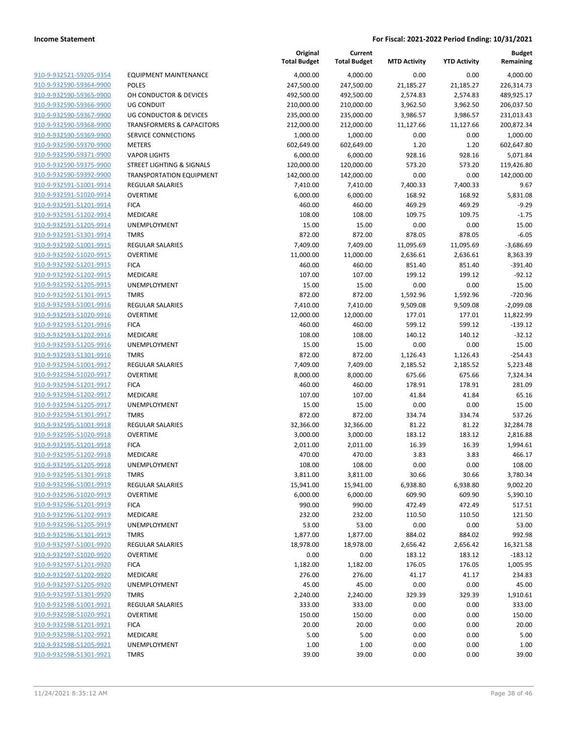| | | Original Total Budget | Current Total Budget | MTD Activity | YTD Activity | Budget Remaining |
|---|---|---|---|---|---|---|
| 910-9-932521-59205-9354 | EQUIPMENT MAINTENANCE | 4,000.00 | 4,000.00 | 0.00 | 0.00 | 4,000.00 |
| 910-9-932590-59364-9900 | POLES | 247,500.00 | 247,500.00 | 21,185.27 | 21,185.27 | 226,314.73 |
| 910-9-932590-59365-9900 | OH CONDUCTOR & DEVICES | 492,500.00 | 492,500.00 | 2,574.83 | 2,574.83 | 489,925.17 |
| 910-9-932590-59366-9900 | UG CONDUIT | 210,000.00 | 210,000.00 | 3,962.50 | 3,962.50 | 206,037.50 |
| 910-9-932590-59367-9900 | UG CONDUCTOR & DEVICES | 235,000.00 | 235,000.00 | 3,986.57 | 3,986.57 | 231,013.43 |
| 910-9-932590-59368-9900 | TRANSFORMERS & CAPACITORS | 212,000.00 | 212,000.00 | 11,127.66 | 11,127.66 | 200,872.34 |
| 910-9-932590-59369-9900 | SERVICE CONNECTIONS | 1,000.00 | 1,000.00 | 0.00 | 0.00 | 1,000.00 |
| 910-9-932590-59370-9900 | METERS | 602,649.00 | 602,649.00 | 1.20 | 1.20 | 602,647.80 |
| 910-9-932590-59371-9900 | VAPOR LIGHTS | 6,000.00 | 6,000.00 | 928.16 | 928.16 | 5,071.84 |
| 910-9-932590-59375-9900 | STREET LIGHTING & SIGNALS | 120,000.00 | 120,000.00 | 573.20 | 573.20 | 119,426.80 |
| 910-9-932590-59392-9900 | TRANSPORTATION EQUIPMENT | 142,000.00 | 142,000.00 | 0.00 | 0.00 | 142,000.00 |
| 910-9-932591-51001-9914 | REGULAR SALARIES | 7,410.00 | 7,410.00 | 7,400.33 | 7,400.33 | 9.67 |
| 910-9-932591-51020-9914 | OVERTIME | 6,000.00 | 6,000.00 | 168.92 | 168.92 | 5,831.08 |
| 910-9-932591-51201-9914 | FICA | 460.00 | 460.00 | 469.29 | 469.29 | -9.29 |
| 910-9-932591-51202-9914 | MEDICARE | 108.00 | 108.00 | 109.75 | 109.75 | -1.75 |
| 910-9-932591-51205-9914 | UNEMPLOYMENT | 15.00 | 15.00 | 0.00 | 0.00 | 15.00 |
| 910-9-932591-51301-9914 | TMRS | 872.00 | 872.00 | 878.05 | 878.05 | -6.05 |
| 910-9-932592-51001-9915 | REGULAR SALARIES | 7,409.00 | 7,409.00 | 11,095.69 | 11,095.69 | -3,686.69 |
| 910-9-932592-51020-9915 | OVERTIME | 11,000.00 | 11,000.00 | 2,636.61 | 2,636.61 | 8,363.39 |
| 910-9-932592-51201-9915 | FICA | 460.00 | 460.00 | 851.40 | 851.40 | -391.40 |
| 910-9-932592-51202-9915 | MEDICARE | 107.00 | 107.00 | 199.12 | 199.12 | -92.12 |
| 910-9-932592-51205-9915 | UNEMPLOYMENT | 15.00 | 15.00 | 0.00 | 0.00 | 15.00 |
| 910-9-932592-51301-9915 | TMRS | 872.00 | 872.00 | 1,592.96 | 1,592.96 | -720.96 |
| 910-9-932593-51001-9916 | REGULAR SALARIES | 7,410.00 | 7,410.00 | 9,509.08 | 9,509.08 | -2,099.08 |
| 910-9-932593-51020-9916 | OVERTIME | 12,000.00 | 12,000.00 | 177.01 | 177.01 | 11,822.99 |
| 910-9-932593-51201-9916 | FICA | 460.00 | 460.00 | 599.12 | 599.12 | -139.12 |
| 910-9-932593-51202-9916 | MEDICARE | 108.00 | 108.00 | 140.12 | 140.12 | -32.12 |
| 910-9-932593-51205-9916 | UNEMPLOYMENT | 15.00 | 15.00 | 0.00 | 0.00 | 15.00 |
| 910-9-932593-51301-9916 | TMRS | 872.00 | 872.00 | 1,126.43 | 1,126.43 | -254.43 |
| 910-9-932594-51001-9917 | REGULAR SALARIES | 7,409.00 | 7,409.00 | 2,185.52 | 2,185.52 | 5,223.48 |
| 910-9-932594-51020-9917 | OVERTIME | 8,000.00 | 8,000.00 | 675.66 | 675.66 | 7,324.34 |
| 910-9-932594-51201-9917 | FICA | 460.00 | 460.00 | 178.91 | 178.91 | 281.09 |
| 910-9-932594-51202-9917 | MEDICARE | 107.00 | 107.00 | 41.84 | 41.84 | 65.16 |
| 910-9-932594-51205-9917 | UNEMPLOYMENT | 15.00 | 15.00 | 0.00 | 0.00 | 15.00 |
| 910-9-932594-51301-9917 | TMRS | 872.00 | 872.00 | 334.74 | 334.74 | 537.26 |
| 910-9-932595-51001-9918 | REGULAR SALARIES | 32,366.00 | 32,366.00 | 81.22 | 81.22 | 32,284.78 |
| 910-9-932595-51020-9918 | OVERTIME | 3,000.00 | 3,000.00 | 183.12 | 183.12 | 2,816.88 |
| 910-9-932595-51201-9918 | FICA | 2,011.00 | 2,011.00 | 16.39 | 16.39 | 1,994.61 |
| 910-9-932595-51202-9918 | MEDICARE | 470.00 | 470.00 | 3.83 | 3.83 | 466.17 |
| 910-9-932595-51205-9918 | UNEMPLOYMENT | 108.00 | 108.00 | 0.00 | 0.00 | 108.00 |
| 910-9-932595-51301-9918 | TMRS | 3,811.00 | 3,811.00 | 30.66 | 30.66 | 3,780.34 |
| 910-9-932596-51001-9919 | REGULAR SALARIES | 15,941.00 | 15,941.00 | 6,938.80 | 6,938.80 | 9,002.20 |
| 910-9-932596-51020-9919 | OVERTIME | 6,000.00 | 6,000.00 | 609.90 | 609.90 | 5,390.10 |
| 910-9-932596-51201-9919 | FICA | 990.00 | 990.00 | 472.49 | 472.49 | 517.51 |
| 910-9-932596-51202-9919 | MEDICARE | 232.00 | 232.00 | 110.50 | 110.50 | 121.50 |
| 910-9-932596-51205-9919 | UNEMPLOYMENT | 53.00 | 53.00 | 0.00 | 0.00 | 53.00 |
| 910-9-932596-51301-9919 | TMRS | 1,877.00 | 1,877.00 | 884.02 | 884.02 | 992.98 |
| 910-9-932597-51001-9920 | REGULAR SALARIES | 18,978.00 | 18,978.00 | 2,656.42 | 2,656.42 | 16,321.58 |
| 910-9-932597-51020-9920 | OVERTIME | 0.00 | 0.00 | 183.12 | 183.12 | -183.12 |
| 910-9-932597-51201-9920 | FICA | 1,182.00 | 1,182.00 | 176.05 | 176.05 | 1,005.95 |
| 910-9-932597-51202-9920 | MEDICARE | 276.00 | 276.00 | 41.17 | 41.17 | 234.83 |
| 910-9-932597-51205-9920 | UNEMPLOYMENT | 45.00 | 45.00 | 0.00 | 0.00 | 45.00 |
| 910-9-932597-51301-9920 | TMRS | 2,240.00 | 2,240.00 | 329.39 | 329.39 | 1,910.61 |
| 910-9-932598-51001-9921 | REGULAR SALARIES | 333.00 | 333.00 | 0.00 | 0.00 | 333.00 |
| 910-9-932598-51020-9921 | OVERTIME | 150.00 | 150.00 | 0.00 | 0.00 | 150.00 |
| 910-9-932598-51201-9921 | FICA | 20.00 | 20.00 | 0.00 | 0.00 | 20.00 |
| 910-9-932598-51202-9921 | MEDICARE | 5.00 | 5.00 | 0.00 | 0.00 | 5.00 |
| 910-9-932598-51205-9921 | UNEMPLOYMENT | 1.00 | 1.00 | 0.00 | 0.00 | 1.00 |
| 910-9-932598-51301-9921 | TMRS | 39.00 | 39.00 | 0.00 | 0.00 | 39.00 |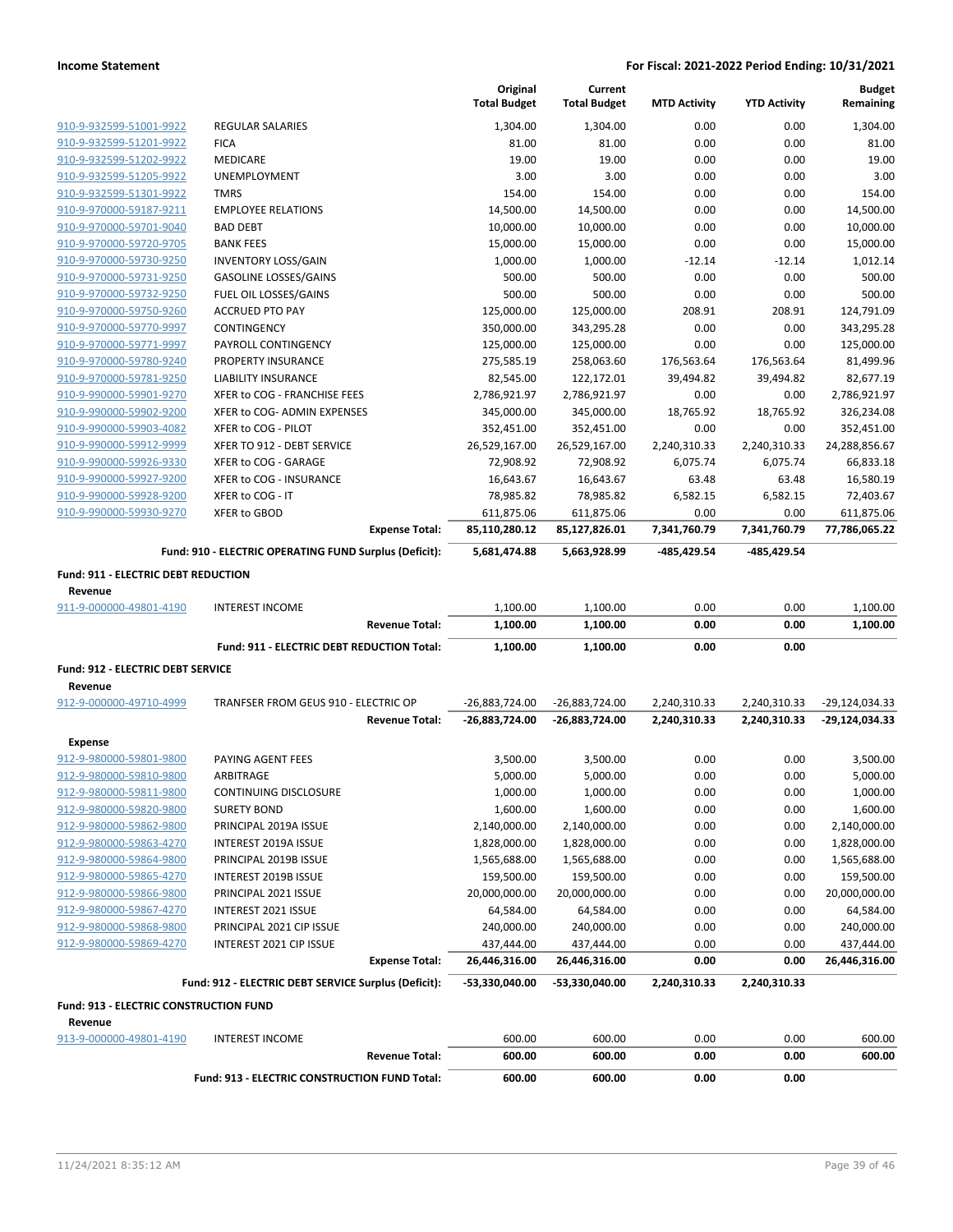| | | Original Total Budget | Current Total Budget | MTD Activity | YTD Activity | Budget Remaining |
|---|---|---|---|---|---|---|
| 910-9-932599-51001-9922 | REGULAR SALARIES | 1,304.00 | 1,304.00 | 0.00 | 0.00 | 1,304.00 |
| 910-9-932599-51201-9922 | FICA | 81.00 | 81.00 | 0.00 | 0.00 | 81.00 |
| 910-9-932599-51202-9922 | MEDICARE | 19.00 | 19.00 | 0.00 | 0.00 | 19.00 |
| 910-9-932599-51205-9922 | UNEMPLOYMENT | 3.00 | 3.00 | 0.00 | 0.00 | 3.00 |
| 910-9-932599-51301-9922 | TMRS | 154.00 | 154.00 | 0.00 | 0.00 | 154.00 |
| 910-9-970000-59187-9211 | EMPLOYEE RELATIONS | 14,500.00 | 14,500.00 | 0.00 | 0.00 | 14,500.00 |
| 910-9-970000-59701-9040 | BAD DEBT | 10,000.00 | 10,000.00 | 0.00 | 0.00 | 10,000.00 |
| 910-9-970000-59720-9705 | BANK FEES | 15,000.00 | 15,000.00 | 0.00 | 0.00 | 15,000.00 |
| 910-9-970000-59730-9250 | INVENTORY LOSS/GAIN | 1,000.00 | 1,000.00 | -12.14 | -12.14 | 1,012.14 |
| 910-9-970000-59731-9250 | GASOLINE LOSSES/GAINS | 500.00 | 500.00 | 0.00 | 0.00 | 500.00 |
| 910-9-970000-59732-9250 | FUEL OIL LOSSES/GAINS | 500.00 | 500.00 | 0.00 | 0.00 | 500.00 |
| 910-9-970000-59750-9260 | ACCRUED PTO PAY | 125,000.00 | 125,000.00 | 208.91 | 208.91 | 124,791.09 |
| 910-9-970000-59770-9997 | CONTINGENCY | 350,000.00 | 343,295.28 | 0.00 | 0.00 | 343,295.28 |
| 910-9-970000-59771-9997 | PAYROLL CONTINGENCY | 125,000.00 | 125,000.00 | 0.00 | 0.00 | 125,000.00 |
| 910-9-970000-59780-9240 | PROPERTY INSURANCE | 275,585.19 | 258,063.60 | 176,563.64 | 176,563.64 | 81,499.96 |
| 910-9-970000-59781-9250 | LIABILITY INSURANCE | 82,545.00 | 122,172.01 | 39,494.82 | 39,494.82 | 82,677.19 |
| 910-9-990000-59901-9270 | XFER to COG - FRANCHISE FEES | 2,786,921.97 | 2,786,921.97 | 0.00 | 0.00 | 2,786,921.97 |
| 910-9-990000-59902-9200 | XFER to COG- ADMIN EXPENSES | 345,000.00 | 345,000.00 | 18,765.92 | 18,765.92 | 326,234.08 |
| 910-9-990000-59903-4082 | XFER to COG - PILOT | 352,451.00 | 352,451.00 | 0.00 | 0.00 | 352,451.00 |
| 910-9-990000-59912-9999 | XFER TO 912 - DEBT SERVICE | 26,529,167.00 | 26,529,167.00 | 2,240,310.33 | 2,240,310.33 | 24,288,856.67 |
| 910-9-990000-59926-9330 | XFER to COG - GARAGE | 72,908.92 | 72,908.92 | 6,075.74 | 6,075.74 | 66,833.18 |
| 910-9-990000-59927-9200 | XFER to COG - INSURANCE | 16,643.67 | 16,643.67 | 63.48 | 63.48 | 16,580.19 |
| 910-9-990000-59928-9200 | XFER to COG - IT | 78,985.82 | 78,985.82 | 6,582.15 | 6,582.15 | 72,403.67 |
| 910-9-990000-59930-9270 | XFER to GBOD | 611,875.06 | 611,875.06 | 0.00 | 0.00 | 611,875.06 |
| | **Expense Total:** | **85,110,280.12** | **85,127,826.01** | **7,341,760.79** | **7,341,760.79** | **77,786,065.22** |
| | **Fund: 910 - ELECTRIC OPERATING FUND Surplus (Deficit):** | **5,681,474.88** | **5,663,928.99** | **-485,429.54** | **-485,429.54** | |
| **Fund: 911 - ELECTRIC DEBT REDUCTION** | | | | | | |
| **Revenue** | | | | | | |
| 911-9-000000-49801-4190 | INTEREST INCOME | 1,100.00 | 1,100.00 | 0.00 | 0.00 | 1,100.00 |
| | **Revenue Total:** | **1,100.00** | **1,100.00** | **0.00** | **0.00** | **1,100.00** |
| | **Fund: 911 - ELECTRIC DEBT REDUCTION Total:** | **1,100.00** | **1,100.00** | **0.00** | **0.00** | |
| **Fund: 912 - ELECTRIC DEBT SERVICE** | | | | | | |
| **Revenue** | | | | | | |
| 912-9-000000-49710-4999 | TRANFSER FROM GEUS 910 - ELECTRIC OP | -26,883,724.00 | -26,883,724.00 | 2,240,310.33 | 2,240,310.33 | -29,124,034.33 |
| | **Revenue Total:** | **-26,883,724.00** | **-26,883,724.00** | **2,240,310.33** | **2,240,310.33** | **-29,124,034.33** |
| **Expense** | | | | | | |
| 912-9-980000-59801-9800 | PAYING AGENT FEES | 3,500.00 | 3,500.00 | 0.00 | 0.00 | 3,500.00 |
| 912-9-980000-59810-9800 | ARBITRAGE | 5,000.00 | 5,000.00 | 0.00 | 0.00 | 5,000.00 |
| 912-9-980000-59811-9800 | CONTINUING DISCLOSURE | 1,000.00 | 1,000.00 | 0.00 | 0.00 | 1,000.00 |
| 912-9-980000-59820-9800 | SURETY BOND | 1,600.00 | 1,600.00 | 0.00 | 0.00 | 1,600.00 |
| 912-9-980000-59862-9800 | PRINCIPAL 2019A ISSUE | 2,140,000.00 | 2,140,000.00 | 0.00 | 0.00 | 2,140,000.00 |
| 912-9-980000-59863-4270 | INTEREST 2019A ISSUE | 1,828,000.00 | 1,828,000.00 | 0.00 | 0.00 | 1,828,000.00 |
| 912-9-980000-59864-9800 | PRINCIPAL 2019B ISSUE | 1,565,688.00 | 1,565,688.00 | 0.00 | 0.00 | 1,565,688.00 |
| 912-9-980000-59865-4270 | INTEREST 2019B ISSUE | 159,500.00 | 159,500.00 | 0.00 | 0.00 | 159,500.00 |
| 912-9-980000-59866-9800 | PRINCIPAL 2021 ISSUE | 20,000,000.00 | 20,000,000.00 | 0.00 | 0.00 | 20,000,000.00 |
| 912-9-980000-59867-4270 | INTEREST 2021 ISSUE | 64,584.00 | 64,584.00 | 0.00 | 0.00 | 64,584.00 |
| 912-9-980000-59868-9800 | PRINCIPAL 2021 CIP ISSUE | 240,000.00 | 240,000.00 | 0.00 | 0.00 | 240,000.00 |
| 912-9-980000-59869-4270 | INTEREST 2021 CIP ISSUE | 437,444.00 | 437,444.00 | 0.00 | 0.00 | 437,444.00 |
| | **Expense Total:** | **26,446,316.00** | **26,446,316.00** | **0.00** | **0.00** | **26,446,316.00** |
| | **Fund: 912 - ELECTRIC DEBT SERVICE Surplus (Deficit):** | **-53,330,040.00** | **-53,330,040.00** | **2,240,310.33** | **2,240,310.33** | |
| **Fund: 913 - ELECTRIC CONSTRUCTION FUND** | | | | | | |
| **Revenue** | | | | | | |
| 913-9-000000-49801-4190 | INTEREST INCOME | 600.00 | 600.00 | 0.00 | 0.00 | 600.00 |
| | **Revenue Total:** | **600.00** | **600.00** | **0.00** | **0.00** | **600.00** |
| | **Fund: 913 - ELECTRIC CONSTRUCTION FUND Total:** | **600.00** | **600.00** | **0.00** | **0.00** | |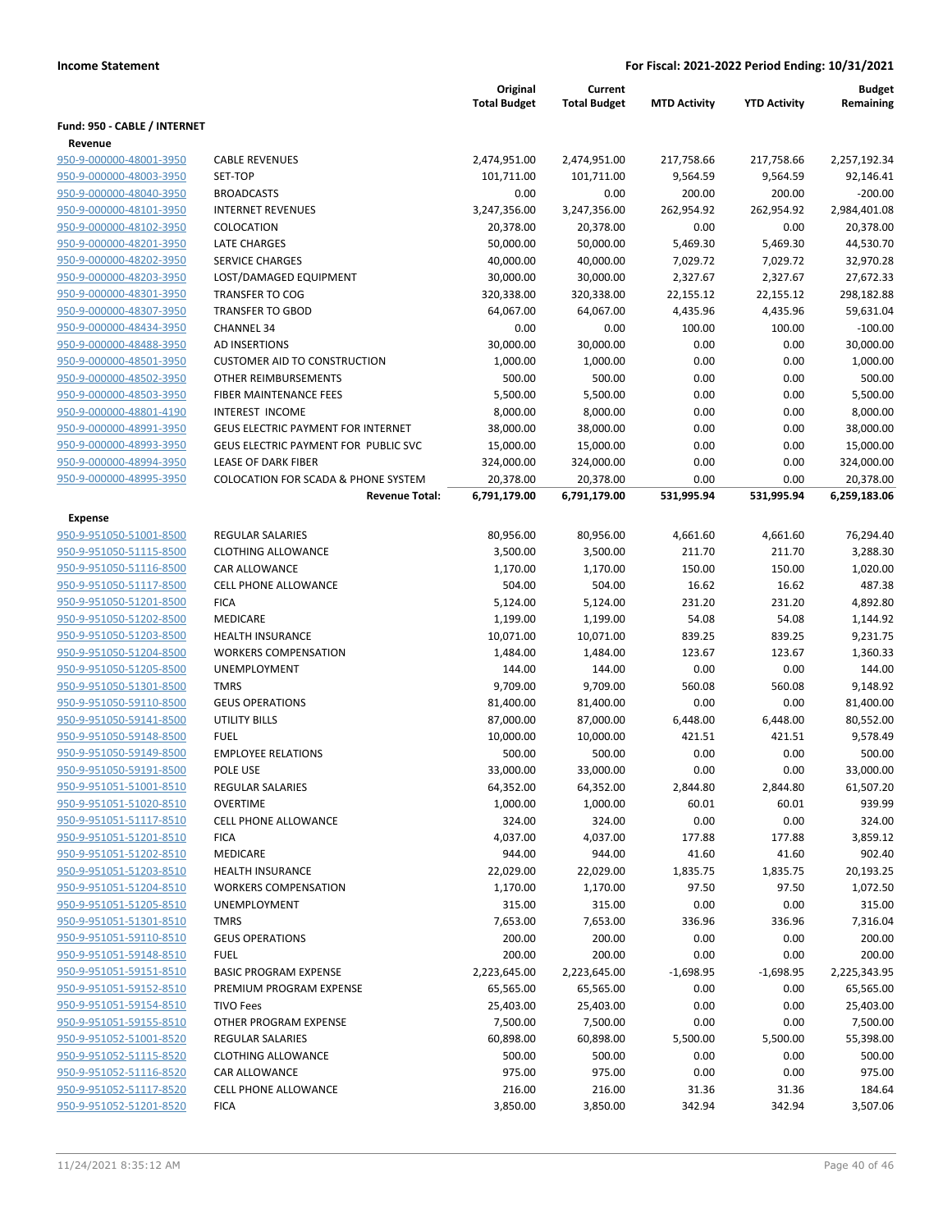**Income Statement** — For Fiscal: 2021-2022 Period Ending: 10/31/2021

| | | Original Total Budget | Current Total Budget | MTD Activity | YTD Activity | Budget Remaining |
|---|---|---|---|---|---|---|
| **Fund: 950 - CABLE / INTERNET** | | | | | | |
| **Revenue** | | | | | | |
| 950-9-000000-48001-3950 | CABLE REVENUES | 2,474,951.00 | 2,474,951.00 | 217,758.66 | 217,758.66 | 2,257,192.34 |
| 950-9-000000-48003-3950 | SET-TOP | 101,711.00 | 101,711.00 | 9,564.59 | 9,564.59 | 92,146.41 |
| 950-9-000000-48040-3950 | BROADCASTS | 0.00 | 0.00 | 200.00 | 200.00 | -200.00 |
| 950-9-000000-48101-3950 | INTERNET REVENUES | 3,247,356.00 | 3,247,356.00 | 262,954.92 | 262,954.92 | 2,984,401.08 |
| 950-9-000000-48102-3950 | COLOCATION | 20,378.00 | 20,378.00 | 0.00 | 0.00 | 20,378.00 |
| 950-9-000000-48201-3950 | LATE CHARGES | 50,000.00 | 50,000.00 | 5,469.30 | 5,469.30 | 44,530.70 |
| 950-9-000000-48202-3950 | SERVICE CHARGES | 40,000.00 | 40,000.00 | 7,029.72 | 7,029.72 | 32,970.28 |
| 950-9-000000-48203-3950 | LOST/DAMAGED EQUIPMENT | 30,000.00 | 30,000.00 | 2,327.67 | 2,327.67 | 27,672.33 |
| 950-9-000000-48301-3950 | TRANSFER TO COG | 320,338.00 | 320,338.00 | 22,155.12 | 22,155.12 | 298,182.88 |
| 950-9-000000-48307-3950 | TRANSFER TO GBOD | 64,067.00 | 64,067.00 | 4,435.96 | 4,435.96 | 59,631.04 |
| 950-9-000000-48434-3950 | CHANNEL 34 | 0.00 | 0.00 | 100.00 | 100.00 | -100.00 |
| 950-9-000000-48488-3950 | AD INSERTIONS | 30,000.00 | 30,000.00 | 0.00 | 0.00 | 30,000.00 |
| 950-9-000000-48501-3950 | CUSTOMER AID TO CONSTRUCTION | 1,000.00 | 1,000.00 | 0.00 | 0.00 | 1,000.00 |
| 950-9-000000-48502-3950 | OTHER REIMBURSEMENTS | 500.00 | 500.00 | 0.00 | 0.00 | 500.00 |
| 950-9-000000-48503-3950 | FIBER MAINTENANCE FEES | 5,500.00 | 5,500.00 | 0.00 | 0.00 | 5,500.00 |
| 950-9-000000-48801-4190 | INTEREST INCOME | 8,000.00 | 8,000.00 | 0.00 | 0.00 | 8,000.00 |
| 950-9-000000-48991-3950 | GEUS ELECTRIC PAYMENT FOR INTERNET | 38,000.00 | 38,000.00 | 0.00 | 0.00 | 38,000.00 |
| 950-9-000000-48993-3950 | GEUS ELECTRIC PAYMENT FOR PUBLIC SVC | 15,000.00 | 15,000.00 | 0.00 | 0.00 | 15,000.00 |
| 950-9-000000-48994-3950 | LEASE OF DARK FIBER | 324,000.00 | 324,000.00 | 0.00 | 0.00 | 324,000.00 |
| 950-9-000000-48995-3950 | COLOCATION FOR SCADA & PHONE SYSTEM | 20,378.00 | 20,378.00 | 0.00 | 0.00 | 20,378.00 |
| | **Revenue Total:** | **6,791,179.00** | **6,791,179.00** | **531,995.94** | **531,995.94** | **6,259,183.06** |
| **Expense** | | | | | | |
| 950-9-951050-51001-8500 | REGULAR SALARIES | 80,956.00 | 80,956.00 | 4,661.60 | 4,661.60 | 76,294.40 |
| 950-9-951050-51115-8500 | CLOTHING ALLOWANCE | 3,500.00 | 3,500.00 | 211.70 | 211.70 | 3,288.30 |
| 950-9-951050-51116-8500 | CAR ALLOWANCE | 1,170.00 | 1,170.00 | 150.00 | 150.00 | 1,020.00 |
| 950-9-951050-51117-8500 | CELL PHONE ALLOWANCE | 504.00 | 504.00 | 16.62 | 16.62 | 487.38 |
| 950-9-951050-51201-8500 | FICA | 5,124.00 | 5,124.00 | 231.20 | 231.20 | 4,892.80 |
| 950-9-951050-51202-8500 | MEDICARE | 1,199.00 | 1,199.00 | 54.08 | 54.08 | 1,144.92 |
| 950-9-951050-51203-8500 | HEALTH INSURANCE | 10,071.00 | 10,071.00 | 839.25 | 839.25 | 9,231.75 |
| 950-9-951050-51204-8500 | WORKERS COMPENSATION | 1,484.00 | 1,484.00 | 123.67 | 123.67 | 1,360.33 |
| 950-9-951050-51205-8500 | UNEMPLOYMENT | 144.00 | 144.00 | 0.00 | 0.00 | 144.00 |
| 950-9-951050-51301-8500 | TMRS | 9,709.00 | 9,709.00 | 560.08 | 560.08 | 9,148.92 |
| 950-9-951050-59110-8500 | GEUS OPERATIONS | 81,400.00 | 81,400.00 | 0.00 | 0.00 | 81,400.00 |
| 950-9-951050-59141-8500 | UTILITY BILLS | 87,000.00 | 87,000.00 | 6,448.00 | 6,448.00 | 80,552.00 |
| 950-9-951050-59148-8500 | FUEL | 10,000.00 | 10,000.00 | 421.51 | 421.51 | 9,578.49 |
| 950-9-951050-59149-8500 | EMPLOYEE RELATIONS | 500.00 | 500.00 | 0.00 | 0.00 | 500.00 |
| 950-9-951050-59191-8500 | POLE USE | 33,000.00 | 33,000.00 | 0.00 | 0.00 | 33,000.00 |
| 950-9-951051-51001-8510 | REGULAR SALARIES | 64,352.00 | 64,352.00 | 2,844.80 | 2,844.80 | 61,507.20 |
| 950-9-951051-51020-8510 | OVERTIME | 1,000.00 | 1,000.00 | 60.01 | 60.01 | 939.99 |
| 950-9-951051-51117-8510 | CELL PHONE ALLOWANCE | 324.00 | 324.00 | 0.00 | 0.00 | 324.00 |
| 950-9-951051-51201-8510 | FICA | 4,037.00 | 4,037.00 | 177.88 | 177.88 | 3,859.12 |
| 950-9-951051-51202-8510 | MEDICARE | 944.00 | 944.00 | 41.60 | 41.60 | 902.40 |
| 950-9-951051-51203-8510 | HEALTH INSURANCE | 22,029.00 | 22,029.00 | 1,835.75 | 1,835.75 | 20,193.25 |
| 950-9-951051-51204-8510 | WORKERS COMPENSATION | 1,170.00 | 1,170.00 | 97.50 | 97.50 | 1,072.50 |
| 950-9-951051-51205-8510 | UNEMPLOYMENT | 315.00 | 315.00 | 0.00 | 0.00 | 315.00 |
| 950-9-951051-51301-8510 | TMRS | 7,653.00 | 7,653.00 | 336.96 | 336.96 | 7,316.04 |
| 950-9-951051-59110-8510 | GEUS OPERATIONS | 200.00 | 200.00 | 0.00 | 0.00 | 200.00 |
| 950-9-951051-59148-8510 | FUEL | 200.00 | 200.00 | 0.00 | 0.00 | 200.00 |
| 950-9-951051-59151-8510 | BASIC PROGRAM EXPENSE | 2,223,645.00 | 2,223,645.00 | -1,698.95 | -1,698.95 | 2,225,343.95 |
| 950-9-951051-59152-8510 | PREMIUM PROGRAM EXPENSE | 65,565.00 | 65,565.00 | 0.00 | 0.00 | 65,565.00 |
| 950-9-951051-59154-8510 | TIVO Fees | 25,403.00 | 25,403.00 | 0.00 | 0.00 | 25,403.00 |
| 950-9-951051-59155-8510 | OTHER PROGRAM EXPENSE | 7,500.00 | 7,500.00 | 0.00 | 0.00 | 7,500.00 |
| 950-9-951052-51001-8520 | REGULAR SALARIES | 60,898.00 | 60,898.00 | 5,500.00 | 5,500.00 | 55,398.00 |
| 950-9-951052-51115-8520 | CLOTHING ALLOWANCE | 500.00 | 500.00 | 0.00 | 0.00 | 500.00 |
| 950-9-951052-51116-8520 | CAR ALLOWANCE | 975.00 | 975.00 | 0.00 | 0.00 | 975.00 |
| 950-9-951052-51117-8520 | CELL PHONE ALLOWANCE | 216.00 | 216.00 | 31.36 | 31.36 | 184.64 |
| 950-9-951052-51201-8520 | FICA | 3,850.00 | 3,850.00 | 342.94 | 342.94 | 3,507.06 |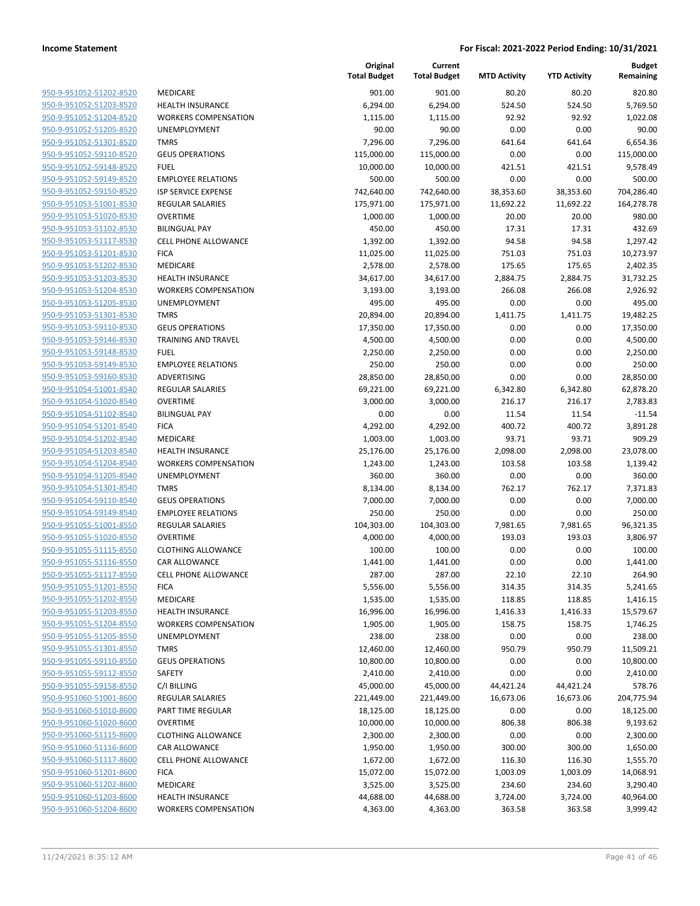| | | Original Total Budget | Current Total Budget | MTD Activity | YTD Activity | Budget Remaining |
|---|---|---|---|---|---|---|
| 950-9-951052-51202-8520 | MEDICARE | 901.00 | 901.00 | 80.20 | 80.20 | 820.80 |
| 950-9-951052-51203-8520 | HEALTH INSURANCE | 6,294.00 | 6,294.00 | 524.50 | 524.50 | 5,769.50 |
| 950-9-951052-51204-8520 | WORKERS COMPENSATION | 1,115.00 | 1,115.00 | 92.92 | 92.92 | 1,022.08 |
| 950-9-951052-51205-8520 | UNEMPLOYMENT | 90.00 | 90.00 | 0.00 | 0.00 | 90.00 |
| 950-9-951052-51301-8520 | TMRS | 7,296.00 | 7,296.00 | 641.64 | 641.64 | 6,654.36 |
| 950-9-951052-59110-8520 | GEUS OPERATIONS | 115,000.00 | 115,000.00 | 0.00 | 0.00 | 115,000.00 |
| 950-9-951052-59148-8520 | FUEL | 10,000.00 | 10,000.00 | 421.51 | 421.51 | 9,578.49 |
| 950-9-951052-59149-8520 | EMPLOYEE RELATIONS | 500.00 | 500.00 | 0.00 | 0.00 | 500.00 |
| 950-9-951052-59150-8520 | ISP SERVICE EXPENSE | 742,640.00 | 742,640.00 | 38,353.60 | 38,353.60 | 704,286.40 |
| 950-9-951053-51001-8530 | REGULAR SALARIES | 175,971.00 | 175,971.00 | 11,692.22 | 11,692.22 | 164,278.78 |
| 950-9-951053-51020-8530 | OVERTIME | 1,000.00 | 1,000.00 | 20.00 | 20.00 | 980.00 |
| 950-9-951053-51102-8530 | BILINGUAL PAY | 450.00 | 450.00 | 17.31 | 17.31 | 432.69 |
| 950-9-951053-51117-8530 | CELL PHONE ALLOWANCE | 1,392.00 | 1,392.00 | 94.58 | 94.58 | 1,297.42 |
| 950-9-951053-51201-8530 | FICA | 11,025.00 | 11,025.00 | 751.03 | 751.03 | 10,273.97 |
| 950-9-951053-51202-8530 | MEDICARE | 2,578.00 | 2,578.00 | 175.65 | 175.65 | 2,402.35 |
| 950-9-951053-51203-8530 | HEALTH INSURANCE | 34,617.00 | 34,617.00 | 2,884.75 | 2,884.75 | 31,732.25 |
| 950-9-951053-51204-8530 | WORKERS COMPENSATION | 3,193.00 | 3,193.00 | 266.08 | 266.08 | 2,926.92 |
| 950-9-951053-51205-8530 | UNEMPLOYMENT | 495.00 | 495.00 | 0.00 | 0.00 | 495.00 |
| 950-9-951053-51301-8530 | TMRS | 20,894.00 | 20,894.00 | 1,411.75 | 1,411.75 | 19,482.25 |
| 950-9-951053-59110-8530 | GEUS OPERATIONS | 17,350.00 | 17,350.00 | 0.00 | 0.00 | 17,350.00 |
| 950-9-951053-59146-8530 | TRAINING AND TRAVEL | 4,500.00 | 4,500.00 | 0.00 | 0.00 | 4,500.00 |
| 950-9-951053-59148-8530 | FUEL | 2,250.00 | 2,250.00 | 0.00 | 0.00 | 2,250.00 |
| 950-9-951053-59149-8530 | EMPLOYEE RELATIONS | 250.00 | 250.00 | 0.00 | 0.00 | 250.00 |
| 950-9-951053-59160-8530 | ADVERTISING | 28,850.00 | 28,850.00 | 0.00 | 0.00 | 28,850.00 |
| 950-9-951054-51001-8540 | REGULAR SALARIES | 69,221.00 | 69,221.00 | 6,342.80 | 6,342.80 | 62,878.20 |
| 950-9-951054-51020-8540 | OVERTIME | 3,000.00 | 3,000.00 | 216.17 | 216.17 | 2,783.83 |
| 950-9-951054-51102-8540 | BILINGUAL PAY | 0.00 | 0.00 | 11.54 | 11.54 | -11.54 |
| 950-9-951054-51201-8540 | FICA | 4,292.00 | 4,292.00 | 400.72 | 400.72 | 3,891.28 |
| 950-9-951054-51202-8540 | MEDICARE | 1,003.00 | 1,003.00 | 93.71 | 93.71 | 909.29 |
| 950-9-951054-51203-8540 | HEALTH INSURANCE | 25,176.00 | 25,176.00 | 2,098.00 | 2,098.00 | 23,078.00 |
| 950-9-951054-51204-8540 | WORKERS COMPENSATION | 1,243.00 | 1,243.00 | 103.58 | 103.58 | 1,139.42 |
| 950-9-951054-51205-8540 | UNEMPLOYMENT | 360.00 | 360.00 | 0.00 | 0.00 | 360.00 |
| 950-9-951054-51301-8540 | TMRS | 8,134.00 | 8,134.00 | 762.17 | 762.17 | 7,371.83 |
| 950-9-951054-59110-8540 | GEUS OPERATIONS | 7,000.00 | 7,000.00 | 0.00 | 0.00 | 7,000.00 |
| 950-9-951054-59149-8540 | EMPLOYEE RELATIONS | 250.00 | 250.00 | 0.00 | 0.00 | 250.00 |
| 950-9-951055-51001-8550 | REGULAR SALARIES | 104,303.00 | 104,303.00 | 7,981.65 | 7,981.65 | 96,321.35 |
| 950-9-951055-51020-8550 | OVERTIME | 4,000.00 | 4,000.00 | 193.03 | 193.03 | 3,806.97 |
| 950-9-951055-51115-8550 | CLOTHING ALLOWANCE | 100.00 | 100.00 | 0.00 | 0.00 | 100.00 |
| 950-9-951055-51116-8550 | CAR ALLOWANCE | 1,441.00 | 1,441.00 | 0.00 | 0.00 | 1,441.00 |
| 950-9-951055-51117-8550 | CELL PHONE ALLOWANCE | 287.00 | 287.00 | 22.10 | 22.10 | 264.90 |
| 950-9-951055-51201-8550 | FICA | 5,556.00 | 5,556.00 | 314.35 | 314.35 | 5,241.65 |
| 950-9-951055-51202-8550 | MEDICARE | 1,535.00 | 1,535.00 | 118.85 | 118.85 | 1,416.15 |
| 950-9-951055-51203-8550 | HEALTH INSURANCE | 16,996.00 | 16,996.00 | 1,416.33 | 1,416.33 | 15,579.67 |
| 950-9-951055-51204-8550 | WORKERS COMPENSATION | 1,905.00 | 1,905.00 | 158.75 | 158.75 | 1,746.25 |
| 950-9-951055-51205-8550 | UNEMPLOYMENT | 238.00 | 238.00 | 0.00 | 0.00 | 238.00 |
| 950-9-951055-51301-8550 | TMRS | 12,460.00 | 12,460.00 | 950.79 | 950.79 | 11,509.21 |
| 950-9-951055-59110-8550 | GEUS OPERATIONS | 10,800.00 | 10,800.00 | 0.00 | 0.00 | 10,800.00 |
| 950-9-951055-59112-8550 | SAFETY | 2,410.00 | 2,410.00 | 0.00 | 0.00 | 2,410.00 |
| 950-9-951055-59158-8550 | C/I BILLING | 45,000.00 | 45,000.00 | 44,421.24 | 44,421.24 | 578.76 |
| 950-9-951060-51001-8600 | REGULAR SALARIES | 221,449.00 | 221,449.00 | 16,673.06 | 16,673.06 | 204,775.94 |
| 950-9-951060-51010-8600 | PART TIME REGULAR | 18,125.00 | 18,125.00 | 0.00 | 0.00 | 18,125.00 |
| 950-9-951060-51020-8600 | OVERTIME | 10,000.00 | 10,000.00 | 806.38 | 806.38 | 9,193.62 |
| 950-9-951060-51115-8600 | CLOTHING ALLOWANCE | 2,300.00 | 2,300.00 | 0.00 | 0.00 | 2,300.00 |
| 950-9-951060-51116-8600 | CAR ALLOWANCE | 1,950.00 | 1,950.00 | 300.00 | 300.00 | 1,650.00 |
| 950-9-951060-51117-8600 | CELL PHONE ALLOWANCE | 1,672.00 | 1,672.00 | 116.30 | 116.30 | 1,555.70 |
| 950-9-951060-51201-8600 | FICA | 15,072.00 | 15,072.00 | 1,003.09 | 1,003.09 | 14,068.91 |
| 950-9-951060-51202-8600 | MEDICARE | 3,525.00 | 3,525.00 | 234.60 | 234.60 | 3,290.40 |
| 950-9-951060-51203-8600 | HEALTH INSURANCE | 44,688.00 | 44,688.00 | 3,724.00 | 3,724.00 | 40,964.00 |
| 950-9-951060-51204-8600 | WORKERS COMPENSATION | 4,363.00 | 4,363.00 | 363.58 | 363.58 | 3,999.42 |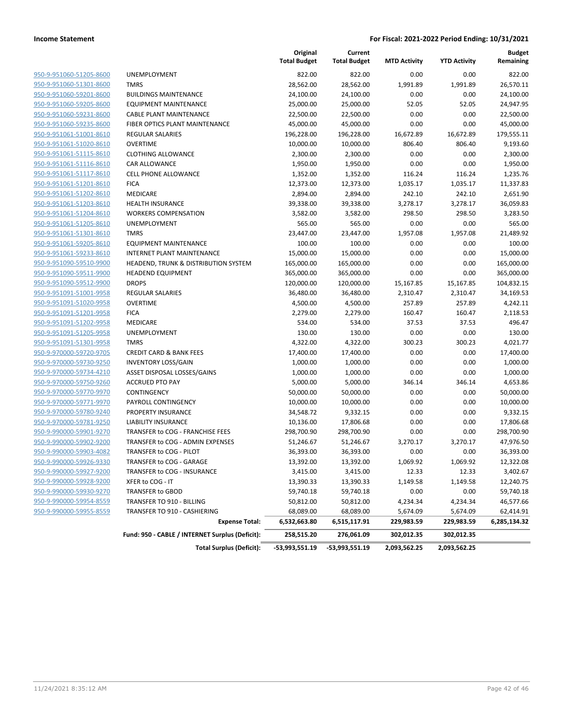**Income Statement** | **For Fiscal: 2021-2022 Period Ending: 10/31/2021**

| | | Original Total Budget | Current Total Budget | MTD Activity | YTD Activity | Budget Remaining |
|---|---|---|---|---|---|---|
| 950-9-951060-51205-8600 | UNEMPLOYMENT | 822.00 | 822.00 | 0.00 | 0.00 | 822.00 |
| 950-9-951060-51301-8600 | TMRS | 28,562.00 | 28,562.00 | 1,991.89 | 1,991.89 | 26,570.11 |
| 950-9-951060-59201-8600 | BUILDINGS MAINTENANCE | 24,100.00 | 24,100.00 | 0.00 | 0.00 | 24,100.00 |
| 950-9-951060-59205-8600 | EQUIPMENT MAINTENANCE | 25,000.00 | 25,000.00 | 52.05 | 52.05 | 24,947.95 |
| 950-9-951060-59231-8600 | CABLE PLANT MAINTENANCE | 22,500.00 | 22,500.00 | 0.00 | 0.00 | 22,500.00 |
| 950-9-951060-59235-8600 | FIBER OPTICS PLANT MAINTENANCE | 45,000.00 | 45,000.00 | 0.00 | 0.00 | 45,000.00 |
| 950-9-951061-51001-8610 | REGULAR SALARIES | 196,228.00 | 196,228.00 | 16,672.89 | 16,672.89 | 179,555.11 |
| 950-9-951061-51020-8610 | OVERTIME | 10,000.00 | 10,000.00 | 806.40 | 806.40 | 9,193.60 |
| 950-9-951061-51115-8610 | CLOTHING ALLOWANCE | 2,300.00 | 2,300.00 | 0.00 | 0.00 | 2,300.00 |
| 950-9-951061-51116-8610 | CAR ALLOWANCE | 1,950.00 | 1,950.00 | 0.00 | 0.00 | 1,950.00 |
| 950-9-951061-51117-8610 | CELL PHONE ALLOWANCE | 1,352.00 | 1,352.00 | 116.24 | 116.24 | 1,235.76 |
| 950-9-951061-51201-8610 | FICA | 12,373.00 | 12,373.00 | 1,035.17 | 1,035.17 | 11,337.83 |
| 950-9-951061-51202-8610 | MEDICARE | 2,894.00 | 2,894.00 | 242.10 | 242.10 | 2,651.90 |
| 950-9-951061-51203-8610 | HEALTH INSURANCE | 39,338.00 | 39,338.00 | 3,278.17 | 3,278.17 | 36,059.83 |
| 950-9-951061-51204-8610 | WORKERS COMPENSATION | 3,582.00 | 3,582.00 | 298.50 | 298.50 | 3,283.50 |
| 950-9-951061-51205-8610 | UNEMPLOYMENT | 565.00 | 565.00 | 0.00 | 0.00 | 565.00 |
| 950-9-951061-51301-8610 | TMRS | 23,447.00 | 23,447.00 | 1,957.08 | 1,957.08 | 21,489.92 |
| 950-9-951061-59205-8610 | EQUIPMENT MAINTENANCE | 100.00 | 100.00 | 0.00 | 0.00 | 100.00 |
| 950-9-951061-59233-8610 | INTERNET PLANT MAINTENANCE | 15,000.00 | 15,000.00 | 0.00 | 0.00 | 15,000.00 |
| 950-9-951090-59510-9900 | HEADEND, TRUNK & DISTRIBUTION SYSTEM | 165,000.00 | 165,000.00 | 0.00 | 0.00 | 165,000.00 |
| 950-9-951090-59511-9900 | HEADEND EQUIPMENT | 365,000.00 | 365,000.00 | 0.00 | 0.00 | 365,000.00 |
| 950-9-951090-59512-9900 | DROPS | 120,000.00 | 120,000.00 | 15,167.85 | 15,167.85 | 104,832.15 |
| 950-9-951091-51001-9958 | REGULAR SALARIES | 36,480.00 | 36,480.00 | 2,310.47 | 2,310.47 | 34,169.53 |
| 950-9-951091-51020-9958 | OVERTIME | 4,500.00 | 4,500.00 | 257.89 | 257.89 | 4,242.11 |
| 950-9-951091-51201-9958 | FICA | 2,279.00 | 2,279.00 | 160.47 | 160.47 | 2,118.53 |
| 950-9-951091-51202-9958 | MEDICARE | 534.00 | 534.00 | 37.53 | 37.53 | 496.47 |
| 950-9-951091-51205-9958 | UNEMPLOYMENT | 130.00 | 130.00 | 0.00 | 0.00 | 130.00 |
| 950-9-951091-51301-9958 | TMRS | 4,322.00 | 4,322.00 | 300.23 | 300.23 | 4,021.77 |
| 950-9-970000-59720-9705 | CREDIT CARD & BANK FEES | 17,400.00 | 17,400.00 | 0.00 | 0.00 | 17,400.00 |
| 950-9-970000-59730-9250 | INVENTORY LOSS/GAIN | 1,000.00 | 1,000.00 | 0.00 | 0.00 | 1,000.00 |
| 950-9-970000-59734-4210 | ASSET DISPOSAL LOSSES/GAINS | 1,000.00 | 1,000.00 | 0.00 | 0.00 | 1,000.00 |
| 950-9-970000-59750-9260 | ACCRUED PTO PAY | 5,000.00 | 5,000.00 | 346.14 | 346.14 | 4,653.86 |
| 950-9-970000-59770-9970 | CONTINGENCY | 50,000.00 | 50,000.00 | 0.00 | 0.00 | 50,000.00 |
| 950-9-970000-59771-9970 | PAYROLL CONTINGENCY | 10,000.00 | 10,000.00 | 0.00 | 0.00 | 10,000.00 |
| 950-9-970000-59780-9240 | PROPERTY INSURANCE | 34,548.72 | 9,332.15 | 0.00 | 0.00 | 9,332.15 |
| 950-9-970000-59781-9250 | LIABILITY INSURANCE | 10,136.00 | 17,806.68 | 0.00 | 0.00 | 17,806.68 |
| 950-9-990000-59901-9270 | TRANSFER to COG - FRANCHISE FEES | 298,700.90 | 298,700.90 | 0.00 | 0.00 | 298,700.90 |
| 950-9-990000-59902-9200 | TRANSFER to COG - ADMIN EXPENSES | 51,246.67 | 51,246.67 | 3,270.17 | 3,270.17 | 47,976.50 |
| 950-9-990000-59903-4082 | TRANSFER to COG - PILOT | 36,393.00 | 36,393.00 | 0.00 | 0.00 | 36,393.00 |
| 950-9-990000-59926-9330 | TRANSFER to COG - GARAGE | 13,392.00 | 13,392.00 | 1,069.92 | 1,069.92 | 12,322.08 |
| 950-9-990000-59927-9200 | TRANSFER to COG - INSURANCE | 3,415.00 | 3,415.00 | 12.33 | 12.33 | 3,402.67 |
| 950-9-990000-59928-9200 | XFER to COG - IT | 13,390.33 | 13,390.33 | 1,149.58 | 1,149.58 | 12,240.75 |
| 950-9-990000-59930-9270 | TRANSFER to GBOD | 59,740.18 | 59,740.18 | 0.00 | 0.00 | 59,740.18 |
| 950-9-990000-59954-8559 | TRANSFER TO 910 - BILLING | 50,812.00 | 50,812.00 | 4,234.34 | 4,234.34 | 46,577.66 |
| 950-9-990000-59955-8559 | TRANSFER TO 910 - CASHIERING | 68,089.00 | 68,089.00 | 5,674.09 | 5,674.09 | 62,414.91 |
| | **Expense Total:** | **6,532,663.80** | **6,515,117.91** | **229,983.59** | **229,983.59** | **6,285,134.32** |
| | **Fund: 950 - CABLE / INTERNET Surplus (Deficit):** | **258,515.20** | **276,061.09** | **302,012.35** | **302,012.35** | |
| | **Total Surplus (Deficit):** | **-53,993,551.19** | **-53,993,551.19** | **2,093,562.25** | **2,093,562.25** | |

11/24/2021 8:35:12 AM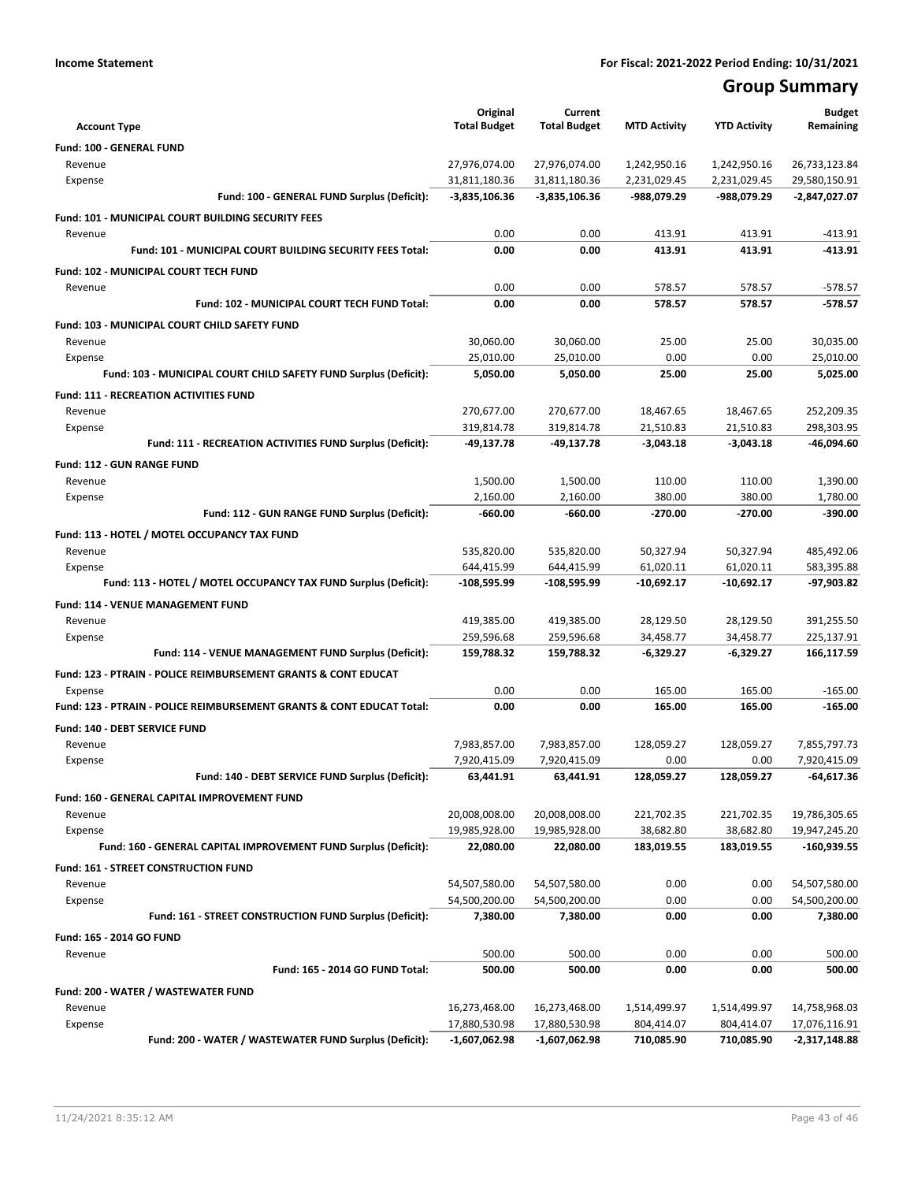**Income Statement** | **For Fiscal: 2021-2022 Period Ending: 10/31/2021**

# Group Summary

| Account Type | Original Total Budget | Current Total Budget | MTD Activity | YTD Activity | Budget Remaining |
|---|---|---|---|---|---|
| **Fund: 100 - GENERAL FUND** | | | | | |
| Revenue | 27,976,074.00 | 27,976,074.00 | 1,242,950.16 | 1,242,950.16 | 26,733,123.84 |
| Expense | 31,811,180.36 | 31,811,180.36 | 2,231,029.45 | 2,231,029.45 | 29,580,150.91 |
| **Fund: 100 - GENERAL FUND Surplus (Deficit):** | **-3,835,106.36** | **-3,835,106.36** | **-988,079.29** | **-988,079.29** | **-2,847,027.07** |
| **Fund: 101 - MUNICIPAL COURT BUILDING SECURITY FEES** | | | | | |
| Revenue | 0.00 | 0.00 | 413.91 | 413.91 | -413.91 |
| **Fund: 101 - MUNICIPAL COURT BUILDING SECURITY FEES Total:** | **0.00** | **0.00** | **413.91** | **413.91** | **-413.91** |
| **Fund: 102 - MUNICIPAL COURT TECH FUND** | | | | | |
| Revenue | 0.00 | 0.00 | 578.57 | 578.57 | -578.57 |
| **Fund: 102 - MUNICIPAL COURT TECH FUND Total:** | **0.00** | **0.00** | **578.57** | **578.57** | **-578.57** |
| **Fund: 103 - MUNICIPAL COURT CHILD SAFETY FUND** | | | | | |
| Revenue | 30,060.00 | 30,060.00 | 25.00 | 25.00 | 30,035.00 |
| Expense | 25,010.00 | 25,010.00 | 0.00 | 0.00 | 25,010.00 |
| **Fund: 103 - MUNICIPAL COURT CHILD SAFETY FUND Surplus (Deficit):** | **5,050.00** | **5,050.00** | **25.00** | **25.00** | **5,025.00** |
| **Fund: 111 - RECREATION ACTIVITIES FUND** | | | | | |
| Revenue | 270,677.00 | 270,677.00 | 18,467.65 | 18,467.65 | 252,209.35 |
| Expense | 319,814.78 | 319,814.78 | 21,510.83 | 21,510.83 | 298,303.95 |
| **Fund: 111 - RECREATION ACTIVITIES FUND Surplus (Deficit):** | **-49,137.78** | **-49,137.78** | **-3,043.18** | **-3,043.18** | **-46,094.60** |
| **Fund: 112 - GUN RANGE FUND** | | | | | |
| Revenue | 1,500.00 | 1,500.00 | 110.00 | 110.00 | 1,390.00 |
| Expense | 2,160.00 | 2,160.00 | 380.00 | 380.00 | 1,780.00 |
| **Fund: 112 - GUN RANGE FUND Surplus (Deficit):** | **-660.00** | **-660.00** | **-270.00** | **-270.00** | **-390.00** |
| **Fund: 113 - HOTEL / MOTEL OCCUPANCY TAX FUND** | | | | | |
| Revenue | 535,820.00 | 535,820.00 | 50,327.94 | 50,327.94 | 485,492.06 |
| Expense | 644,415.99 | 644,415.99 | 61,020.11 | 61,020.11 | 583,395.88 |
| **Fund: 113 - HOTEL / MOTEL OCCUPANCY TAX FUND Surplus (Deficit):** | **-108,595.99** | **-108,595.99** | **-10,692.17** | **-10,692.17** | **-97,903.82** |
| **Fund: 114 - VENUE MANAGEMENT FUND** | | | | | |
| Revenue | 419,385.00 | 419,385.00 | 28,129.50 | 28,129.50 | 391,255.50 |
| Expense | 259,596.68 | 259,596.68 | 34,458.77 | 34,458.77 | 225,137.91 |
| **Fund: 114 - VENUE MANAGEMENT FUND Surplus (Deficit):** | **159,788.32** | **159,788.32** | **-6,329.27** | **-6,329.27** | **166,117.59** |
| **Fund: 123 - PTRAIN - POLICE REIMBURSEMENT GRANTS & CONT EDUCAT** | | | | | |
| Expense | 0.00 | 0.00 | 165.00 | 165.00 | -165.00 |
| **Fund: 123 - PTRAIN - POLICE REIMBURSEMENT GRANTS & CONT EDUCAT Total:** | **0.00** | **0.00** | **165.00** | **165.00** | **-165.00** |
| **Fund: 140 - DEBT SERVICE FUND** | | | | | |
| Revenue | 7,983,857.00 | 7,983,857.00 | 128,059.27 | 128,059.27 | 7,855,797.73 |
| Expense | 7,920,415.09 | 7,920,415.09 | 0.00 | 0.00 | 7,920,415.09 |
| **Fund: 140 - DEBT SERVICE FUND Surplus (Deficit):** | **63,441.91** | **63,441.91** | **128,059.27** | **128,059.27** | **-64,617.36** |
| **Fund: 160 - GENERAL CAPITAL IMPROVEMENT FUND** | | | | | |
| Revenue | 20,008,008.00 | 20,008,008.00 | 221,702.35 | 221,702.35 | 19,786,305.65 |
| Expense | 19,985,928.00 | 19,985,928.00 | 38,682.80 | 38,682.80 | 19,947,245.20 |
| **Fund: 160 - GENERAL CAPITAL IMPROVEMENT FUND Surplus (Deficit):** | **22,080.00** | **22,080.00** | **183,019.55** | **183,019.55** | **-160,939.55** |
| **Fund: 161 - STREET CONSTRUCTION FUND** | | | | | |
| Revenue | 54,507,580.00 | 54,507,580.00 | 0.00 | 0.00 | 54,507,580.00 |
| Expense | 54,500,200.00 | 54,500,200.00 | 0.00 | 0.00 | 54,500,200.00 |
| **Fund: 161 - STREET CONSTRUCTION FUND Surplus (Deficit):** | **7,380.00** | **7,380.00** | **0.00** | **0.00** | **7,380.00** |
| **Fund: 165 - 2014 GO FUND** | | | | | |
| Revenue | 500.00 | 500.00 | 0.00 | 0.00 | 500.00 |
| **Fund: 165 - 2014 GO FUND Total:** | **500.00** | **500.00** | **0.00** | **0.00** | **500.00** |
| **Fund: 200 - WATER / WASTEWATER FUND** | | | | | |
| Revenue | 16,273,468.00 | 16,273,468.00 | 1,514,499.97 | 1,514,499.97 | 14,758,968.03 |
| Expense | 17,880,530.98 | 17,880,530.98 | 804,414.07 | 804,414.07 | 17,076,116.91 |
| **Fund: 200 - WATER / WASTEWATER FUND Surplus (Deficit):** | **-1,607,062.98** | **-1,607,062.98** | **710,085.90** | **710,085.90** | **-2,317,148.88** |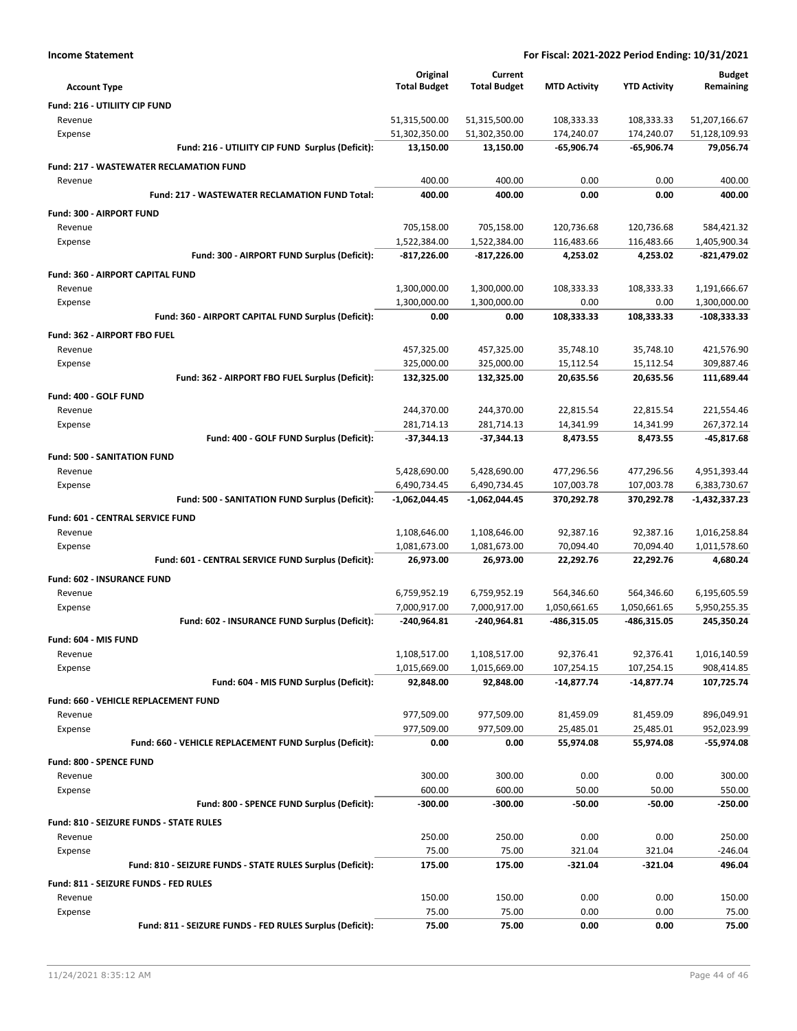**Income Statement** | **For Fiscal: 2021-2022 Period Ending: 10/31/2021**

| Account Type | Original Total Budget | Current Total Budget | MTD Activity | YTD Activity | Budget Remaining |
|---|---|---|---|---|---|
| **Fund: 216 - UTILIITY CIP FUND** | | | | | |
| Revenue | 51,315,500.00 | 51,315,500.00 | 108,333.33 | 108,333.33 | 51,207,166.67 |
| Expense | 51,302,350.00 | 51,302,350.00 | 174,240.07 | 174,240.07 | 51,128,109.93 |
| **Fund: 216 - UTILIITY CIP FUND Surplus (Deficit):** | **13,150.00** | **13,150.00** | **-65,906.74** | **-65,906.74** | **79,056.74** |
| **Fund: 217 - WASTEWATER RECLAMATION FUND** | | | | | |
| Revenue | 400.00 | 400.00 | 0.00 | 0.00 | 400.00 |
| **Fund: 217 - WASTEWATER RECLAMATION FUND Total:** | **400.00** | **400.00** | **0.00** | **0.00** | **400.00** |
| **Fund: 300 - AIRPORT FUND** | | | | | |
| Revenue | 705,158.00 | 705,158.00 | 120,736.68 | 120,736.68 | 584,421.32 |
| Expense | 1,522,384.00 | 1,522,384.00 | 116,483.66 | 116,483.66 | 1,405,900.34 |
| **Fund: 300 - AIRPORT FUND Surplus (Deficit):** | **-817,226.00** | **-817,226.00** | **4,253.02** | **4,253.02** | **-821,479.02** |
| **Fund: 360 - AIRPORT CAPITAL FUND** | | | | | |
| Revenue | 1,300,000.00 | 1,300,000.00 | 108,333.33 | 108,333.33 | 1,191,666.67 |
| Expense | 1,300,000.00 | 1,300,000.00 | 0.00 | 0.00 | 1,300,000.00 |
| **Fund: 360 - AIRPORT CAPITAL FUND Surplus (Deficit):** | **0.00** | **0.00** | **108,333.33** | **108,333.33** | **-108,333.33** |
| **Fund: 362 - AIRPORT FBO FUEL** | | | | | |
| Revenue | 457,325.00 | 457,325.00 | 35,748.10 | 35,748.10 | 421,576.90 |
| Expense | 325,000.00 | 325,000.00 | 15,112.54 | 15,112.54 | 309,887.46 |
| **Fund: 362 - AIRPORT FBO FUEL Surplus (Deficit):** | **132,325.00** | **132,325.00** | **20,635.56** | **20,635.56** | **111,689.44** |
| **Fund: 400 - GOLF FUND** | | | | | |
| Revenue | 244,370.00 | 244,370.00 | 22,815.54 | 22,815.54 | 221,554.46 |
| Expense | 281,714.13 | 281,714.13 | 14,341.99 | 14,341.99 | 267,372.14 |
| **Fund: 400 - GOLF FUND Surplus (Deficit):** | **-37,344.13** | **-37,344.13** | **8,473.55** | **8,473.55** | **-45,817.68** |
| **Fund: 500 - SANITATION FUND** | | | | | |
| Revenue | 5,428,690.00 | 5,428,690.00 | 477,296.56 | 477,296.56 | 4,951,393.44 |
| Expense | 6,490,734.45 | 6,490,734.45 | 107,003.78 | 107,003.78 | 6,383,730.67 |
| **Fund: 500 - SANITATION FUND Surplus (Deficit):** | **-1,062,044.45** | **-1,062,044.45** | **370,292.78** | **370,292.78** | **-1,432,337.23** |
| **Fund: 601 - CENTRAL SERVICE FUND** | | | | | |
| Revenue | 1,108,646.00 | 1,108,646.00 | 92,387.16 | 92,387.16 | 1,016,258.84 |
| Expense | 1,081,673.00 | 1,081,673.00 | 70,094.40 | 70,094.40 | 1,011,578.60 |
| **Fund: 601 - CENTRAL SERVICE FUND Surplus (Deficit):** | **26,973.00** | **26,973.00** | **22,292.76** | **22,292.76** | **4,680.24** |
| **Fund: 602 - INSURANCE FUND** | | | | | |
| Revenue | 6,759,952.19 | 6,759,952.19 | 564,346.60 | 564,346.60 | 6,195,605.59 |
| Expense | 7,000,917.00 | 7,000,917.00 | 1,050,661.65 | 1,050,661.65 | 5,950,255.35 |
| **Fund: 602 - INSURANCE FUND Surplus (Deficit):** | **-240,964.81** | **-240,964.81** | **-486,315.05** | **-486,315.05** | **245,350.24** |
| **Fund: 604 - MIS FUND** | | | | | |
| Revenue | 1,108,517.00 | 1,108,517.00 | 92,376.41 | 92,376.41 | 1,016,140.59 |
| Expense | 1,015,669.00 | 1,015,669.00 | 107,254.15 | 107,254.15 | 908,414.85 |
| **Fund: 604 - MIS FUND Surplus (Deficit):** | **92,848.00** | **92,848.00** | **-14,877.74** | **-14,877.74** | **107,725.74** |
| **Fund: 660 - VEHICLE REPLACEMENT FUND** | | | | | |
| Revenue | 977,509.00 | 977,509.00 | 81,459.09 | 81,459.09 | 896,049.91 |
| Expense | 977,509.00 | 977,509.00 | 25,485.01 | 25,485.01 | 952,023.99 |
| **Fund: 660 - VEHICLE REPLACEMENT FUND Surplus (Deficit):** | **0.00** | **0.00** | **55,974.08** | **55,974.08** | **-55,974.08** |
| **Fund: 800 - SPENCE FUND** | | | | | |
| Revenue | 300.00 | 300.00 | 0.00 | 0.00 | 300.00 |
| Expense | 600.00 | 600.00 | 50.00 | 50.00 | 550.00 |
| **Fund: 800 - SPENCE FUND Surplus (Deficit):** | **-300.00** | **-300.00** | **-50.00** | **-50.00** | **-250.00** |
| **Fund: 810 - SEIZURE FUNDS - STATE RULES** | | | | | |
| Revenue | 250.00 | 250.00 | 0.00 | 0.00 | 250.00 |
| Expense | 75.00 | 75.00 | 321.04 | 321.04 | -246.04 |
| **Fund: 810 - SEIZURE FUNDS - STATE RULES Surplus (Deficit):** | **175.00** | **175.00** | **-321.04** | **-321.04** | **496.04** |
| **Fund: 811 - SEIZURE FUNDS - FED RULES** | | | | | |
| Revenue | 150.00 | 150.00 | 0.00 | 0.00 | 150.00 |
| Expense | 75.00 | 75.00 | 0.00 | 0.00 | 75.00 |
| **Fund: 811 - SEIZURE FUNDS - FED RULES Surplus (Deficit):** | **75.00** | **75.00** | **0.00** | **0.00** | **75.00** |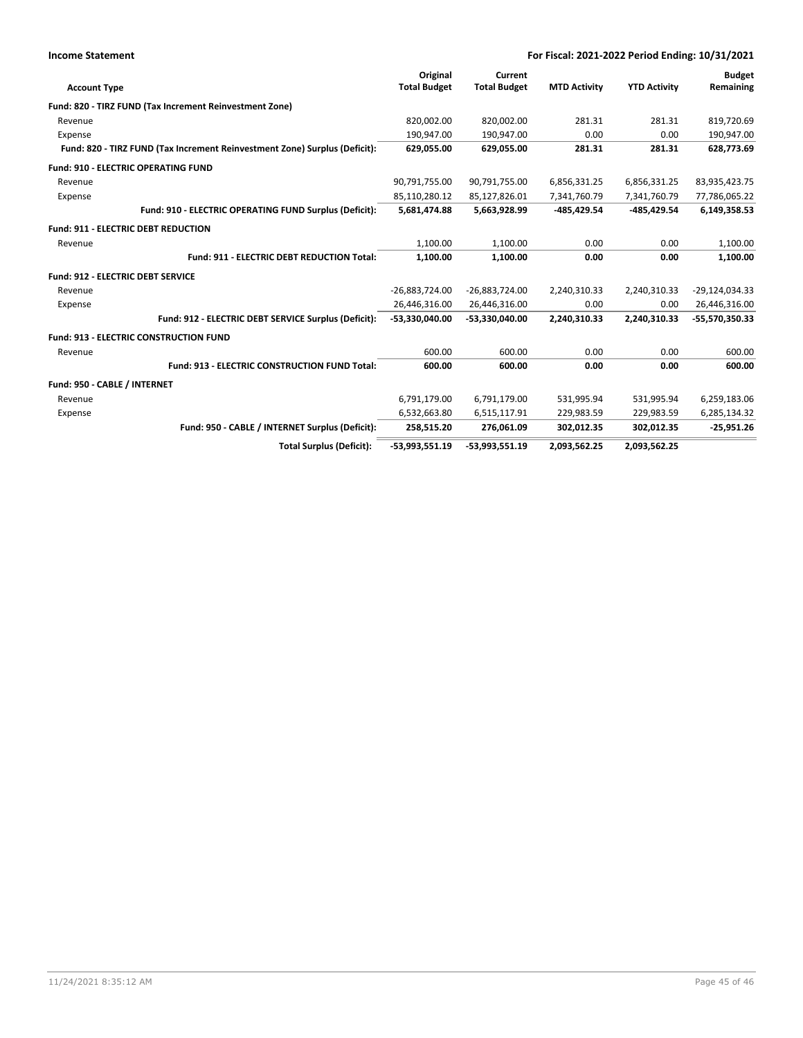**Income Statement** **For Fiscal: 2021-2022 Period Ending: 10/31/2021**

| Account Type | Original Total Budget | Current Total Budget | MTD Activity | YTD Activity | Budget Remaining |
|---|---|---|---|---|---|
| **Fund: 820 - TIRZ FUND (Tax Increment Reinvestment Zone)** | | | | | |
| Revenue | 820,002.00 | 820,002.00 | 281.31 | 281.31 | 819,720.69 |
| Expense | 190,947.00 | 190,947.00 | 0.00 | 0.00 | 190,947.00 |
| **Fund: 820 - TIRZ FUND (Tax Increment Reinvestment Zone) Surplus (Deficit):** | **629,055.00** | **629,055.00** | **281.31** | **281.31** | **628,773.69** |
| **Fund: 910 - ELECTRIC OPERATING FUND** | | | | | |
| Revenue | 90,791,755.00 | 90,791,755.00 | 6,856,331.25 | 6,856,331.25 | 83,935,423.75 |
| Expense | 85,110,280.12 | 85,127,826.01 | 7,341,760.79 | 7,341,760.79 | 77,786,065.22 |
| **Fund: 910 - ELECTRIC OPERATING FUND Surplus (Deficit):** | **5,681,474.88** | **5,663,928.99** | **-485,429.54** | **-485,429.54** | **6,149,358.53** |
| **Fund: 911 - ELECTRIC DEBT REDUCTION** | | | | | |
| Revenue | 1,100.00 | 1,100.00 | 0.00 | 0.00 | 1,100.00 |
| **Fund: 911 - ELECTRIC DEBT REDUCTION Total:** | **1,100.00** | **1,100.00** | **0.00** | **0.00** | **1,100.00** |
| **Fund: 912 - ELECTRIC DEBT SERVICE** | | | | | |
| Revenue | -26,883,724.00 | -26,883,724.00 | 2,240,310.33 | 2,240,310.33 | -29,124,034.33 |
| Expense | 26,446,316.00 | 26,446,316.00 | 0.00 | 0.00 | 26,446,316.00 |
| **Fund: 912 - ELECTRIC DEBT SERVICE Surplus (Deficit):** | **-53,330,040.00** | **-53,330,040.00** | **2,240,310.33** | **2,240,310.33** | **-55,570,350.33** |
| **Fund: 913 - ELECTRIC CONSTRUCTION FUND** | | | | | |
| Revenue | 600.00 | 600.00 | 0.00 | 0.00 | 600.00 |
| **Fund: 913 - ELECTRIC CONSTRUCTION FUND Total:** | **600.00** | **600.00** | **0.00** | **0.00** | **600.00** |
| **Fund: 950 - CABLE / INTERNET** | | | | | |
| Revenue | 6,791,179.00 | 6,791,179.00 | 531,995.94 | 531,995.94 | 6,259,183.06 |
| Expense | 6,532,663.80 | 6,515,117.91 | 229,983.59 | 229,983.59 | 6,285,134.32 |
| **Fund: 950 - CABLE / INTERNET Surplus (Deficit):** | **258,515.20** | **276,061.09** | **302,012.35** | **302,012.35** | **-25,951.26** |
| **Total Surplus (Deficit):** | **-53,993,551.19** | **-53,993,551.19** | **2,093,562.25** | **2,093,562.25** | |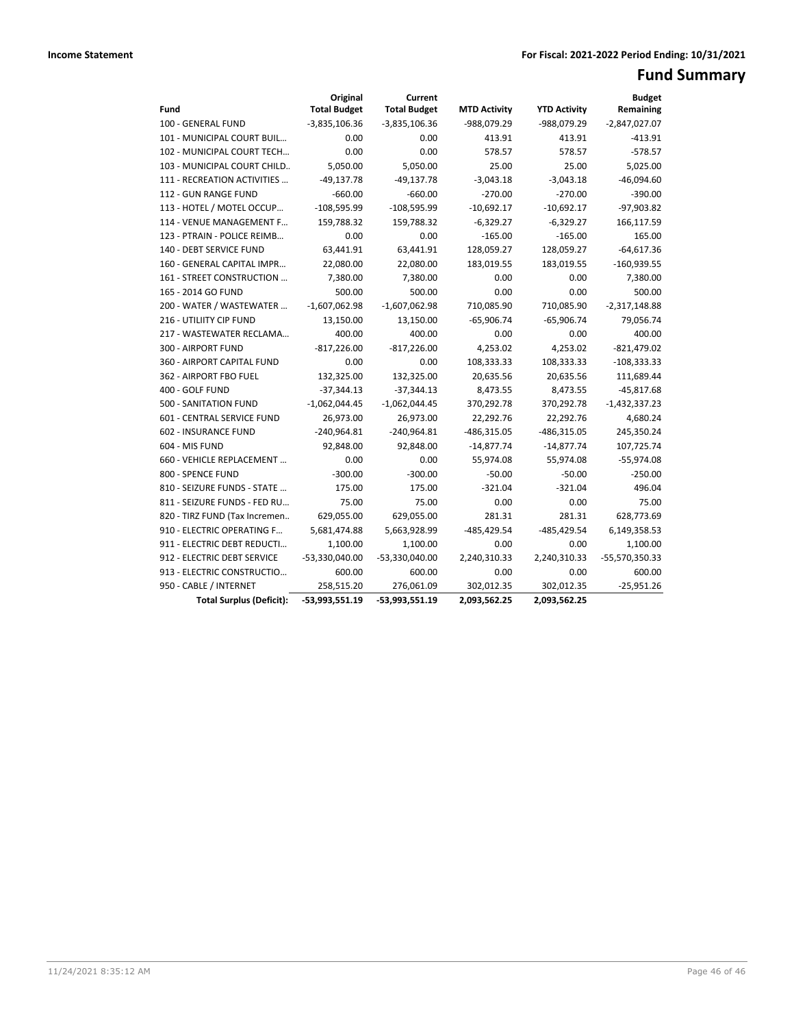**Income Statement** **For Fiscal: 2021-2022 Period Ending: 10/31/2021**

# Fund Summary

| Fund | Original Total Budget | Current Total Budget | MTD Activity | YTD Activity | Budget Remaining |
|---|---|---|---|---|---|
| 100 - GENERAL FUND | -3,835,106.36 | -3,835,106.36 | -988,079.29 | -988,079.29 | -2,847,027.07 |
| 101 - MUNICIPAL COURT BUIL… | 0.00 | 0.00 | 413.91 | 413.91 | -413.91 |
| 102 - MUNICIPAL COURT TECH… | 0.00 | 0.00 | 578.57 | 578.57 | -578.57 |
| 103 - MUNICIPAL COURT CHILD.. | 5,050.00 | 5,050.00 | 25.00 | 25.00 | 5,025.00 |
| 111 - RECREATION ACTIVITIES … | -49,137.78 | -49,137.78 | -3,043.18 | -3,043.18 | -46,094.60 |
| 112 - GUN RANGE FUND | -660.00 | -660.00 | -270.00 | -270.00 | -390.00 |
| 113 - HOTEL / MOTEL OCCUP… | -108,595.99 | -108,595.99 | -10,692.17 | -10,692.17 | -97,903.82 |
| 114 - VENUE MANAGEMENT F… | 159,788.32 | 159,788.32 | -6,329.27 | -6,329.27 | 166,117.59 |
| 123 - PTRAIN - POLICE REIMB… | 0.00 | 0.00 | -165.00 | -165.00 | 165.00 |
| 140 - DEBT SERVICE FUND | 63,441.91 | 63,441.91 | 128,059.27 | 128,059.27 | -64,617.36 |
| 160 - GENERAL CAPITAL IMPR… | 22,080.00 | 22,080.00 | 183,019.55 | 183,019.55 | -160,939.55 |
| 161 - STREET CONSTRUCTION … | 7,380.00 | 7,380.00 | 0.00 | 0.00 | 7,380.00 |
| 165 - 2014 GO FUND | 500.00 | 500.00 | 0.00 | 0.00 | 500.00 |
| 200 - WATER / WASTEWATER … | -1,607,062.98 | -1,607,062.98 | 710,085.90 | 710,085.90 | -2,317,148.88 |
| 216 - UTILIITY CIP FUND | 13,150.00 | 13,150.00 | -65,906.74 | -65,906.74 | 79,056.74 |
| 217 - WASTEWATER RECLAMA… | 400.00 | 400.00 | 0.00 | 0.00 | 400.00 |
| 300 - AIRPORT FUND | -817,226.00 | -817,226.00 | 4,253.02 | 4,253.02 | -821,479.02 |
| 360 - AIRPORT CAPITAL FUND | 0.00 | 0.00 | 108,333.33 | 108,333.33 | -108,333.33 |
| 362 - AIRPORT FBO FUEL | 132,325.00 | 132,325.00 | 20,635.56 | 20,635.56 | 111,689.44 |
| 400 - GOLF FUND | -37,344.13 | -37,344.13 | 8,473.55 | 8,473.55 | -45,817.68 |
| 500 - SANITATION FUND | -1,062,044.45 | -1,062,044.45 | 370,292.78 | 370,292.78 | -1,432,337.23 |
| 601 - CENTRAL SERVICE FUND | 26,973.00 | 26,973.00 | 22,292.76 | 22,292.76 | 4,680.24 |
| 602 - INSURANCE FUND | -240,964.81 | -240,964.81 | -486,315.05 | -486,315.05 | 245,350.24 |
| 604 - MIS FUND | 92,848.00 | 92,848.00 | -14,877.74 | -14,877.74 | 107,725.74 |
| 660 - VEHICLE REPLACEMENT … | 0.00 | 0.00 | 55,974.08 | 55,974.08 | -55,974.08 |
| 800 - SPENCE FUND | -300.00 | -300.00 | -50.00 | -50.00 | -250.00 |
| 810 - SEIZURE FUNDS - STATE … | 175.00 | 175.00 | -321.04 | -321.04 | 496.04 |
| 811 - SEIZURE FUNDS - FED RU… | 75.00 | 75.00 | 0.00 | 0.00 | 75.00 |
| 820 - TIRZ FUND (Tax Incremen.. | 629,055.00 | 629,055.00 | 281.31 | 281.31 | 628,773.69 |
| 910 - ELECTRIC OPERATING F… | 5,681,474.88 | 5,663,928.99 | -485,429.54 | -485,429.54 | 6,149,358.53 |
| 911 - ELECTRIC DEBT REDUCTI… | 1,100.00 | 1,100.00 | 0.00 | 0.00 | 1,100.00 |
| 912 - ELECTRIC DEBT SERVICE | -53,330,040.00 | -53,330,040.00 | 2,240,310.33 | 2,240,310.33 | -55,570,350.33 |
| 913 - ELECTRIC CONSTRUCTIO… | 600.00 | 600.00 | 0.00 | 0.00 | 600.00 |
| 950 - CABLE / INTERNET | 258,515.20 | 276,061.09 | 302,012.35 | 302,012.35 | -25,951.26 |
| **Total Surplus (Deficit):** | **-53,993,551.19** | **-53,993,551.19** | **2,093,562.25** | **2,093,562.25** | |